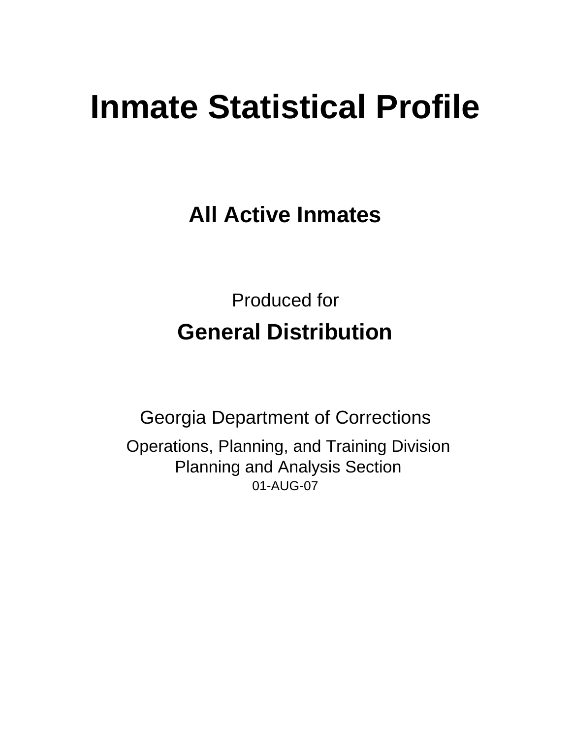# Inmate Statistical Profile

## All Active Inmates

Produced for

## General Distribution

Georgia Department of Corrections

Operations, Planning, and Training Division
Planning and Analysis Section
01-AUG-07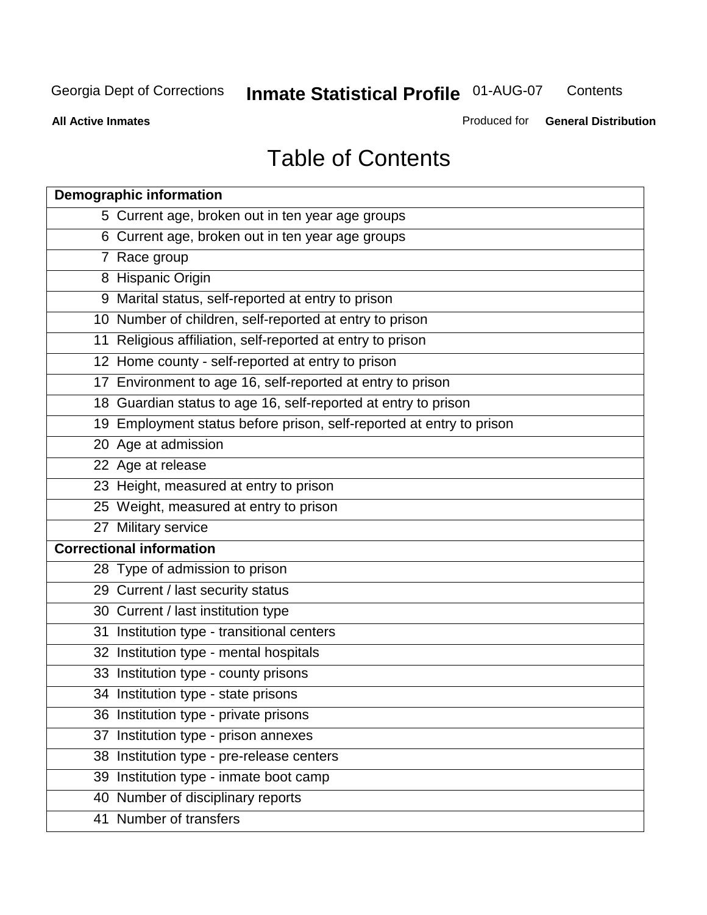Georgia Dept of Corrections **Inmate Statistical Profile** 01-AUG-07 Contents

**All Active Inmates** Produced for **General Distribution**

# Table of Contents

| **Demographic information** | |
|---|---|
| 5 | Current age, broken out in ten year age groups |
| 6 | Current age, broken out in ten year age groups |
| 7 | Race group |
| 8 | Hispanic Origin |
| 9 | Marital status, self-reported at entry to prison |
| 10 | Number of children, self-reported at entry to prison |
| 11 | Religious affiliation, self-reported at entry to prison |
| 12 | Home county - self-reported at entry to prison |
| 17 | Environment to age 16, self-reported at entry to prison |
| 18 | Guardian status to age 16, self-reported at entry to prison |
| 19 | Employment status before prison, self-reported at entry to prison |
| 20 | Age at admission |
| 22 | Age at release |
| 23 | Height, measured at entry to prison |
| 25 | Weight, measured at entry to prison |
| 27 | Military service |
| **Correctional information** | |
| 28 | Type of admission to prison |
| 29 | Current / last security status |
| 30 | Current / last institution type |
| 31 | Institution type - transitional centers |
| 32 | Institution type - mental hospitals |
| 33 | Institution type - county prisons |
| 34 | Institution type - state prisons |
| 36 | Institution type - private prisons |
| 37 | Institution type - prison annexes |
| 38 | Institution type - pre-release centers |
| 39 | Institution type - inmate boot camp |
| 40 | Number of disciplinary reports |
| 41 | Number of transfers |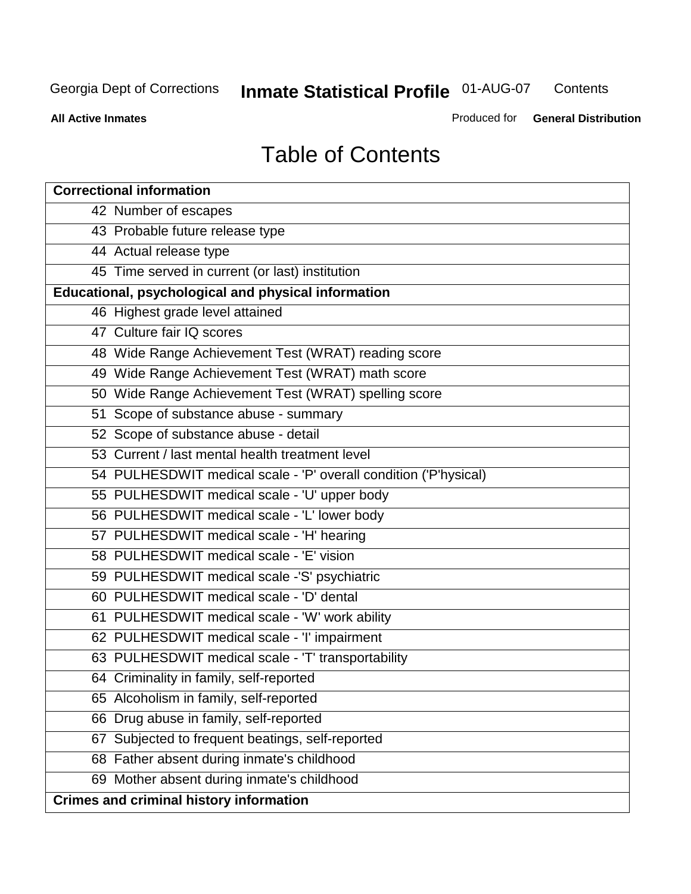# Table of Contents

| Correctional information |
|---|
| 42 Number of escapes |
| 43 Probable future release type |
| 44 Actual release type |
| 45 Time served in current (or last) institution |
| **Educational, psychological and physical information** |
| 46 Highest grade level attained |
| 47 Culture fair IQ scores |
| 48 Wide Range Achievement Test (WRAT) reading score |
| 49 Wide Range Achievement Test (WRAT) math score |
| 50 Wide Range Achievement Test (WRAT) spelling score |
| 51 Scope of substance abuse - summary |
| 52 Scope of substance abuse - detail |
| 53 Current / last mental health treatment level |
| 54 PULHESDWIT medical scale - 'P' overall condition ('P'hysical) |
| 55 PULHESDWIT medical scale - 'U' upper body |
| 56 PULHESDWIT medical scale - 'L' lower body |
| 57 PULHESDWIT medical scale - 'H' hearing |
| 58 PULHESDWIT medical scale - 'E' vision |
| 59 PULHESDWIT medical scale -'S' psychiatric |
| 60 PULHESDWIT medical scale - 'D' dental |
| 61 PULHESDWIT medical scale - 'W' work ability |
| 62 PULHESDWIT medical scale - 'I' impairment |
| 63 PULHESDWIT medical scale - 'T' transportability |
| 64 Criminality in family, self-reported |
| 65 Alcoholism in family, self-reported |
| 66 Drug abuse in family, self-reported |
| 67 Subjected to frequent beatings, self-reported |
| 68 Father absent during inmate's childhood |
| 69 Mother absent during inmate's childhood |
| **Crimes and criminal history information** |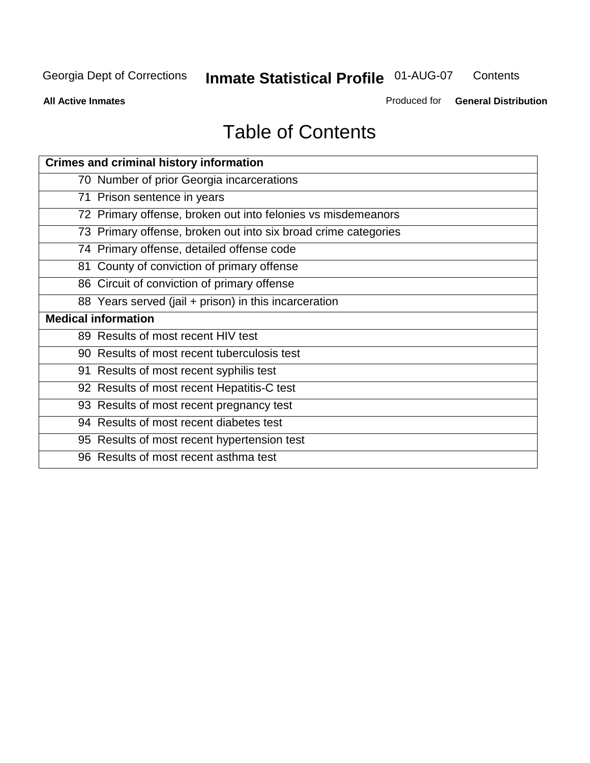# Table of Contents

| Crimes and criminal history information |
|---|
| 70 Number of prior Georgia incarcerations |
| 71 Prison sentence in years |
| 72 Primary offense, broken out into felonies vs misdemeanors |
| 73 Primary offense, broken out into six broad crime categories |
| 74 Primary offense, detailed offense code |
| 81 County of conviction of primary offense |
| 86 Circuit of conviction of primary offense |
| 88 Years served (jail + prison) in this incarceration |
| **Medical information** |
| 89 Results of most recent HIV test |
| 90 Results of most recent tuberculosis test |
| 91 Results of most recent syphilis test |
| 92 Results of most recent Hepatitis-C test |
| 93 Results of most recent pregnancy test |
| 94 Results of most recent diabetes test |
| 95 Results of most recent hypertension test |
| 96 Results of most recent asthma test |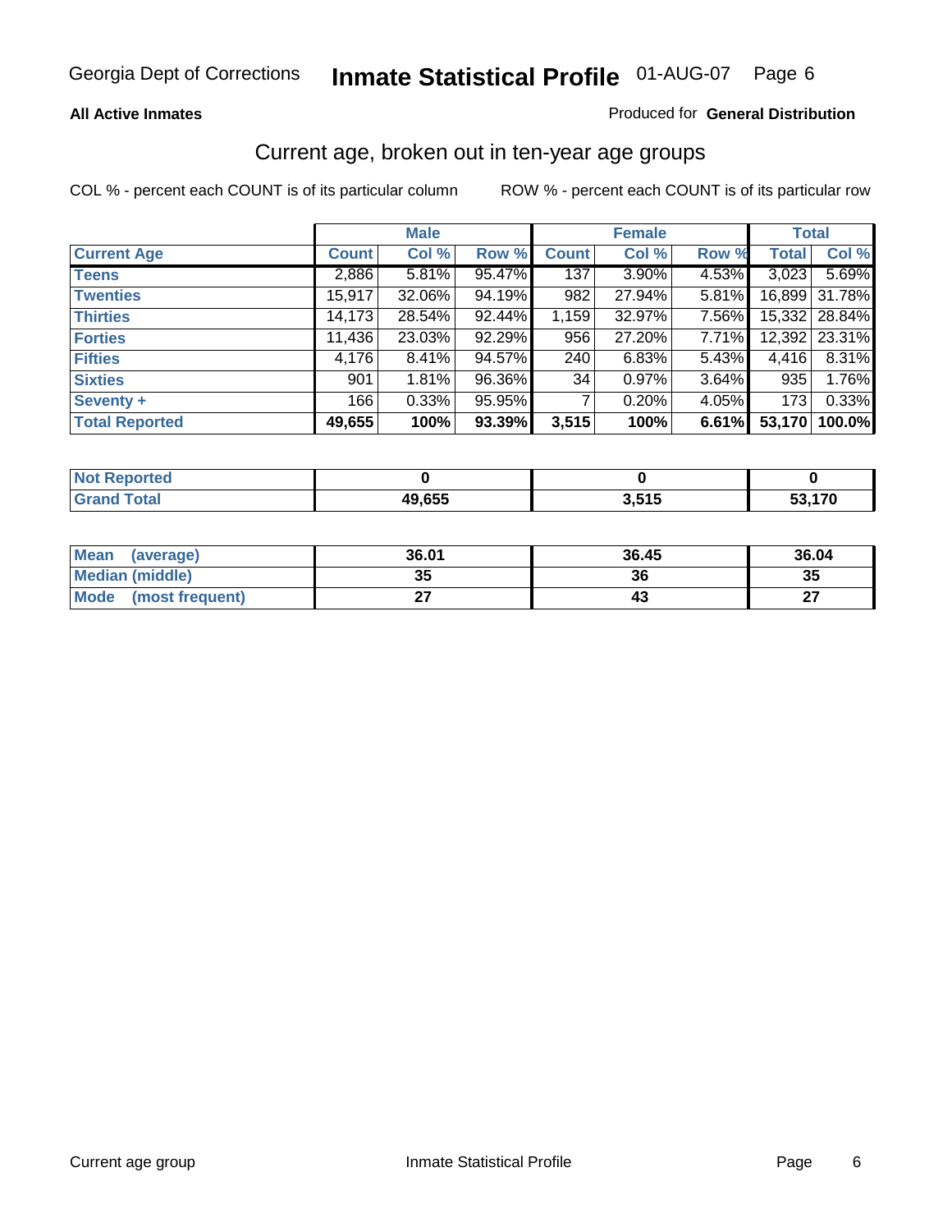Georgia Dept of Corrections **Inmate Statistical Profile** 01-AUG-07

**All Active Inmates**

Produced for **General Distribution**

## Current age, broken out in ten-year age groups

COL % - percent each COUNT is of its particular column

ROW % - percent each COUNT is of its particular row

| | Male | | | Female | | | Total | |
|---|---|---|---|---|---|---|---|---|
| **Current Age** | **Count** | **Col %** | **Row %** | **Count** | **Col %** | **Row %** | **Total** | **Col %** |
| **Teens** | 2,886 | 5.81% | 95.47% | 137 | 3.90% | 4.53% | 3,023 | 5.69% |
| **Twenties** | 15,917 | 32.06% | 94.19% | 982 | 27.94% | 5.81% | 16,899 | 31.78% |
| **Thirties** | 14,173 | 28.54% | 92.44% | 1,159 | 32.97% | 7.56% | 15,332 | 28.84% |
| **Forties** | 11,436 | 23.03% | 92.29% | 956 | 27.20% | 7.71% | 12,392 | 23.31% |
| **Fifties** | 4,176 | 8.41% | 94.57% | 240 | 6.83% | 5.43% | 4,416 | 8.31% |
| **Sixties** | 901 | 1.81% | 96.36% | 34 | 0.97% | 3.64% | 935 | 1.76% |
| **Seventy +** | 166 | 0.33% | 95.95% | 7 | 0.20% | 4.05% | 173 | 0.33% |
| **Total Reported** | **49,655** | **100%** | **93.39%** | **3,515** | **100%** | **6.61%** | **53,170** | **100.0%** |

| | Male | Female | Total |
|---|---|---|---|
| **Not Reported** | **0** | **0** | **0** |
| **Grand Total** | **49,655** | **3,515** | **53,170** |

| | Male | Female | Total |
|---|---|---|---|
| **Mean (average)** | **36.01** | **36.45** | **36.04** |
| **Median (middle)** | **35** | **36** | **35** |
| **Mode (most frequent)** | **27** | **43** | **27** |

Current age group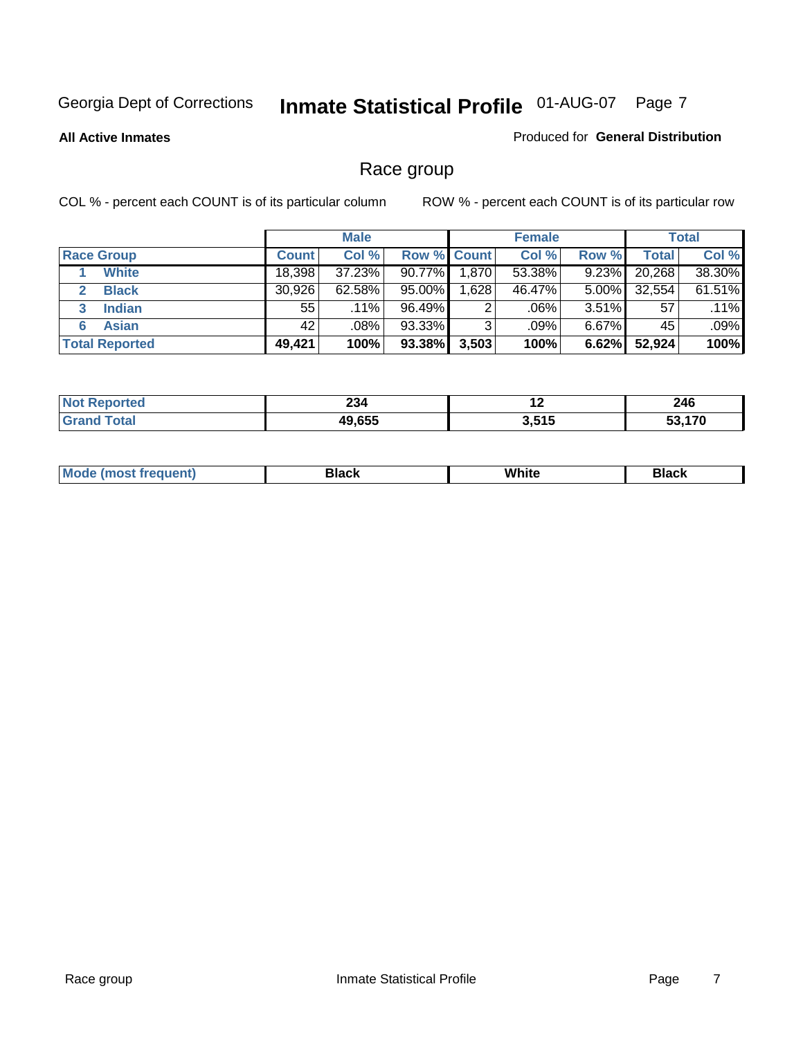Georgia Dept of Corrections **Inmate Statistical Profile** 01-AUG-07

**All Active Inmates**

Produced for **General Distribution**

## Race group

COL % - percent each COUNT is of its particular column

ROW % - percent each COUNT is of its particular row

| | Male | | | Female | | | Total | |
|---|---|---|---|---|---|---|---|---|
| **Race Group** | **Count** | **Col %** | **Row %** | **Count** | **Col %** | **Row %** | **Total** | **Col %** |
| 1 **White** | 18,398 | 37.23% | 90.77% | 1,870 | 53.38% | 9.23% | 20,268 | 38.30% |
| 2 **Black** | 30,926 | 62.58% | 95.00% | 1,628 | 46.47% | 5.00% | 32,554 | 61.51% |
| 3 **Indian** | 55 | .11% | 96.49% | 2 | .06% | 3.51% | 57 | .11% |
| 6 **Asian** | 42 | .08% | 93.33% | 3 | .09% | 6.67% | 45 | .09% |
| **Total Reported** | **49,421** | **100%** | **93.38%** | **3,503** | **100%** | **6.62%** | **52,924** | **100%** |

| | Male | Female | Total |
|---|---|---|---|
| **Not Reported** | **234** | **12** | **246** |
| **Grand Total** | **49,655** | **3,515** | **53,170** |

| | Male | Female | Total |
|---|---|---|---|
| **Mode (most frequent)** | **Black** | **White** | **Black** |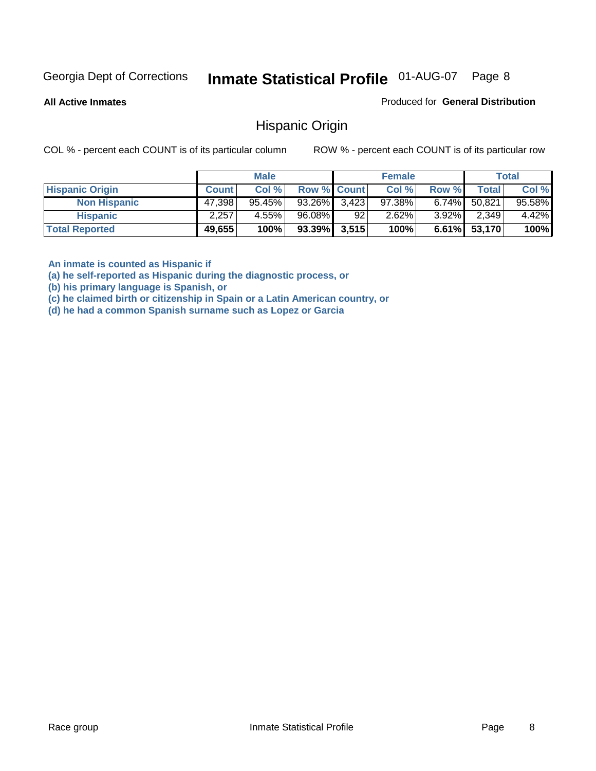Georgia Dept of Corrections **Inmate Statistical Profile** 01-AUG-07

**All Active Inmates**

Produced for **General Distribution**

## Hispanic Origin

COL % - percent each COUNT is of its particular column

ROW % - percent each COUNT is of its particular row

| | Male | | | Female | | | Total | |
|---|---|---|---|---|---|---|---|---|
| **Hispanic Origin** | **Count** | **Col %** | **Row %** | **Count** | **Col %** | **Row %** | **Total** | **Col %** |
| **Non Hispanic** | 47,398 | 95.45% | 93.26% | 3,423 | 97.38% | 6.74% | 50,821 | 95.58% |
| **Hispanic** | 2,257 | 4.55% | 96.08% | 92 | 2.62% | 3.92% | 2,349 | 4.42% |
| **Total Reported** | **49,655** | **100%** | **93.39%** | **3,515** | **100%** | **6.61%** | **53,170** | **100%** |

**An inmate is counted as Hispanic if**
**(a) he self-reported as Hispanic during the diagnostic process, or**
**(b) his primary language is Spanish, or**
**(c) he claimed birth or citizenship in Spain or a Latin American country, or**
**(d) he had a common Spanish surname such as Lopez or Garcia**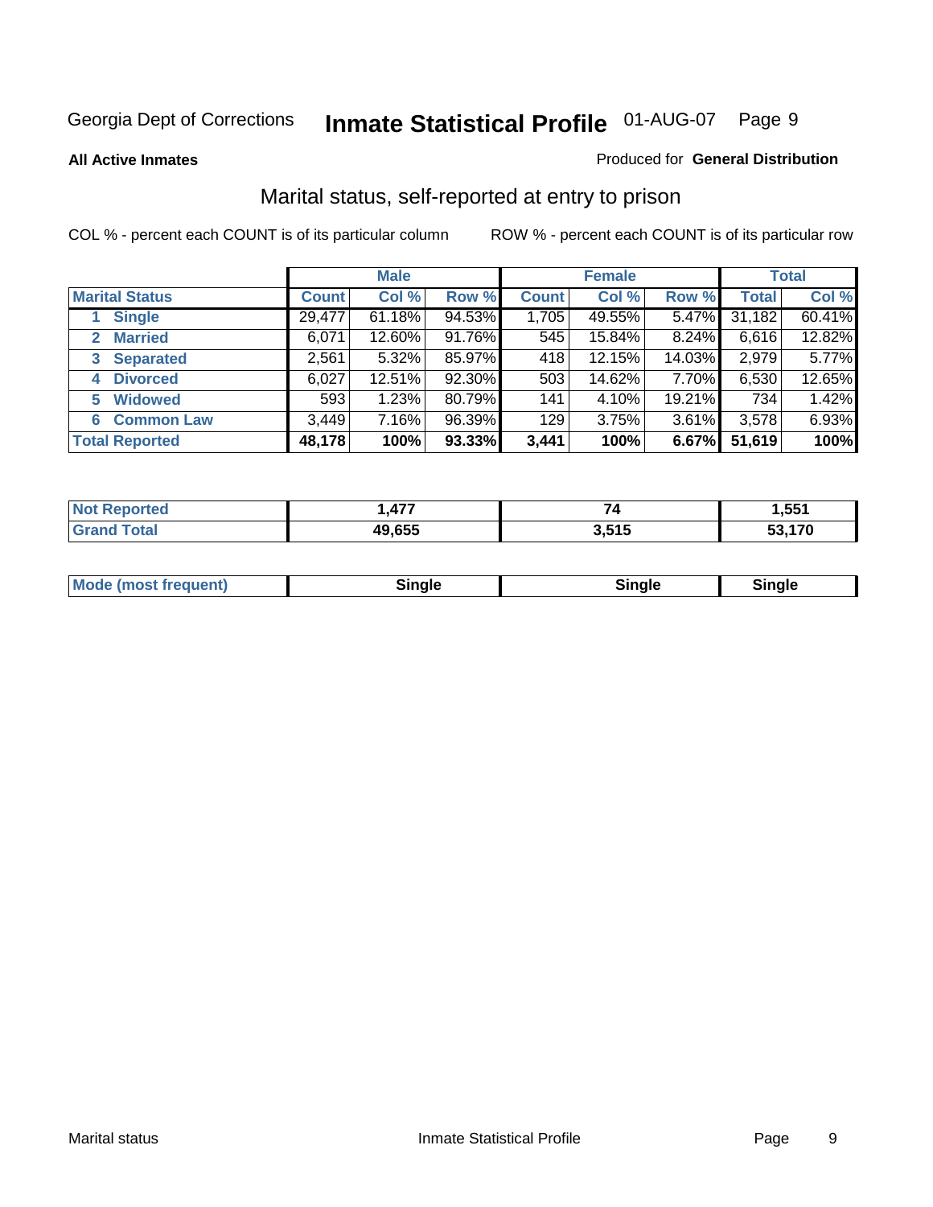Georgia Dept of Corrections **Inmate Statistical Profile** 01-AUG-07

**All Active Inmates**

Produced for **General Distribution**

## Marital status, self-reported at entry to prison

COL % - percent each COUNT is of its particular column ROW % - percent each COUNT is of its particular row

| | Male | | | Female | | | Total | |
|---|---|---|---|---|---|---|---|---|
| **Marital Status** | **Count** | **Col %** | **Row %** | **Count** | **Col %** | **Row %** | **Total** | **Col %** |
| 1 **Single** | 29,477 | 61.18% | 94.53% | 1,705 | 49.55% | 5.47% | 31,182 | 60.41% |
| 2 **Married** | 6,071 | 12.60% | 91.76% | 545 | 15.84% | 8.24% | 6,616 | 12.82% |
| 3 **Separated** | 2,561 | 5.32% | 85.97% | 418 | 12.15% | 14.03% | 2,979 | 5.77% |
| 4 **Divorced** | 6,027 | 12.51% | 92.30% | 503 | 14.62% | 7.70% | 6,530 | 12.65% |
| 5 **Widowed** | 593 | 1.23% | 80.79% | 141 | 4.10% | 19.21% | 734 | 1.42% |
| 6 **Common Law** | 3,449 | 7.16% | 96.39% | 129 | 3.75% | 3.61% | 3,578 | 6.93% |
| **Total Reported** | **48,178** | **100%** | **93.33%** | **3,441** | **100%** | **6.67%** | **51,619** | **100%** |

| | Male | Female | Total |
|---|---|---|---|
| **Not Reported** | **1,477** | **74** | **1,551** |
| **Grand Total** | **49,655** | **3,515** | **53,170** |

| | Male | Female | Total |
|---|---|---|---|
| **Mode (most frequent)** | **Single** | **Single** | **Single** |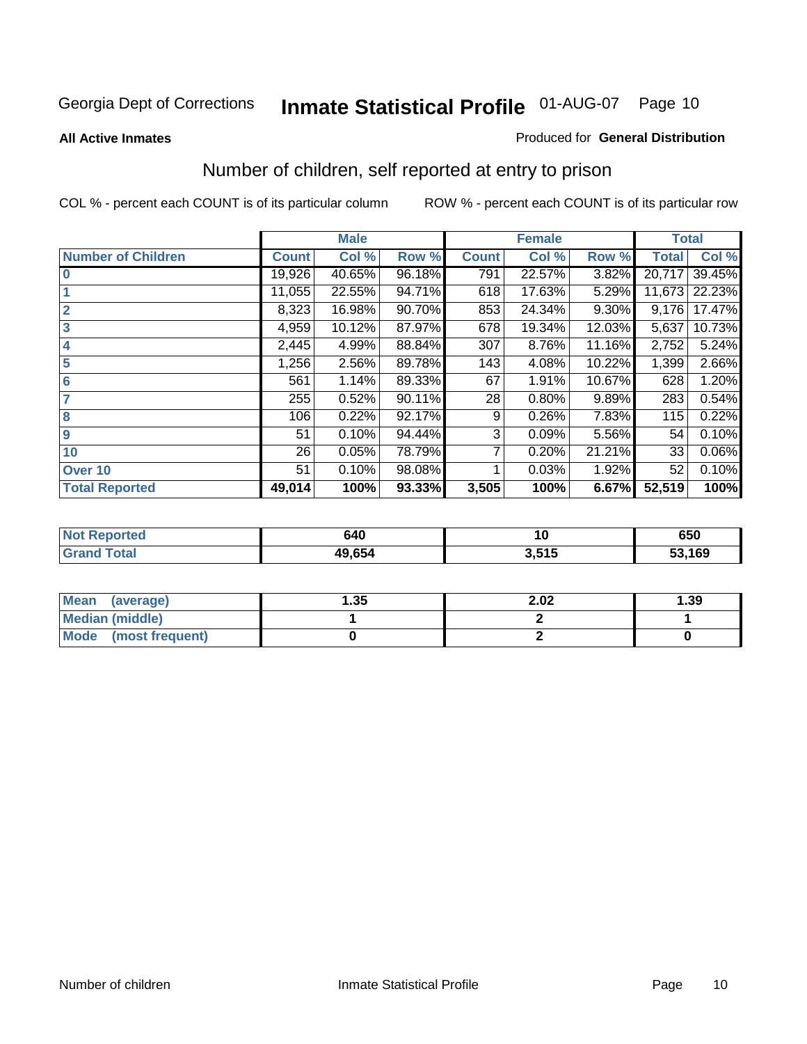Georgia Dept of Corrections **Inmate Statistical Profile** 01-AUG-07

**All Active Inmates**

Produced for **General Distribution**

## Number of children, self reported at entry to prison

COL % - percent each COUNT is of its particular column

ROW % - percent each COUNT is of its particular row

| | Male | | | Female | | | Total | |
|---|---|---|---|---|---|---|---|---|
| **Number of Children** | **Count** | **Col %** | **Row %** | **Count** | **Col %** | **Row %** | **Total** | **Col %** |
| **0** | 19,926 | 40.65% | 96.18% | 791 | 22.57% | 3.82% | 20,717 | 39.45% |
| **1** | 11,055 | 22.55% | 94.71% | 618 | 17.63% | 5.29% | 11,673 | 22.23% |
| **2** | 8,323 | 16.98% | 90.70% | 853 | 24.34% | 9.30% | 9,176 | 17.47% |
| **3** | 4,959 | 10.12% | 87.97% | 678 | 19.34% | 12.03% | 5,637 | 10.73% |
| **4** | 2,445 | 4.99% | 88.84% | 307 | 8.76% | 11.16% | 2,752 | 5.24% |
| **5** | 1,256 | 2.56% | 89.78% | 143 | 4.08% | 10.22% | 1,399 | 2.66% |
| **6** | 561 | 1.14% | 89.33% | 67 | 1.91% | 10.67% | 628 | 1.20% |
| **7** | 255 | 0.52% | 90.11% | 28 | 0.80% | 9.89% | 283 | 0.54% |
| **8** | 106 | 0.22% | 92.17% | 9 | 0.26% | 7.83% | 115 | 0.22% |
| **9** | 51 | 0.10% | 94.44% | 3 | 0.09% | 5.56% | 54 | 0.10% |
| **10** | 26 | 0.05% | 78.79% | 7 | 0.20% | 21.21% | 33 | 0.06% |
| **Over 10** | 51 | 0.10% | 98.08% | 1 | 0.03% | 1.92% | 52 | 0.10% |
| **Total Reported** | **49,014** | **100%** | **93.33%** | **3,505** | **100%** | **6.67%** | **52,519** | **100%** |

| | Male | Female | Total |
|---|---|---|---|
| **Not Reported** | **640** | **10** | **650** |
| **Grand Total** | **49,654** | **3,515** | **53,169** |

| | Male | Female | Total |
|---|---|---|---|
| **Mean (average)** | **1.35** | **2.02** | **1.39** |
| **Median (middle)** | **1** | **2** | **1** |
| **Mode (most frequent)** | **0** | **2** | **0** |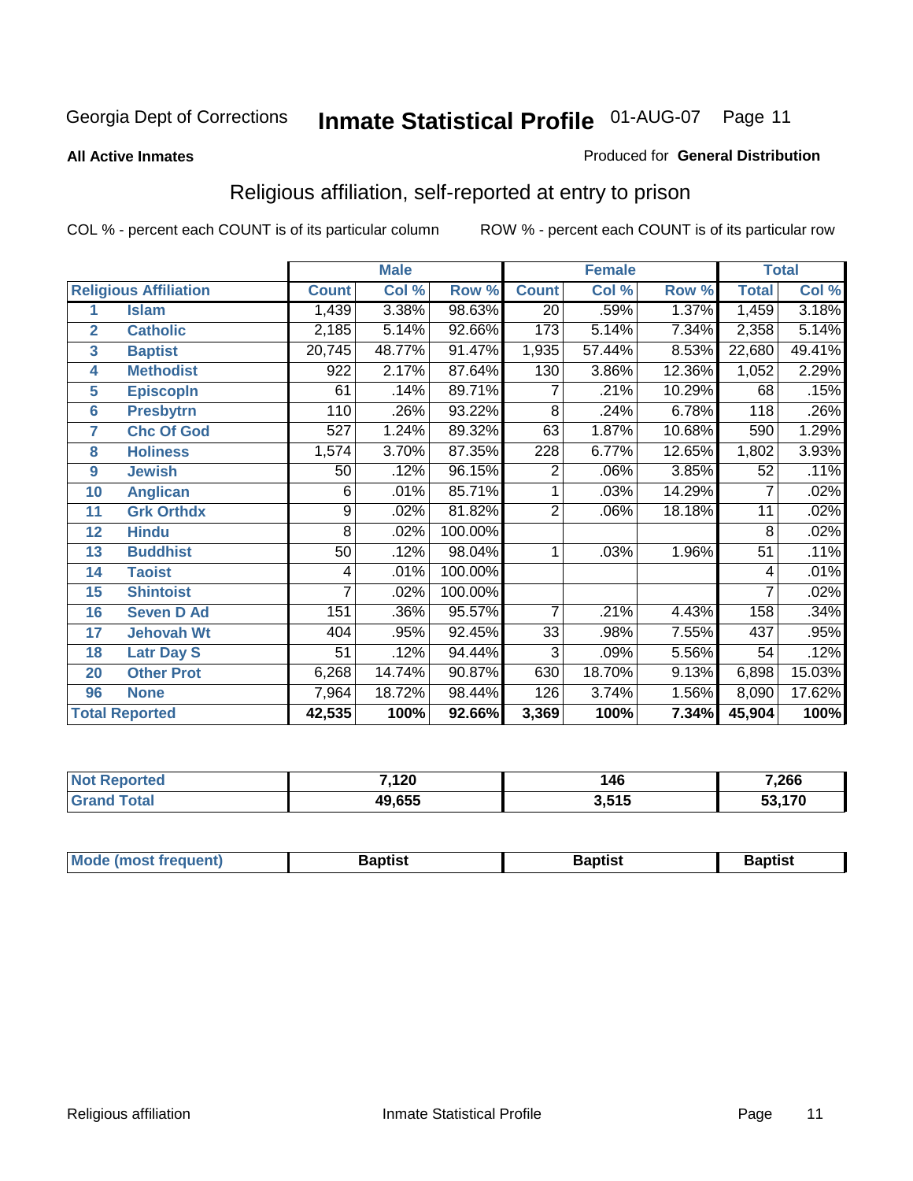Georgia Dept of Corrections **Inmate Statistical Profile** 01-AUG-07

**All Active Inmates**

Produced for **General Distribution**

## Religious affiliation, self-reported at entry to prison

COL % - percent each COUNT is of its particular column

ROW % - percent each COUNT is of its particular row

| | | Male | | | Female | | | Total | |
|---|---|---|---|---|---|---|---|---|---|
| Religious Affiliation | | Count | Col % | Row % | Count | Col % | Row % | Total | Col % |
| 1 | Islam | 1,439 | 3.38% | 98.63% | 20 | .59% | 1.37% | 1,459 | 3.18% |
| 2 | Catholic | 2,185 | 5.14% | 92.66% | 173 | 5.14% | 7.34% | 2,358 | 5.14% |
| 3 | Baptist | 20,745 | 48.77% | 91.47% | 1,935 | 57.44% | 8.53% | 22,680 | 49.41% |
| 4 | Methodist | 922 | 2.17% | 87.64% | 130 | 3.86% | 12.36% | 1,052 | 2.29% |
| 5 | Episcopln | 61 | .14% | 89.71% | 7 | .21% | 10.29% | 68 | .15% |
| 6 | Presbytrn | 110 | .26% | 93.22% | 8 | .24% | 6.78% | 118 | .26% |
| 7 | Chc Of God | 527 | 1.24% | 89.32% | 63 | 1.87% | 10.68% | 590 | 1.29% |
| 8 | Holiness | 1,574 | 3.70% | 87.35% | 228 | 6.77% | 12.65% | 1,802 | 3.93% |
| 9 | Jewish | 50 | .12% | 96.15% | 2 | .06% | 3.85% | 52 | .11% |
| 10 | Anglican | 6 | .01% | 85.71% | 1 | .03% | 14.29% | 7 | .02% |
| 11 | Grk Orthdx | 9 | .02% | 81.82% | 2 | .06% | 18.18% | 11 | .02% |
| 12 | Hindu | 8 | .02% | 100.00% | | | | 8 | .02% |
| 13 | Buddhist | 50 | .12% | 98.04% | 1 | .03% | 1.96% | 51 | .11% |
| 14 | Taoist | 4 | .01% | 100.00% | | | | 4 | .01% |
| 15 | Shintoist | 7 | .02% | 100.00% | | | | 7 | .02% |
| 16 | Seven D Ad | 151 | .36% | 95.57% | 7 | .21% | 4.43% | 158 | .34% |
| 17 | Jehovah Wt | 404 | .95% | 92.45% | 33 | .98% | 7.55% | 437 | .95% |
| 18 | Latr Day S | 51 | .12% | 94.44% | 3 | .09% | 5.56% | 54 | .12% |
| 20 | Other Prot | 6,268 | 14.74% | 90.87% | 630 | 18.70% | 9.13% | 6,898 | 15.03% |
| 96 | None | 7,964 | 18.72% | 98.44% | 126 | 3.74% | 1.56% | 8,090 | 17.62% |
| **Total Reported** | | **42,535** | **100%** | **92.66%** | **3,369** | **100%** | **7.34%** | **45,904** | **100%** |

| | Male | Female | Total |
|---|---|---|---|
| Not Reported | 7,120 | 146 | 7,266 |
| Grand Total | 49,655 | 3,515 | 53,170 |

| | Male | Female | Total |
|---|---|---|---|
| Mode (most frequent) | Baptist | Baptist | Baptist |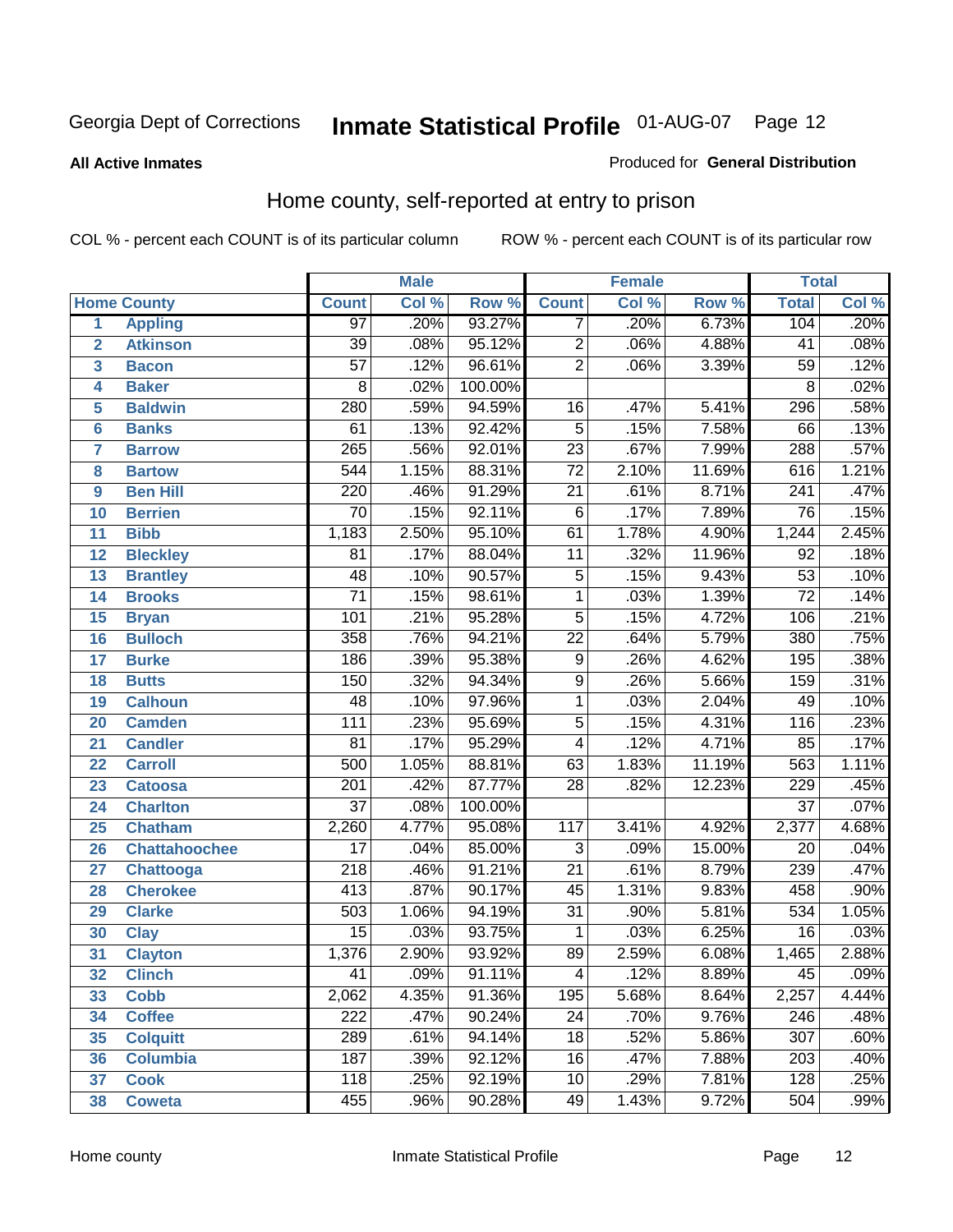Georgia Dept of Corrections **Inmate Statistical Profile** 01-AUG-07

**All Active Inmates** Produced for **General Distribution**

## Home county, self-reported at entry to prison

COL % - percent each COUNT is of its particular column ROW % - percent each COUNT is of its particular row

| | | Male | | | Female | | | Total | |
|---|---|---|---|---|---|---|---|---|---|
| Home County | | Count | Col % | Row % | Count | Col % | Row % | Total | Col % |
| 1 | Appling | 97 | .20% | 93.27% | 7 | .20% | 6.73% | 104 | .20% |
| 2 | Atkinson | 39 | .08% | 95.12% | 2 | .06% | 4.88% | 41 | .08% |
| 3 | Bacon | 57 | .12% | 96.61% | 2 | .06% | 3.39% | 59 | .12% |
| 4 | Baker | 8 | .02% | 100.00% | | | | 8 | .02% |
| 5 | Baldwin | 280 | .59% | 94.59% | 16 | .47% | 5.41% | 296 | .58% |
| 6 | Banks | 61 | .13% | 92.42% | 5 | .15% | 7.58% | 66 | .13% |
| 7 | Barrow | 265 | .56% | 92.01% | 23 | .67% | 7.99% | 288 | .57% |
| 8 | Bartow | 544 | 1.15% | 88.31% | 72 | 2.10% | 11.69% | 616 | 1.21% |
| 9 | Ben Hill | 220 | .46% | 91.29% | 21 | .61% | 8.71% | 241 | .47% |
| 10 | Berrien | 70 | .15% | 92.11% | 6 | .17% | 7.89% | 76 | .15% |
| 11 | Bibb | 1,183 | 2.50% | 95.10% | 61 | 1.78% | 4.90% | 1,244 | 2.45% |
| 12 | Bleckley | 81 | .17% | 88.04% | 11 | .32% | 11.96% | 92 | .18% |
| 13 | Brantley | 48 | .10% | 90.57% | 5 | .15% | 9.43% | 53 | .10% |
| 14 | Brooks | 71 | .15% | 98.61% | 1 | .03% | 1.39% | 72 | .14% |
| 15 | Bryan | 101 | .21% | 95.28% | 5 | .15% | 4.72% | 106 | .21% |
| 16 | Bulloch | 358 | .76% | 94.21% | 22 | .64% | 5.79% | 380 | .75% |
| 17 | Burke | 186 | .39% | 95.38% | 9 | .26% | 4.62% | 195 | .38% |
| 18 | Butts | 150 | .32% | 94.34% | 9 | .26% | 5.66% | 159 | .31% |
| 19 | Calhoun | 48 | .10% | 97.96% | 1 | .03% | 2.04% | 49 | .10% |
| 20 | Camden | 111 | .23% | 95.69% | 5 | .15% | 4.31% | 116 | .23% |
| 21 | Candler | 81 | .17% | 95.29% | 4 | .12% | 4.71% | 85 | .17% |
| 22 | Carroll | 500 | 1.05% | 88.81% | 63 | 1.83% | 11.19% | 563 | 1.11% |
| 23 | Catoosa | 201 | .42% | 87.77% | 28 | .82% | 12.23% | 229 | .45% |
| 24 | Charlton | 37 | .08% | 100.00% | | | | 37 | .07% |
| 25 | Chatham | 2,260 | 4.77% | 95.08% | 117 | 3.41% | 4.92% | 2,377 | 4.68% |
| 26 | Chattahoochee | 17 | .04% | 85.00% | 3 | .09% | 15.00% | 20 | .04% |
| 27 | Chattooga | 218 | .46% | 91.21% | 21 | .61% | 8.79% | 239 | .47% |
| 28 | Cherokee | 413 | .87% | 90.17% | 45 | 1.31% | 9.83% | 458 | .90% |
| 29 | Clarke | 503 | 1.06% | 94.19% | 31 | .90% | 5.81% | 534 | 1.05% |
| 30 | Clay | 15 | .03% | 93.75% | 1 | .03% | 6.25% | 16 | .03% |
| 31 | Clayton | 1,376 | 2.90% | 93.92% | 89 | 2.59% | 6.08% | 1,465 | 2.88% |
| 32 | Clinch | 41 | .09% | 91.11% | 4 | .12% | 8.89% | 45 | .09% |
| 33 | Cobb | 2,062 | 4.35% | 91.36% | 195 | 5.68% | 8.64% | 2,257 | 4.44% |
| 34 | Coffee | 222 | .47% | 90.24% | 24 | .70% | 9.76% | 246 | .48% |
| 35 | Colquitt | 289 | .61% | 94.14% | 18 | .52% | 5.86% | 307 | .60% |
| 36 | Columbia | 187 | .39% | 92.12% | 16 | .47% | 7.88% | 203 | .40% |
| 37 | Cook | 118 | .25% | 92.19% | 10 | .29% | 7.81% | 128 | .25% |
| 38 | Coweta | 455 | .96% | 90.28% | 49 | 1.43% | 9.72% | 504 | .99% |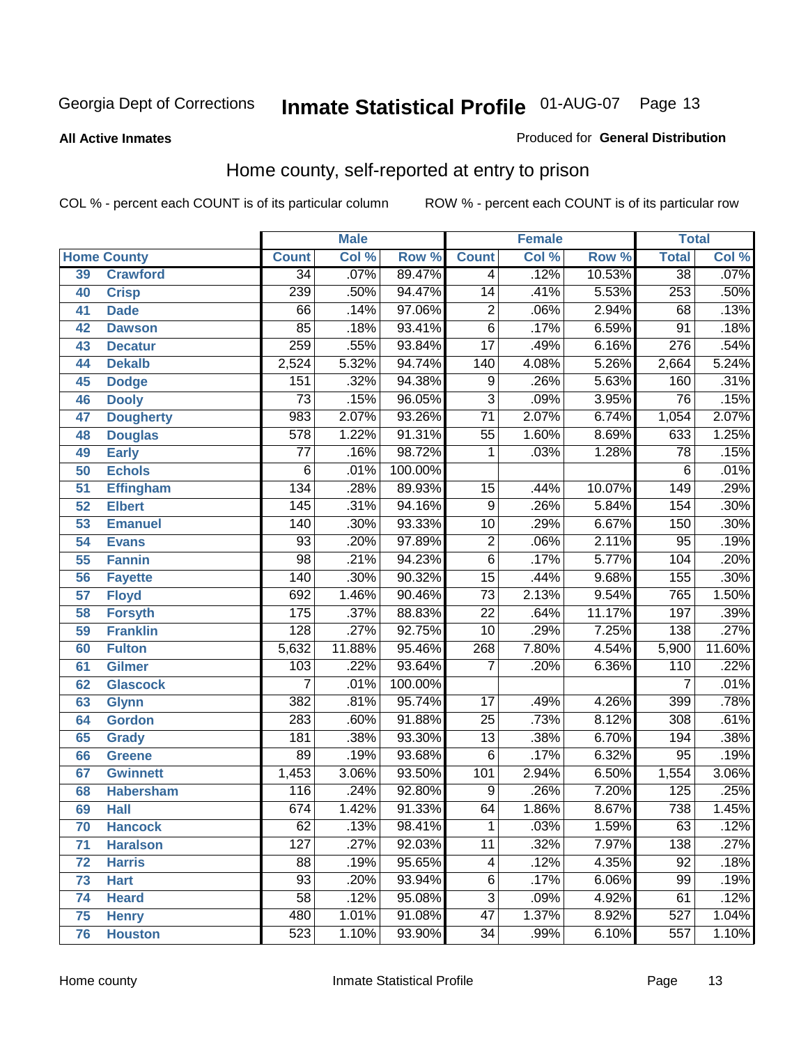Georgia Dept of Corrections **Inmate Statistical Profile** 01-AUG-07

**All Active Inmates**

Produced for **General Distribution**

## Home county, self-reported at entry to prison

COL % - percent each COUNT is of its particular column ROW % - percent each COUNT is of its particular row

| Home County | | Male | | | Female | | | Total | |
|---|---|---|---|---|---|---|---|---|---|
| | | Count | Col % | Row % | Count | Col % | Row % | Total | Col % |
| 39 | Crawford | 34 | .07% | 89.47% | 4 | .12% | 10.53% | 38 | .07% |
| 40 | Crisp | 239 | .50% | 94.47% | 14 | .41% | 5.53% | 253 | .50% |
| 41 | Dade | 66 | .14% | 97.06% | 2 | .06% | 2.94% | 68 | .13% |
| 42 | Dawson | 85 | .18% | 93.41% | 6 | .17% | 6.59% | 91 | .18% |
| 43 | Decatur | 259 | .55% | 93.84% | 17 | .49% | 6.16% | 276 | .54% |
| 44 | Dekalb | 2,524 | 5.32% | 94.74% | 140 | 4.08% | 5.26% | 2,664 | 5.24% |
| 45 | Dodge | 151 | .32% | 94.38% | 9 | .26% | 5.63% | 160 | .31% |
| 46 | Dooly | 73 | .15% | 96.05% | 3 | .09% | 3.95% | 76 | .15% |
| 47 | Dougherty | 983 | 2.07% | 93.26% | 71 | 2.07% | 6.74% | 1,054 | 2.07% |
| 48 | Douglas | 578 | 1.22% | 91.31% | 55 | 1.60% | 8.69% | 633 | 1.25% |
| 49 | Early | 77 | .16% | 98.72% | 1 | .03% | 1.28% | 78 | .15% |
| 50 | Echols | 6 | .01% | 100.00% | | | | 6 | .01% |
| 51 | Effingham | 134 | .28% | 89.93% | 15 | .44% | 10.07% | 149 | .29% |
| 52 | Elbert | 145 | .31% | 94.16% | 9 | .26% | 5.84% | 154 | .30% |
| 53 | Emanuel | 140 | .30% | 93.33% | 10 | .29% | 6.67% | 150 | .30% |
| 54 | Evans | 93 | .20% | 97.89% | 2 | .06% | 2.11% | 95 | .19% |
| 55 | Fannin | 98 | .21% | 94.23% | 6 | .17% | 5.77% | 104 | .20% |
| 56 | Fayette | 140 | .30% | 90.32% | 15 | .44% | 9.68% | 155 | .30% |
| 57 | Floyd | 692 | 1.46% | 90.46% | 73 | 2.13% | 9.54% | 765 | 1.50% |
| 58 | Forsyth | 175 | .37% | 88.83% | 22 | .64% | 11.17% | 197 | .39% |
| 59 | Franklin | 128 | .27% | 92.75% | 10 | .29% | 7.25% | 138 | .27% |
| 60 | Fulton | 5,632 | 11.88% | 95.46% | 268 | 7.80% | 4.54% | 5,900 | 11.60% |
| 61 | Gilmer | 103 | .22% | 93.64% | 7 | .20% | 6.36% | 110 | .22% |
| 62 | Glascock | 7 | .01% | 100.00% | | | | 7 | .01% |
| 63 | Glynn | 382 | .81% | 95.74% | 17 | .49% | 4.26% | 399 | .78% |
| 64 | Gordon | 283 | .60% | 91.88% | 25 | .73% | 8.12% | 308 | .61% |
| 65 | Grady | 181 | .38% | 93.30% | 13 | .38% | 6.70% | 194 | .38% |
| 66 | Greene | 89 | .19% | 93.68% | 6 | .17% | 6.32% | 95 | .19% |
| 67 | Gwinnett | 1,453 | 3.06% | 93.50% | 101 | 2.94% | 6.50% | 1,554 | 3.06% |
| 68 | Habersham | 116 | .24% | 92.80% | 9 | .26% | 7.20% | 125 | .25% |
| 69 | Hall | 674 | 1.42% | 91.33% | 64 | 1.86% | 8.67% | 738 | 1.45% |
| 70 | Hancock | 62 | .13% | 98.41% | 1 | .03% | 1.59% | 63 | .12% |
| 71 | Haralson | 127 | .27% | 92.03% | 11 | .32% | 7.97% | 138 | .27% |
| 72 | Harris | 88 | .19% | 95.65% | 4 | .12% | 4.35% | 92 | .18% |
| 73 | Hart | 93 | .20% | 93.94% | 6 | .17% | 6.06% | 99 | .19% |
| 74 | Heard | 58 | .12% | 95.08% | 3 | .09% | 4.92% | 61 | .12% |
| 75 | Henry | 480 | 1.01% | 91.08% | 47 | 1.37% | 8.92% | 527 | 1.04% |
| 76 | Houston | 523 | 1.10% | 93.90% | 34 | .99% | 6.10% | 557 | 1.10% |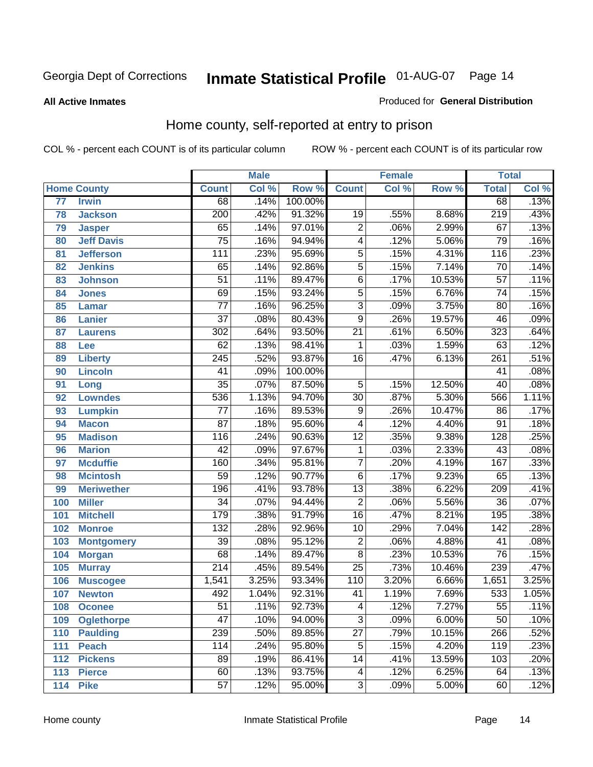Georgia Dept of Corrections **Inmate Statistical Profile** 01-AUG-07

**All Active Inmates**

Produced for **General Distribution**

## Home county, self-reported at entry to prison

COL % - percent each COUNT is of its particular column ROW % - percent each COUNT is of its particular row

| Home County | | Male | | | Female | | | Total | |
|---|---|---|---|---|---|---|---|---|---|
| | | Count | Col % | Row % | Count | Col % | Row % | Total | Col % |
| 77 | Irwin | 68 | .14% | 100.00% | | | | 68 | .13% |
| 78 | Jackson | 200 | .42% | 91.32% | 19 | .55% | 8.68% | 219 | .43% |
| 79 | Jasper | 65 | .14% | 97.01% | 2 | .06% | 2.99% | 67 | .13% |
| 80 | Jeff Davis | 75 | .16% | 94.94% | 4 | .12% | 5.06% | 79 | .16% |
| 81 | Jefferson | 111 | .23% | 95.69% | 5 | .15% | 4.31% | 116 | .23% |
| 82 | Jenkins | 65 | .14% | 92.86% | 5 | .15% | 7.14% | 70 | .14% |
| 83 | Johnson | 51 | .11% | 89.47% | 6 | .17% | 10.53% | 57 | .11% |
| 84 | Jones | 69 | .15% | 93.24% | 5 | .15% | 6.76% | 74 | .15% |
| 85 | Lamar | 77 | .16% | 96.25% | 3 | .09% | 3.75% | 80 | .16% |
| 86 | Lanier | 37 | .08% | 80.43% | 9 | .26% | 19.57% | 46 | .09% |
| 87 | Laurens | 302 | .64% | 93.50% | 21 | .61% | 6.50% | 323 | .64% |
| 88 | Lee | 62 | .13% | 98.41% | 1 | .03% | 1.59% | 63 | .12% |
| 89 | Liberty | 245 | .52% | 93.87% | 16 | .47% | 6.13% | 261 | .51% |
| 90 | Lincoln | 41 | .09% | 100.00% | | | | 41 | .08% |
| 91 | Long | 35 | .07% | 87.50% | 5 | .15% | 12.50% | 40 | .08% |
| 92 | Lowndes | 536 | 1.13% | 94.70% | 30 | .87% | 5.30% | 566 | 1.11% |
| 93 | Lumpkin | 77 | .16% | 89.53% | 9 | .26% | 10.47% | 86 | .17% |
| 94 | Macon | 87 | .18% | 95.60% | 4 | .12% | 4.40% | 91 | .18% |
| 95 | Madison | 116 | .24% | 90.63% | 12 | .35% | 9.38% | 128 | .25% |
| 96 | Marion | 42 | .09% | 97.67% | 1 | .03% | 2.33% | 43 | .08% |
| 97 | Mcduffie | 160 | .34% | 95.81% | 7 | .20% | 4.19% | 167 | .33% |
| 98 | Mcintosh | 59 | .12% | 90.77% | 6 | .17% | 9.23% | 65 | .13% |
| 99 | Meriwether | 196 | .41% | 93.78% | 13 | .38% | 6.22% | 209 | .41% |
| 100 | Miller | 34 | .07% | 94.44% | 2 | .06% | 5.56% | 36 | .07% |
| 101 | Mitchell | 179 | .38% | 91.79% | 16 | .47% | 8.21% | 195 | .38% |
| 102 | Monroe | 132 | .28% | 92.96% | 10 | .29% | 7.04% | 142 | .28% |
| 103 | Montgomery | 39 | .08% | 95.12% | 2 | .06% | 4.88% | 41 | .08% |
| 104 | Morgan | 68 | .14% | 89.47% | 8 | .23% | 10.53% | 76 | .15% |
| 105 | Murray | 214 | .45% | 89.54% | 25 | .73% | 10.46% | 239 | .47% |
| 106 | Muscogee | 1,541 | 3.25% | 93.34% | 110 | 3.20% | 6.66% | 1,651 | 3.25% |
| 107 | Newton | 492 | 1.04% | 92.31% | 41 | 1.19% | 7.69% | 533 | 1.05% |
| 108 | Oconee | 51 | .11% | 92.73% | 4 | .12% | 7.27% | 55 | .11% |
| 109 | Oglethorpe | 47 | .10% | 94.00% | 3 | .09% | 6.00% | 50 | .10% |
| 110 | Paulding | 239 | .50% | 89.85% | 27 | .79% | 10.15% | 266 | .52% |
| 111 | Peach | 114 | .24% | 95.80% | 5 | .15% | 4.20% | 119 | .23% |
| 112 | Pickens | 89 | .19% | 86.41% | 14 | .41% | 13.59% | 103 | .20% |
| 113 | Pierce | 60 | .13% | 93.75% | 4 | .12% | 6.25% | 64 | .13% |
| 114 | Pike | 57 | .12% | 95.00% | 3 | .09% | 5.00% | 60 | .12% |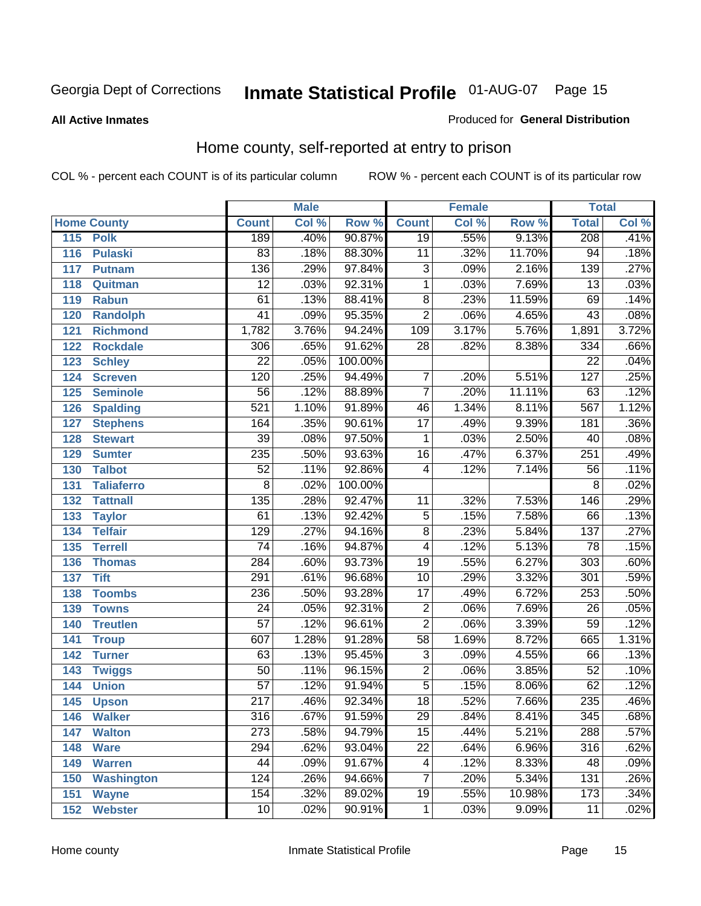Georgia Dept of Corrections **Inmate Statistical Profile** 01-AUG-07

**All Active Inmates**

Produced for **General Distribution**

## Home county, self-reported at entry to prison

COL % - percent each COUNT is of its particular column ROW % - percent each COUNT is of its particular row

| Home County | | Male | | | Female | | | Total | |
|---|---|---|---|---|---|---|---|---|---|
| | | Count | Col % | Row % | Count | Col % | Row % | Total | Col % |
| 115 | Polk | 189 | .40% | 90.87% | 19 | .55% | 9.13% | 208 | .41% |
| 116 | Pulaski | 83 | .18% | 88.30% | 11 | .32% | 11.70% | 94 | .18% |
| 117 | Putnam | 136 | .29% | 97.84% | 3 | .09% | 2.16% | 139 | .27% |
| 118 | Quitman | 12 | .03% | 92.31% | 1 | .03% | 7.69% | 13 | .03% |
| 119 | Rabun | 61 | .13% | 88.41% | 8 | .23% | 11.59% | 69 | .14% |
| 120 | Randolph | 41 | .09% | 95.35% | 2 | .06% | 4.65% | 43 | .08% |
| 121 | Richmond | 1,782 | 3.76% | 94.24% | 109 | 3.17% | 5.76% | 1,891 | 3.72% |
| 122 | Rockdale | 306 | .65% | 91.62% | 28 | .82% | 8.38% | 334 | .66% |
| 123 | Schley | 22 | .05% | 100.00% | | | | 22 | .04% |
| 124 | Screven | 120 | .25% | 94.49% | 7 | .20% | 5.51% | 127 | .25% |
| 125 | Seminole | 56 | .12% | 88.89% | 7 | .20% | 11.11% | 63 | .12% |
| 126 | Spalding | 521 | 1.10% | 91.89% | 46 | 1.34% | 8.11% | 567 | 1.12% |
| 127 | Stephens | 164 | .35% | 90.61% | 17 | .49% | 9.39% | 181 | .36% |
| 128 | Stewart | 39 | .08% | 97.50% | 1 | .03% | 2.50% | 40 | .08% |
| 129 | Sumter | 235 | .50% | 93.63% | 16 | .47% | 6.37% | 251 | .49% |
| 130 | Talbot | 52 | .11% | 92.86% | 4 | .12% | 7.14% | 56 | .11% |
| 131 | Taliaferro | 8 | .02% | 100.00% | | | | 8 | .02% |
| 132 | Tattnall | 135 | .28% | 92.47% | 11 | .32% | 7.53% | 146 | .29% |
| 133 | Taylor | 61 | .13% | 92.42% | 5 | .15% | 7.58% | 66 | .13% |
| 134 | Telfair | 129 | .27% | 94.16% | 8 | .23% | 5.84% | 137 | .27% |
| 135 | Terrell | 74 | .16% | 94.87% | 4 | .12% | 5.13% | 78 | .15% |
| 136 | Thomas | 284 | .60% | 93.73% | 19 | .55% | 6.27% | 303 | .60% |
| 137 | Tift | 291 | .61% | 96.68% | 10 | .29% | 3.32% | 301 | .59% |
| 138 | Toombs | 236 | .50% | 93.28% | 17 | .49% | 6.72% | 253 | .50% |
| 139 | Towns | 24 | .05% | 92.31% | 2 | .06% | 7.69% | 26 | .05% |
| 140 | Treutlen | 57 | .12% | 96.61% | 2 | .06% | 3.39% | 59 | .12% |
| 141 | Troup | 607 | 1.28% | 91.28% | 58 | 1.69% | 8.72% | 665 | 1.31% |
| 142 | Turner | 63 | .13% | 95.45% | 3 | .09% | 4.55% | 66 | .13% |
| 143 | Twiggs | 50 | .11% | 96.15% | 2 | .06% | 3.85% | 52 | .10% |
| 144 | Union | 57 | .12% | 91.94% | 5 | .15% | 8.06% | 62 | .12% |
| 145 | Upson | 217 | .46% | 92.34% | 18 | .52% | 7.66% | 235 | .46% |
| 146 | Walker | 316 | .67% | 91.59% | 29 | .84% | 8.41% | 345 | .68% |
| 147 | Walton | 273 | .58% | 94.79% | 15 | .44% | 5.21% | 288 | .57% |
| 148 | Ware | 294 | .62% | 93.04% | 22 | .64% | 6.96% | 316 | .62% |
| 149 | Warren | 44 | .09% | 91.67% | 4 | .12% | 8.33% | 48 | .09% |
| 150 | Washington | 124 | .26% | 94.66% | 7 | .20% | 5.34% | 131 | .26% |
| 151 | Wayne | 154 | .32% | 89.02% | 19 | .55% | 10.98% | 173 | .34% |
| 152 | Webster | 10 | .02% | 90.91% | 1 | .03% | 9.09% | 11 | .02% |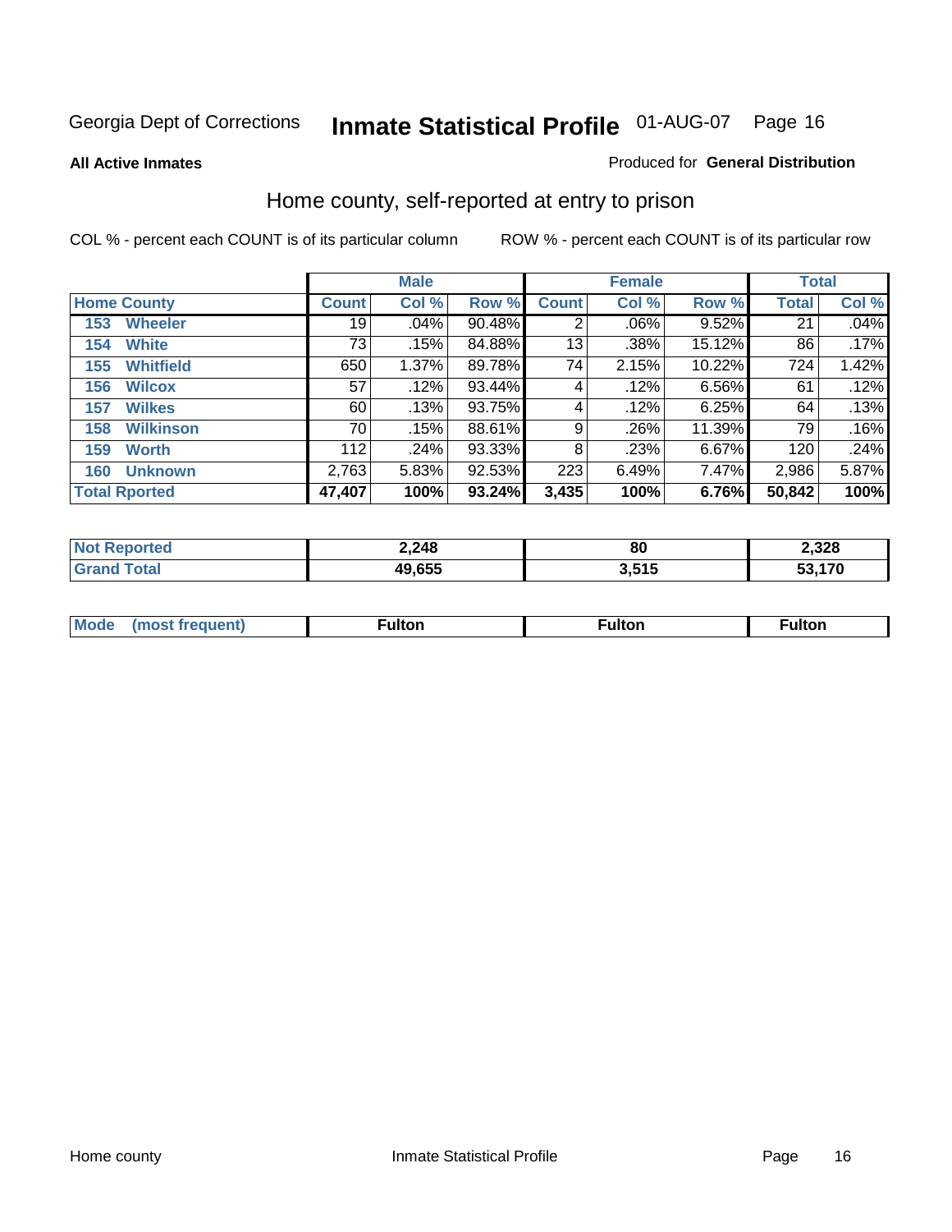Georgia Dept of Corrections **Inmate Statistical Profile** 01-AUG-07

**All Active Inmates**

Produced for **General Distribution**

## Home county, self-reported at entry to prison

COL % - percent each COUNT is of its particular column

ROW % - percent each COUNT is of its particular row

| Home County | Male | | | Female | | | Total | |
|---|---|---|---|---|---|---|---|---|
| | Count | Col % | Row % | Count | Col % | Row % | Total | Col % |
| 153 Wheeler | 19 | .04% | 90.48% | 2 | .06% | 9.52% | 21 | .04% |
| 154 White | 73 | .15% | 84.88% | 13 | .38% | 15.12% | 86 | .17% |
| 155 Whitfield | 650 | 1.37% | 89.78% | 74 | 2.15% | 10.22% | 724 | 1.42% |
| 156 Wilcox | 57 | .12% | 93.44% | 4 | .12% | 6.56% | 61 | .12% |
| 157 Wilkes | 60 | .13% | 93.75% | 4 | .12% | 6.25% | 64 | .13% |
| 158 Wilkinson | 70 | .15% | 88.61% | 9 | .26% | 11.39% | 79 | .16% |
| 159 Worth | 112 | .24% | 93.33% | 8 | .23% | 6.67% | 120 | .24% |
| 160 Unknown | 2,763 | 5.83% | 92.53% | 223 | 6.49% | 7.47% | 2,986 | 5.87% |
| **Total Rported** | **47,407** | **100%** | **93.24%** | **3,435** | **100%** | **6.76%** | **50,842** | **100%** |

| | Male | Female | Total |
|---|---|---|---|
| Not Reported | 2,248 | 80 | 2,328 |
| Grand Total | 49,655 | 3,515 | 53,170 |

| | Male | Female | Total |
|---|---|---|---|
| Mode (most frequent) | Fulton | Fulton | Fulton |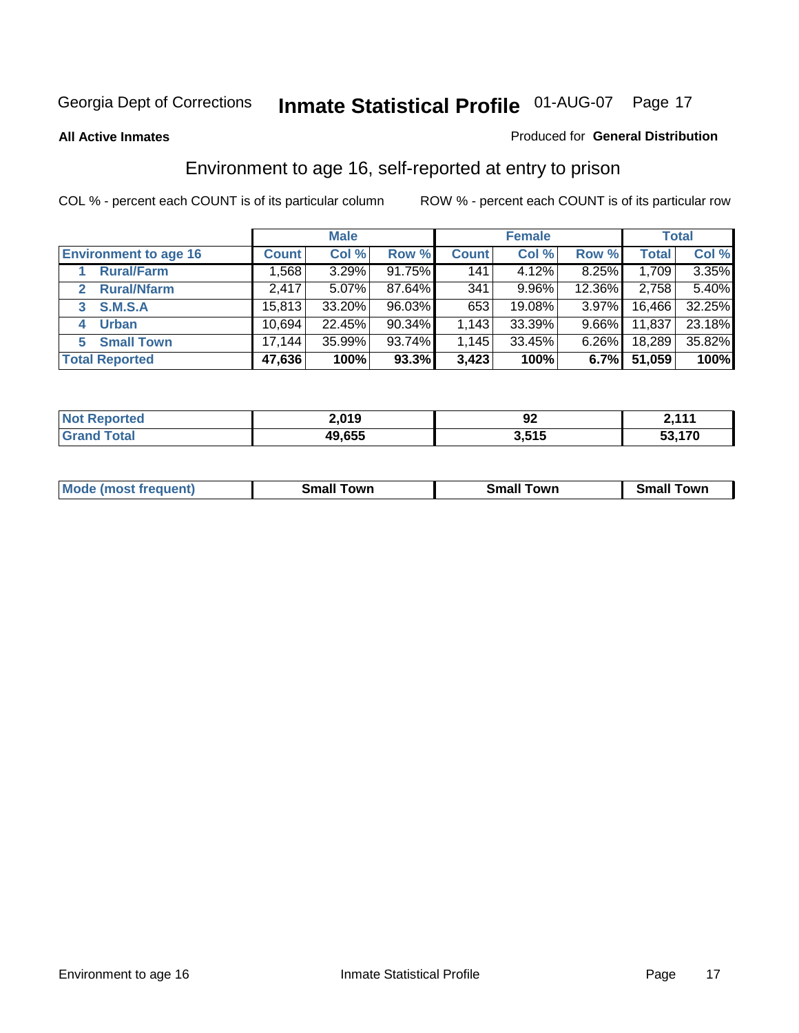Georgia Dept of Corrections **Inmate Statistical Profile** 01-AUG-07 Page 17

**All Active Inmates**

Produced for **General Distribution**

## Environment to age 16, self-reported at entry to prison

COL % - percent each COUNT is of its particular column

ROW % - percent each COUNT is of its particular row

| | Male | | | Female | | | Total | |
|---|---|---|---|---|---|---|---|---|
| **Environment to age 16** | **Count** | **Col %** | **Row %** | **Count** | **Col %** | **Row %** | **Total** | **Col %** |
| 1 Rural/Farm | 1,568 | 3.29% | 91.75% | 141 | 4.12% | 8.25% | 1,709 | 3.35% |
| 2 Rural/Nfarm | 2,417 | 5.07% | 87.64% | 341 | 9.96% | 12.36% | 2,758 | 5.40% |
| 3 S.M.S.A | 15,813 | 33.20% | 96.03% | 653 | 19.08% | 3.97% | 16,466 | 32.25% |
| 4 Urban | 10,694 | 22.45% | 90.34% | 1,143 | 33.39% | 9.66% | 11,837 | 23.18% |
| 5 Small Town | 17,144 | 35.99% | 93.74% | 1,145 | 33.45% | 6.26% | 18,289 | 35.82% |
| **Total Reported** | **47,636** | **100%** | **93.3%** | **3,423** | **100%** | **6.7%** | **51,059** | **100%** |

| | Male | Female | Total |
|---|---|---|---|
| Not Reported | 2,019 | 92 | 2,111 |
| Grand Total | 49,655 | 3,515 | 53,170 |

| | Male | Female | Total |
|---|---|---|---|
| Mode (most frequent) | Small Town | Small Town | Small Town |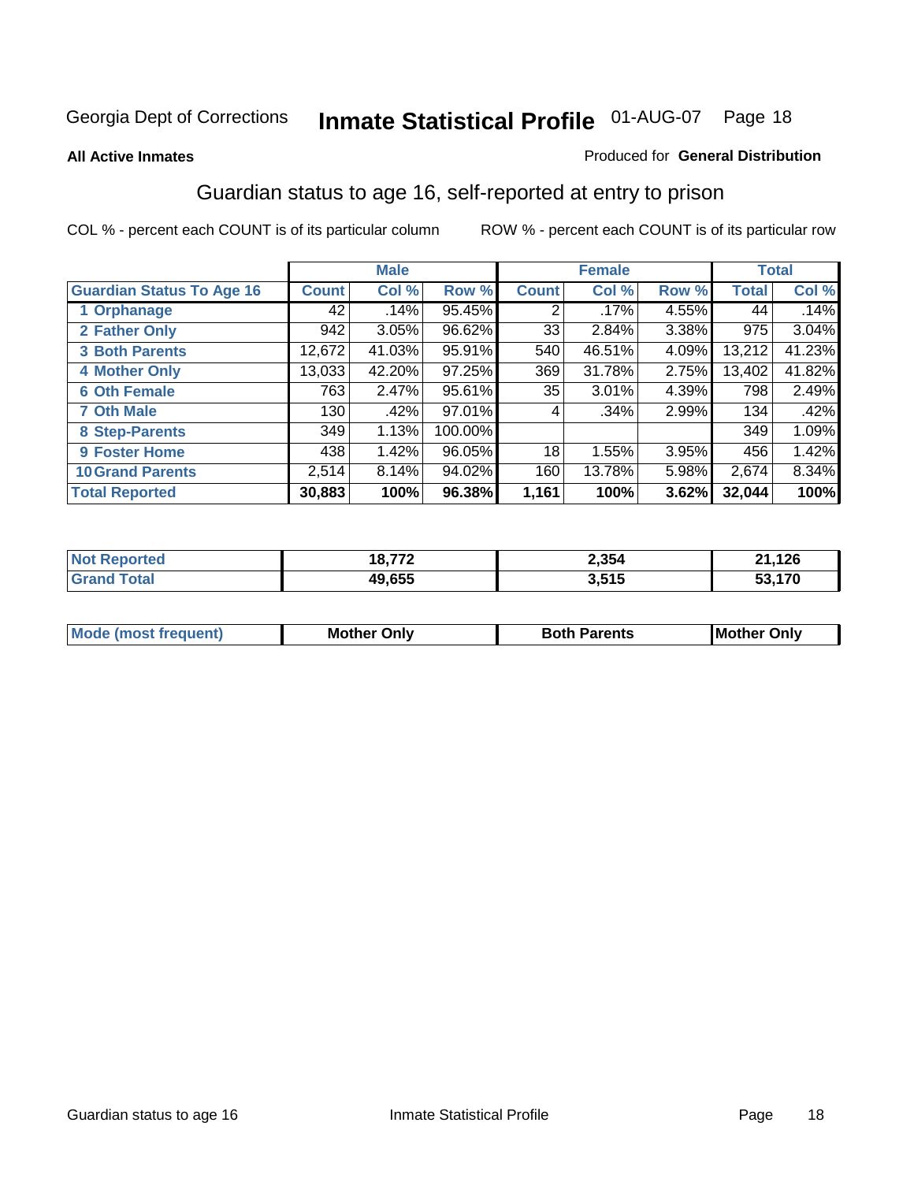Georgia Dept of Corrections **Inmate Statistical Profile** 01-AUG-07

**All Active Inmates** Produced for **General Distribution**

## Guardian status to age 16, self-reported at entry to prison

COL % - percent each COUNT is of its particular column ROW % - percent each COUNT is of its particular row

| | Male | | | Female | | | Total | |
|---|---|---|---|---|---|---|---|---|
| **Guardian Status To Age 16** | **Count** | **Col %** | **Row %** | **Count** | **Col %** | **Row %** | **Total** | **Col %** |
| 1 Orphanage | 42 | .14% | 95.45% | 2 | .17% | 4.55% | 44 | .14% |
| 2 Father Only | 942 | 3.05% | 96.62% | 33 | 2.84% | 3.38% | 975 | 3.04% |
| 3 Both Parents | 12,672 | 41.03% | 95.91% | 540 | 46.51% | 4.09% | 13,212 | 41.23% |
| 4 Mother Only | 13,033 | 42.20% | 97.25% | 369 | 31.78% | 2.75% | 13,402 | 41.82% |
| 6 Oth Female | 763 | 2.47% | 95.61% | 35 | 3.01% | 4.39% | 798 | 2.49% |
| 7 Oth Male | 130 | .42% | 97.01% | 4 | .34% | 2.99% | 134 | .42% |
| 8 Step-Parents | 349 | 1.13% | 100.00% | | | | 349 | 1.09% |
| 9 Foster Home | 438 | 1.42% | 96.05% | 18 | 1.55% | 3.95% | 456 | 1.42% |
| 10 Grand Parents | 2,514 | 8.14% | 94.02% | 160 | 13.78% | 5.98% | 2,674 | 8.34% |
| **Total Reported** | **30,883** | **100%** | **96.38%** | **1,161** | **100%** | **3.62%** | **32,044** | **100%** |

| | Male | Female | Total |
|---|---|---|---|
| Not Reported | 18,772 | 2,354 | 21,126 |
| Grand Total | 49,655 | 3,515 | 53,170 |

| | Male | Female | Total |
|---|---|---|---|
| Mode (most frequent) | Mother Only | Both Parents | Mother Only |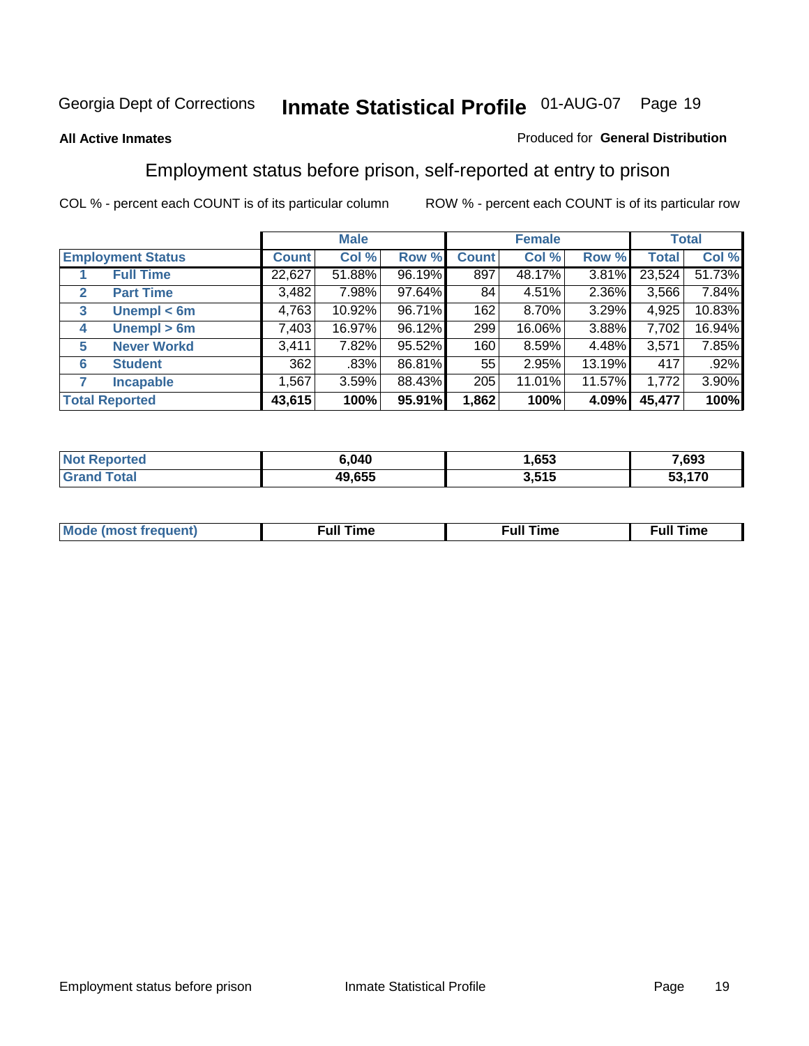Georgia Dept of Corrections **Inmate Statistical Profile** 01-AUG-07

**All Active Inmates**

Produced for **General Distribution**

## Employment status before prison, self-reported at entry to prison

COL % - percent each COUNT is of its particular column

ROW % - percent each COUNT is of its particular row

| | | Male | | | Female | | | Total | |
|---|---|---|---|---|---|---|---|---|---|
| **Employment Status** | | **Count** | **Col %** | **Row %** | **Count** | **Col %** | **Row %** | **Total** | **Col %** |
| 1 | **Full Time** | 22,627 | 51.88% | 96.19% | 897 | 48.17% | 3.81% | 23,524 | 51.73% |
| 2 | **Part Time** | 3,482 | 7.98% | 97.64% | 84 | 4.51% | 2.36% | 3,566 | 7.84% |
| 3 | **Unempl < 6m** | 4,763 | 10.92% | 96.71% | 162 | 8.70% | 3.29% | 4,925 | 10.83% |
| 4 | **Unempl > 6m** | 7,403 | 16.97% | 96.12% | 299 | 16.06% | 3.88% | 7,702 | 16.94% |
| 5 | **Never Workd** | 3,411 | 7.82% | 95.52% | 160 | 8.59% | 4.48% | 3,571 | 7.85% |
| 6 | **Student** | 362 | .83% | 86.81% | 55 | 2.95% | 13.19% | 417 | .92% |
| 7 | **Incapable** | 1,567 | 3.59% | 88.43% | 205 | 11.01% | 11.57% | 1,772 | 3.90% |
| **Total Reported** | | **43,615** | **100%** | **95.91%** | **1,862** | **100%** | **4.09%** | **45,477** | **100%** |

| | Male | Female | Total |
|---|---|---|---|
| **Not Reported** | **6,040** | **1,653** | **7,693** |
| **Grand Total** | **49,655** | **3,515** | **53,170** |

| | Male | Female | Total |
|---|---|---|---|
| **Mode (most frequent)** | **Full Time** | **Full Time** | **Full Time** |

Employment status before prison Inmate Statistical Profile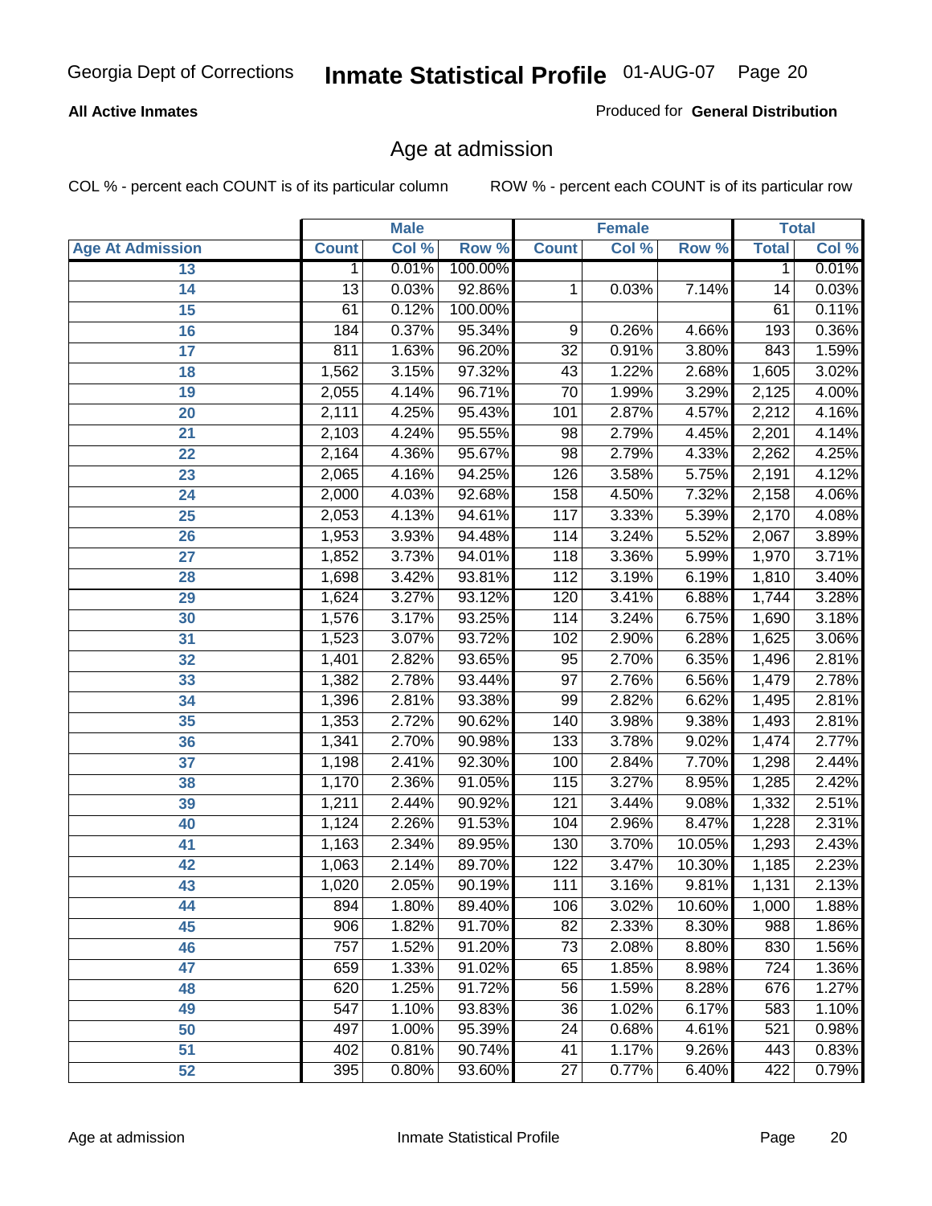Georgia Dept of Corrections **Inmate Statistical Profile** 01-AUG-07

**All Active Inmates**

Produced for **General Distribution**

## Age at admission

COL % - percent each COUNT is of its particular column

ROW % - percent each COUNT is of its particular row

| | Male | | | Female | | | Total | |
|---|---|---|---|---|---|---|---|---|
| Age At Admission | Count | Col % | Row % | Count | Col % | Row % | Total | Col % |
| 13 | 1 | 0.01% | 100.00% | | | | 1 | 0.01% |
| 14 | 13 | 0.03% | 92.86% | 1 | 0.03% | 7.14% | 14 | 0.03% |
| 15 | 61 | 0.12% | 100.00% | | | | 61 | 0.11% |
| 16 | 184 | 0.37% | 95.34% | 9 | 0.26% | 4.66% | 193 | 0.36% |
| 17 | 811 | 1.63% | 96.20% | 32 | 0.91% | 3.80% | 843 | 1.59% |
| 18 | 1,562 | 3.15% | 97.32% | 43 | 1.22% | 2.68% | 1,605 | 3.02% |
| 19 | 2,055 | 4.14% | 96.71% | 70 | 1.99% | 3.29% | 2,125 | 4.00% |
| 20 | 2,111 | 4.25% | 95.43% | 101 | 2.87% | 4.57% | 2,212 | 4.16% |
| 21 | 2,103 | 4.24% | 95.55% | 98 | 2.79% | 4.45% | 2,201 | 4.14% |
| 22 | 2,164 | 4.36% | 95.67% | 98 | 2.79% | 4.33% | 2,262 | 4.25% |
| 23 | 2,065 | 4.16% | 94.25% | 126 | 3.58% | 5.75% | 2,191 | 4.12% |
| 24 | 2,000 | 4.03% | 92.68% | 158 | 4.50% | 7.32% | 2,158 | 4.06% |
| 25 | 2,053 | 4.13% | 94.61% | 117 | 3.33% | 5.39% | 2,170 | 4.08% |
| 26 | 1,953 | 3.93% | 94.48% | 114 | 3.24% | 5.52% | 2,067 | 3.89% |
| 27 | 1,852 | 3.73% | 94.01% | 118 | 3.36% | 5.99% | 1,970 | 3.71% |
| 28 | 1,698 | 3.42% | 93.81% | 112 | 3.19% | 6.19% | 1,810 | 3.40% |
| 29 | 1,624 | 3.27% | 93.12% | 120 | 3.41% | 6.88% | 1,744 | 3.28% |
| 30 | 1,576 | 3.17% | 93.25% | 114 | 3.24% | 6.75% | 1,690 | 3.18% |
| 31 | 1,523 | 3.07% | 93.72% | 102 | 2.90% | 6.28% | 1,625 | 3.06% |
| 32 | 1,401 | 2.82% | 93.65% | 95 | 2.70% | 6.35% | 1,496 | 2.81% |
| 33 | 1,382 | 2.78% | 93.44% | 97 | 2.76% | 6.56% | 1,479 | 2.78% |
| 34 | 1,396 | 2.81% | 93.38% | 99 | 2.82% | 6.62% | 1,495 | 2.81% |
| 35 | 1,353 | 2.72% | 90.62% | 140 | 3.98% | 9.38% | 1,493 | 2.81% |
| 36 | 1,341 | 2.70% | 90.98% | 133 | 3.78% | 9.02% | 1,474 | 2.77% |
| 37 | 1,198 | 2.41% | 92.30% | 100 | 2.84% | 7.70% | 1,298 | 2.44% |
| 38 | 1,170 | 2.36% | 91.05% | 115 | 3.27% | 8.95% | 1,285 | 2.42% |
| 39 | 1,211 | 2.44% | 90.92% | 121 | 3.44% | 9.08% | 1,332 | 2.51% |
| 40 | 1,124 | 2.26% | 91.53% | 104 | 2.96% | 8.47% | 1,228 | 2.31% |
| 41 | 1,163 | 2.34% | 89.95% | 130 | 3.70% | 10.05% | 1,293 | 2.43% |
| 42 | 1,063 | 2.14% | 89.70% | 122 | 3.47% | 10.30% | 1,185 | 2.23% |
| 43 | 1,020 | 2.05% | 90.19% | 111 | 3.16% | 9.81% | 1,131 | 2.13% |
| 44 | 894 | 1.80% | 89.40% | 106 | 3.02% | 10.60% | 1,000 | 1.88% |
| 45 | 906 | 1.82% | 91.70% | 82 | 2.33% | 8.30% | 988 | 1.86% |
| 46 | 757 | 1.52% | 91.20% | 73 | 2.08% | 8.80% | 830 | 1.56% |
| 47 | 659 | 1.33% | 91.02% | 65 | 1.85% | 8.98% | 724 | 1.36% |
| 48 | 620 | 1.25% | 91.72% | 56 | 1.59% | 8.28% | 676 | 1.27% |
| 49 | 547 | 1.10% | 93.83% | 36 | 1.02% | 6.17% | 583 | 1.10% |
| 50 | 497 | 1.00% | 95.39% | 24 | 0.68% | 4.61% | 521 | 0.98% |
| 51 | 402 | 0.81% | 90.74% | 41 | 1.17% | 9.26% | 443 | 0.83% |
| 52 | 395 | 0.80% | 93.60% | 27 | 0.77% | 6.40% | 422 | 0.79% |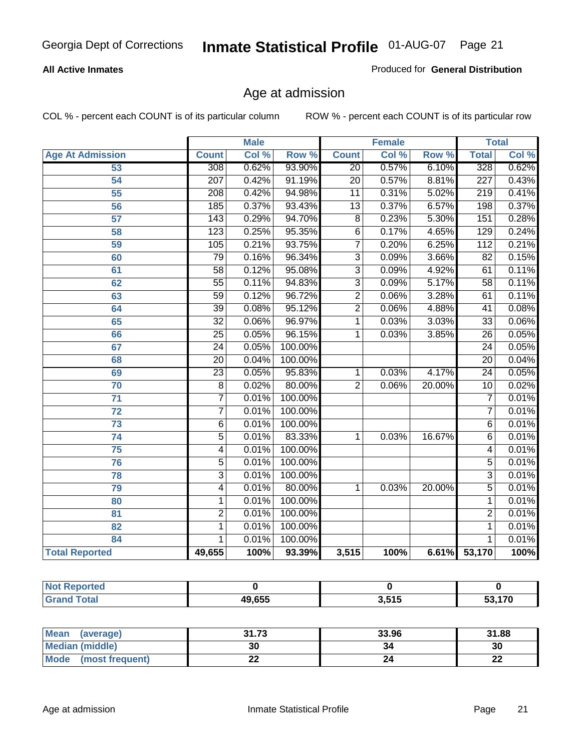Georgia Dept of Corrections **Inmate Statistical Profile** 01-AUG-07

**All Active Inmates**

Produced for **General Distribution**

## Age at admission

COL % - percent each COUNT is of its particular column

ROW % - percent each COUNT is of its particular row

| | Male | | | Female | | | Total | |
|---|---|---|---|---|---|---|---|---|
| **Age At Admission** | **Count** | **Col %** | **Row %** | **Count** | **Col %** | **Row %** | **Total** | **Col %** |
| 53 | 308 | 0.62% | 93.90% | 20 | 0.57% | 6.10% | 328 | 0.62% |
| 54 | 207 | 0.42% | 91.19% | 20 | 0.57% | 8.81% | 227 | 0.43% |
| 55 | 208 | 0.42% | 94.98% | 11 | 0.31% | 5.02% | 219 | 0.41% |
| 56 | 185 | 0.37% | 93.43% | 13 | 0.37% | 6.57% | 198 | 0.37% |
| 57 | 143 | 0.29% | 94.70% | 8 | 0.23% | 5.30% | 151 | 0.28% |
| 58 | 123 | 0.25% | 95.35% | 6 | 0.17% | 4.65% | 129 | 0.24% |
| 59 | 105 | 0.21% | 93.75% | 7 | 0.20% | 6.25% | 112 | 0.21% |
| 60 | 79 | 0.16% | 96.34% | 3 | 0.09% | 3.66% | 82 | 0.15% |
| 61 | 58 | 0.12% | 95.08% | 3 | 0.09% | 4.92% | 61 | 0.11% |
| 62 | 55 | 0.11% | 94.83% | 3 | 0.09% | 5.17% | 58 | 0.11% |
| 63 | 59 | 0.12% | 96.72% | 2 | 0.06% | 3.28% | 61 | 0.11% |
| 64 | 39 | 0.08% | 95.12% | 2 | 0.06% | 4.88% | 41 | 0.08% |
| 65 | 32 | 0.06% | 96.97% | 1 | 0.03% | 3.03% | 33 | 0.06% |
| 66 | 25 | 0.05% | 96.15% | 1 | 0.03% | 3.85% | 26 | 0.05% |
| 67 | 24 | 0.05% | 100.00% | | | | 24 | 0.05% |
| 68 | 20 | 0.04% | 100.00% | | | | 20 | 0.04% |
| 69 | 23 | 0.05% | 95.83% | 1 | 0.03% | 4.17% | 24 | 0.05% |
| 70 | 8 | 0.02% | 80.00% | 2 | 0.06% | 20.00% | 10 | 0.02% |
| 71 | 7 | 0.01% | 100.00% | | | | 7 | 0.01% |
| 72 | 7 | 0.01% | 100.00% | | | | 7 | 0.01% |
| 73 | 6 | 0.01% | 100.00% | | | | 6 | 0.01% |
| 74 | 5 | 0.01% | 83.33% | 1 | 0.03% | 16.67% | 6 | 0.01% |
| 75 | 4 | 0.01% | 100.00% | | | | 4 | 0.01% |
| 76 | 5 | 0.01% | 100.00% | | | | 5 | 0.01% |
| 78 | 3 | 0.01% | 100.00% | | | | 3 | 0.01% |
| 79 | 4 | 0.01% | 80.00% | 1 | 0.03% | 20.00% | 5 | 0.01% |
| 80 | 1 | 0.01% | 100.00% | | | | 1 | 0.01% |
| 81 | 2 | 0.01% | 100.00% | | | | 2 | 0.01% |
| 82 | 1 | 0.01% | 100.00% | | | | 1 | 0.01% |
| 84 | 1 | 0.01% | 100.00% | | | | 1 | 0.01% |
| **Total Reported** | **49,655** | **100%** | **93.39%** | **3,515** | **100%** | **6.61%** | **53,170** | **100%** |

| | Male | Female | Total |
|---|---|---|---|
| **Not Reported** | **0** | **0** | **0** |
| **Grand Total** | **49,655** | **3,515** | **53,170** |

| | Male | Female | Total |
|---|---|---|---|
| **Mean (average)** | **31.73** | **33.96** | **31.88** |
| **Median (middle)** | **30** | **34** | **30** |
| **Mode (most frequent)** | **22** | **24** | **22** |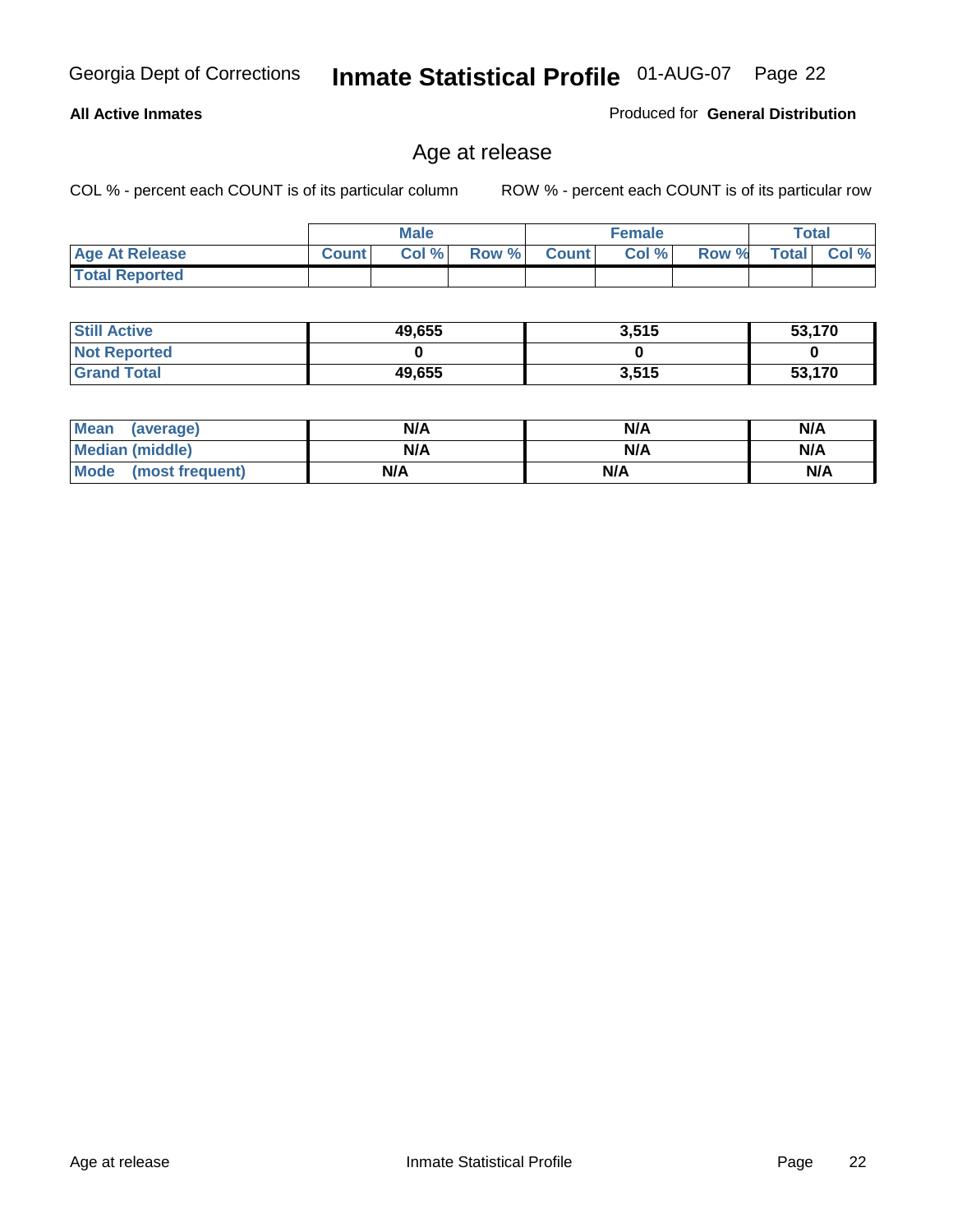Georgia Dept of Corrections **Inmate Statistical Profile** 01-AUG-07

**All Active Inmates**

Produced for **General Distribution**

## Age at release

COL % - percent each COUNT is of its particular column

ROW % - percent each COUNT is of its particular row

| | Male | | | Female | | | Total | |
|---|---|---|---|---|---|---|---|---|
| **Age At Release** | **Count** | **Col %** | **Row %** | **Count** | **Col %** | **Row %** | **Total** | **Col %** |
| **Total Reported** | | | | | | | | |

| | Male | Female | Total |
|---|---|---|---|
| **Still Active** | 49,655 | 3,515 | 53,170 |
| **Not Reported** | 0 | 0 | 0 |
| **Grand Total** | 49,655 | 3,515 | 53,170 |

| | Male | Female | Total |
|---|---|---|---|
| **Mean (average)** | N/A | N/A | N/A |
| **Median (middle)** | N/A | N/A | N/A |
| **Mode (most frequent)** | N/A | N/A | N/A |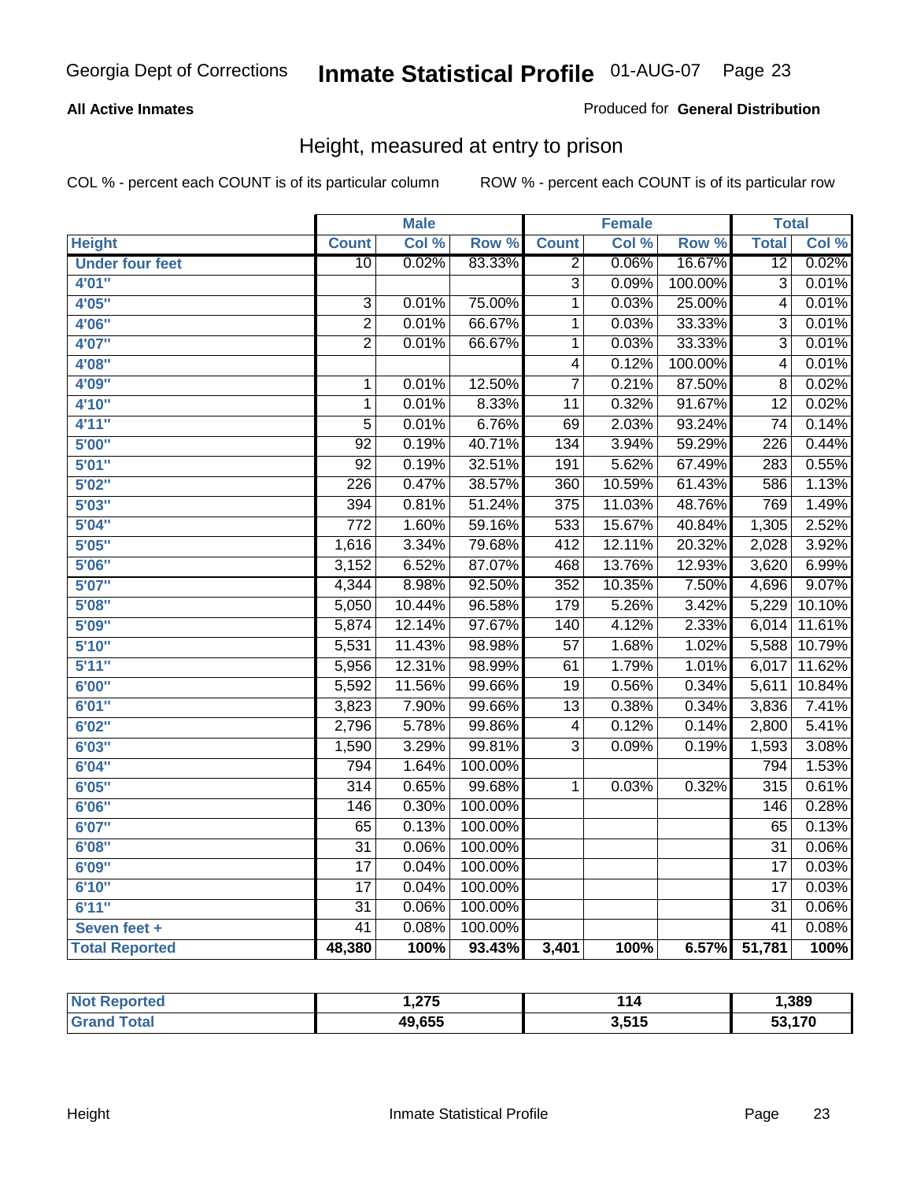# Inmate Statistical Profile

Georgia Dept of Corrections — 01-AUG-07

**All Active Inmates** — Produced for **General Distribution**

## Height, measured at entry to prison

COL % - percent each COUNT is of its particular column — ROW % - percent each COUNT is of its particular row

| Height | Male | | | Female | | | Total | |
|---|---|---|---|---|---|---|---|---|
| | Count | Col % | Row % | Count | Col % | Row % | Total | Col % |
| Under four feet | 10 | 0.02% | 83.33% | 2 | 0.06% | 16.67% | 12 | 0.02% |
| 4'01" | | | | 3 | 0.09% | 100.00% | 3 | 0.01% |
| 4'05" | 3 | 0.01% | 75.00% | 1 | 0.03% | 25.00% | 4 | 0.01% |
| 4'06" | 2 | 0.01% | 66.67% | 1 | 0.03% | 33.33% | 3 | 0.01% |
| 4'07" | 2 | 0.01% | 66.67% | 1 | 0.03% | 33.33% | 3 | 0.01% |
| 4'08" | | | | 4 | 0.12% | 100.00% | 4 | 0.01% |
| 4'09" | 1 | 0.01% | 12.50% | 7 | 0.21% | 87.50% | 8 | 0.02% |
| 4'10" | 1 | 0.01% | 8.33% | 11 | 0.32% | 91.67% | 12 | 0.02% |
| 4'11" | 5 | 0.01% | 6.76% | 69 | 2.03% | 93.24% | 74 | 0.14% |
| 5'00" | 92 | 0.19% | 40.71% | 134 | 3.94% | 59.29% | 226 | 0.44% |
| 5'01" | 92 | 0.19% | 32.51% | 191 | 5.62% | 67.49% | 283 | 0.55% |
| 5'02" | 226 | 0.47% | 38.57% | 360 | 10.59% | 61.43% | 586 | 1.13% |
| 5'03" | 394 | 0.81% | 51.24% | 375 | 11.03% | 48.76% | 769 | 1.49% |
| 5'04" | 772 | 1.60% | 59.16% | 533 | 15.67% | 40.84% | 1,305 | 2.52% |
| 5'05" | 1,616 | 3.34% | 79.68% | 412 | 12.11% | 20.32% | 2,028 | 3.92% |
| 5'06" | 3,152 | 6.52% | 87.07% | 468 | 13.76% | 12.93% | 3,620 | 6.99% |
| 5'07" | 4,344 | 8.98% | 92.50% | 352 | 10.35% | 7.50% | 4,696 | 9.07% |
| 5'08" | 5,050 | 10.44% | 96.58% | 179 | 5.26% | 3.42% | 5,229 | 10.10% |
| 5'09" | 5,874 | 12.14% | 97.67% | 140 | 4.12% | 2.33% | 6,014 | 11.61% |
| 5'10" | 5,531 | 11.43% | 98.98% | 57 | 1.68% | 1.02% | 5,588 | 10.79% |
| 5'11" | 5,956 | 12.31% | 98.99% | 61 | 1.79% | 1.01% | 6,017 | 11.62% |
| 6'00" | 5,592 | 11.56% | 99.66% | 19 | 0.56% | 0.34% | 5,611 | 10.84% |
| 6'01" | 3,823 | 7.90% | 99.66% | 13 | 0.38% | 0.34% | 3,836 | 7.41% |
| 6'02" | 2,796 | 5.78% | 99.86% | 4 | 0.12% | 0.14% | 2,800 | 5.41% |
| 6'03" | 1,590 | 3.29% | 99.81% | 3 | 0.09% | 0.19% | 1,593 | 3.08% |
| 6'04" | 794 | 1.64% | 100.00% | | | | 794 | 1.53% |
| 6'05" | 314 | 0.65% | 99.68% | 1 | 0.03% | 0.32% | 315 | 0.61% |
| 6'06" | 146 | 0.30% | 100.00% | | | | 146 | 0.28% |
| 6'07" | 65 | 0.13% | 100.00% | | | | 65 | 0.13% |
| 6'08" | 31 | 0.06% | 100.00% | | | | 31 | 0.06% |
| 6'09" | 17 | 0.04% | 100.00% | | | | 17 | 0.03% |
| 6'10" | 17 | 0.04% | 100.00% | | | | 17 | 0.03% |
| 6'11" | 31 | 0.06% | 100.00% | | | | 31 | 0.06% |
| Seven feet + | 41 | 0.08% | 100.00% | | | | 41 | 0.08% |
| **Total Reported** | **48,380** | **100%** | **93.43%** | **3,401** | **100%** | **6.57%** | **51,781** | **100%** |

| | Male | Female | Total |
|---|---|---|---|
| Not Reported | 1,275 | 114 | 1,389 |
| Grand Total | 49,655 | 3,515 | 53,170 |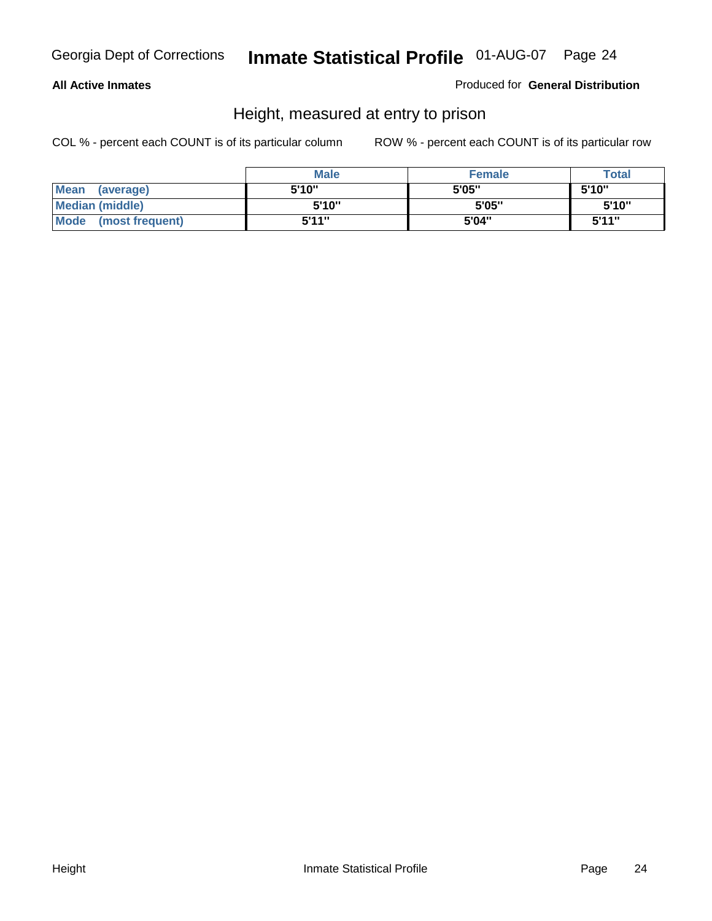**All Active Inmates**

Produced for **General Distribution**

## Height, measured at entry to prison

COL % - percent each COUNT is of its particular column        ROW % - percent each COUNT is of its particular row

| | Male | Female | Total |
|---|---|---|---|
| **Mean (average)** | 5'10" | 5'05" | 5'10" |
| **Median (middle)** | 5'10" | 5'05" | 5'10" |
| **Mode (most frequent)** | 5'11" | 5'04" | 5'11" |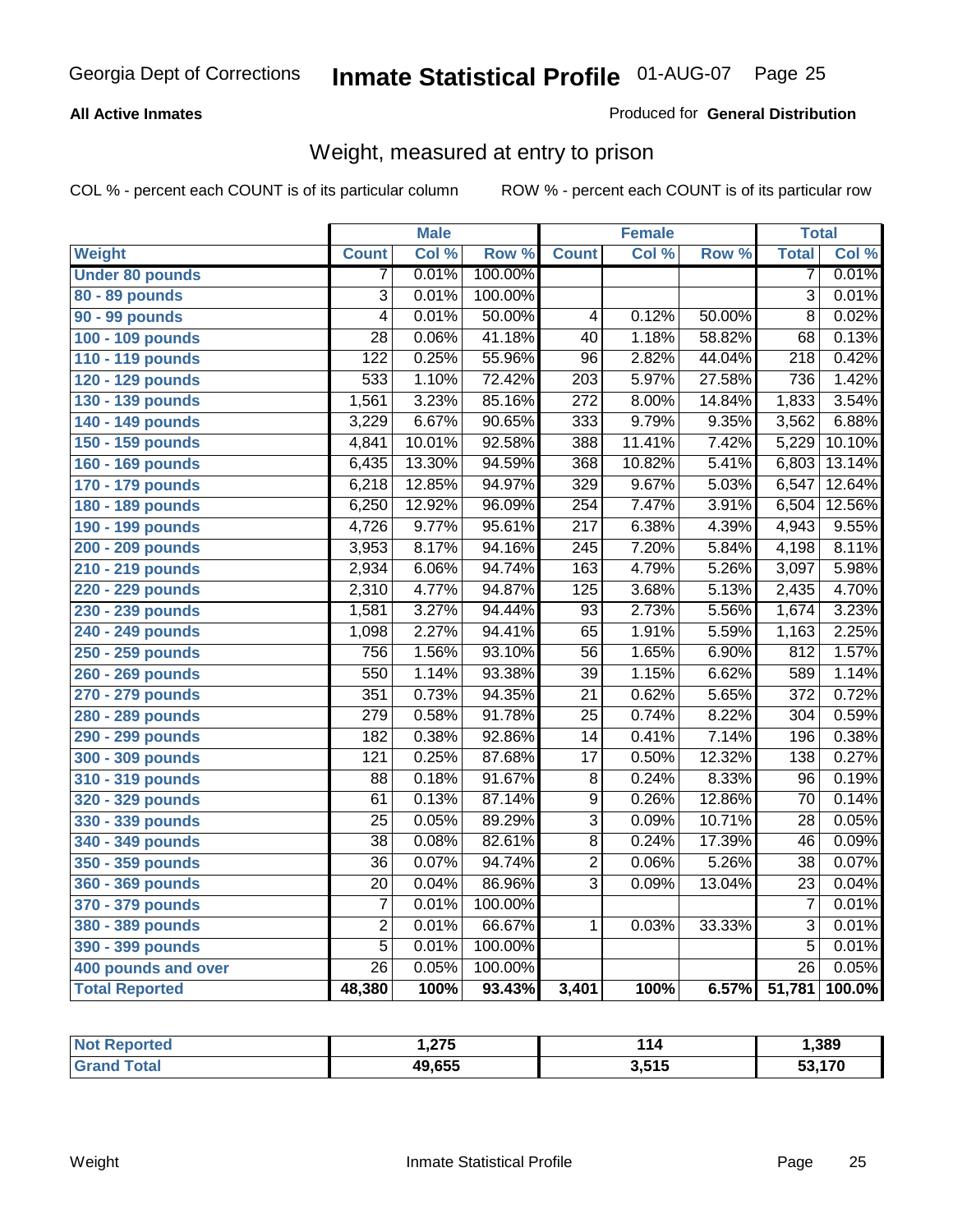Georgia Dept of Corrections **Inmate Statistical Profile** 01-AUG-07

**All Active Inmates** Produced for **General Distribution**

## Weight, measured at entry to prison

COL % - percent each COUNT is of its particular column ROW % - percent each COUNT is of its particular row

| | Male | | | Female | | | Total | |
|---|---|---|---|---|---|---|---|---|
| **Weight** | **Count** | **Col %** | **Row %** | **Count** | **Col %** | **Row %** | **Total** | **Col %** |
| **Under 80 pounds** | 7 | 0.01% | 100.00% | | | | 7 | 0.01% |
| **80 - 89 pounds** | 3 | 0.01% | 100.00% | | | | 3 | 0.01% |
| **90 - 99 pounds** | 4 | 0.01% | 50.00% | 4 | 0.12% | 50.00% | 8 | 0.02% |
| **100 - 109 pounds** | 28 | 0.06% | 41.18% | 40 | 1.18% | 58.82% | 68 | 0.13% |
| **110 - 119 pounds** | 122 | 0.25% | 55.96% | 96 | 2.82% | 44.04% | 218 | 0.42% |
| **120 - 129 pounds** | 533 | 1.10% | 72.42% | 203 | 5.97% | 27.58% | 736 | 1.42% |
| **130 - 139 pounds** | 1,561 | 3.23% | 85.16% | 272 | 8.00% | 14.84% | 1,833 | 3.54% |
| **140 - 149 pounds** | 3,229 | 6.67% | 90.65% | 333 | 9.79% | 9.35% | 3,562 | 6.88% |
| **150 - 159 pounds** | 4,841 | 10.01% | 92.58% | 388 | 11.41% | 7.42% | 5,229 | 10.10% |
| **160 - 169 pounds** | 6,435 | 13.30% | 94.59% | 368 | 10.82% | 5.41% | 6,803 | 13.14% |
| **170 - 179 pounds** | 6,218 | 12.85% | 94.97% | 329 | 9.67% | 5.03% | 6,547 | 12.64% |
| **180 - 189 pounds** | 6,250 | 12.92% | 96.09% | 254 | 7.47% | 3.91% | 6,504 | 12.56% |
| **190 - 199 pounds** | 4,726 | 9.77% | 95.61% | 217 | 6.38% | 4.39% | 4,943 | 9.55% |
| **200 - 209 pounds** | 3,953 | 8.17% | 94.16% | 245 | 7.20% | 5.84% | 4,198 | 8.11% |
| **210 - 219 pounds** | 2,934 | 6.06% | 94.74% | 163 | 4.79% | 5.26% | 3,097 | 5.98% |
| **220 - 229 pounds** | 2,310 | 4.77% | 94.87% | 125 | 3.68% | 5.13% | 2,435 | 4.70% |
| **230 - 239 pounds** | 1,581 | 3.27% | 94.44% | 93 | 2.73% | 5.56% | 1,674 | 3.23% |
| **240 - 249 pounds** | 1,098 | 2.27% | 94.41% | 65 | 1.91% | 5.59% | 1,163 | 2.25% |
| **250 - 259 pounds** | 756 | 1.56% | 93.10% | 56 | 1.65% | 6.90% | 812 | 1.57% |
| **260 - 269 pounds** | 550 | 1.14% | 93.38% | 39 | 1.15% | 6.62% | 589 | 1.14% |
| **270 - 279 pounds** | 351 | 0.73% | 94.35% | 21 | 0.62% | 5.65% | 372 | 0.72% |
| **280 - 289 pounds** | 279 | 0.58% | 91.78% | 25 | 0.74% | 8.22% | 304 | 0.59% |
| **290 - 299 pounds** | 182 | 0.38% | 92.86% | 14 | 0.41% | 7.14% | 196 | 0.38% |
| **300 - 309 pounds** | 121 | 0.25% | 87.68% | 17 | 0.50% | 12.32% | 138 | 0.27% |
| **310 - 319 pounds** | 88 | 0.18% | 91.67% | 8 | 0.24% | 8.33% | 96 | 0.19% |
| **320 - 329 pounds** | 61 | 0.13% | 87.14% | 9 | 0.26% | 12.86% | 70 | 0.14% |
| **330 - 339 pounds** | 25 | 0.05% | 89.29% | 3 | 0.09% | 10.71% | 28 | 0.05% |
| **340 - 349 pounds** | 38 | 0.08% | 82.61% | 8 | 0.24% | 17.39% | 46 | 0.09% |
| **350 - 359 pounds** | 36 | 0.07% | 94.74% | 2 | 0.06% | 5.26% | 38 | 0.07% |
| **360 - 369 pounds** | 20 | 0.04% | 86.96% | 3 | 0.09% | 13.04% | 23 | 0.04% |
| **370 - 379 pounds** | 7 | 0.01% | 100.00% | | | | 7 | 0.01% |
| **380 - 389 pounds** | 2 | 0.01% | 66.67% | 1 | 0.03% | 33.33% | 3 | 0.01% |
| **390 - 399 pounds** | 5 | 0.01% | 100.00% | | | | 5 | 0.01% |
| **400 pounds and over** | 26 | 0.05% | 100.00% | | | | 26 | 0.05% |
| **Total Reported** | **48,380** | **100%** | **93.43%** | **3,401** | **100%** | **6.57%** | **51,781** | **100.0%** |

| | Male | Female | Total |
|---|---|---|---|
| **Not Reported** | **1,275** | **114** | **1,389** |
| **Grand Total** | **49,655** | **3,515** | **53,170** |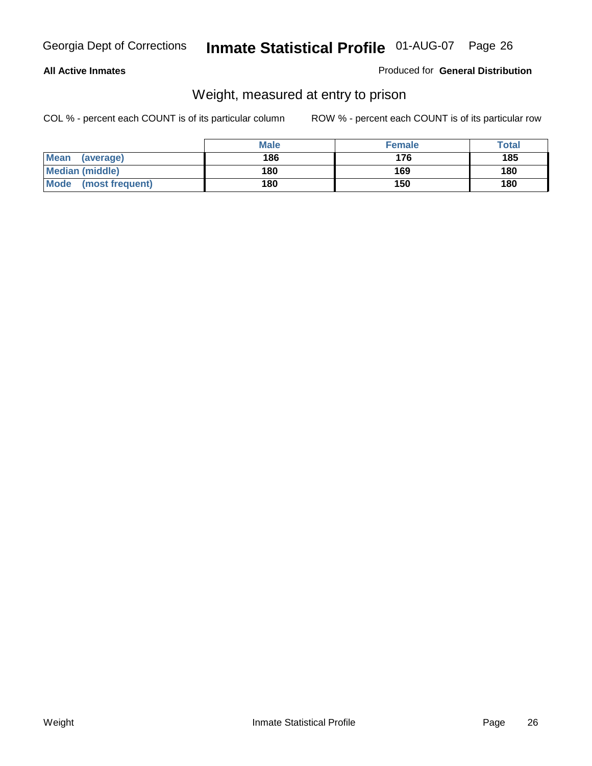Georgia Dept of Corrections **Inmate Statistical Profile** 01-AUG-07

**All Active Inmates** Produced for **General Distribution**

## Weight, measured at entry to prison

COL % - percent each COUNT is of its particular column ROW % - percent each COUNT is of its particular row

| | Male | Female | Total |
|---|---|---|---|
| **Mean (average)** | **186** | **176** | **185** |
| **Median (middle)** | **180** | **169** | **180** |
| **Mode (most frequent)** | **180** | **150** | **180** |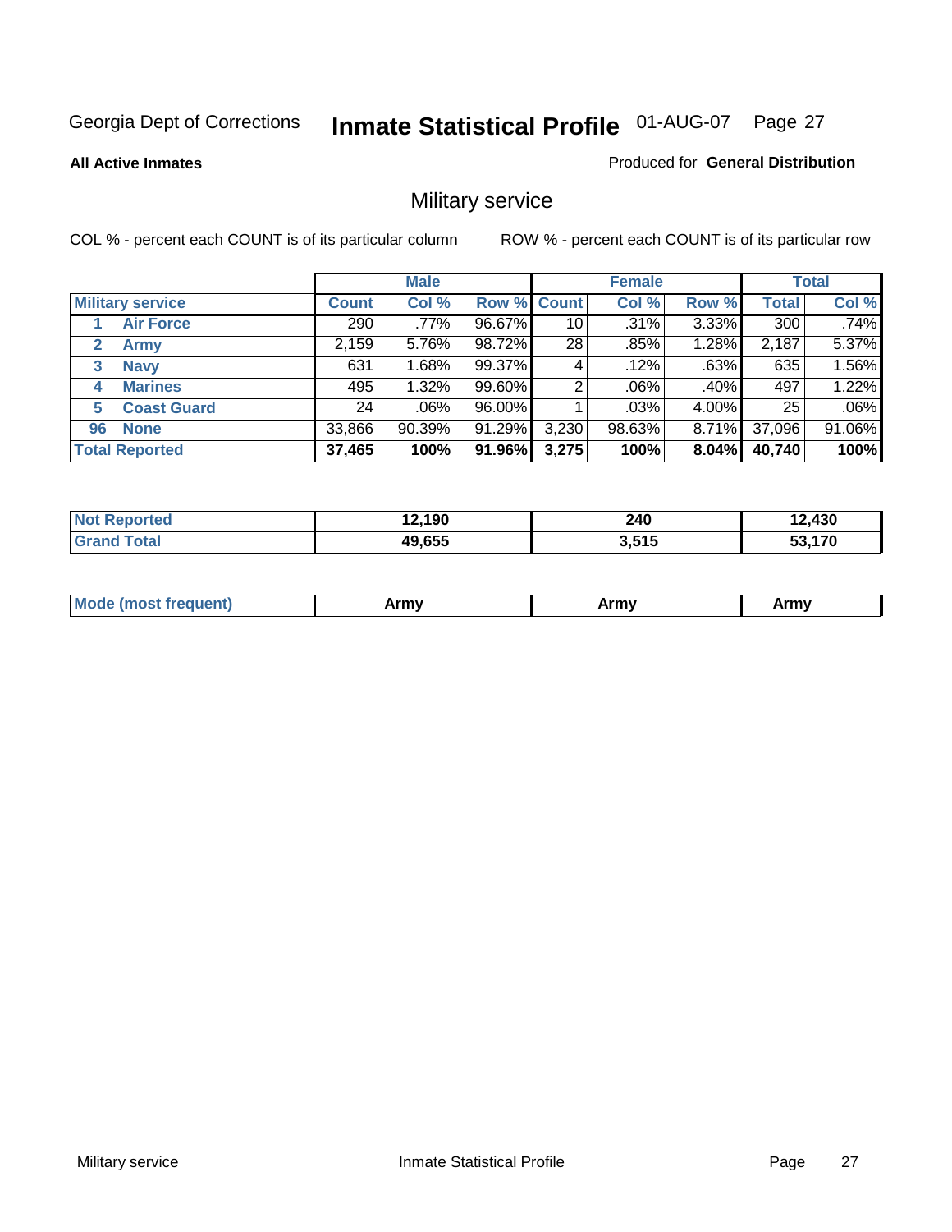Georgia Dept of Corrections **Inmate Statistical Profile** 01-AUG-07

**All Active Inmates**

Produced for **General Distribution**

## Military service

COL % - percent each COUNT is of its particular column

ROW % - percent each COUNT is of its particular row

| | Male | | | Female | | | Total | |
|---|---|---|---|---|---|---|---|---|
| **Military service** | **Count** | **Col %** | **Row %** | **Count** | **Col %** | **Row %** | **Total** | **Col %** |
| 1 Air Force | 290 | .77% | 96.67% | 10 | .31% | 3.33% | 300 | .74% |
| 2 Army | 2,159 | 5.76% | 98.72% | 28 | .85% | 1.28% | 2,187 | 5.37% |
| 3 Navy | 631 | 1.68% | 99.37% | 4 | .12% | .63% | 635 | 1.56% |
| 4 Marines | 495 | 1.32% | 99.60% | 2 | .06% | .40% | 497 | 1.22% |
| 5 Coast Guard | 24 | .06% | 96.00% | 1 | .03% | 4.00% | 25 | .06% |
| 96 None | 33,866 | 90.39% | 91.29% | 3,230 | 98.63% | 8.71% | 37,096 | 91.06% |
| **Total Reported** | **37,465** | **100%** | **91.96%** | **3,275** | **100%** | **8.04%** | **40,740** | **100%** |

| | Male | Female | Total |
|---|---|---|---|
| **Not Reported** | **12,190** | **240** | **12,430** |
| **Grand Total** | **49,655** | **3,515** | **53,170** |

| | Male | Female | Total |
|---|---|---|---|
| **Mode (most frequent)** | **Army** | **Army** | **Army** |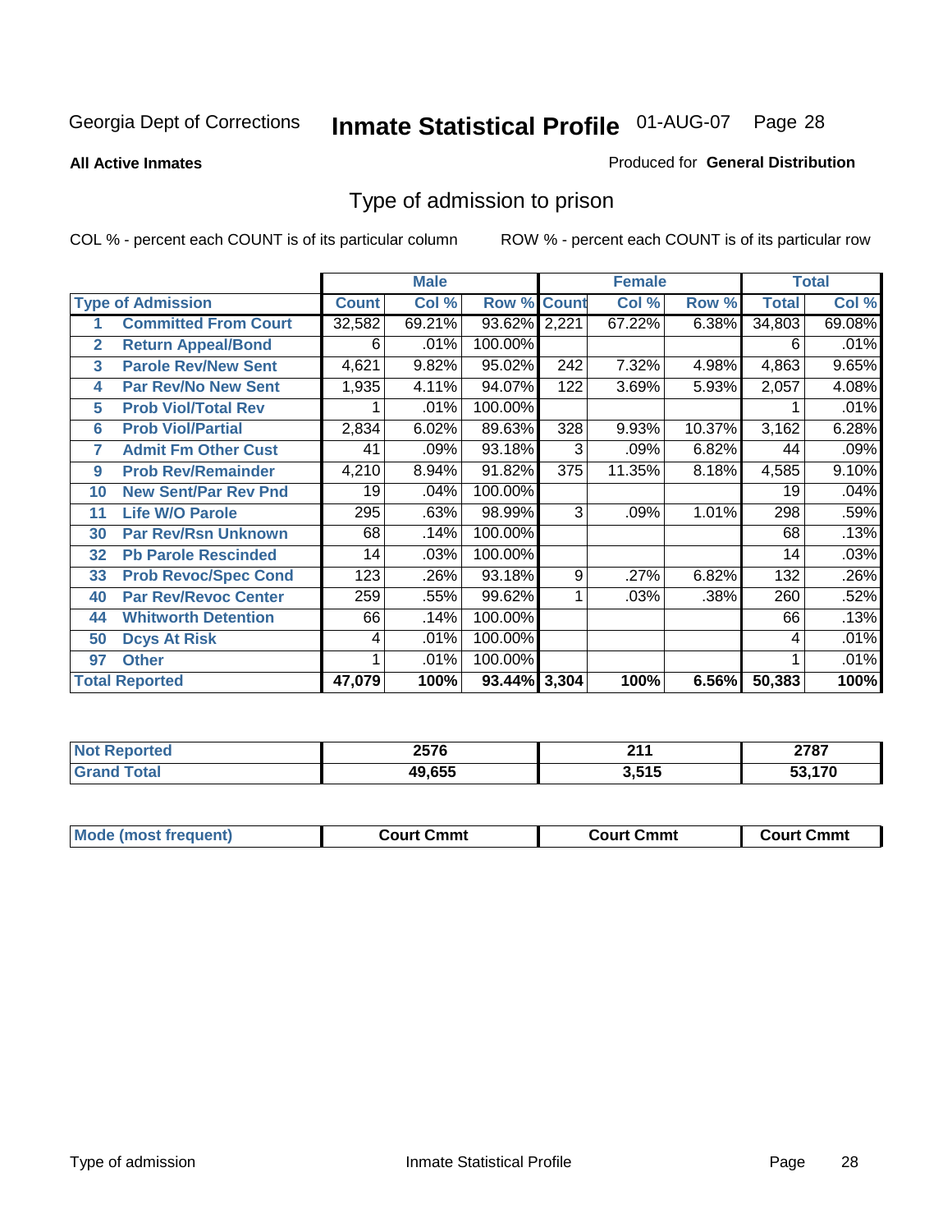Georgia Dept of Corrections **Inmate Statistical Profile** 01-AUG-07

**All Active Inmates** Produced for **General Distribution**

# Type of admission to prison

COL % - percent each COUNT is of its particular column ROW % - percent each COUNT is of its particular row

| Type of Admission | | Male | | | Female | | | Total | |
|---|---|---|---|---|---|---|---|---|---|
| | | Count | Col % | Row % | Count | Col % | Row % | Total | Col % |
| 1 | Committed From Court | 32,582 | 69.21% | 93.62% | 2,221 | 67.22% | 6.38% | 34,803 | 69.08% |
| 2 | Return Appeal/Bond | 6 | .01% | 100.00% | | | | 6 | .01% |
| 3 | Parole Rev/New Sent | 4,621 | 9.82% | 95.02% | 242 | 7.32% | 4.98% | 4,863 | 9.65% |
| 4 | Par Rev/No New Sent | 1,935 | 4.11% | 94.07% | 122 | 3.69% | 5.93% | 2,057 | 4.08% |
| 5 | Prob Viol/Total Rev | 1 | .01% | 100.00% | | | | 1 | .01% |
| 6 | Prob Viol/Partial | 2,834 | 6.02% | 89.63% | 328 | 9.93% | 10.37% | 3,162 | 6.28% |
| 7 | Admit Fm Other Cust | 41 | .09% | 93.18% | 3 | .09% | 6.82% | 44 | .09% |
| 9 | Prob Rev/Remainder | 4,210 | 8.94% | 91.82% | 375 | 11.35% | 8.18% | 4,585 | 9.10% |
| 10 | New Sent/Par Rev Pnd | 19 | .04% | 100.00% | | | | 19 | .04% |
| 11 | Life W/O Parole | 295 | .63% | 98.99% | 3 | .09% | 1.01% | 298 | .59% |
| 30 | Par Rev/Rsn Unknown | 68 | .14% | 100.00% | | | | 68 | .13% |
| 32 | Pb Parole Rescinded | 14 | .03% | 100.00% | | | | 14 | .03% |
| 33 | Prob Revoc/Spec Cond | 123 | .26% | 93.18% | 9 | .27% | 6.82% | 132 | .26% |
| 40 | Par Rev/Revoc Center | 259 | .55% | 99.62% | 1 | .03% | .38% | 260 | .52% |
| 44 | Whitworth Detention | 66 | .14% | 100.00% | | | | 66 | .13% |
| 50 | Dcys At Risk | 4 | .01% | 100.00% | | | | 4 | .01% |
| 97 | Other | 1 | .01% | 100.00% | | | | 1 | .01% |
| **Total Reported** | | **47,079** | **100%** | **93.44%** | **3,304** | **100%** | **6.56%** | **50,383** | **100%** |

| | Male | Female | Total |
|---|---|---|---|
| Not Reported | 2576 | 211 | 2787 |
| Grand Total | 49,655 | 3,515 | 53,170 |

| | Male | Female | Total |
|---|---|---|---|
| Mode (most frequent) | Court Cmmt | Court Cmmt | Court Cmmt |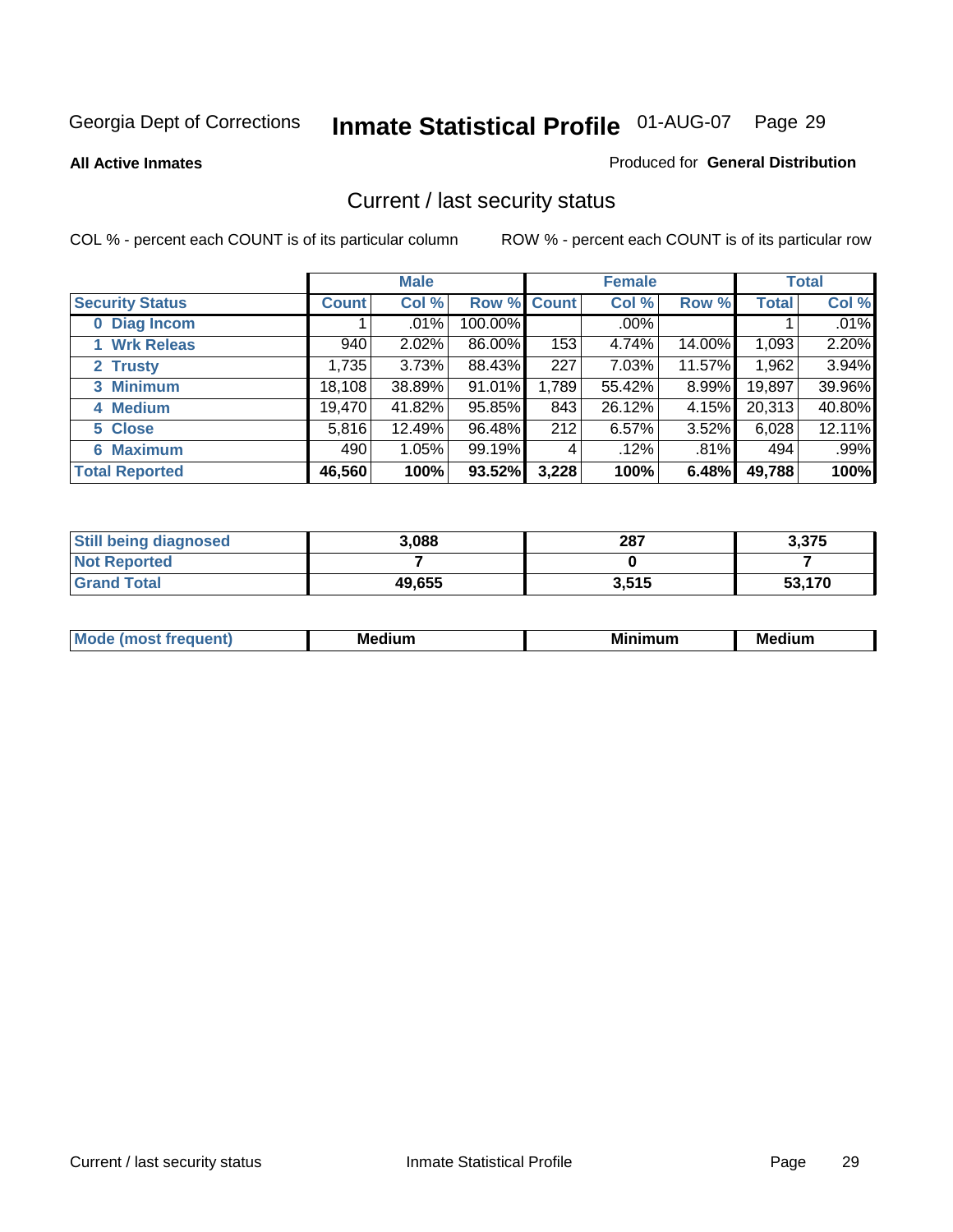Georgia Dept of Corrections **Inmate Statistical Profile** 01-AUG-07 Page 29

**All Active Inmates**

Produced for **General Distribution**

## Current / last security status

COL % - percent each COUNT is of its particular column

ROW % - percent each COUNT is of its particular row

| | Male | | | Female | | | Total | |
|---|---|---|---|---|---|---|---|---|
| **Security Status** | **Count** | **Col %** | **Row %** | **Count** | **Col %** | **Row %** | **Total** | **Col %** |
| **0 Diag Incom** | 1 | .01% | 100.00% | | .00% | | 1 | .01% |
| **1 Wrk Releas** | 940 | 2.02% | 86.00% | 153 | 4.74% | 14.00% | 1,093 | 2.20% |
| **2 Trusty** | 1,735 | 3.73% | 88.43% | 227 | 7.03% | 11.57% | 1,962 | 3.94% |
| **3 Minimum** | 18,108 | 38.89% | 91.01% | 1,789 | 55.42% | 8.99% | 19,897 | 39.96% |
| **4 Medium** | 19,470 | 41.82% | 95.85% | 843 | 26.12% | 4.15% | 20,313 | 40.80% |
| **5 Close** | 5,816 | 12.49% | 96.48% | 212 | 6.57% | 3.52% | 6,028 | 12.11% |
| **6 Maximum** | 490 | 1.05% | 99.19% | 4 | .12% | .81% | 494 | .99% |
| **Total Reported** | **46,560** | **100%** | **93.52%** | **3,228** | **100%** | **6.48%** | **49,788** | **100%** |

| | Male | Female | Total |
|---|---|---|---|
| **Still being diagnosed** | **3,088** | **287** | **3,375** |
| **Not Reported** | **7** | **0** | **7** |
| **Grand Total** | **49,655** | **3,515** | **53,170** |

| | Male | Female | Total |
|---|---|---|---|
| **Mode (most frequent)** | **Medium** | **Minimum** | **Medium** |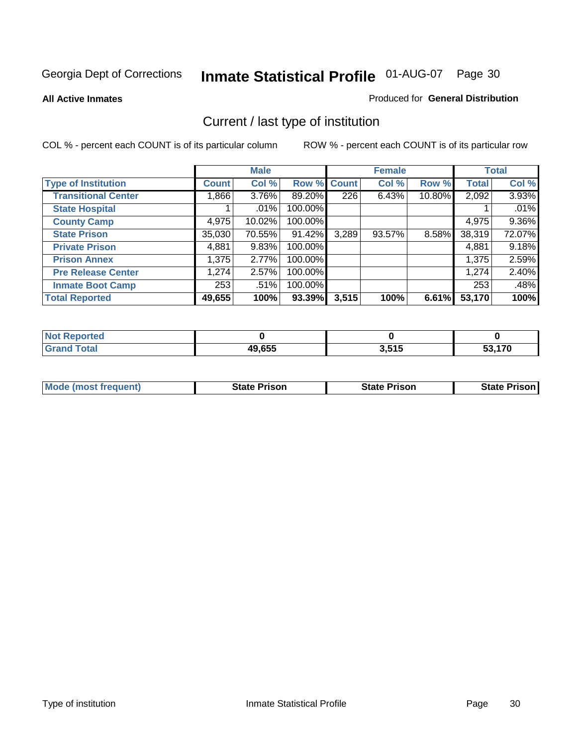Georgia Dept of Corrections **Inmate Statistical Profile** 01-AUG-07

**All Active Inmates**

Produced for **General Distribution**

## Current / last type of institution

COL % - percent each COUNT is of its particular column

ROW % - percent each COUNT is of its particular row

| | Male | | | Female | | | Total | |
|---|---|---|---|---|---|---|---|---|
| **Type of Institution** | **Count** | **Col %** | **Row %** | **Count** | **Col %** | **Row %** | **Total** | **Col %** |
| **Transitional Center** | 1,866 | 3.76% | 89.20% | 226 | 6.43% | 10.80% | 2,092 | 3.93% |
| **State Hospital** | 1 | .01% | 100.00% | | | | 1 | .01% |
| **County Camp** | 4,975 | 10.02% | 100.00% | | | | 4,975 | 9.36% |
| **State Prison** | 35,030 | 70.55% | 91.42% | 3,289 | 93.57% | 8.58% | 38,319 | 72.07% |
| **Private Prison** | 4,881 | 9.83% | 100.00% | | | | 4,881 | 9.18% |
| **Prison Annex** | 1,375 | 2.77% | 100.00% | | | | 1,375 | 2.59% |
| **Pre Release Center** | 1,274 | 2.57% | 100.00% | | | | 1,274 | 2.40% |
| **Inmate Boot Camp** | 253 | .51% | 100.00% | | | | 253 | .48% |
| **Total Reported** | **49,655** | **100%** | **93.39%** | **3,515** | **100%** | **6.61%** | **53,170** | **100%** |

| | Male | Female | Total |
|---|---|---|---|
| **Not Reported** | **0** | **0** | **0** |
| **Grand Total** | **49,655** | **3,515** | **53,170** |

| | Male | Female | Total |
|---|---|---|---|
| **Mode (most frequent)** | **State Prison** | **State Prison** | **State Prison** |

Type of institution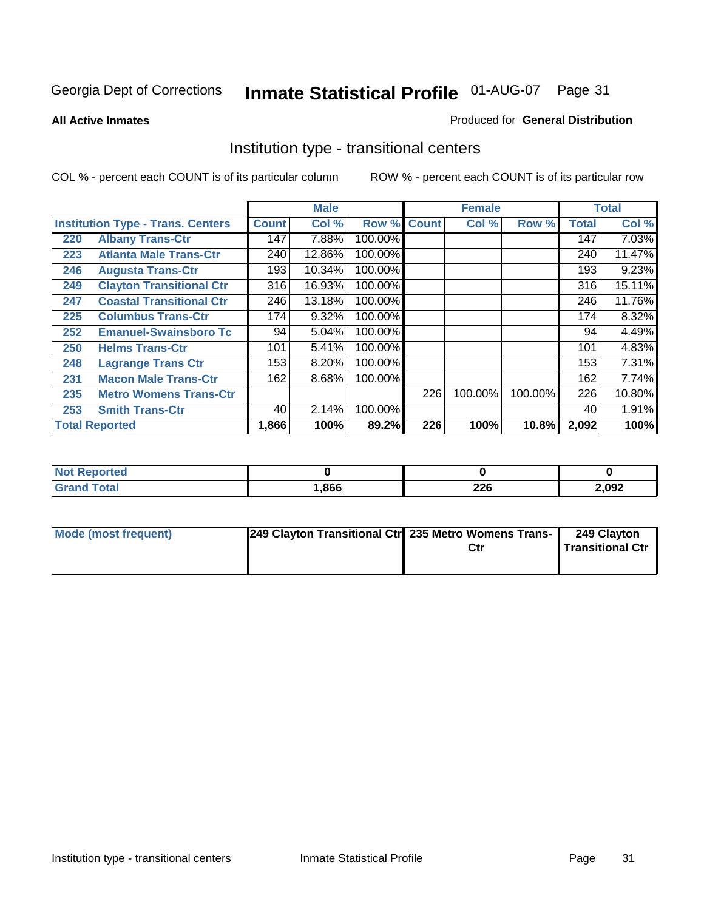Georgia Dept of Corrections **Inmate Statistical Profile** 01-AUG-07

**All Active Inmates**

Produced for **General Distribution**

## Institution type - transitional centers

COL % - percent each COUNT is of its particular column

ROW % - percent each COUNT is of its particular row

| | | Male | | | Female | | | Total | |
|---|---|---|---|---|---|---|---|---|---|
| **Institution Type - Trans. Centers** | | **Count** | **Col %** | **Row %** | **Count** | **Col %** | **Row %** | **Total** | **Col %** |
| 220 | Albany Trans-Ctr | 147 | 7.88% | 100.00% | | | | 147 | 7.03% |
| 223 | Atlanta Male Trans-Ctr | 240 | 12.86% | 100.00% | | | | 240 | 11.47% |
| 246 | Augusta Trans-Ctr | 193 | 10.34% | 100.00% | | | | 193 | 9.23% |
| 249 | Clayton Transitional Ctr | 316 | 16.93% | 100.00% | | | | 316 | 15.11% |
| 247 | Coastal Transitional Ctr | 246 | 13.18% | 100.00% | | | | 246 | 11.76% |
| 225 | Columbus Trans-Ctr | 174 | 9.32% | 100.00% | | | | 174 | 8.32% |
| 252 | Emanuel-Swainsboro Tc | 94 | 5.04% | 100.00% | | | | 94 | 4.49% |
| 250 | Helms Trans-Ctr | 101 | 5.41% | 100.00% | | | | 101 | 4.83% |
| 248 | Lagrange Trans Ctr | 153 | 8.20% | 100.00% | | | | 153 | 7.31% |
| 231 | Macon Male Trans-Ctr | 162 | 8.68% | 100.00% | | | | 162 | 7.74% |
| 235 | Metro Womens Trans-Ctr | | | | 226 | 100.00% | 100.00% | 226 | 10.80% |
| 253 | Smith Trans-Ctr | 40 | 2.14% | 100.00% | | | | 40 | 1.91% |
| **Total Reported** | | **1,866** | **100%** | **89.2%** | **226** | **100%** | **10.8%** | **2,092** | **100%** |

| | Male | Female | Total |
|---|---|---|---|
| **Not Reported** | **0** | **0** | **0** |
| **Grand Total** | **1,866** | **226** | **2,092** |

| | Male | Female | Total |
|---|---|---|---|
| **Mode (most frequent)** | **249 Clayton Transitional Ctr** | **235 Metro Womens Trans-Ctr** | **249 Clayton Transitional Ctr** |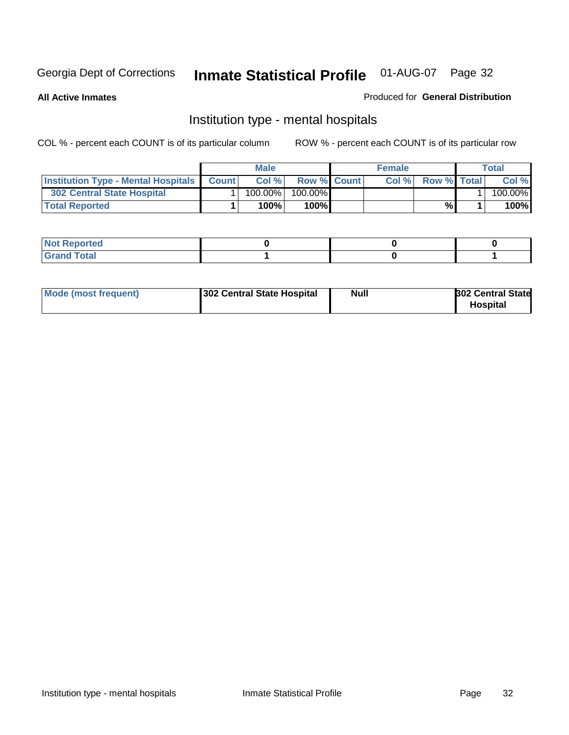Georgia Dept of Corrections **Inmate Statistical Profile** 01-AUG-07

**All Active Inmates**

Produced for **General Distribution**

## Institution type - mental hospitals

COL % - percent each COUNT is of its particular column

ROW % - percent each COUNT is of its particular row

| | Male | | | Female | | | Total | |
|---|---|---|---|---|---|---|---|---|
| **Institution Type - Mental Hospitals** | **Count** | **Col %** | **Row %** | **Count** | **Col %** | **Row %** | **Total** | **Col %** |
| **302 Central State Hospital** | 1 | 100.00% | 100.00% | | | | 1 | 100.00% |
| **Total Reported** | **1** | **100%** | **100%** | | | **%** | **1** | **100%** |

| | Male | Female | Total |
|---|---|---|---|
| **Not Reported** | **0** | **0** | **0** |
| **Grand Total** | **1** | **0** | **1** |

| | Male | Female | Total |
|---|---|---|---|
| **Mode (most frequent)** | **302 Central State Hospital** | **Null** | **302 Central State Hospital** |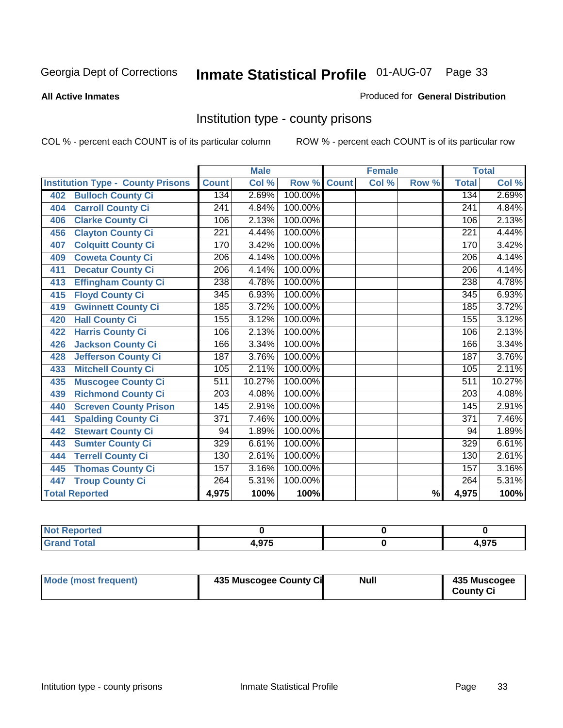Georgia Dept of Corrections **Inmate Statistical Profile** 01-AUG-07

**All Active Inmates**

Produced for **General Distribution**

## Institution type - county prisons

COL % - percent each COUNT is of its particular column

ROW % - percent each COUNT is of its particular row

| Institution Type - County Prisons | Male | | | Female | | | Total | |
|---|---|---|---|---|---|---|---|---|
| | Count | Col % | Row % | Count | Col % | Row % | Total | Col % |
| 402 Bulloch County Ci | 134 | 2.69% | 100.00% | | | | 134 | 2.69% |
| 404 Carroll County Ci | 241 | 4.84% | 100.00% | | | | 241 | 4.84% |
| 406 Clarke County Ci | 106 | 2.13% | 100.00% | | | | 106 | 2.13% |
| 456 Clayton County Ci | 221 | 4.44% | 100.00% | | | | 221 | 4.44% |
| 407 Colquitt County Ci | 170 | 3.42% | 100.00% | | | | 170 | 3.42% |
| 409 Coweta County Ci | 206 | 4.14% | 100.00% | | | | 206 | 4.14% |
| 411 Decatur County Ci | 206 | 4.14% | 100.00% | | | | 206 | 4.14% |
| 413 Effingham County Ci | 238 | 4.78% | 100.00% | | | | 238 | 4.78% |
| 415 Floyd County Ci | 345 | 6.93% | 100.00% | | | | 345 | 6.93% |
| 419 Gwinnett County Ci | 185 | 3.72% | 100.00% | | | | 185 | 3.72% |
| 420 Hall County Ci | 155 | 3.12% | 100.00% | | | | 155 | 3.12% |
| 422 Harris County Ci | 106 | 2.13% | 100.00% | | | | 106 | 2.13% |
| 426 Jackson County Ci | 166 | 3.34% | 100.00% | | | | 166 | 3.34% |
| 428 Jefferson County Ci | 187 | 3.76% | 100.00% | | | | 187 | 3.76% |
| 433 Mitchell County Ci | 105 | 2.11% | 100.00% | | | | 105 | 2.11% |
| 435 Muscogee County Ci | 511 | 10.27% | 100.00% | | | | 511 | 10.27% |
| 439 Richmond County Ci | 203 | 4.08% | 100.00% | | | | 203 | 4.08% |
| 440 Screven County Prison | 145 | 2.91% | 100.00% | | | | 145 | 2.91% |
| 441 Spalding County Ci | 371 | 7.46% | 100.00% | | | | 371 | 7.46% |
| 442 Stewart County Ci | 94 | 1.89% | 100.00% | | | | 94 | 1.89% |
| 443 Sumter County Ci | 329 | 6.61% | 100.00% | | | | 329 | 6.61% |
| 444 Terrell County Ci | 130 | 2.61% | 100.00% | | | | 130 | 2.61% |
| 445 Thomas County Ci | 157 | 3.16% | 100.00% | | | | 157 | 3.16% |
| 447 Troup County Ci | 264 | 5.31% | 100.00% | | | | 264 | 5.31% |
| **Total Reported** | **4,975** | **100%** | **100%** | | | **%** | **4,975** | **100%** |

| | Male | Female | Total |
|---|---|---|---|
| Not Reported | 0 | 0 | 0 |
| Grand Total | 4,975 | 0 | 4,975 |

| | Male | Female | Total |
|---|---|---|---|
| Mode (most frequent) | 435 Muscogee County Ci | Null | 435 Muscogee County Ci |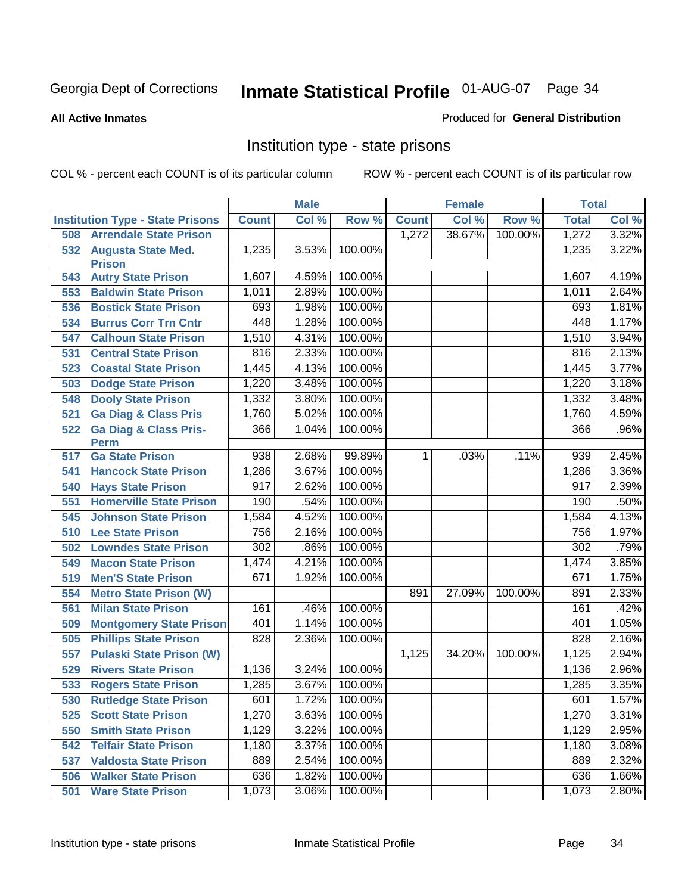Georgia Dept of Corrections **Inmate Statistical Profile** 01-AUG-07

**All Active Inmates**

Produced for **General Distribution**

## Institution type - state prisons

COL % - percent each COUNT is of its particular column ROW % - percent each COUNT is of its particular row

| | Male | | | Female | | | Total | |
|---|---|---|---|---|---|---|---|---|
| **Institution Type - State Prisons** | **Count** | **Col %** | **Row %** | **Count** | **Col %** | **Row %** | **Total** | **Col %** |
| 508 Arrendale State Prison | | | | 1,272 | 38.67% | 100.00% | 1,272 | 3.32% |
| 532 Augusta State Med. Prison | 1,235 | 3.53% | 100.00% | | | | 1,235 | 3.22% |
| 543 Autry State Prison | 1,607 | 4.59% | 100.00% | | | | 1,607 | 4.19% |
| 553 Baldwin State Prison | 1,011 | 2.89% | 100.00% | | | | 1,011 | 2.64% |
| 536 Bostick State Prison | 693 | 1.98% | 100.00% | | | | 693 | 1.81% |
| 534 Burrus Corr Trn Cntr | 448 | 1.28% | 100.00% | | | | 448 | 1.17% |
| 547 Calhoun State Prison | 1,510 | 4.31% | 100.00% | | | | 1,510 | 3.94% |
| 531 Central State Prison | 816 | 2.33% | 100.00% | | | | 816 | 2.13% |
| 523 Coastal State Prison | 1,445 | 4.13% | 100.00% | | | | 1,445 | 3.77% |
| 503 Dodge State Prison | 1,220 | 3.48% | 100.00% | | | | 1,220 | 3.18% |
| 548 Dooly State Prison | 1,332 | 3.80% | 100.00% | | | | 1,332 | 3.48% |
| 521 Ga Diag & Class Pris | 1,760 | 5.02% | 100.00% | | | | 1,760 | 4.59% |
| 522 Ga Diag & Class Pris-Perm | 366 | 1.04% | 100.00% | | | | 366 | .96% |
| 517 Ga State Prison | 938 | 2.68% | 99.89% | 1 | .03% | .11% | 939 | 2.45% |
| 541 Hancock State Prison | 1,286 | 3.67% | 100.00% | | | | 1,286 | 3.36% |
| 540 Hays State Prison | 917 | 2.62% | 100.00% | | | | 917 | 2.39% |
| 551 Homerville State Prison | 190 | .54% | 100.00% | | | | 190 | .50% |
| 545 Johnson State Prison | 1,584 | 4.52% | 100.00% | | | | 1,584 | 4.13% |
| 510 Lee State Prison | 756 | 2.16% | 100.00% | | | | 756 | 1.97% |
| 502 Lowndes State Prison | 302 | .86% | 100.00% | | | | 302 | .79% |
| 549 Macon State Prison | 1,474 | 4.21% | 100.00% | | | | 1,474 | 3.85% |
| 519 Men'S State Prison | 671 | 1.92% | 100.00% | | | | 671 | 1.75% |
| 554 Metro State Prison (W) | | | | 891 | 27.09% | 100.00% | 891 | 2.33% |
| 561 Milan State Prison | 161 | .46% | 100.00% | | | | 161 | .42% |
| 509 Montgomery State Prison | 401 | 1.14% | 100.00% | | | | 401 | 1.05% |
| 505 Phillips State Prison | 828 | 2.36% | 100.00% | | | | 828 | 2.16% |
| 557 Pulaski State Prison (W) | | | | 1,125 | 34.20% | 100.00% | 1,125 | 2.94% |
| 529 Rivers State Prison | 1,136 | 3.24% | 100.00% | | | | 1,136 | 2.96% |
| 533 Rogers State Prison | 1,285 | 3.67% | 100.00% | | | | 1,285 | 3.35% |
| 530 Rutledge State Prison | 601 | 1.72% | 100.00% | | | | 601 | 1.57% |
| 525 Scott State Prison | 1,270 | 3.63% | 100.00% | | | | 1,270 | 3.31% |
| 550 Smith State Prison | 1,129 | 3.22% | 100.00% | | | | 1,129 | 2.95% |
| 542 Telfair State Prison | 1,180 | 3.37% | 100.00% | | | | 1,180 | 3.08% |
| 537 Valdosta State Prison | 889 | 2.54% | 100.00% | | | | 889 | 2.32% |
| 506 Walker State Prison | 636 | 1.82% | 100.00% | | | | 636 | 1.66% |
| 501 Ware State Prison | 1,073 | 3.06% | 100.00% | | | | 1,073 | 2.80% |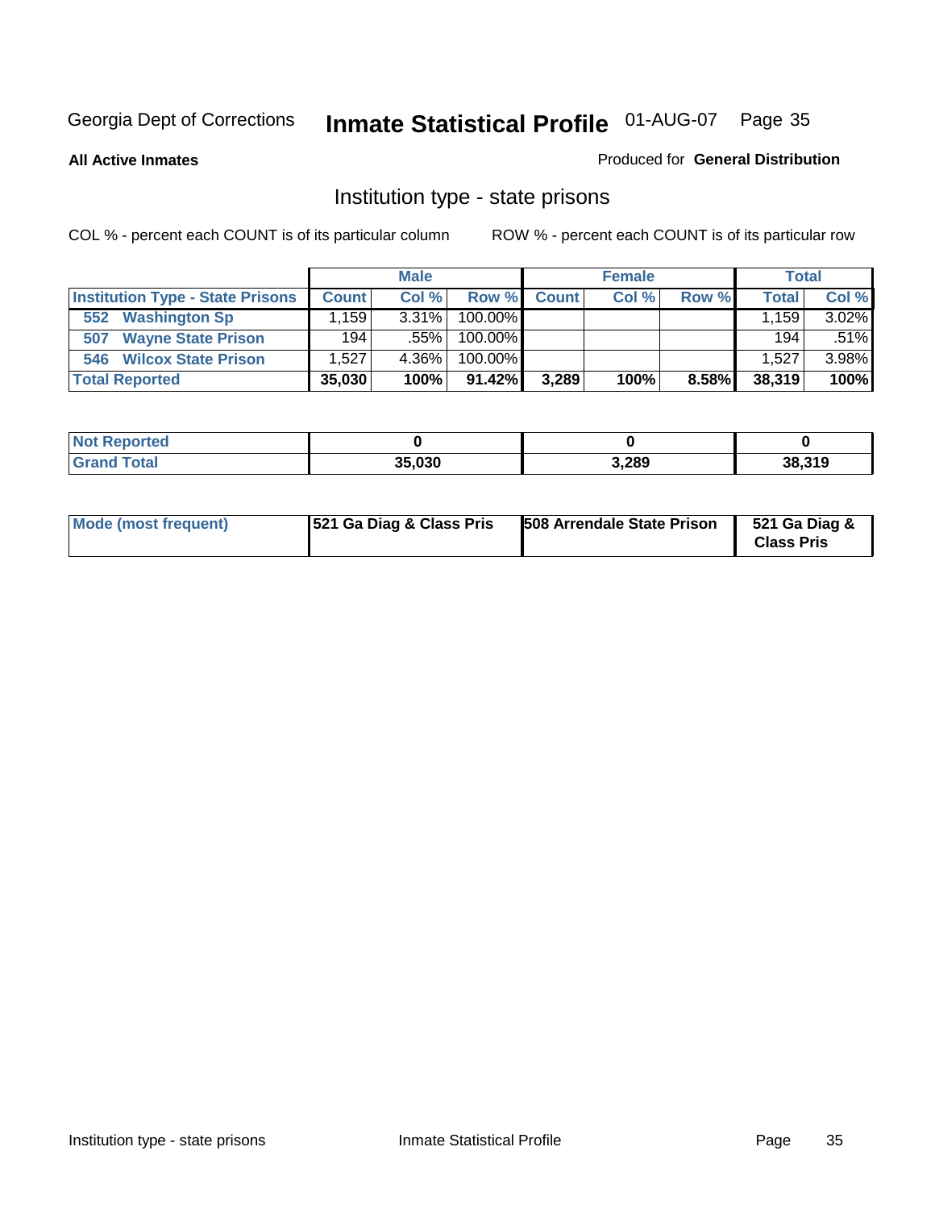Georgia Dept of Corrections **Inmate Statistical Profile** 01-AUG-07

**All Active Inmates** Produced for **General Distribution**

## Institution type - state prisons

COL % - percent each COUNT is of its particular column ROW % - percent each COUNT is of its particular row

| | Male | | | Female | | | Total | |
|---|---|---|---|---|---|---|---|---|
| **Institution Type - State Prisons** | **Count** | **Col %** | **Row %** | **Count** | **Col %** | **Row %** | **Total** | **Col %** |
| **552 Washington Sp** | 1,159 | 3.31% | 100.00% | | | | 1,159 | 3.02% |
| **507 Wayne State Prison** | 194 | .55% | 100.00% | | | | 194 | .51% |
| **546 Wilcox State Prison** | 1,527 | 4.36% | 100.00% | | | | 1,527 | 3.98% |
| **Total Reported** | **35,030** | **100%** | **91.42%** | **3,289** | **100%** | **8.58%** | **38,319** | **100%** |

| | Male | Female | Total |
|---|---|---|---|
| **Not Reported** | **0** | **0** | **0** |
| **Grand Total** | **35,030** | **3,289** | **38,319** |

| | Male | Female | Total |
|---|---|---|---|
| **Mode (most frequent)** | **521 Ga Diag & Class Pris** | **508 Arrendale State Prison** | **521 Ga Diag & Class Pris** |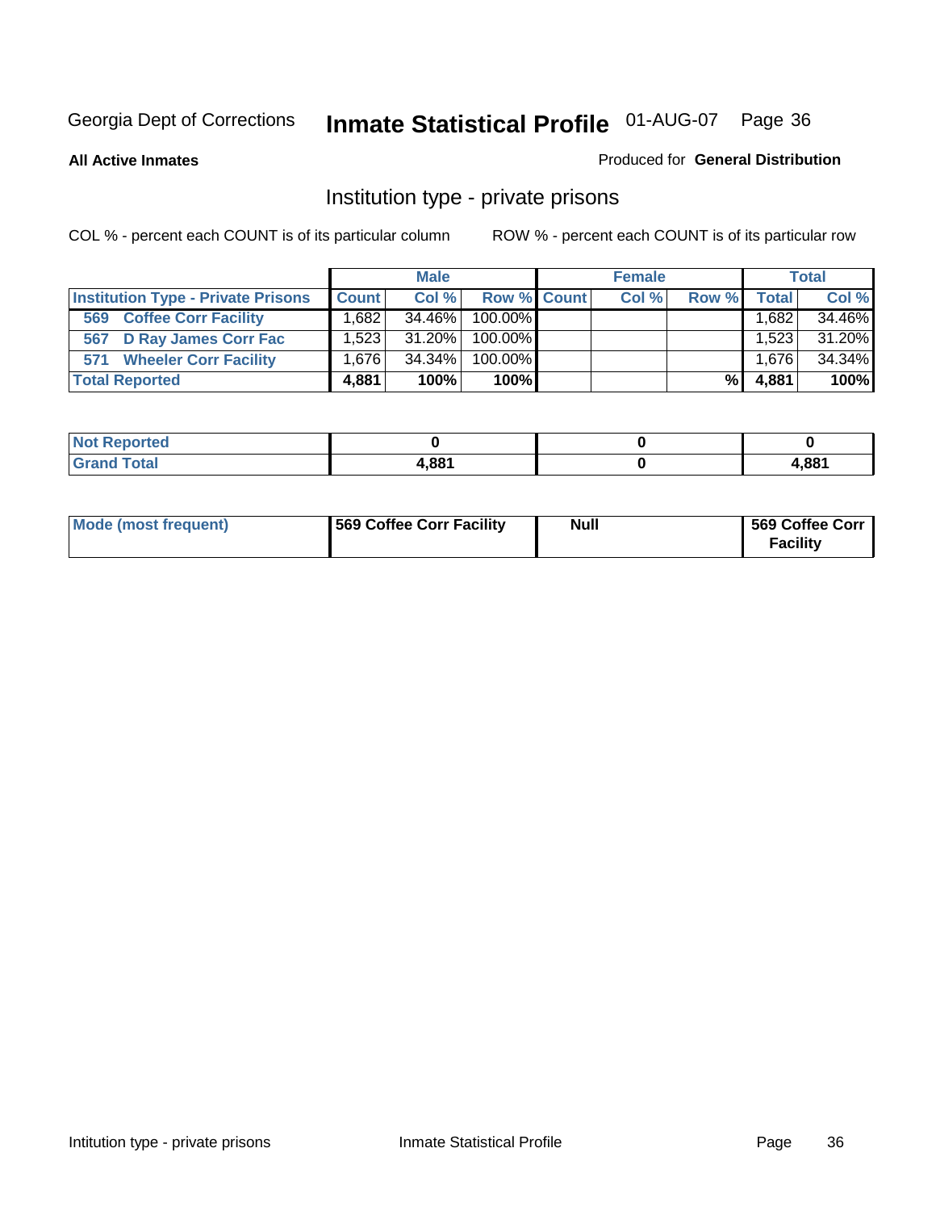Georgia Dept of Corrections **Inmate Statistical Profile** 01-AUG-07

**All Active Inmates**

Produced for **General Distribution**

## Institution type - private prisons

COL % - percent each COUNT is of its particular column

ROW % - percent each COUNT is of its particular row

| | Male | | | Female | | | Total | |
|---|---|---|---|---|---|---|---|---|
| **Institution Type - Private Prisons** | **Count** | **Col %** | **Row %** | **Count** | **Col %** | **Row %** | **Total** | **Col %** |
| **569 Coffee Corr Facility** | 1,682 | 34.46% | 100.00% | | | | 1,682 | 34.46% |
| **567 D Ray James Corr Fac** | 1,523 | 31.20% | 100.00% | | | | 1,523 | 31.20% |
| **571 Wheeler Corr Facility** | 1,676 | 34.34% | 100.00% | | | | 1,676 | 34.34% |
| **Total Reported** | **4,881** | **100%** | **100%** | | | **%** | **4,881** | **100%** |

| | Male | Female | Total |
|---|---|---|---|
| **Not Reported** | **0** | **0** | **0** |
| **Grand Total** | **4,881** | **0** | **4,881** |

| | Male | Female | Total |
|---|---|---|---|
| **Mode (most frequent)** | **569 Coffee Corr Facility** | **Null** | **569 Coffee Corr Facility** |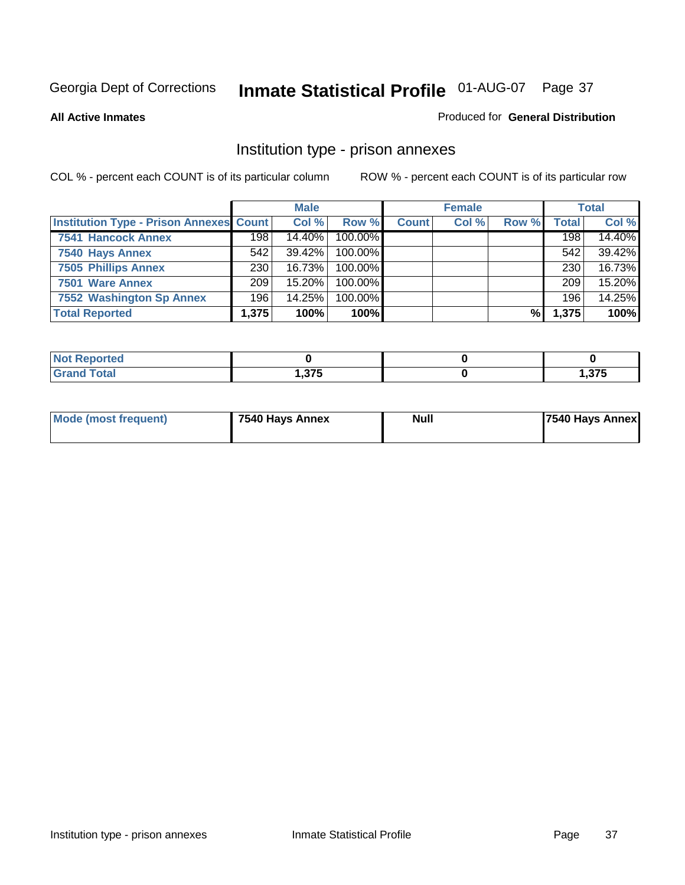Georgia Dept of Corrections **Inmate Statistical Profile** 01-AUG-07

**All Active Inmates**

Produced for **General Distribution**

## Institution type - prison annexes

COL % - percent each COUNT is of its particular column ROW % - percent each COUNT is of its particular row

| | Male | | | Female | | | Total | |
|---|---|---|---|---|---|---|---|---|
| **Institution Type - Prison Annexes** | **Count** | **Col %** | **Row %** | **Count** | **Col %** | **Row %** | **Total** | **Col %** |
| **7541 Hancock Annex** | 198 | 14.40% | 100.00% | | | | 198 | 14.40% |
| **7540 Hays Annex** | 542 | 39.42% | 100.00% | | | | 542 | 39.42% |
| **7505 Phillips Annex** | 230 | 16.73% | 100.00% | | | | 230 | 16.73% |
| **7501 Ware Annex** | 209 | 15.20% | 100.00% | | | | 209 | 15.20% |
| **7552 Washington Sp Annex** | 196 | 14.25% | 100.00% | | | | 196 | 14.25% |
| **Total Reported** | **1,375** | **100%** | **100%** | | | **%** | **1,375** | **100%** |

| | Male | Female | Total |
|---|---|---|---|
| **Not Reported** | **0** | **0** | **0** |
| **Grand Total** | **1,375** | **0** | **1,375** |

| | Male | Female | Total |
|---|---|---|---|
| **Mode (most frequent)** | **7540 Hays Annex** | **Null** | **7540 Hays Annex** |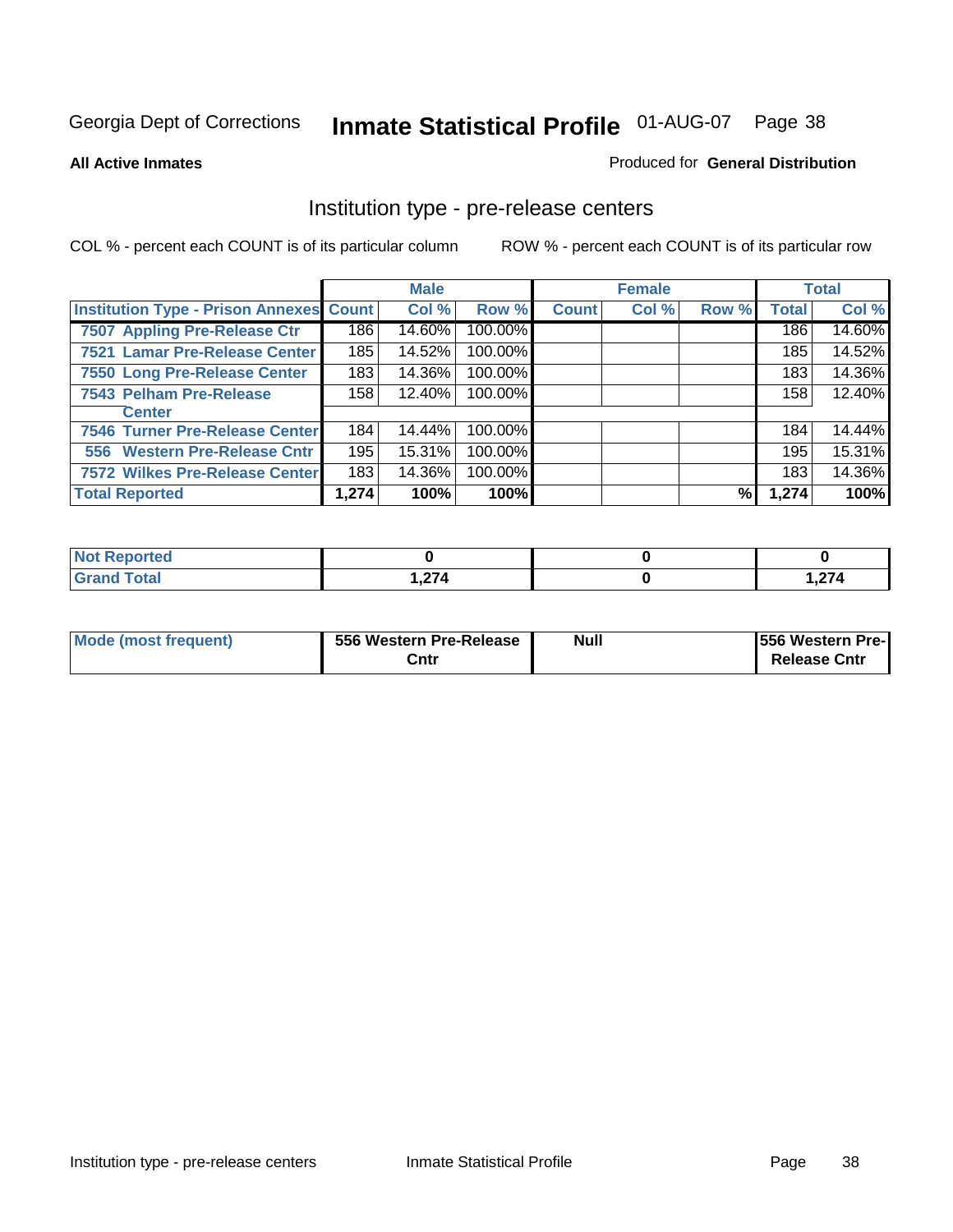Georgia Dept of Corrections **Inmate Statistical Profile** 01-AUG-07

**All Active Inmates**

Produced for **General Distribution**

## Institution type - pre-release centers

COL % - percent each COUNT is of its particular column    ROW % - percent each COUNT is of its particular row

| | Male | | | Female | | | Total | |
|---|---|---|---|---|---|---|---|---|
| **Institution Type - Prison Annexes** | **Count** | **Col %** | **Row %** | **Count** | **Col %** | **Row %** | **Total** | **Col %** |
| **7507 Appling Pre-Release Ctr** | 186 | 14.60% | 100.00% | | | | 186 | 14.60% |
| **7521 Lamar Pre-Release Center** | 185 | 14.52% | 100.00% | | | | 185 | 14.52% |
| **7550 Long Pre-Release Center** | 183 | 14.36% | 100.00% | | | | 183 | 14.36% |
| **7543 Pelham Pre-Release Center** | 158 | 12.40% | 100.00% | | | | 158 | 12.40% |
| **7546 Turner Pre-Release Center** | 184 | 14.44% | 100.00% | | | | 184 | 14.44% |
| **556 Western Pre-Release Cntr** | 195 | 15.31% | 100.00% | | | | 195 | 15.31% |
| **7572 Wilkes Pre-Release Center** | 183 | 14.36% | 100.00% | | | | 183 | 14.36% |
| **Total Reported** | **1,274** | **100%** | **100%** | | | **%** | **1,274** | **100%** |

| | Male | Female | Total |
|---|---|---|---|
| **Not Reported** | **0** | **0** | **0** |
| **Grand Total** | **1,274** | **0** | **1,274** |

| | Male | Female | Total |
|---|---|---|---|
| **Mode (most frequent)** | **556 Western Pre-Release Cntr** | **Null** | **556 Western Pre-Release Cntr** |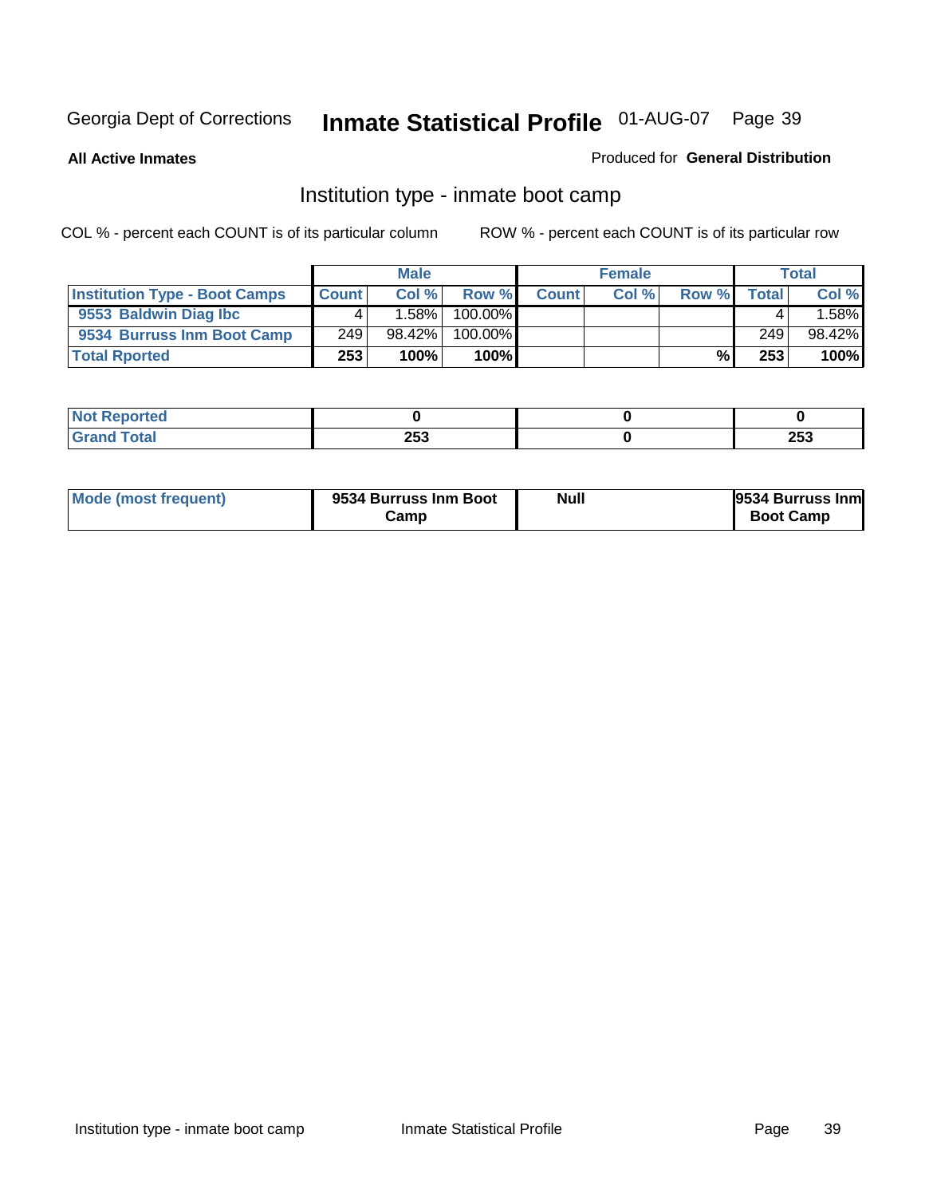Georgia Dept of Corrections **Inmate Statistical Profile** 01-AUG-07

**All Active Inmates**

Produced for **General Distribution**

## Institution type - inmate boot camp

COL % - percent each COUNT is of its particular column ROW % - percent each COUNT is of its particular row

| | Male | | | Female | | | Total | |
|---|---|---|---|---|---|---|---|---|
| **Institution Type - Boot Camps** | **Count** | **Col %** | **Row %** | **Count** | **Col %** | **Row %** | **Total** | **Col %** |
| **9553 Baldwin Diag Ibc** | 4 | 1.58% | 100.00% | | | | 4 | 1.58% |
| **9534 Burruss Inm Boot Camp** | 249 | 98.42% | 100.00% | | | | 249 | 98.42% |
| **Total Rported** | **253** | **100%** | **100%** | | | **%** | **253** | **100%** |

| | Male | Female | Total |
|---|---|---|---|
| **Not Reported** | **0** | **0** | **0** |
| **Grand Total** | **253** | **0** | **253** |

| | Male | Female | Total |
|---|---|---|---|
| **Mode (most frequent)** | **9534 Burruss Inm Boot Camp** | **Null** | **9534 Burruss Inm Boot Camp** |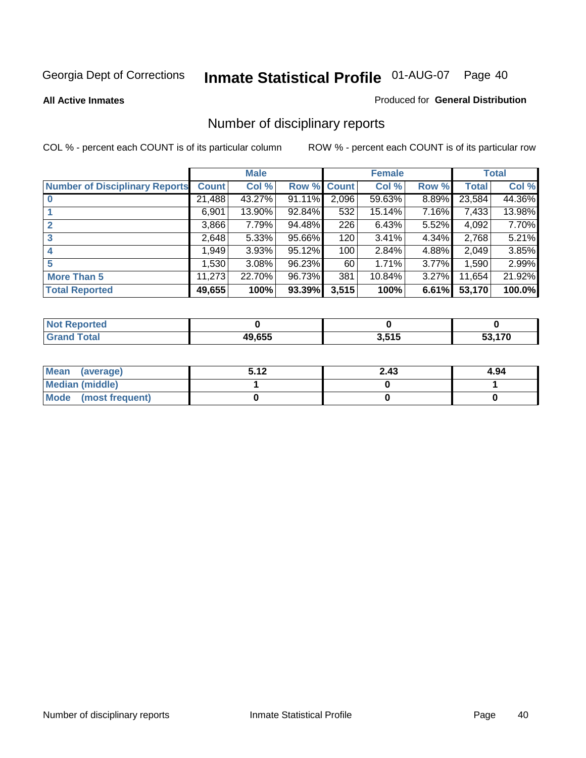Georgia Dept of Corrections **Inmate Statistical Profile** 01-AUG-07

**All Active Inmates**

Produced for **General Distribution**

## Number of disciplinary reports

COL % - percent each COUNT is of its particular column

ROW % - percent each COUNT is of its particular row

| Number of Disciplinary Reports | Male | | | Female | | | Total | |
|---|---|---|---|---|---|---|---|---|
| | Count | Col % | Row % | Count | Col % | Row % | Total | Col % |
| 0 | 21,488 | 43.27% | 91.11% | 2,096 | 59.63% | 8.89% | 23,584 | 44.36% |
| 1 | 6,901 | 13.90% | 92.84% | 532 | 15.14% | 7.16% | 7,433 | 13.98% |
| 2 | 3,866 | 7.79% | 94.48% | 226 | 6.43% | 5.52% | 4,092 | 7.70% |
| 3 | 2,648 | 5.33% | 95.66% | 120 | 3.41% | 4.34% | 2,768 | 5.21% |
| 4 | 1,949 | 3.93% | 95.12% | 100 | 2.84% | 4.88% | 2,049 | 3.85% |
| 5 | 1,530 | 3.08% | 96.23% | 60 | 1.71% | 3.77% | 1,590 | 2.99% |
| More Than 5 | 11,273 | 22.70% | 96.73% | 381 | 10.84% | 3.27% | 11,654 | 21.92% |
| **Total Reported** | **49,655** | **100%** | **93.39%** | **3,515** | **100%** | **6.61%** | **53,170** | **100.0%** |

| | Male | Female | Total |
|---|---|---|---|
| Not Reported | 0 | 0 | 0 |
| Grand Total | 49,655 | 3,515 | 53,170 |

| | Male | Female | Total |
|---|---|---|---|
| Mean (average) | 5.12 | 2.43 | 4.94 |
| Median (middle) | 1 | 0 | 1 |
| Mode (most frequent) | 0 | 0 | 0 |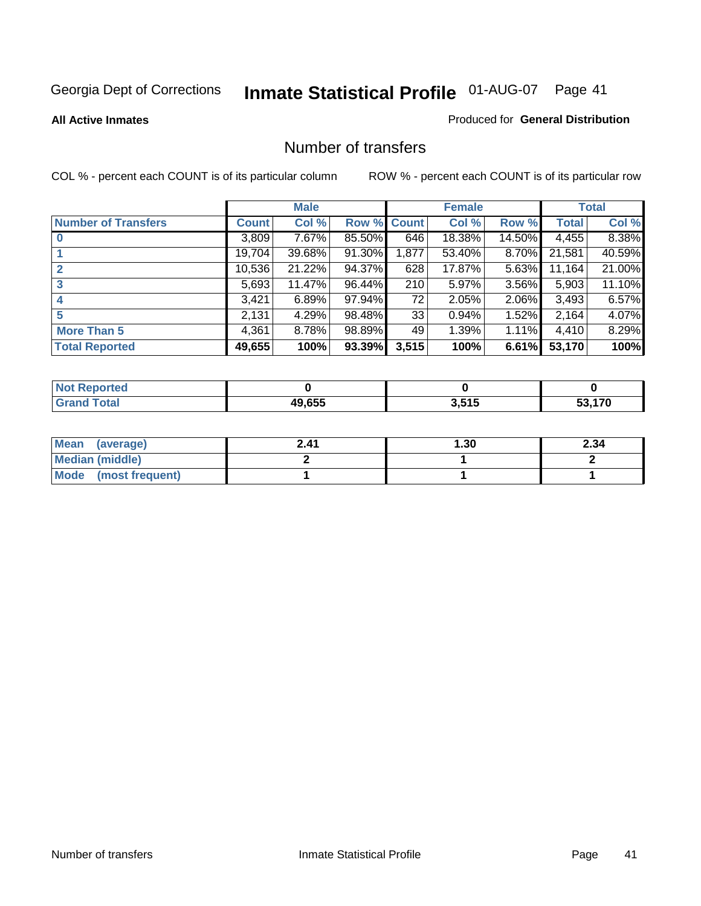Georgia Dept of Corrections **Inmate Statistical Profile** 01-AUG-07

**All Active Inmates**

Produced for **General Distribution**

## Number of transfers

COL % - percent each COUNT is of its particular column ROW % - percent each COUNT is of its particular row

| | Male | | | Female | | | Total | |
|---|---|---|---|---|---|---|---|---|
| **Number of Transfers** | **Count** | **Col %** | **Row %** | **Count** | **Col %** | **Row %** | **Total** | **Col %** |
| **0** | 3,809 | 7.67% | 85.50% | 646 | 18.38% | 14.50% | 4,455 | 8.38% |
| **1** | 19,704 | 39.68% | 91.30% | 1,877 | 53.40% | 8.70% | 21,581 | 40.59% |
| **2** | 10,536 | 21.22% | 94.37% | 628 | 17.87% | 5.63% | 11,164 | 21.00% |
| **3** | 5,693 | 11.47% | 96.44% | 210 | 5.97% | 3.56% | 5,903 | 11.10% |
| **4** | 3,421 | 6.89% | 97.94% | 72 | 2.05% | 2.06% | 3,493 | 6.57% |
| **5** | 2,131 | 4.29% | 98.48% | 33 | 0.94% | 1.52% | 2,164 | 4.07% |
| **More Than 5** | 4,361 | 8.78% | 98.89% | 49 | 1.39% | 1.11% | 4,410 | 8.29% |
| **Total Reported** | **49,655** | **100%** | **93.39%** | **3,515** | **100%** | **6.61%** | **53,170** | **100%** |

| | Male | Female | Total |
|---|---|---|---|
| **Not Reported** | **0** | **0** | **0** |
| **Grand Total** | **49,655** | **3,515** | **53,170** |

| | Male | Female | Total |
|---|---|---|---|
| **Mean (average)** | **2.41** | **1.30** | **2.34** |
| **Median (middle)** | **2** | **1** | **2** |
| **Mode (most frequent)** | **1** | **1** | **1** |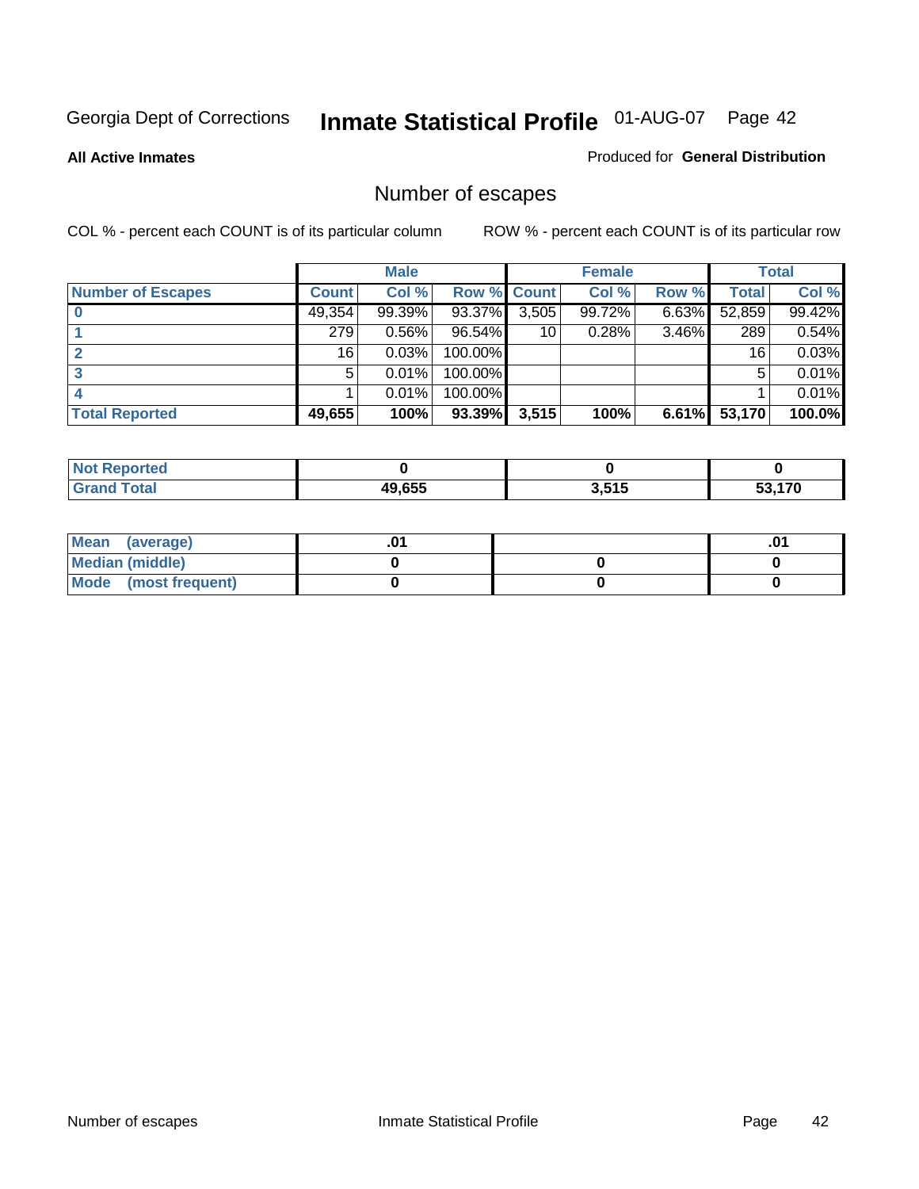Georgia Dept of Corrections **Inmate Statistical Profile** 01-AUG-07

**All Active Inmates**

Produced for **General Distribution**

## Number of escapes

COL % - percent each COUNT is of its particular column

ROW % - percent each COUNT is of its particular row

| | Male | | | Female | | | Total | |
|---|---|---|---|---|---|---|---|---|
| **Number of Escapes** | **Count** | **Col %** | **Row %** | **Count** | **Col %** | **Row %** | **Total** | **Col %** |
| **0** | 49,354 | 99.39% | 93.37% | 3,505 | 99.72% | 6.63% | 52,859 | 99.42% |
| **1** | 279 | 0.56% | 96.54% | 10 | 0.28% | 3.46% | 289 | 0.54% |
| **2** | 16 | 0.03% | 100.00% | | | | 16 | 0.03% |
| **3** | 5 | 0.01% | 100.00% | | | | 5 | 0.01% |
| **4** | 1 | 0.01% | 100.00% | | | | 1 | 0.01% |
| **Total Reported** | **49,655** | **100%** | **93.39%** | **3,515** | **100%** | **6.61%** | **53,170** | **100.0%** |

| | Male | Female | Total |
|---|---|---|---|
| **Not Reported** | **0** | **0** | **0** |
| **Grand Total** | **49,655** | **3,515** | **53,170** |

| | Male | Female | Total |
|---|---|---|---|
| **Mean (average)** | **.01** | | **.01** |
| **Median (middle)** | **0** | **0** | **0** |
| **Mode (most frequent)** | **0** | **0** | **0** |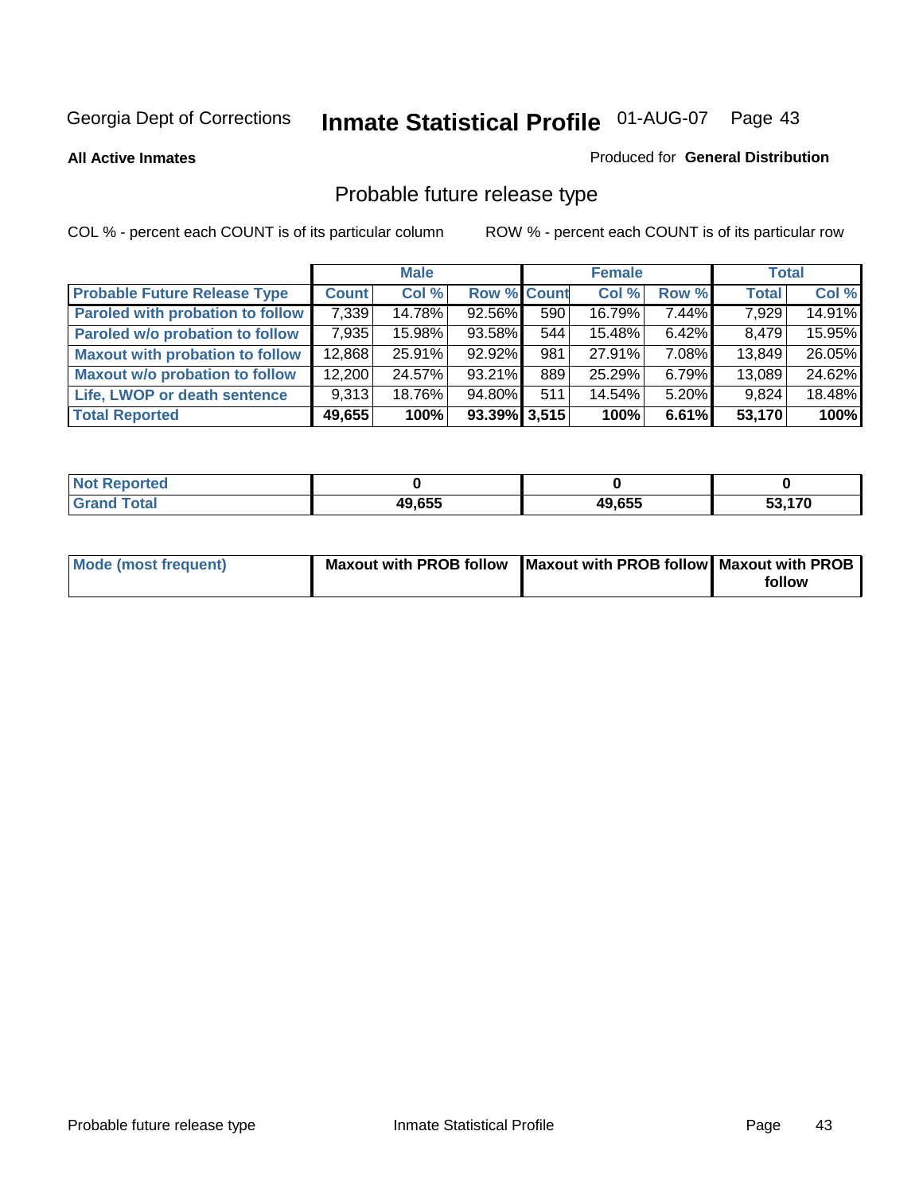Georgia Dept of Corrections **Inmate Statistical Profile** 01-AUG-07

**All Active Inmates**

Produced for **General Distribution**

## Probable future release type

COL % - percent each COUNT is of its particular column

ROW % - percent each COUNT is of its particular row

| | Male | | | Female | | | Total | |
|---|---|---|---|---|---|---|---|---|
| **Probable Future Release Type** | **Count** | **Col %** | **Row %** | **Count** | **Col %** | **Row %** | **Total** | **Col %** |
| **Paroled with probation to follow** | 7,339 | 14.78% | 92.56% | 590 | 16.79% | 7.44% | 7,929 | 14.91% |
| **Paroled w/o probation to follow** | 7,935 | 15.98% | 93.58% | 544 | 15.48% | 6.42% | 8,479 | 15.95% |
| **Maxout with probation to follow** | 12,868 | 25.91% | 92.92% | 981 | 27.91% | 7.08% | 13,849 | 26.05% |
| **Maxout w/o probation to follow** | 12,200 | 24.57% | 93.21% | 889 | 25.29% | 6.79% | 13,089 | 24.62% |
| **Life, LWOP or death sentence** | 9,313 | 18.76% | 94.80% | 511 | 14.54% | 5.20% | 9,824 | 18.48% |
| **Total Reported** | **49,655** | **100%** | **93.39%** | **3,515** | **100%** | **6.61%** | **53,170** | **100%** |

| | Male | Female | Total |
|---|---|---|---|
| **Not Reported** | **0** | **0** | **0** |
| **Grand Total** | **49,655** | **49,655** | **53,170** |

| | Male | Female | Total |
|---|---|---|---|
| **Mode (most frequent)** | **Maxout with PROB follow** | **Maxout with PROB follow** | **Maxout with PROB follow** |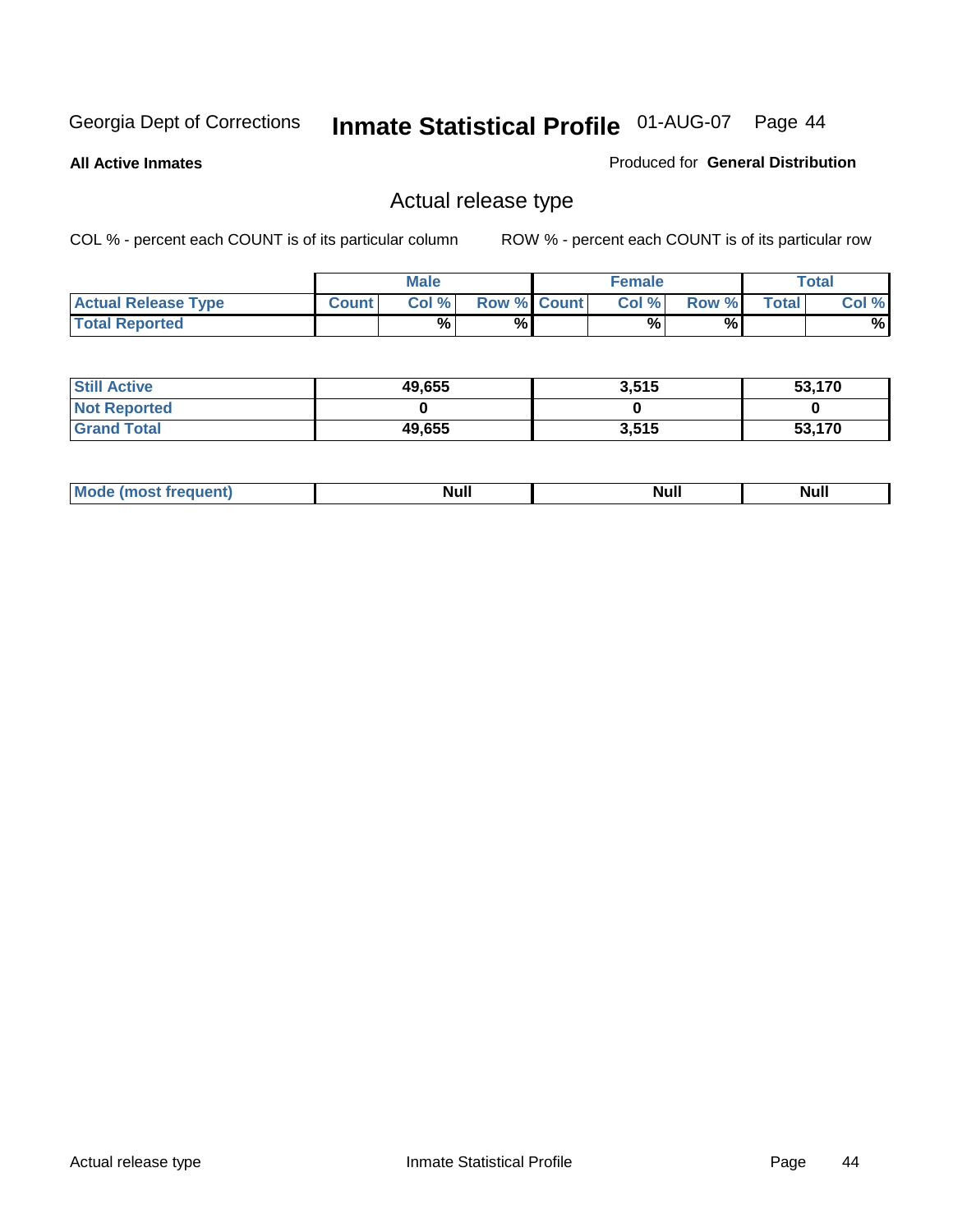Georgia Dept of Corrections **Inmate Statistical Profile** 01-AUG-07

**All Active Inmates**

Produced for **General Distribution**

## Actual release type

COL % - percent each COUNT is of its particular column ROW % - percent each COUNT is of its particular row

| | Male | | | Female | | | Total | |
|---|---|---|---|---|---|---|---|---|
| **Actual Release Type** | **Count** | **Col %** | **Row %** | **Count** | **Col %** | **Row %** | **Total** | **Col %** |
| **Total Reported** | | **%** | **%** | | **%** | **%** | | **%** |

| | Male | Female | Total |
|---|---|---|---|
| **Still Active** | **49,655** | **3,515** | **53,170** |
| **Not Reported** | **0** | **0** | **0** |
| **Grand Total** | **49,655** | **3,515** | **53,170** |

| | Male | Female | Total |
|---|---|---|---|
| **Mode (most frequent)** | **Null** | **Null** | **Null** |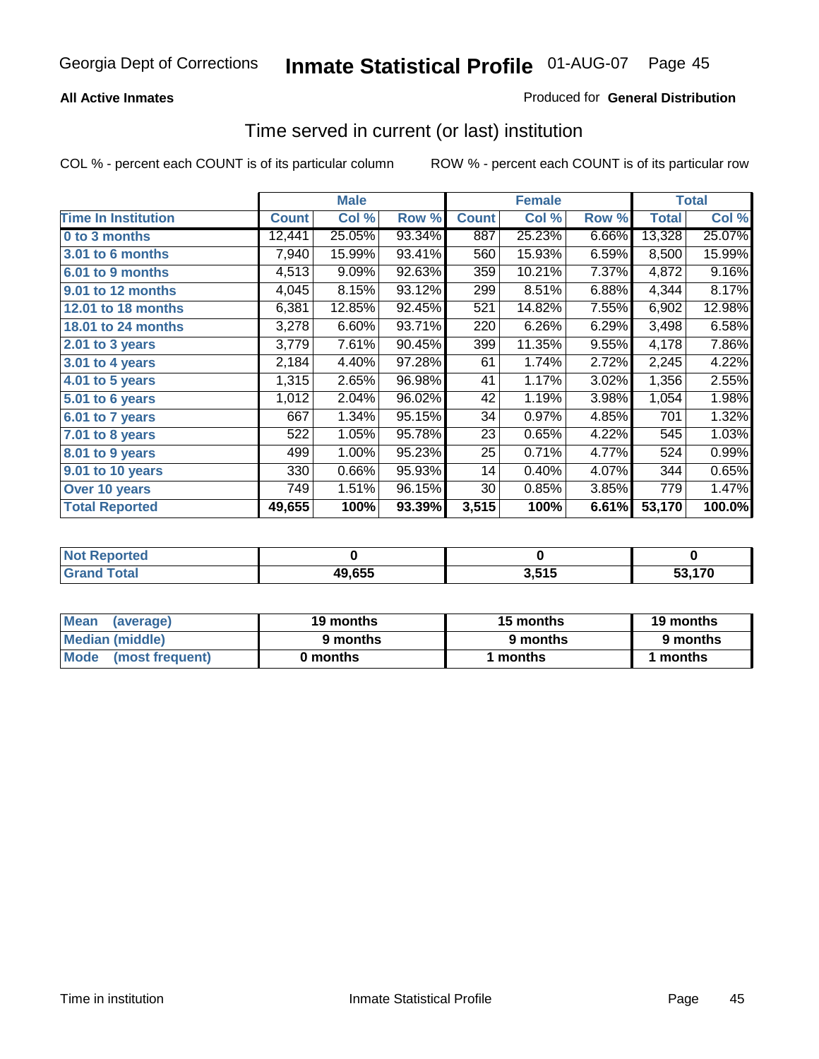Georgia Dept of Corrections **Inmate Statistical Profile** 01-AUG-07

**All Active Inmates**

Produced for **General Distribution**

## Time served in current (or last) institution

COL % - percent each COUNT is of its particular column    ROW % - percent each COUNT is of its particular row

| | Male | | | Female | | | Total | |
|---|---|---|---|---|---|---|---|---|
| **Time In Institution** | **Count** | **Col %** | **Row %** | **Count** | **Col %** | **Row %** | **Total** | **Col %** |
| **0 to 3 months** | 12,441 | 25.05% | 93.34% | 887 | 25.23% | 6.66% | 13,328 | 25.07% |
| **3.01 to 6 months** | 7,940 | 15.99% | 93.41% | 560 | 15.93% | 6.59% | 8,500 | 15.99% |
| **6.01 to 9 months** | 4,513 | 9.09% | 92.63% | 359 | 10.21% | 7.37% | 4,872 | 9.16% |
| **9.01 to 12 months** | 4,045 | 8.15% | 93.12% | 299 | 8.51% | 6.88% | 4,344 | 8.17% |
| **12.01 to 18 months** | 6,381 | 12.85% | 92.45% | 521 | 14.82% | 7.55% | 6,902 | 12.98% |
| **18.01 to 24 months** | 3,278 | 6.60% | 93.71% | 220 | 6.26% | 6.29% | 3,498 | 6.58% |
| **2.01 to 3 years** | 3,779 | 7.61% | 90.45% | 399 | 11.35% | 9.55% | 4,178 | 7.86% |
| **3.01 to 4 years** | 2,184 | 4.40% | 97.28% | 61 | 1.74% | 2.72% | 2,245 | 4.22% |
| **4.01 to 5 years** | 1,315 | 2.65% | 96.98% | 41 | 1.17% | 3.02% | 1,356 | 2.55% |
| **5.01 to 6 years** | 1,012 | 2.04% | 96.02% | 42 | 1.19% | 3.98% | 1,054 | 1.98% |
| **6.01 to 7 years** | 667 | 1.34% | 95.15% | 34 | 0.97% | 4.85% | 701 | 1.32% |
| **7.01 to 8 years** | 522 | 1.05% | 95.78% | 23 | 0.65% | 4.22% | 545 | 1.03% |
| **8.01 to 9 years** | 499 | 1.00% | 95.23% | 25 | 0.71% | 4.77% | 524 | 0.99% |
| **9.01 to 10 years** | 330 | 0.66% | 95.93% | 14 | 0.40% | 4.07% | 344 | 0.65% |
| **Over 10 years** | 749 | 1.51% | 96.15% | 30 | 0.85% | 3.85% | 779 | 1.47% |
| **Total Reported** | **49,655** | **100%** | **93.39%** | **3,515** | **100%** | **6.61%** | **53,170** | **100.0%** |

| | Male | Female | Total |
|---|---|---|---|
| **Not Reported** | **0** | **0** | **0** |
| **Grand Total** | **49,655** | **3,515** | **53,170** |

| | Male | Female | Total |
|---|---|---|---|
| **Mean (average)** | **19 months** | **15 months** | **19 months** |
| **Median (middle)** | **9 months** | **9 months** | **9 months** |
| **Mode (most frequent)** | **0 months** | **1 months** | **1 months** |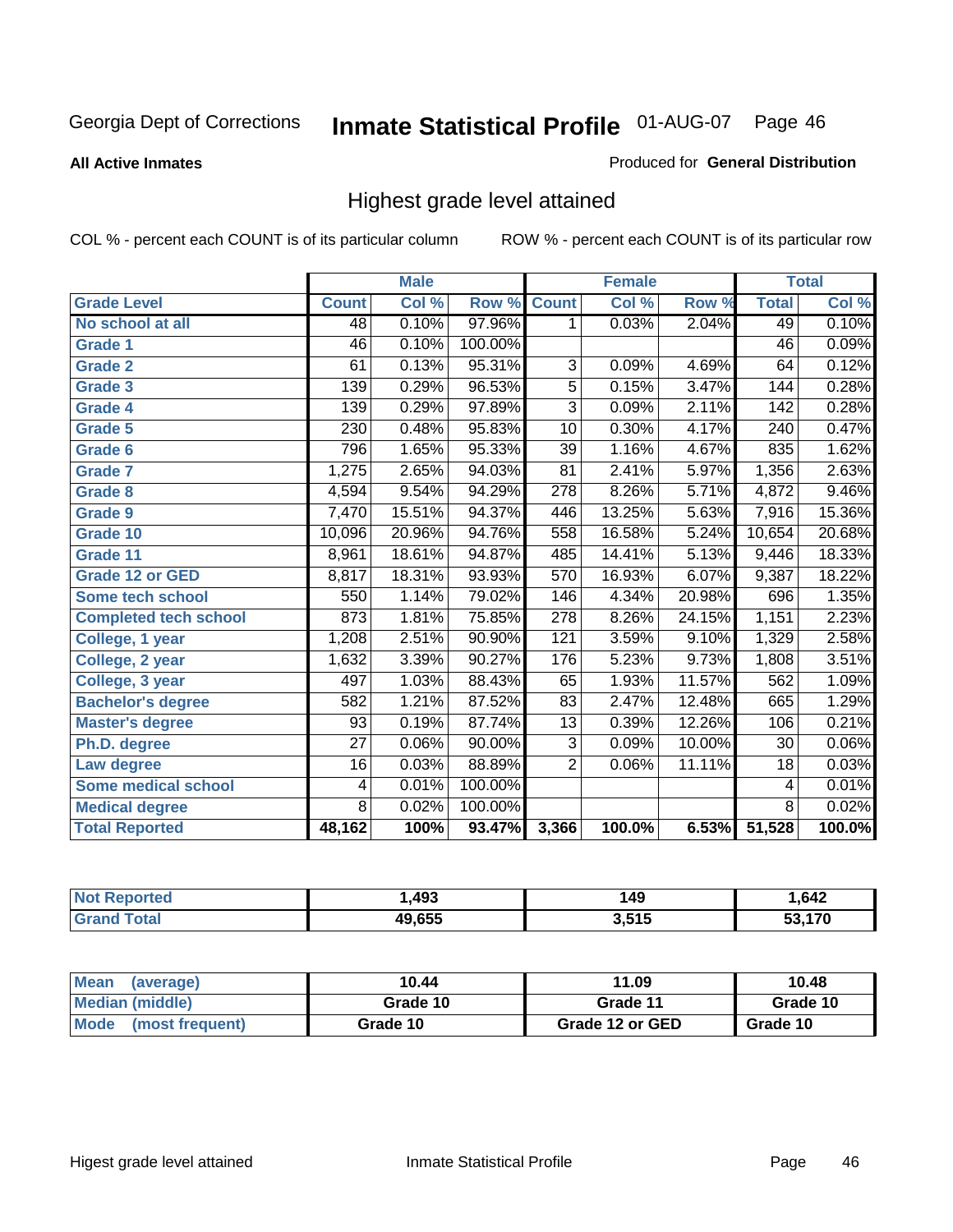Georgia Dept of Corrections **Inmate Statistical Profile** 01-AUG-07

**All Active Inmates**

Produced for **General Distribution**

## Highest grade level attained

COL % - percent each COUNT is of its particular column    ROW % - percent each COUNT is of its particular row

| | Male | | | Female | | | Total | |
|---|---|---|---|---|---|---|---|---|
| **Grade Level** | **Count** | **Col %** | **Row %** | **Count** | **Col %** | **Row %** | **Total** | **Col %** |
| No school at all | 48 | 0.10% | 97.96% | 1 | 0.03% | 2.04% | 49 | 0.10% |
| Grade 1 | 46 | 0.10% | 100.00% | | | | 46 | 0.09% |
| Grade 2 | 61 | 0.13% | 95.31% | 3 | 0.09% | 4.69% | 64 | 0.12% |
| Grade 3 | 139 | 0.29% | 96.53% | 5 | 0.15% | 3.47% | 144 | 0.28% |
| Grade 4 | 139 | 0.29% | 97.89% | 3 | 0.09% | 2.11% | 142 | 0.28% |
| Grade 5 | 230 | 0.48% | 95.83% | 10 | 0.30% | 4.17% | 240 | 0.47% |
| Grade 6 | 796 | 1.65% | 95.33% | 39 | 1.16% | 4.67% | 835 | 1.62% |
| Grade 7 | 1,275 | 2.65% | 94.03% | 81 | 2.41% | 5.97% | 1,356 | 2.63% |
| Grade 8 | 4,594 | 9.54% | 94.29% | 278 | 8.26% | 5.71% | 4,872 | 9.46% |
| Grade 9 | 7,470 | 15.51% | 94.37% | 446 | 13.25% | 5.63% | 7,916 | 15.36% |
| Grade 10 | 10,096 | 20.96% | 94.76% | 558 | 16.58% | 5.24% | 10,654 | 20.68% |
| Grade 11 | 8,961 | 18.61% | 94.87% | 485 | 14.41% | 5.13% | 9,446 | 18.33% |
| Grade 12 or GED | 8,817 | 18.31% | 93.93% | 570 | 16.93% | 6.07% | 9,387 | 18.22% |
| Some tech school | 550 | 1.14% | 79.02% | 146 | 4.34% | 20.98% | 696 | 1.35% |
| Completed tech school | 873 | 1.81% | 75.85% | 278 | 8.26% | 24.15% | 1,151 | 2.23% |
| College, 1 year | 1,208 | 2.51% | 90.90% | 121 | 3.59% | 9.10% | 1,329 | 2.58% |
| College, 2 year | 1,632 | 3.39% | 90.27% | 176 | 5.23% | 9.73% | 1,808 | 3.51% |
| College, 3 year | 497 | 1.03% | 88.43% | 65 | 1.93% | 11.57% | 562 | 1.09% |
| Bachelor's degree | 582 | 1.21% | 87.52% | 83 | 2.47% | 12.48% | 665 | 1.29% |
| Master's degree | 93 | 0.19% | 87.74% | 13 | 0.39% | 12.26% | 106 | 0.21% |
| Ph.D. degree | 27 | 0.06% | 90.00% | 3 | 0.09% | 10.00% | 30 | 0.06% |
| Law degree | 16 | 0.03% | 88.89% | 2 | 0.06% | 11.11% | 18 | 0.03% |
| Some medical school | 4 | 0.01% | 100.00% | | | | 4 | 0.01% |
| Medical degree | 8 | 0.02% | 100.00% | | | | 8 | 0.02% |
| **Total Reported** | **48,162** | **100%** | **93.47%** | **3,366** | **100.0%** | **6.53%** | **51,528** | **100.0%** |

| | Male | Female | Total |
|---|---|---|---|
| Not Reported | 1,493 | 149 | 1,642 |
| Grand Total | 49,655 | 3,515 | 53,170 |

| | Male | Female | Total |
|---|---|---|---|
| Mean (average) | 10.44 | 11.09 | 10.48 |
| Median (middle) | Grade 10 | Grade 11 | Grade 10 |
| Mode (most frequent) | Grade 10 | Grade 12 or GED | Grade 10 |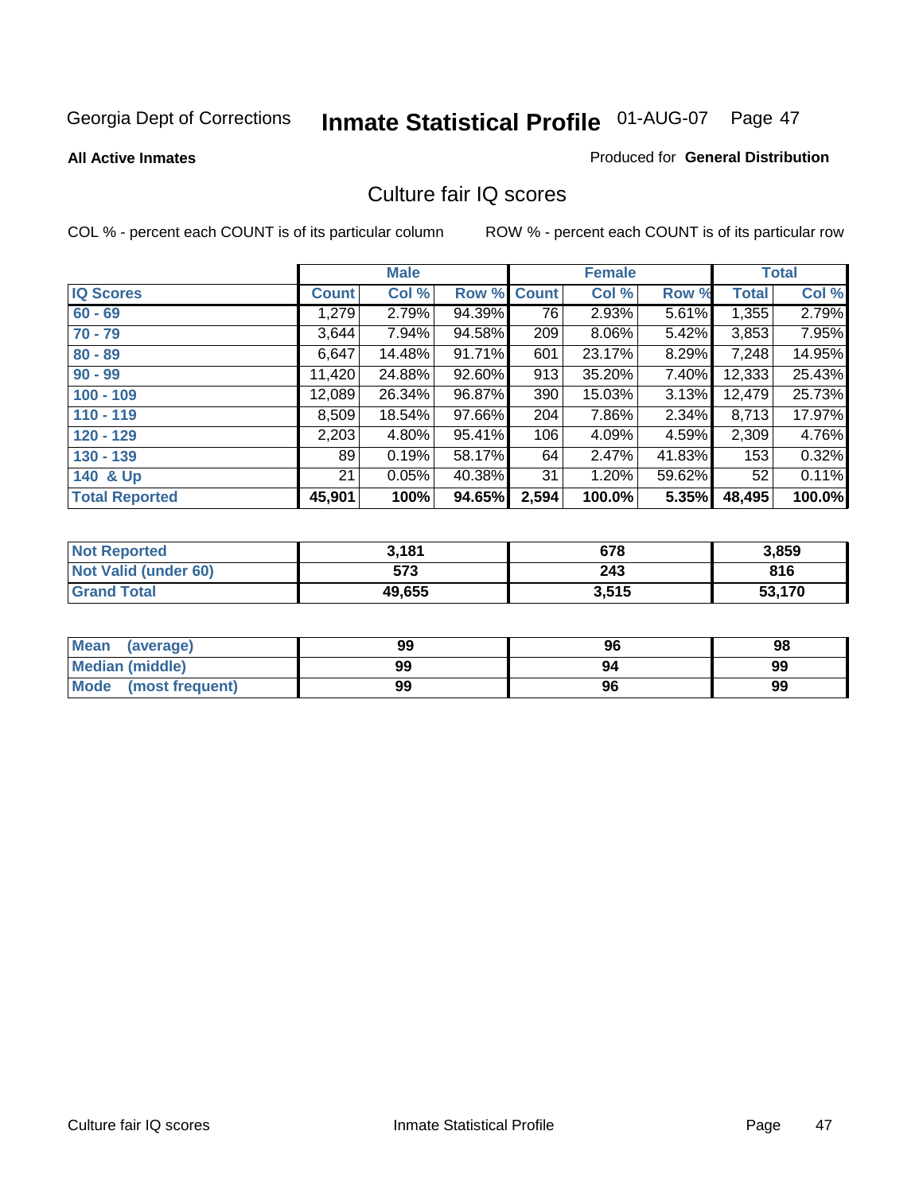Georgia Dept of Corrections **Inmate Statistical Profile** 01-AUG-07

**All Active Inmates**

Produced for **General Distribution**

## Culture fair IQ scores

COL % - percent each COUNT is of its particular column

ROW % - percent each COUNT is of its particular row

| | Male | | | Female | | | Total | |
|---|---|---|---|---|---|---|---|---|
| **IQ Scores** | **Count** | **Col %** | **Row %** | **Count** | **Col %** | **Row %** | **Total** | **Col %** |
| 60 - 69 | 1,279 | 2.79% | 94.39% | 76 | 2.93% | 5.61% | 1,355 | 2.79% |
| 70 - 79 | 3,644 | 7.94% | 94.58% | 209 | 8.06% | 5.42% | 3,853 | 7.95% |
| 80 - 89 | 6,647 | 14.48% | 91.71% | 601 | 23.17% | 8.29% | 7,248 | 14.95% |
| 90 - 99 | 11,420 | 24.88% | 92.60% | 913 | 35.20% | 7.40% | 12,333 | 25.43% |
| 100 - 109 | 12,089 | 26.34% | 96.87% | 390 | 15.03% | 3.13% | 12,479 | 25.73% |
| 110 - 119 | 8,509 | 18.54% | 97.66% | 204 | 7.86% | 2.34% | 8,713 | 17.97% |
| 120 - 129 | 2,203 | 4.80% | 95.41% | 106 | 4.09% | 4.59% | 2,309 | 4.76% |
| 130 - 139 | 89 | 0.19% | 58.17% | 64 | 2.47% | 41.83% | 153 | 0.32% |
| 140 & Up | 21 | 0.05% | 40.38% | 31 | 1.20% | 59.62% | 52 | 0.11% |
| **Total Reported** | **45,901** | **100%** | **94.65%** | **2,594** | **100.0%** | **5.35%** | **48,495** | **100.0%** |

| | Male | Female | Total |
|---|---|---|---|
| **Not Reported** | **3,181** | **678** | **3,859** |
| **Not Valid (under 60)** | **573** | **243** | **816** |
| **Grand Total** | **49,655** | **3,515** | **53,170** |

| | Male | Female | Total |
|---|---|---|---|
| **Mean (average)** | **99** | **96** | **98** |
| **Median (middle)** | **99** | **94** | **99** |
| **Mode (most frequent)** | **99** | **96** | **99** |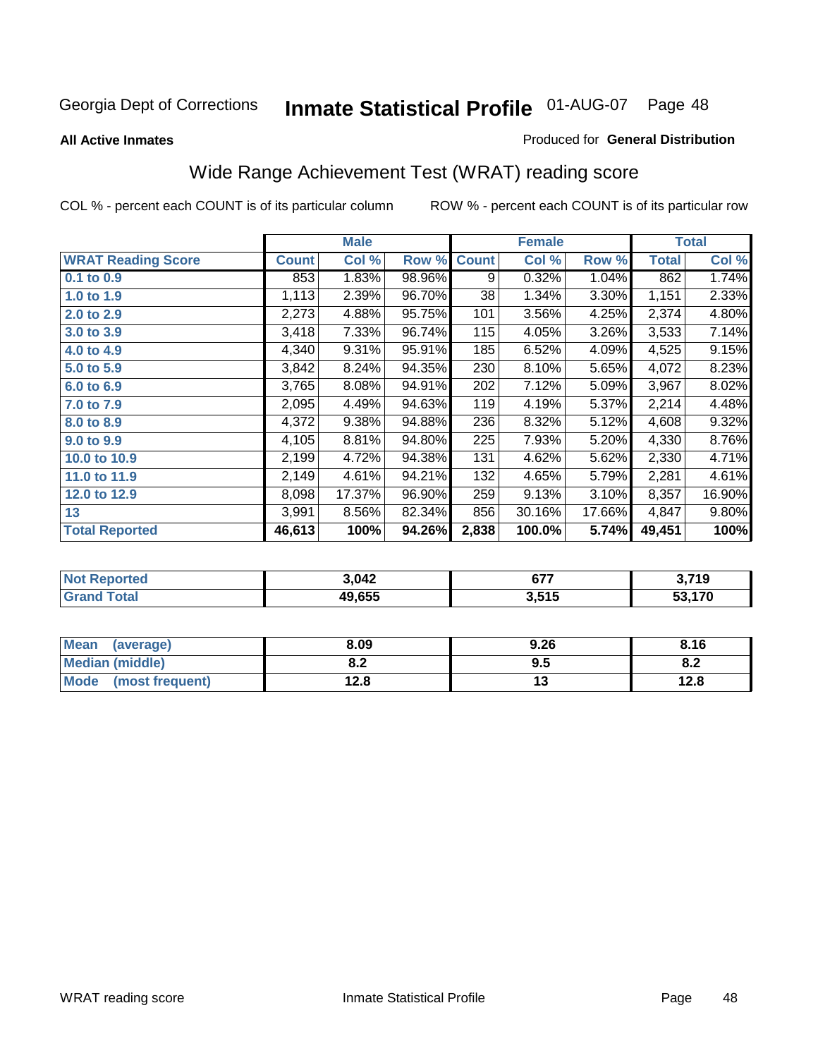Georgia Dept of Corrections **Inmate Statistical Profile** 01-AUG-07

**All Active Inmates**

Produced for **General Distribution**

## Wide Range Achievement Test (WRAT) reading score

COL % - percent each COUNT is of its particular column

ROW % - percent each COUNT is of its particular row

| | Male | | | Female | | | Total | |
|---|---|---|---|---|---|---|---|---|
| **WRAT Reading Score** | **Count** | **Col %** | **Row %** | **Count** | **Col %** | **Row %** | **Total** | **Col %** |
| 0.1 to 0.9 | 853 | 1.83% | 98.96% | 9 | 0.32% | 1.04% | 862 | 1.74% |
| 1.0 to 1.9 | 1,113 | 2.39% | 96.70% | 38 | 1.34% | 3.30% | 1,151 | 2.33% |
| 2.0 to 2.9 | 2,273 | 4.88% | 95.75% | 101 | 3.56% | 4.25% | 2,374 | 4.80% |
| 3.0 to 3.9 | 3,418 | 7.33% | 96.74% | 115 | 4.05% | 3.26% | 3,533 | 7.14% |
| 4.0 to 4.9 | 4,340 | 9.31% | 95.91% | 185 | 6.52% | 4.09% | 4,525 | 9.15% |
| 5.0 to 5.9 | 3,842 | 8.24% | 94.35% | 230 | 8.10% | 5.65% | 4,072 | 8.23% |
| 6.0 to 6.9 | 3,765 | 8.08% | 94.91% | 202 | 7.12% | 5.09% | 3,967 | 8.02% |
| 7.0 to 7.9 | 2,095 | 4.49% | 94.63% | 119 | 4.19% | 5.37% | 2,214 | 4.48% |
| 8.0 to 8.9 | 4,372 | 9.38% | 94.88% | 236 | 8.32% | 5.12% | 4,608 | 9.32% |
| 9.0 to 9.9 | 4,105 | 8.81% | 94.80% | 225 | 7.93% | 5.20% | 4,330 | 8.76% |
| 10.0 to 10.9 | 2,199 | 4.72% | 94.38% | 131 | 4.62% | 5.62% | 2,330 | 4.71% |
| 11.0 to 11.9 | 2,149 | 4.61% | 94.21% | 132 | 4.65% | 5.79% | 2,281 | 4.61% |
| 12.0 to 12.9 | 8,098 | 17.37% | 96.90% | 259 | 9.13% | 3.10% | 8,357 | 16.90% |
| 13 | 3,991 | 8.56% | 82.34% | 856 | 30.16% | 17.66% | 4,847 | 9.80% |
| **Total Reported** | **46,613** | **100%** | **94.26%** | **2,838** | **100.0%** | **5.74%** | **49,451** | **100%** |

| | Male | Female | Total |
|---|---|---|---|
| Not Reported | 3,042 | 677 | 3,719 |
| Grand Total | 49,655 | 3,515 | 53,170 |

| | Male | Female | Total |
|---|---|---|---|
| Mean (average) | 8.09 | 9.26 | 8.16 |
| Median (middle) | 8.2 | 9.5 | 8.2 |
| Mode (most frequent) | 12.8 | 13 | 12.8 |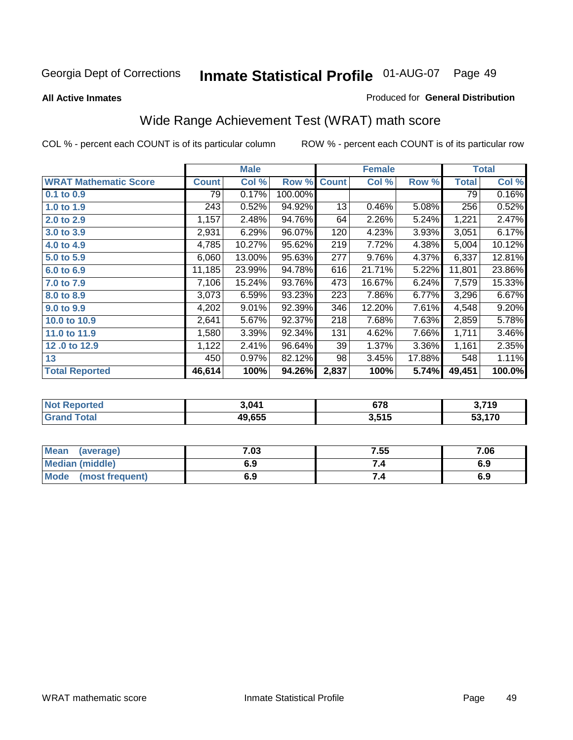Georgia Dept of Corrections **Inmate Statistical Profile** 01-AUG-07

**All Active Inmates**

Produced for **General Distribution**

## Wide Range Achievement Test (WRAT) math score

COL % - percent each COUNT is of its particular column

ROW % - percent each COUNT is of its particular row

| | Male | | | Female | | | Total | |
|---|---|---|---|---|---|---|---|---|
| **WRAT Mathematic Score** | **Count** | **Col %** | **Row %** | **Count** | **Col %** | **Row %** | **Total** | **Col %** |
| 0.1 to 0.9 | 79 | 0.17% | 100.00% | | | | 79 | 0.16% |
| 1.0 to 1.9 | 243 | 0.52% | 94.92% | 13 | 0.46% | 5.08% | 256 | 0.52% |
| 2.0 to 2.9 | 1,157 | 2.48% | 94.76% | 64 | 2.26% | 5.24% | 1,221 | 2.47% |
| 3.0 to 3.9 | 2,931 | 6.29% | 96.07% | 120 | 4.23% | 3.93% | 3,051 | 6.17% |
| 4.0 to 4.9 | 4,785 | 10.27% | 95.62% | 219 | 7.72% | 4.38% | 5,004 | 10.12% |
| 5.0 to 5.9 | 6,060 | 13.00% | 95.63% | 277 | 9.76% | 4.37% | 6,337 | 12.81% |
| 6.0 to 6.9 | 11,185 | 23.99% | 94.78% | 616 | 21.71% | 5.22% | 11,801 | 23.86% |
| 7.0 to 7.9 | 7,106 | 15.24% | 93.76% | 473 | 16.67% | 6.24% | 7,579 | 15.33% |
| 8.0 to 8.9 | 3,073 | 6.59% | 93.23% | 223 | 7.86% | 6.77% | 3,296 | 6.67% |
| 9.0 to 9.9 | 4,202 | 9.01% | 92.39% | 346 | 12.20% | 7.61% | 4,548 | 9.20% |
| 10.0 to 10.9 | 2,641 | 5.67% | 92.37% | 218 | 7.68% | 7.63% | 2,859 | 5.78% |
| 11.0 to 11.9 | 1,580 | 3.39% | 92.34% | 131 | 4.62% | 7.66% | 1,711 | 3.46% |
| 12 .0 to 12.9 | 1,122 | 2.41% | 96.64% | 39 | 1.37% | 3.36% | 1,161 | 2.35% |
| 13 | 450 | 0.97% | 82.12% | 98 | 3.45% | 17.88% | 548 | 1.11% |
| **Total Reported** | **46,614** | **100%** | **94.26%** | **2,837** | **100%** | **5.74%** | **49,451** | **100.0%** |

| | Male | Female | Total |
|---|---|---|---|
| **Not Reported** | **3,041** | **678** | **3,719** |
| **Grand Total** | **49,655** | **3,515** | **53,170** |

| | Male | Female | Total |
|---|---|---|---|
| **Mean (average)** | **7.03** | **7.55** | **7.06** |
| **Median (middle)** | **6.9** | **7.4** | **6.9** |
| **Mode (most frequent)** | **6.9** | **7.4** | **6.9** |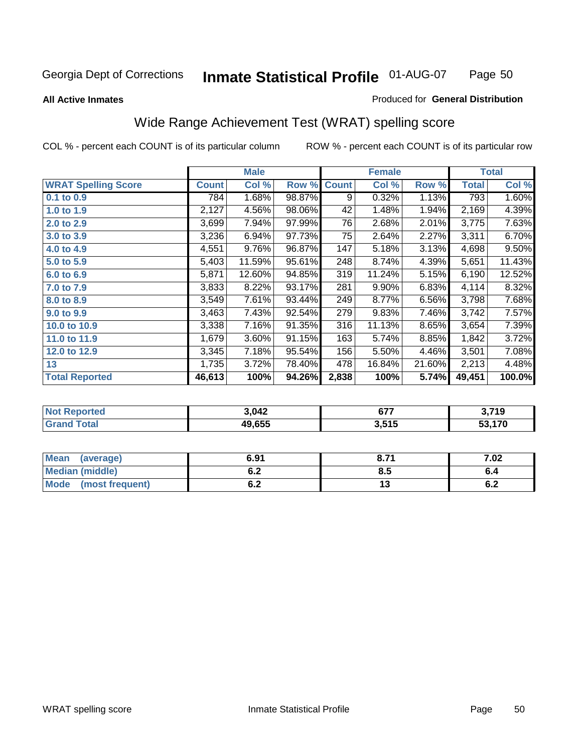Georgia Dept of Corrections **Inmate Statistical Profile** 01-AUG-07

**All Active Inmates**

Produced for **General Distribution**

## Wide Range Achievement Test (WRAT) spelling score

COL % - percent each COUNT is of its particular column     ROW % - percent each COUNT is of its particular row

| | Male | | | Female | | | Total | |
|---|---|---|---|---|---|---|---|---|
| **WRAT Spelling Score** | **Count** | **Col %** | **Row %** | **Count** | **Col %** | **Row %** | **Total** | **Col %** |
| 0.1 to 0.9 | 784 | 1.68% | 98.87% | 9 | 0.32% | 1.13% | 793 | 1.60% |
| 1.0 to 1.9 | 2,127 | 4.56% | 98.06% | 42 | 1.48% | 1.94% | 2,169 | 4.39% |
| 2.0 to 2.9 | 3,699 | 7.94% | 97.99% | 76 | 2.68% | 2.01% | 3,775 | 7.63% |
| 3.0 to 3.9 | 3,236 | 6.94% | 97.73% | 75 | 2.64% | 2.27% | 3,311 | 6.70% |
| 4.0 to 4.9 | 4,551 | 9.76% | 96.87% | 147 | 5.18% | 3.13% | 4,698 | 9.50% |
| 5.0 to 5.9 | 5,403 | 11.59% | 95.61% | 248 | 8.74% | 4.39% | 5,651 | 11.43% |
| 6.0 to 6.9 | 5,871 | 12.60% | 94.85% | 319 | 11.24% | 5.15% | 6,190 | 12.52% |
| 7.0 to 7.9 | 3,833 | 8.22% | 93.17% | 281 | 9.90% | 6.83% | 4,114 | 8.32% |
| 8.0 to 8.9 | 3,549 | 7.61% | 93.44% | 249 | 8.77% | 6.56% | 3,798 | 7.68% |
| 9.0 to 9.9 | 3,463 | 7.43% | 92.54% | 279 | 9.83% | 7.46% | 3,742 | 7.57% |
| 10.0 to 10.9 | 3,338 | 7.16% | 91.35% | 316 | 11.13% | 8.65% | 3,654 | 7.39% |
| 11.0 to 11.9 | 1,679 | 3.60% | 91.15% | 163 | 5.74% | 8.85% | 1,842 | 3.72% |
| 12.0 to 12.9 | 3,345 | 7.18% | 95.54% | 156 | 5.50% | 4.46% | 3,501 | 7.08% |
| 13 | 1,735 | 3.72% | 78.40% | 478 | 16.84% | 21.60% | 2,213 | 4.48% |
| **Total Reported** | **46,613** | **100%** | **94.26%** | **2,838** | **100%** | **5.74%** | **49,451** | **100.0%** |

| | Male | Female | Total |
|---|---|---|---|
| **Not Reported** | **3,042** | **677** | **3,719** |
| **Grand Total** | **49,655** | **3,515** | **53,170** |

| | Male | Female | Total |
|---|---|---|---|
| **Mean (average)** | **6.91** | **8.71** | **7.02** |
| **Median (middle)** | **6.2** | **8.5** | **6.4** |
| **Mode (most frequent)** | **6.2** | **13** | **6.2** |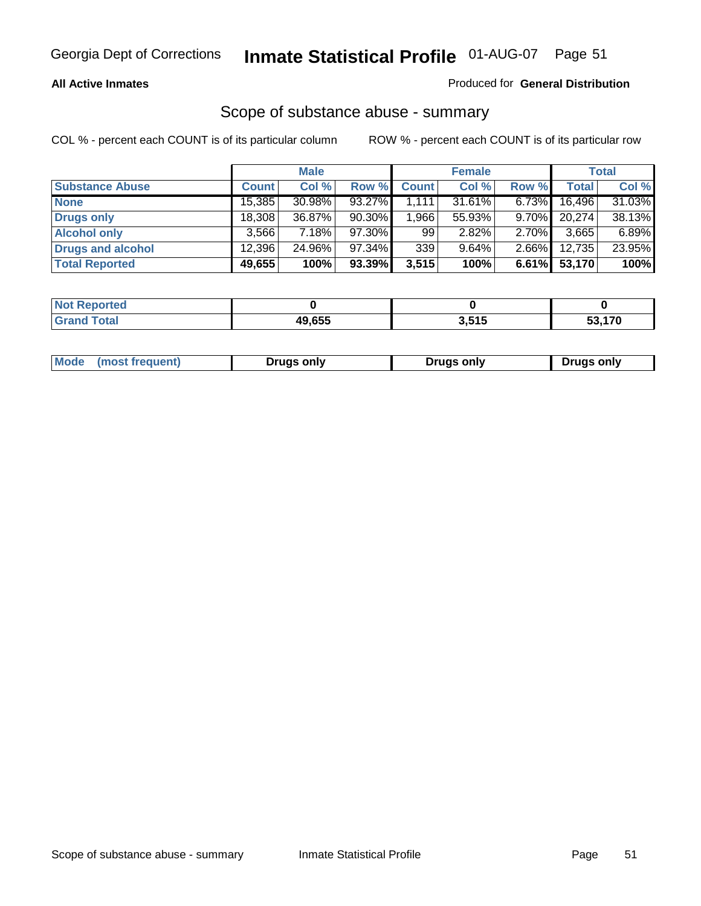Georgia Dept of Corrections **Inmate Statistical Profile** 01-AUG-07

**All Active Inmates**

Produced for **General Distribution**

## Scope of substance abuse - summary

COL % - percent each COUNT is of its particular column    ROW % - percent each COUNT is of its particular row

| | Male | | | Female | | | Total | |
|---|---|---|---|---|---|---|---|---|
| **Substance Abuse** | **Count** | **Col %** | **Row %** | **Count** | **Col %** | **Row %** | **Total** | **Col %** |
| **None** | 15,385 | 30.98% | 93.27% | 1,111 | 31.61% | 6.73% | 16,496 | 31.03% |
| **Drugs only** | 18,308 | 36.87% | 90.30% | 1,966 | 55.93% | 9.70% | 20,274 | 38.13% |
| **Alcohol only** | 3,566 | 7.18% | 97.30% | 99 | 2.82% | 2.70% | 3,665 | 6.89% |
| **Drugs and alcohol** | 12,396 | 24.96% | 97.34% | 339 | 9.64% | 2.66% | 12,735 | 23.95% |
| **Total Reported** | **49,655** | **100%** | **93.39%** | **3,515** | **100%** | **6.61%** | **53,170** | **100%** |

| | Male | Female | Total |
|---|---|---|---|
| **Not Reported** | **0** | **0** | **0** |
| **Grand Total** | **49,655** | **3,515** | **53,170** |

| | Male | Female | Total |
|---|---|---|---|
| **Mode (most frequent)** | **Drugs only** | **Drugs only** | **Drugs only** |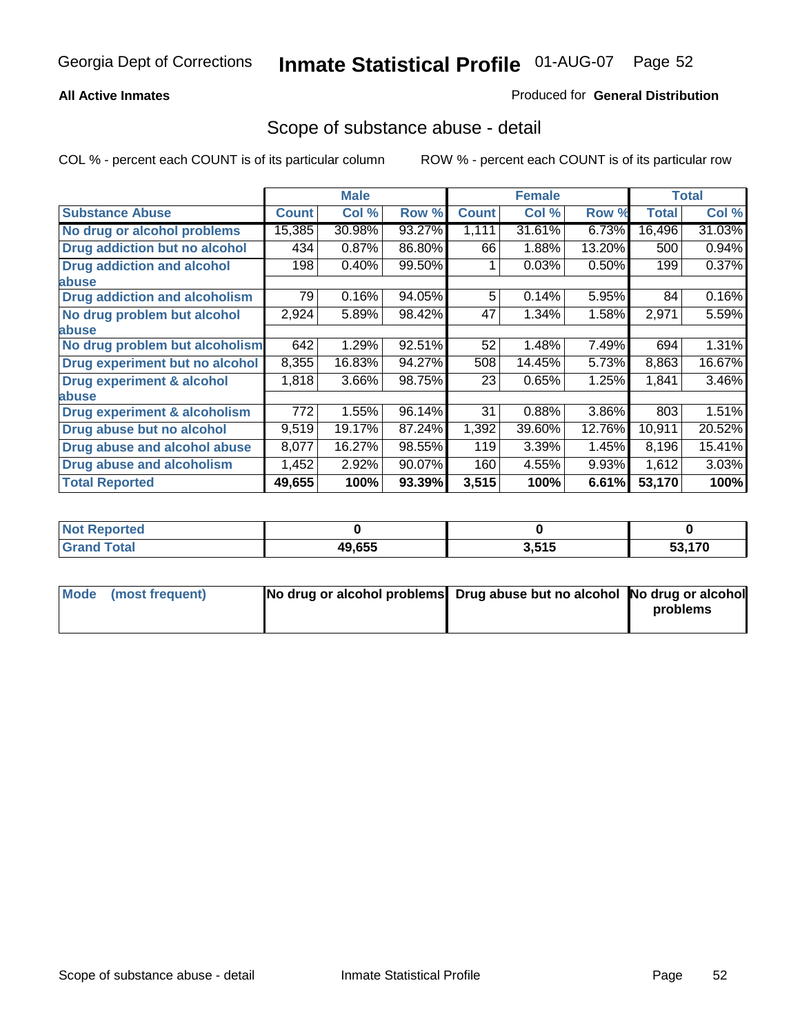Georgia Dept of Corrections **Inmate Statistical Profile** 01-AUG-07

**All Active Inmates**

Produced for **General Distribution**

## Scope of substance abuse - detail

COL % - percent each COUNT is of its particular column     ROW % - percent each COUNT is of its particular row

| | Male | | | Female | | | Total | |
|---|---|---|---|---|---|---|---|---|
| **Substance Abuse** | **Count** | **Col %** | **Row %** | **Count** | **Col %** | **Row %** | **Total** | **Col %** |
| **No drug or alcohol problems** | 15,385 | 30.98% | 93.27% | 1,111 | 31.61% | 6.73% | 16,496 | 31.03% |
| **Drug addiction but no alcohol** | 434 | 0.87% | 86.80% | 66 | 1.88% | 13.20% | 500 | 0.94% |
| **Drug addiction and alcohol abuse** | 198 | 0.40% | 99.50% | 1 | 0.03% | 0.50% | 199 | 0.37% |
| **Drug addiction and alcoholism** | 79 | 0.16% | 94.05% | 5 | 0.14% | 5.95% | 84 | 0.16% |
| **No drug problem but alcohol abuse** | 2,924 | 5.89% | 98.42% | 47 | 1.34% | 1.58% | 2,971 | 5.59% |
| **No drug problem but alcoholism** | 642 | 1.29% | 92.51% | 52 | 1.48% | 7.49% | 694 | 1.31% |
| **Drug experiment but no alcohol** | 8,355 | 16.83% | 94.27% | 508 | 14.45% | 5.73% | 8,863 | 16.67% |
| **Drug experiment & alcohol abuse** | 1,818 | 3.66% | 98.75% | 23 | 0.65% | 1.25% | 1,841 | 3.46% |
| **Drug experiment & alcoholism** | 772 | 1.55% | 96.14% | 31 | 0.88% | 3.86% | 803 | 1.51% |
| **Drug abuse but no alcohol** | 9,519 | 19.17% | 87.24% | 1,392 | 39.60% | 12.76% | 10,911 | 20.52% |
| **Drug abuse and alcohol abuse** | 8,077 | 16.27% | 98.55% | 119 | 3.39% | 1.45% | 8,196 | 15.41% |
| **Drug abuse and alcoholism** | 1,452 | 2.92% | 90.07% | 160 | 4.55% | 9.93% | 1,612 | 3.03% |
| **Total Reported** | **49,655** | **100%** | **93.39%** | **3,515** | **100%** | **6.61%** | **53,170** | **100%** |

| | Male | Female | Total |
|---|---|---|---|
| **Not Reported** | **0** | **0** | **0** |
| **Grand Total** | **49,655** | **3,515** | **53,170** |

| | Male | Female | Total |
|---|---|---|---|
| **Mode (most frequent)** | **No drug or alcohol problems** | **Drug abuse but no alcohol** | **No drug or alcohol problems** |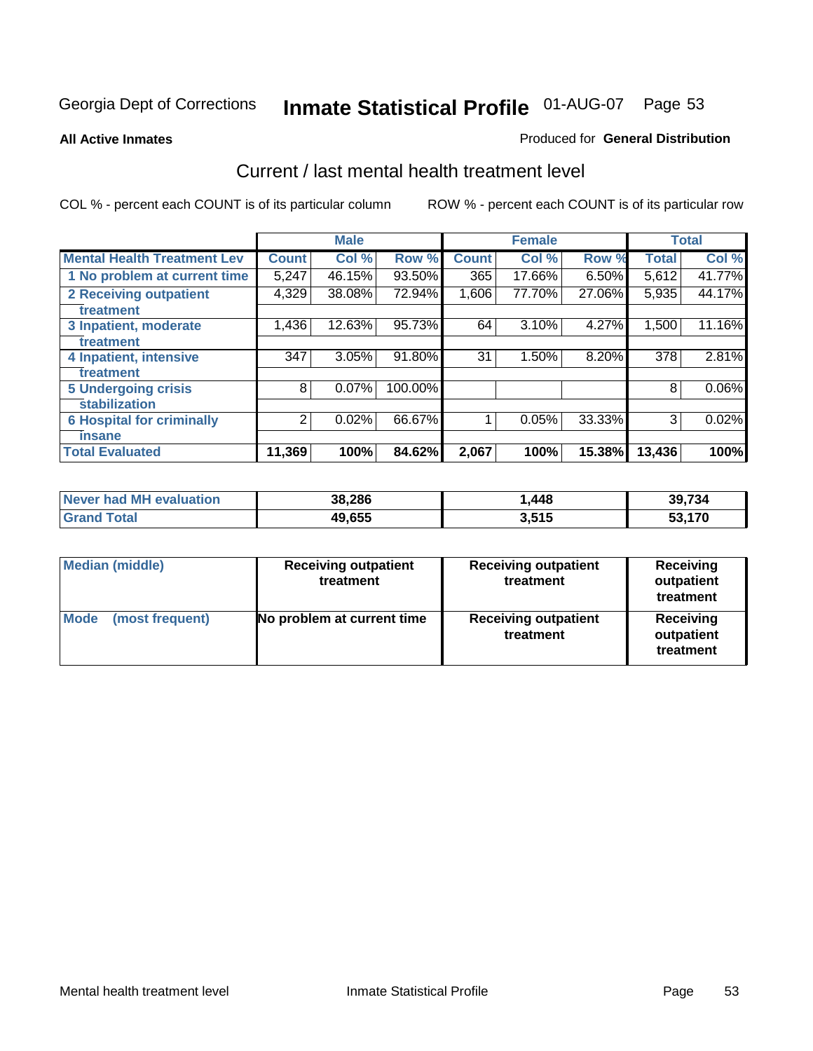Georgia Dept of Corrections **Inmate Statistical Profile** 01-AUG-07

**All Active Inmates**

Produced for **General Distribution**

## Current / last mental health treatment level

COL % - percent each COUNT is of its particular column

ROW % - percent each COUNT is of its particular row

| | Male | | | Female | | | Total | |
|---|---|---|---|---|---|---|---|---|
| **Mental Health Treatment Lev** | **Count** | **Col %** | **Row %** | **Count** | **Col %** | **Row %** | **Total** | **Col %** |
| 1 No problem at current time | 5,247 | 46.15% | 93.50% | 365 | 17.66% | 6.50% | 5,612 | 41.77% |
| 2 Receiving outpatient treatment | 4,329 | 38.08% | 72.94% | 1,606 | 77.70% | 27.06% | 5,935 | 44.17% |
| 3 Inpatient, moderate treatment | 1,436 | 12.63% | 95.73% | 64 | 3.10% | 4.27% | 1,500 | 11.16% |
| 4 Inpatient, intensive treatment | 347 | 3.05% | 91.80% | 31 | 1.50% | 8.20% | 378 | 2.81% |
| 5 Undergoing crisis stabilization | 8 | 0.07% | 100.00% | | | | 8 | 0.06% |
| 6 Hospital for criminally insane | 2 | 0.02% | 66.67% | 1 | 0.05% | 33.33% | 3 | 0.02% |
| **Total Evaluated** | **11,369** | **100%** | **84.62%** | **2,067** | **100%** | **15.38%** | **13,436** | **100%** |

| | Male | Female | Total |
|---|---|---|---|
| **Never had MH evaluation** | **38,286** | **1,448** | **39,734** |
| **Grand Total** | **49,655** | **3,515** | **53,170** |

| | Male | Female | Total |
|---|---|---|---|
| **Median (middle)** | **Receiving outpatient treatment** | **Receiving outpatient treatment** | **Receiving outpatient treatment** |
| **Mode (most frequent)** | **No problem at current time** | **Receiving outpatient treatment** | **Receiving outpatient treatment** |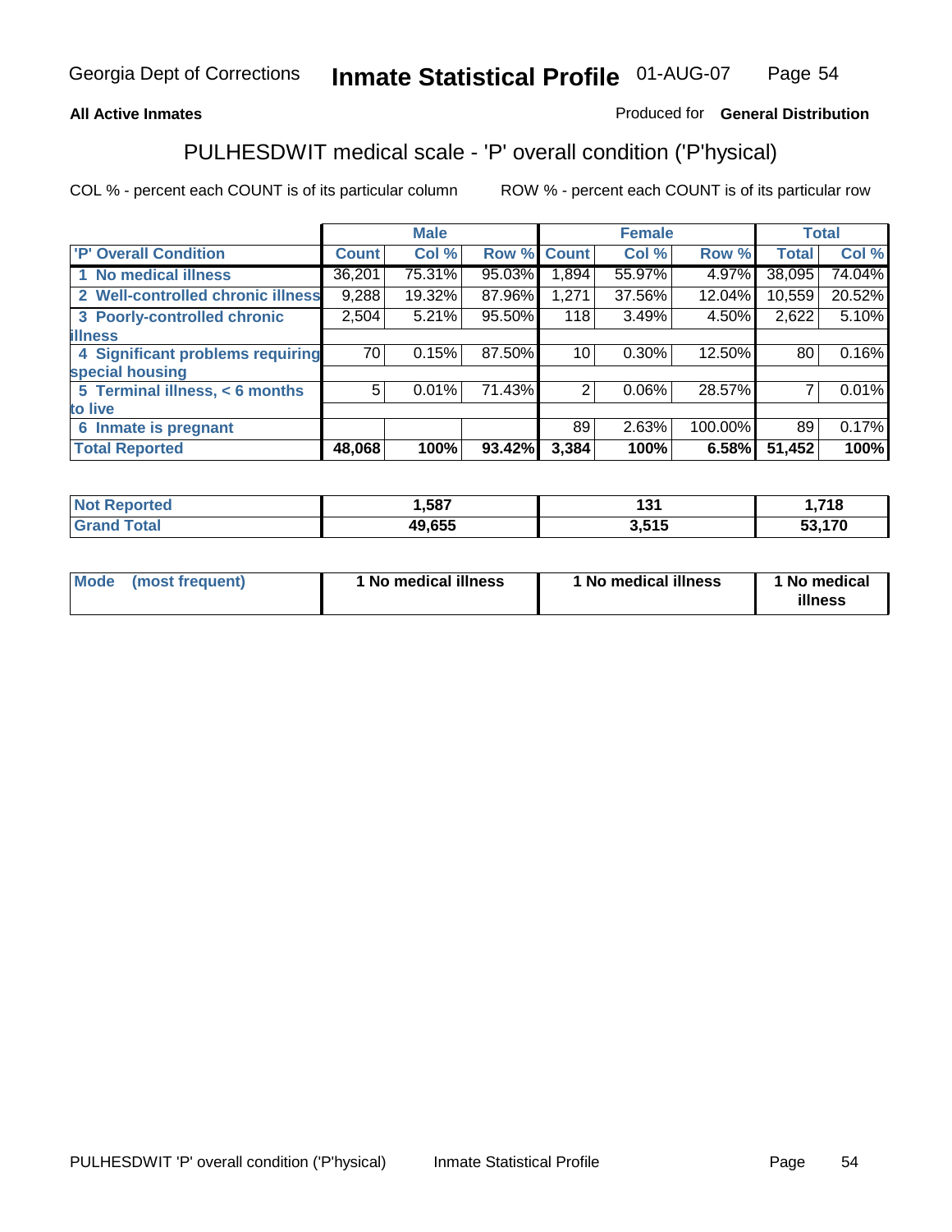Georgia Dept of Corrections **Inmate Statistical Profile** 01-AUG-07

**All Active Inmates**

Produced for **General Distribution**

## PULHESDWIT medical scale - 'P' overall condition ('P'hysical)

COL % - percent each COUNT is of its particular column

ROW % - percent each COUNT is of its particular row

| | Male | | | Female | | | Total | |
|---|---|---|---|---|---|---|---|---|
| 'P' Overall Condition | Count | Col % | Row % | Count | Col % | Row % | Total | Col % |
| 1 No medical illness | 36,201 | 75.31% | 95.03% | 1,894 | 55.97% | 4.97% | 38,095 | 74.04% |
| 2 Well-controlled chronic illness | 9,288 | 19.32% | 87.96% | 1,271 | 37.56% | 12.04% | 10,559 | 20.52% |
| 3 Poorly-controlled chronic illness | 2,504 | 5.21% | 95.50% | 118 | 3.49% | 4.50% | 2,622 | 5.10% |
| 4 Significant problems requiring special housing | 70 | 0.15% | 87.50% | 10 | 0.30% | 12.50% | 80 | 0.16% |
| 5 Terminal illness, < 6 months to live | 5 | 0.01% | 71.43% | 2 | 0.06% | 28.57% | 7 | 0.01% |
| 6 Inmate is pregnant | | | | 89 | 2.63% | 100.00% | 89 | 0.17% |
| **Total Reported** | **48,068** | **100%** | **93.42%** | **3,384** | **100%** | **6.58%** | **51,452** | **100%** |

| | Male | Female | Total |
|---|---|---|---|
| Not Reported | 1,587 | 131 | 1,718 |
| Grand Total | 49,655 | 3,515 | 53,170 |

| | Male | Female | Total |
|---|---|---|---|
| Mode (most frequent) | 1 No medical illness | 1 No medical illness | 1 No medical illness |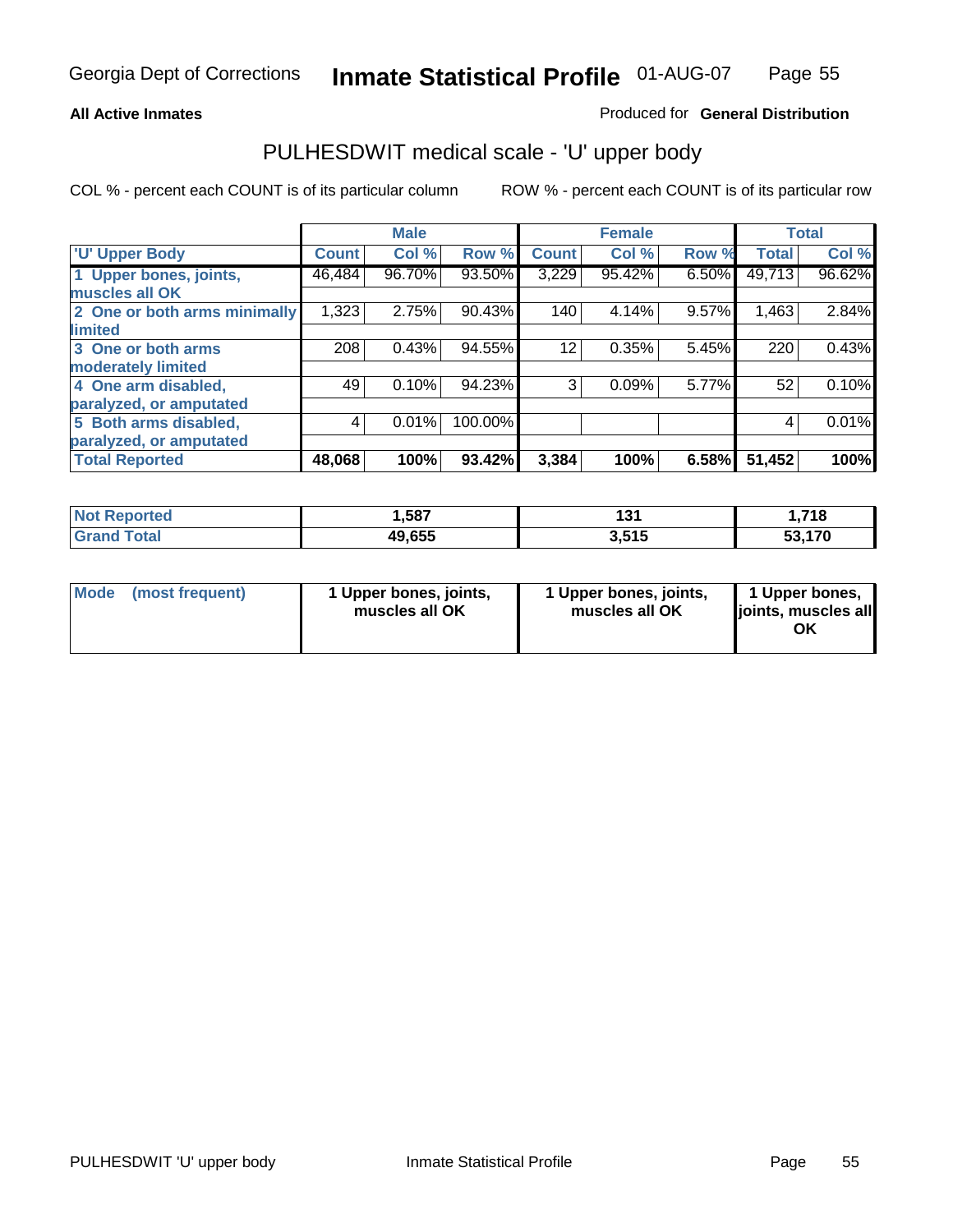**All Active Inmates**

Produced for **General Distribution**

## PULHESDWIT medical scale - 'U' upper body

COL % - percent each COUNT is of its particular column

ROW % - percent each COUNT is of its particular row

| | Male | | | Female | | | Total | |
|---|---|---|---|---|---|---|---|---|
| 'U' Upper Body | Count | Col % | Row % | Count | Col % | Row % | Total | Col % |
| 1 Upper bones, joints, muscles all OK | 46,484 | 96.70% | 93.50% | 3,229 | 95.42% | 6.50% | 49,713 | 96.62% |
| 2 One or both arms minimally limited | 1,323 | 2.75% | 90.43% | 140 | 4.14% | 9.57% | 1,463 | 2.84% |
| 3 One or both arms moderately limited | 208 | 0.43% | 94.55% | 12 | 0.35% | 5.45% | 220 | 0.43% |
| 4 One arm disabled, paralyzed, or amputated | 49 | 0.10% | 94.23% | 3 | 0.09% | 5.77% | 52 | 0.10% |
| 5 Both arms disabled, paralyzed, or amputated | 4 | 0.01% | 100.00% | | | | 4 | 0.01% |
| **Total Reported** | **48,068** | **100%** | **93.42%** | **3,384** | **100%** | **6.58%** | **51,452** | **100%** |

| | Male | Female | Total |
|---|---|---|---|
| Not Reported | 1,587 | 131 | 1,718 |
| Grand Total | 49,655 | 3,515 | 53,170 |

| | Male | Female | Total |
|---|---|---|---|
| Mode (most frequent) | 1 Upper bones, joints, muscles all OK | 1 Upper bones, joints, muscles all OK | 1 Upper bones, joints, muscles all OK |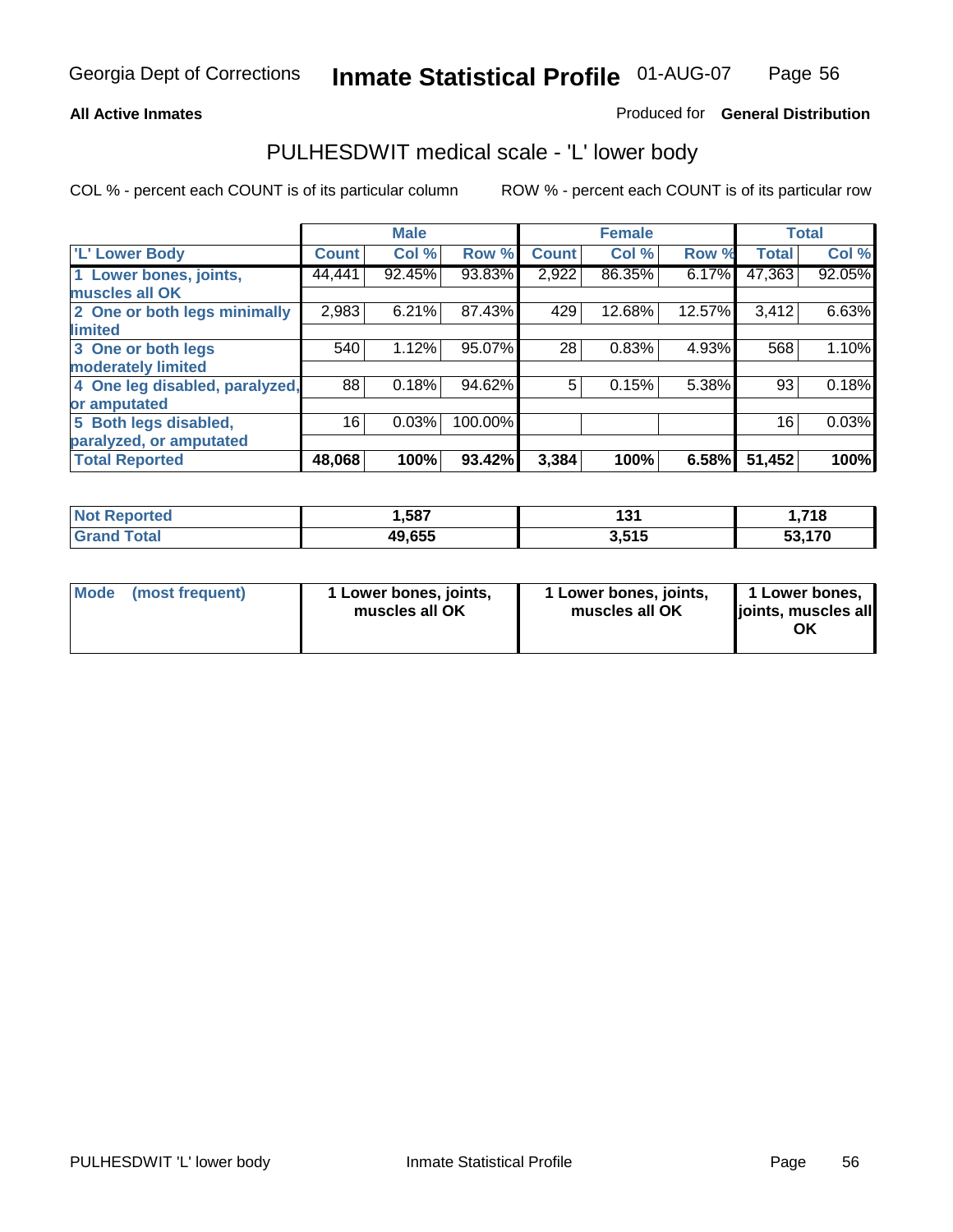**All Active Inmates**

Produced for **General Distribution**

## PULHESDWIT medical scale - 'L' lower body

COL % - percent each COUNT is of its particular column

ROW % - percent each COUNT is of its particular row

| | Male | | | Female | | | Total | |
|---|---|---|---|---|---|---|---|---|
| 'L' Lower Body | Count | Col % | Row % | Count | Col % | Row % | Total | Col % |
| 1 Lower bones, joints, muscles all OK | 44,441 | 92.45% | 93.83% | 2,922 | 86.35% | 6.17% | 47,363 | 92.05% |
| 2 One or both legs minimally limited | 2,983 | 6.21% | 87.43% | 429 | 12.68% | 12.57% | 3,412 | 6.63% |
| 3 One or both legs moderately limited | 540 | 1.12% | 95.07% | 28 | 0.83% | 4.93% | 568 | 1.10% |
| 4 One leg disabled, paralyzed, or amputated | 88 | 0.18% | 94.62% | 5 | 0.15% | 5.38% | 93 | 0.18% |
| 5 Both legs disabled, paralyzed, or amputated | 16 | 0.03% | 100.00% | | | | 16 | 0.03% |
| **Total Reported** | **48,068** | **100%** | **93.42%** | **3,384** | **100%** | **6.58%** | **51,452** | **100%** |

| | Male | Female | Total |
|---|---|---|---|
| Not Reported | 1,587 | 131 | 1,718 |
| Grand Total | 49,655 | 3,515 | 53,170 |

| | Male | Female | Total |
|---|---|---|---|
| Mode (most frequent) | 1 Lower bones, joints, muscles all OK | 1 Lower bones, joints, muscles all OK | 1 Lower bones, joints, muscles all OK |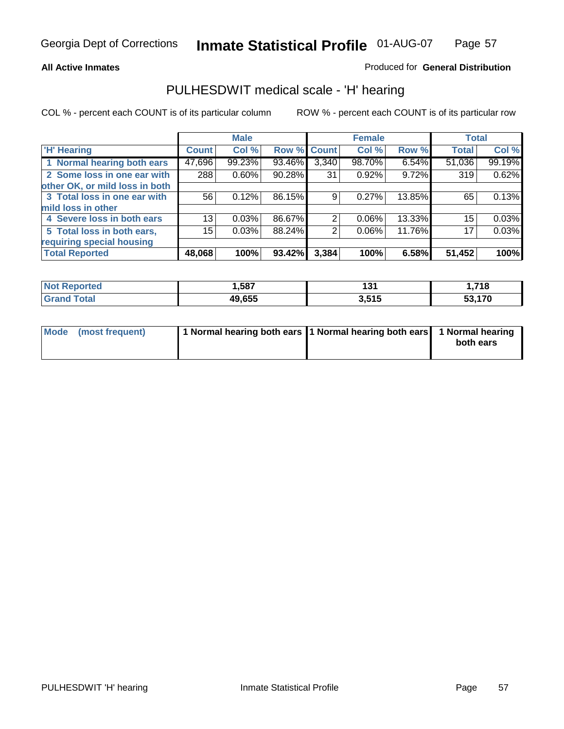**All Active Inmates**

Produced for **General Distribution**

## PULHESDWIT medical scale - 'H' hearing

COL % - percent each COUNT is of its particular column

ROW % - percent each COUNT is of its particular row

| | Male | | | Female | | | Total | |
|---|---|---|---|---|---|---|---|---|
| 'H' Hearing | Count | Col % | Row % | Count | Col % | Row % | Total | Col % |
| 1 Normal hearing both ears | 47,696 | 99.23% | 93.46% | 3,340 | 98.70% | 6.54% | 51,036 | 99.19% |
| 2 Some loss in one ear with other OK, or mild loss in both | 288 | 0.60% | 90.28% | 31 | 0.92% | 9.72% | 319 | 0.62% |
| 3 Total loss in one ear with mild loss in other | 56 | 0.12% | 86.15% | 9 | 0.27% | 13.85% | 65 | 0.13% |
| 4 Severe loss in both ears | 13 | 0.03% | 86.67% | 2 | 0.06% | 13.33% | 15 | 0.03% |
| 5 Total loss in both ears, requiring special housing | 15 | 0.03% | 88.24% | 2 | 0.06% | 11.76% | 17 | 0.03% |
| **Total Reported** | **48,068** | **100%** | **93.42%** | **3,384** | **100%** | **6.58%** | **51,452** | **100%** |

| | Male | Female | Total |
|---|---|---|---|
| Not Reported | 1,587 | 131 | 1,718 |
| Grand Total | 49,655 | 3,515 | 53,170 |

| | Male | Female | Total |
|---|---|---|---|
| Mode (most frequent) | 1 Normal hearing both ears | 1 Normal hearing both ears | 1 Normal hearing both ears |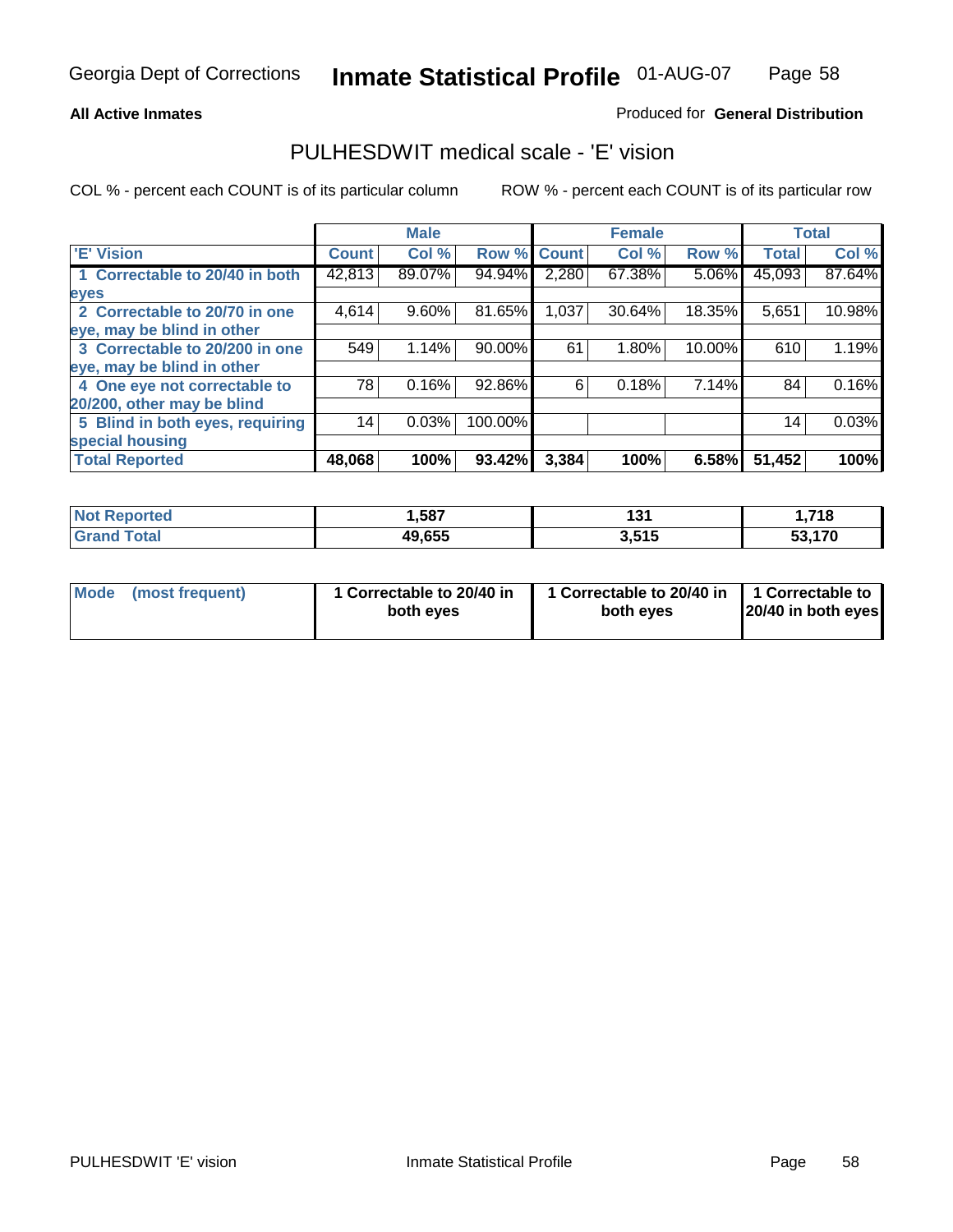Georgia Dept of Corrections **Inmate Statistical Profile** 01-AUG-07

**All Active Inmates**

Produced for **General Distribution**

## PULHESDWIT medical scale - 'E' vision

COL % - percent each COUNT is of its particular column

ROW % - percent each COUNT is of its particular row

| | Male | | | Female | | | Total | |
|---|---|---|---|---|---|---|---|---|
| 'E' Vision | Count | Col % | Row % | Count | Col % | Row % | Total | Col % |
| 1 Correctable to 20/40 in both eyes | 42,813 | 89.07% | 94.94% | 2,280 | 67.38% | 5.06% | 45,093 | 87.64% |
| 2 Correctable to 20/70 in one eye, may be blind in other | 4,614 | 9.60% | 81.65% | 1,037 | 30.64% | 18.35% | 5,651 | 10.98% |
| 3 Correctable to 20/200 in one eye, may be blind in other | 549 | 1.14% | 90.00% | 61 | 1.80% | 10.00% | 610 | 1.19% |
| 4 One eye not correctable to 20/200, other may be blind | 78 | 0.16% | 92.86% | 6 | 0.18% | 7.14% | 84 | 0.16% |
| 5 Blind in both eyes, requiring special housing | 14 | 0.03% | 100.00% | | | | 14 | 0.03% |
| **Total Reported** | **48,068** | **100%** | **93.42%** | **3,384** | **100%** | **6.58%** | **51,452** | **100%** |

| | Male | Female | Total |
|---|---|---|---|
| **Not Reported** | **1,587** | **131** | **1,718** |
| **Grand Total** | **49,655** | **3,515** | **53,170** |

| | Male | Female | Total |
|---|---|---|---|
| **Mode (most frequent)** | **1 Correctable to 20/40 in both eyes** | **1 Correctable to 20/40 in both eyes** | **1 Correctable to 20/40 in both eyes** |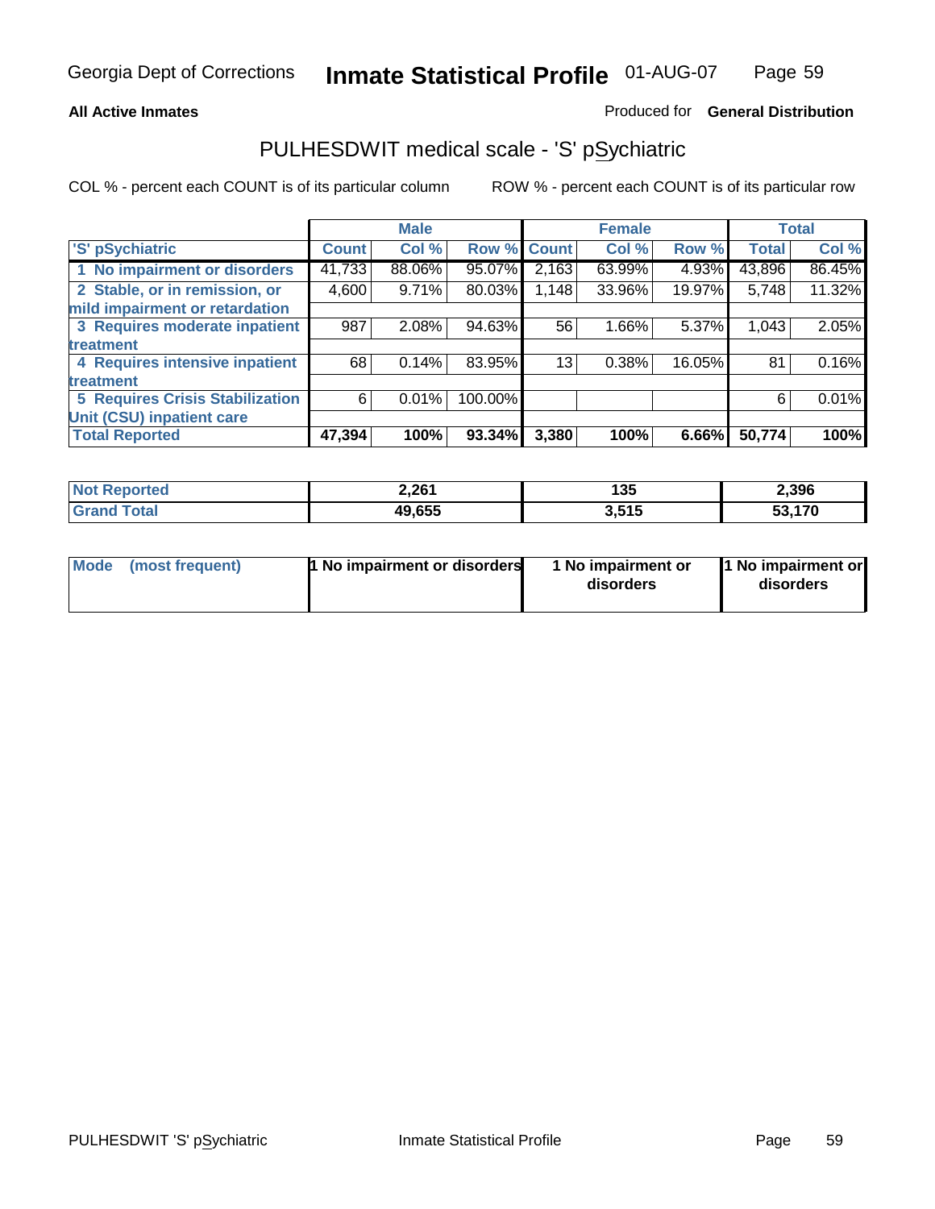**All Active Inmates** Produced for **General Distribution**

# PULHESDWIT medical scale - 'S' pSychiatric

COL % - percent each COUNT is of its particular column ROW % - percent each COUNT is of its particular row

| | Male | | | Female | | | Total | |
|---|---|---|---|---|---|---|---|---|
| 'S' pSychiatric | Count | Col % | Row % | Count | Col % | Row % | Total | Col % |
| 1 No impairment or disorders | 41,733 | 88.06% | 95.07% | 2,163 | 63.99% | 4.93% | 43,896 | 86.45% |
| 2 Stable, or in remission, or mild impairment or retardation | 4,600 | 9.71% | 80.03% | 1,148 | 33.96% | 19.97% | 5,748 | 11.32% |
| 3 Requires moderate inpatient treatment | 987 | 2.08% | 94.63% | 56 | 1.66% | 5.37% | 1,043 | 2.05% |
| 4 Requires intensive inpatient treatment | 68 | 0.14% | 83.95% | 13 | 0.38% | 16.05% | 81 | 0.16% |
| 5 Requires Crisis Stabilization Unit (CSU) inpatient care | 6 | 0.01% | 100.00% | | | | 6 | 0.01% |
| **Total Reported** | **47,394** | **100%** | **93.34%** | **3,380** | **100%** | **6.66%** | **50,774** | **100%** |

| | Male | Female | Total |
|---|---|---|---|
| Not Reported | 2,261 | 135 | 2,396 |
| Grand Total | 49,655 | 3,515 | 53,170 |

| | Male | Female | Total |
|---|---|---|---|
| Mode (most frequent) | 1 No impairment or disorders | 1 No impairment or disorders | 1 No impairment or disorders |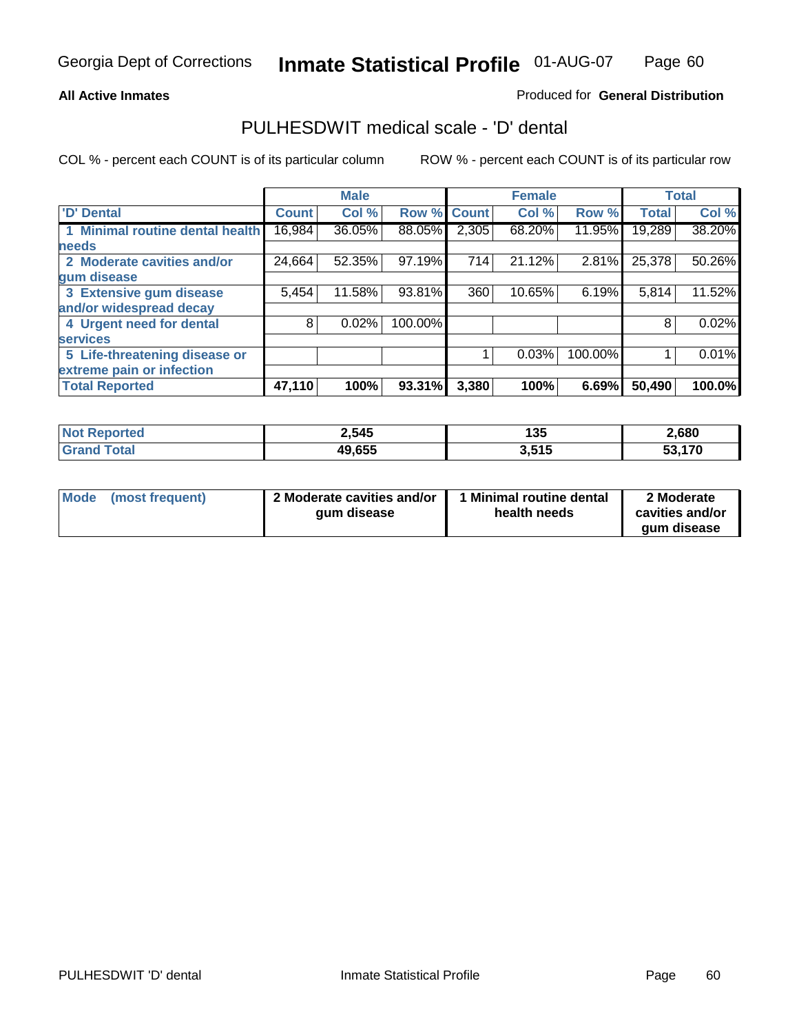Georgia Dept of Corrections **Inmate Statistical Profile** 01-AUG-07

**All Active Inmates**

Produced for **General Distribution**

## PULHESDWIT medical scale - 'D' dental

COL % - percent each COUNT is of its particular column

ROW % - percent each COUNT is of its particular row

| 'D' Dental | Male | | | Female | | | Total | |
|---|---|---|---|---|---|---|---|---|
| | Count | Col % | Row % | Count | Col % | Row % | Total | Col % |
| 1 Minimal routine dental health needs | 16,984 | 36.05% | 88.05% | 2,305 | 68.20% | 11.95% | 19,289 | 38.20% |
| 2 Moderate cavities and/or gum disease | 24,664 | 52.35% | 97.19% | 714 | 21.12% | 2.81% | 25,378 | 50.26% |
| 3 Extensive gum disease and/or widespread decay | 5,454 | 11.58% | 93.81% | 360 | 10.65% | 6.19% | 5,814 | 11.52% |
| 4 Urgent need for dental services | 8 | 0.02% | 100.00% | | | | 8 | 0.02% |
| 5 Life-threatening disease or extreme pain or infection | | | | 1 | 0.03% | 100.00% | 1 | 0.01% |
| **Total Reported** | **47,110** | **100%** | **93.31%** | **3,380** | **100%** | **6.69%** | **50,490** | **100.0%** |

| | Male | Female | Total |
|---|---|---|---|
| Not Reported | **2,545** | **135** | **2,680** |
| Grand Total | **49,655** | **3,515** | **53,170** |

| | Male | Female | Total |
|---|---|---|---|
| Mode (most frequent) | **2 Moderate cavities and/or gum disease** | **1 Minimal routine dental health needs** | **2 Moderate cavities and/or gum disease** |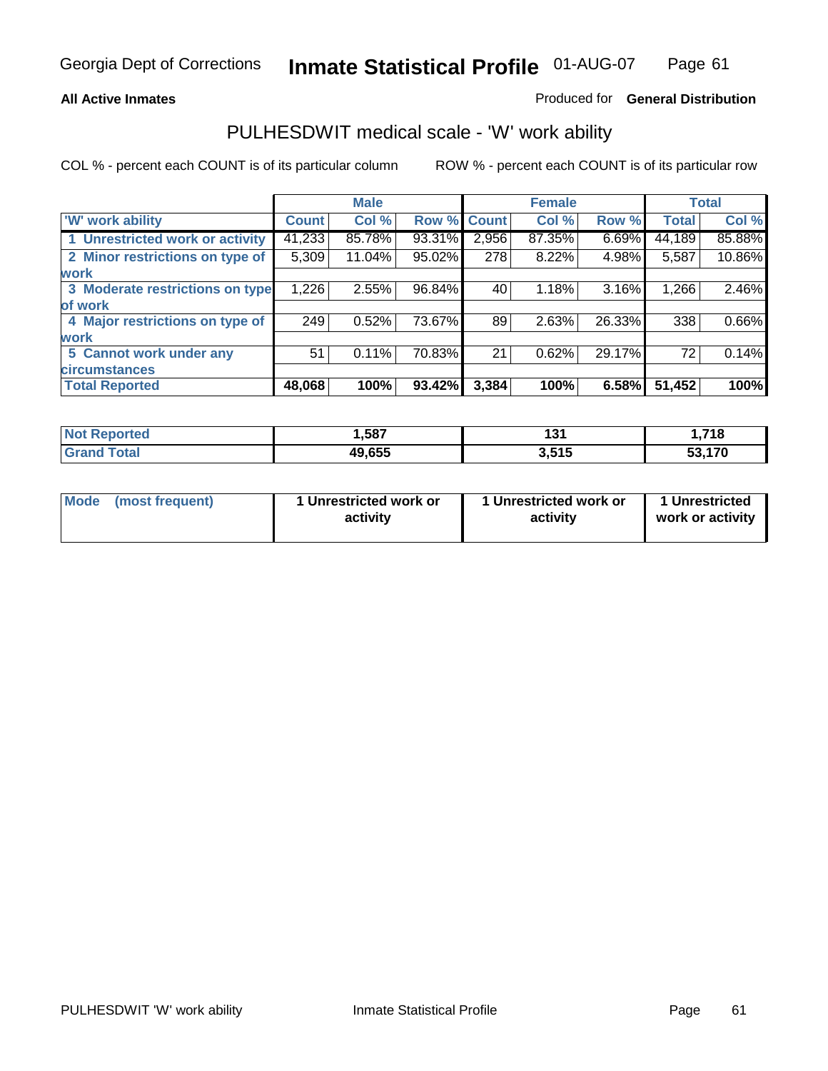Georgia Dept of Corrections **Inmate Statistical Profile** 01-AUG-07

**All Active Inmates**

Produced for **General Distribution**

## PULHESDWIT medical scale - 'W' work ability

COL % - percent each COUNT is of its particular column

ROW % - percent each COUNT is of its particular row

| | Male | | | Female | | | Total | |
|---|---|---|---|---|---|---|---|---|
| 'W' work ability | Count | Col % | Row % | Count | Col % | Row % | Total | Col % |
| 1 Unrestricted work or activity | 41,233 | 85.78% | 93.31% | 2,956 | 87.35% | 6.69% | 44,189 | 85.88% |
| 2 Minor restrictions on type of work | 5,309 | 11.04% | 95.02% | 278 | 8.22% | 4.98% | 5,587 | 10.86% |
| 3 Moderate restrictions on type of work | 1,226 | 2.55% | 96.84% | 40 | 1.18% | 3.16% | 1,266 | 2.46% |
| 4 Major restrictions on type of work | 249 | 0.52% | 73.67% | 89 | 2.63% | 26.33% | 338 | 0.66% |
| 5 Cannot work under any circumstances | 51 | 0.11% | 70.83% | 21 | 0.62% | 29.17% | 72 | 0.14% |
| **Total Reported** | **48,068** | **100%** | **93.42%** | **3,384** | **100%** | **6.58%** | **51,452** | **100%** |

| | Male | Female | Total |
|---|---|---|---|
| Not Reported | 1,587 | 131 | 1,718 |
| Grand Total | 49,655 | 3,515 | 53,170 |

| | Male | Female | Total |
|---|---|---|---|
| Mode (most frequent) | 1 Unrestricted work or activity | 1 Unrestricted work or activity | 1 Unrestricted work or activity |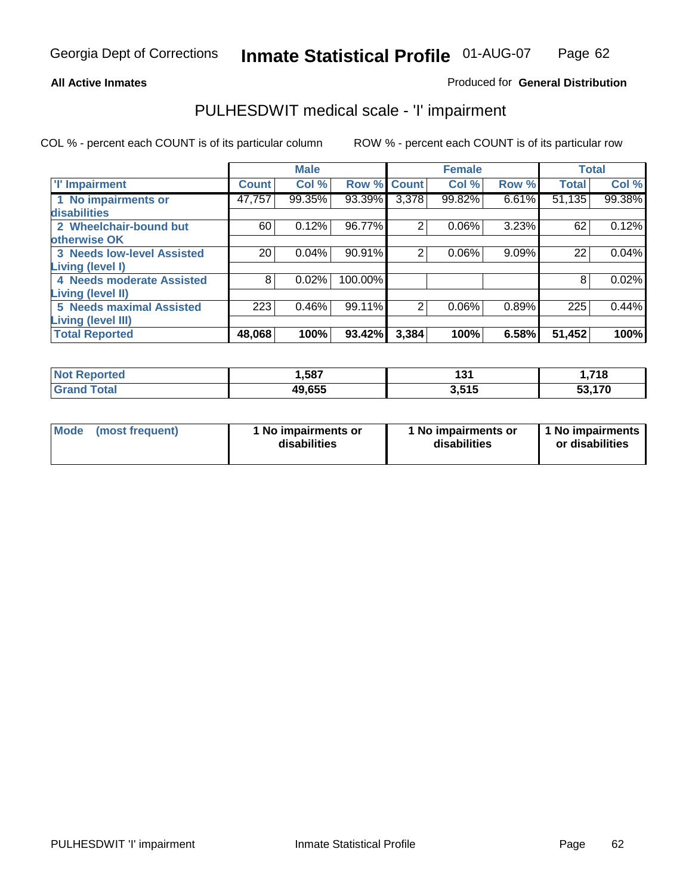Georgia Dept of Corrections **Inmate Statistical Profile** 01-AUG-07

**All Active Inmates**

Produced for **General Distribution**

## PULHESDWIT medical scale - 'I' impairment

COL % - percent each COUNT is of its particular column    ROW % - percent each COUNT is of its particular row

| | Male | | | Female | | | Total | |
|---|---|---|---|---|---|---|---|---|
| **'I' Impairment** | **Count** | **Col %** | **Row %** | **Count** | **Col %** | **Row %** | **Total** | **Col %** |
| **1 No impairments or disabilities** | 47,757 | 99.35% | 93.39% | 3,378 | 99.82% | 6.61% | 51,135 | 99.38% |
| **2 Wheelchair-bound but otherwise OK** | 60 | 0.12% | 96.77% | 2 | 0.06% | 3.23% | 62 | 0.12% |
| **3 Needs low-level Assisted Living (level I)** | 20 | 0.04% | 90.91% | 2 | 0.06% | 9.09% | 22 | 0.04% |
| **4 Needs moderate Assisted Living (level II)** | 8 | 0.02% | 100.00% | | | | 8 | 0.02% |
| **5 Needs maximal Assisted Living (level III)** | 223 | 0.46% | 99.11% | 2 | 0.06% | 0.89% | 225 | 0.44% |
| **Total Reported** | **48,068** | **100%** | **93.42%** | **3,384** | **100%** | **6.58%** | **51,452** | **100%** |

| | Male | Female | Total |
|---|---|---|---|
| **Not Reported** | **1,587** | **131** | **1,718** |
| **Grand Total** | **49,655** | **3,515** | **53,170** |

| | Male | Female | Total |
|---|---|---|---|
| **Mode (most frequent)** | **1 No impairments or disabilities** | **1 No impairments or disabilities** | **1 No impairments or disabilities** |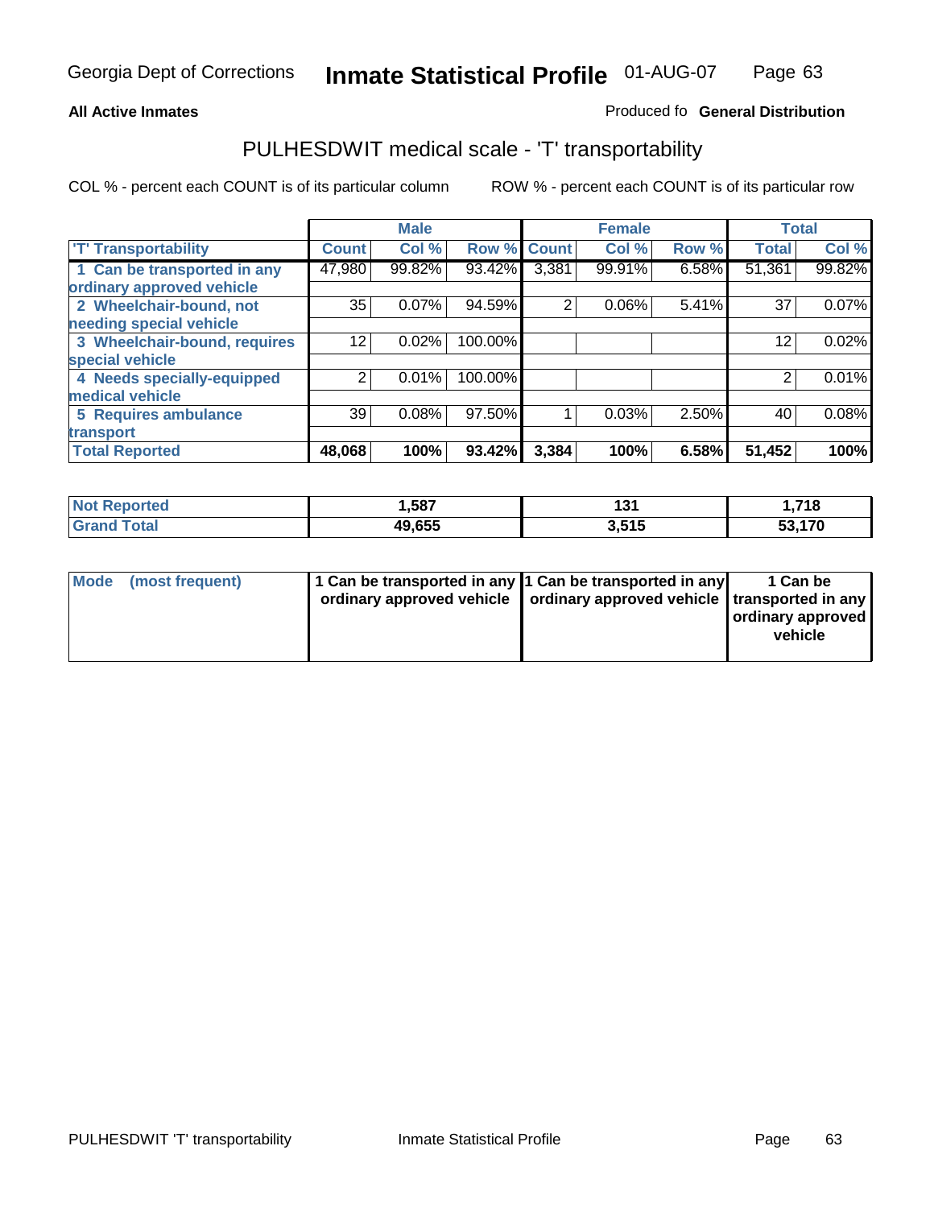Georgia Dept of Corrections **Inmate Statistical Profile** 01-AUG-07

**All Active Inmates** Produced fo **General Distribution**

## PULHESDWIT medical scale - 'T' transportability

COL % - percent each COUNT is of its particular column    ROW % - percent each COUNT is of its particular row

| | Male | | | Female | | | Total | |
|---|---|---|---|---|---|---|---|---|
| 'T' Transportability | Count | Col % | Row % | Count | Col % | Row % | Total | Col % |
| 1 Can be transported in any ordinary approved vehicle | 47,980 | 99.82% | 93.42% | 3,381 | 99.91% | 6.58% | 51,361 | 99.82% |
| 2 Wheelchair-bound, not needing special vehicle | 35 | 0.07% | 94.59% | 2 | 0.06% | 5.41% | 37 | 0.07% |
| 3 Wheelchair-bound, requires special vehicle | 12 | 0.02% | 100.00% | | | | 12 | 0.02% |
| 4 Needs specially-equipped medical vehicle | 2 | 0.01% | 100.00% | | | | 2 | 0.01% |
| 5 Requires ambulance transport | 39 | 0.08% | 97.50% | 1 | 0.03% | 2.50% | 40 | 0.08% |
| **Total Reported** | **48,068** | **100%** | **93.42%** | **3,384** | **100%** | **6.58%** | **51,452** | **100%** |

| | Male | Female | Total |
|---|---|---|---|
| **Not Reported** | **1,587** | **131** | **1,718** |
| **Grand Total** | **49,655** | **3,515** | **53,170** |

| | Male | Female | Total |
|---|---|---|---|
| **Mode (most frequent)** | **1 Can be transported in any ordinary approved vehicle** | **1 Can be transported in any ordinary approved vehicle** | **1 Can be transported in any ordinary approved vehicle** |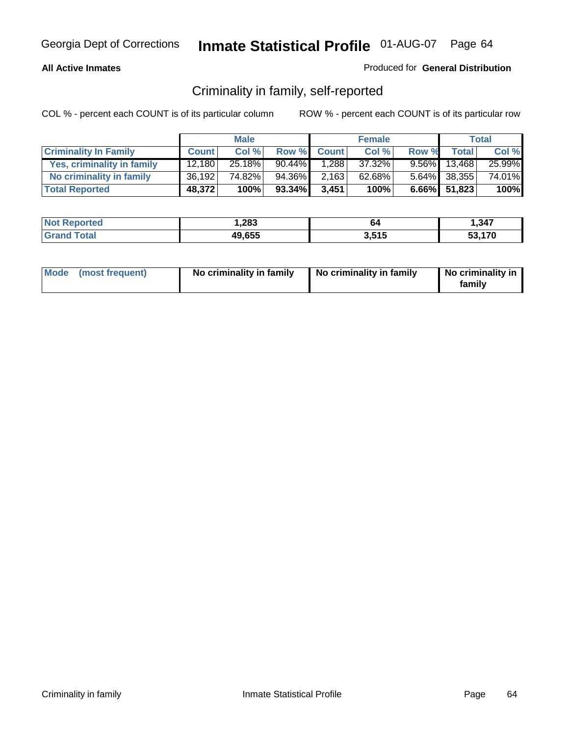**All Active Inmates**

Produced for **General Distribution**

## Criminality in family, self-reported

COL % - percent each COUNT is of its particular column

ROW % - percent each COUNT is of its particular row

| | Male | | | Female | | | Total | |
|---|---|---|---|---|---|---|---|---|
| **Criminality In Family** | **Count** | **Col %** | **Row %** | **Count** | **Col %** | **Row %** | **Total** | **Col %** |
| Yes, criminality in family | 12,180 | 25.18% | 90.44% | 1,288 | 37.32% | 9.56% | 13,468 | 25.99% |
| No criminality in family | 36,192 | 74.82% | 94.36% | 2,163 | 62.68% | 5.64% | 38,355 | 74.01% |
| **Total Reported** | **48,372** | **100%** | **93.34%** | **3,451** | **100%** | **6.66%** | **51,823** | **100%** |

| | Male | Female | Total |
|---|---|---|---|
| Not Reported | 1,283 | 64 | 1,347 |
| Grand Total | 49,655 | 3,515 | 53,170 |

| | Male | Female | Total |
|---|---|---|---|
| Mode (most frequent) | No criminality in family | No criminality in family | No criminality in family |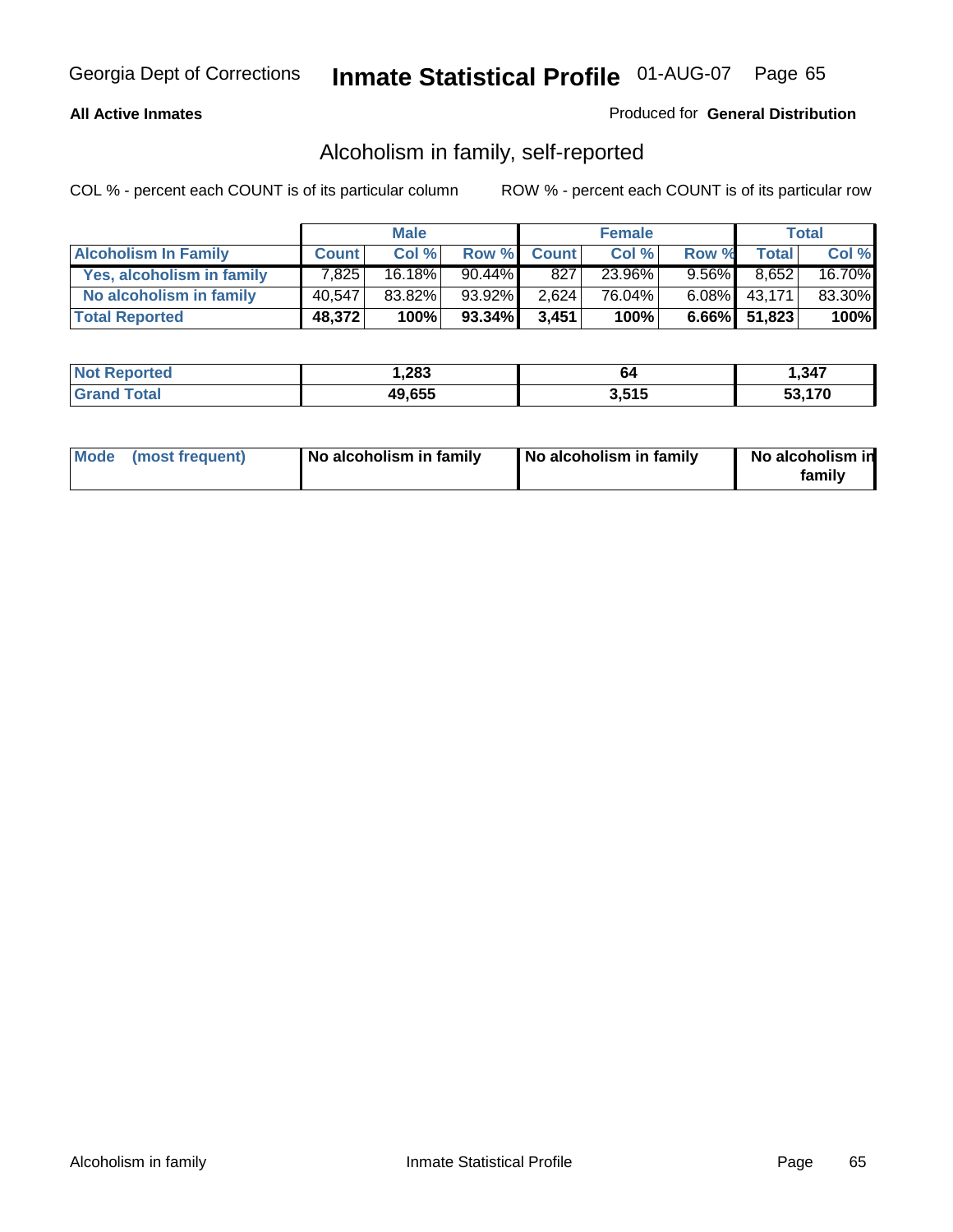**All Active Inmates**

Produced for **General Distribution**

## Alcoholism in family, self-reported

COL % - percent each COUNT is of its particular column

ROW % - percent each COUNT is of its particular row

| | Male | | | Female | | | Total | |
|---|---|---|---|---|---|---|---|---|
| **Alcoholism In Family** | **Count** | **Col %** | **Row %** | **Count** | **Col %** | **Row %** | **Total** | **Col %** |
| **Yes, alcoholism in family** | 7,825 | 16.18% | 90.44% | 827 | 23.96% | 9.56% | 8,652 | 16.70% |
| **No alcoholism in family** | 40,547 | 83.82% | 93.92% | 2,624 | 76.04% | 6.08% | 43,171 | 83.30% |
| **Total Reported** | **48,372** | **100%** | **93.34%** | **3,451** | **100%** | **6.66%** | **51,823** | **100%** |

| | Male | Female | Total |
|---|---|---|---|
| **Not Reported** | **1,283** | **64** | **1,347** |
| **Grand Total** | **49,655** | **3,515** | **53,170** |

| | Male | Female | Total |
|---|---|---|---|
| **Mode (most frequent)** | **No alcoholism in family** | **No alcoholism in family** | **No alcoholism in family** |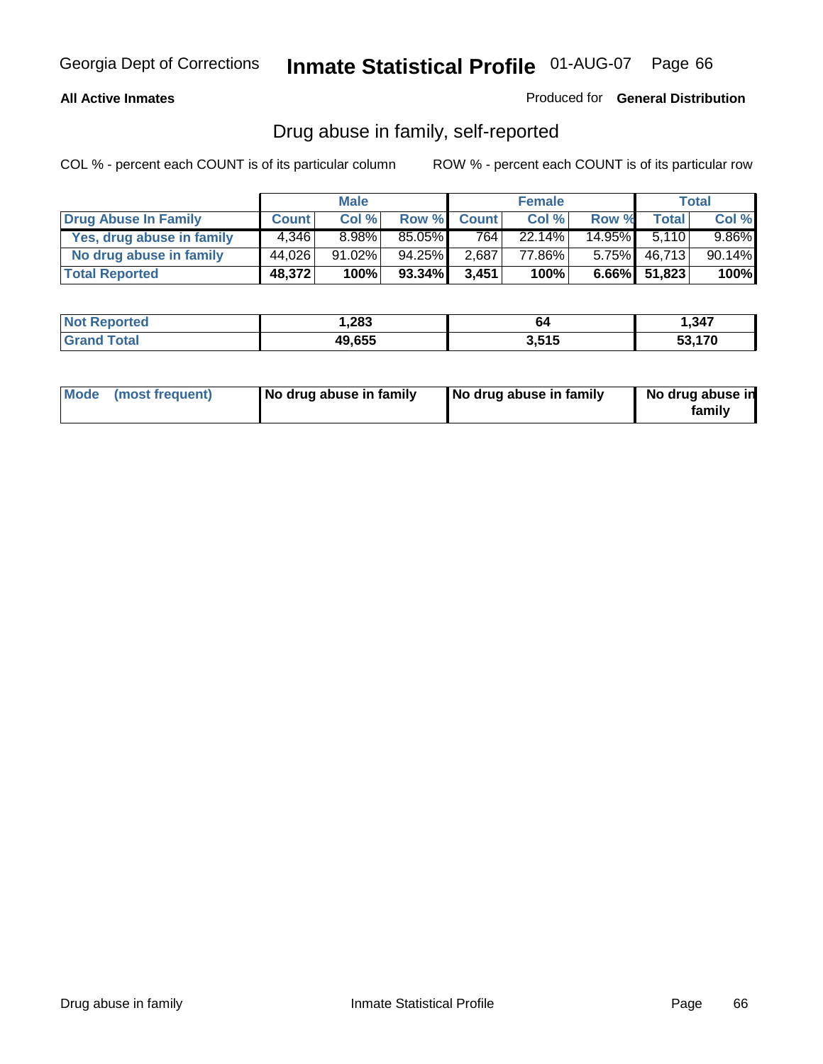Georgia Dept of Corrections **Inmate Statistical Profile** 01-AUG-07

**All Active Inmates**

Produced for **General Distribution**

## Drug abuse in family, self-reported

COL % - percent each COUNT is of its particular column

ROW % - percent each COUNT is of its particular row

| | Male | | | Female | | | Total | |
|---|---|---|---|---|---|---|---|---|
| **Drug Abuse In Family** | **Count** | **Col %** | **Row %** | **Count** | **Col %** | **Row %** | **Total** | **Col %** |
| **Yes, drug abuse in family** | 4,346 | 8.98% | 85.05% | 764 | 22.14% | 14.95% | 5,110 | 9.86% |
| **No drug abuse in family** | 44,026 | 91.02% | 94.25% | 2,687 | 77.86% | 5.75% | 46,713 | 90.14% |
| **Total Reported** | **48,372** | **100%** | **93.34%** | **3,451** | **100%** | **6.66%** | **51,823** | **100%** |

| | Male | Female | Total |
|---|---|---|---|
| **Not Reported** | **1,283** | **64** | **1,347** |
| **Grand Total** | **49,655** | **3,515** | **53,170** |

| | Male | Female | Total |
|---|---|---|---|
| **Mode (most frequent)** | **No drug abuse in family** | **No drug abuse in family** | **No drug abuse in family** |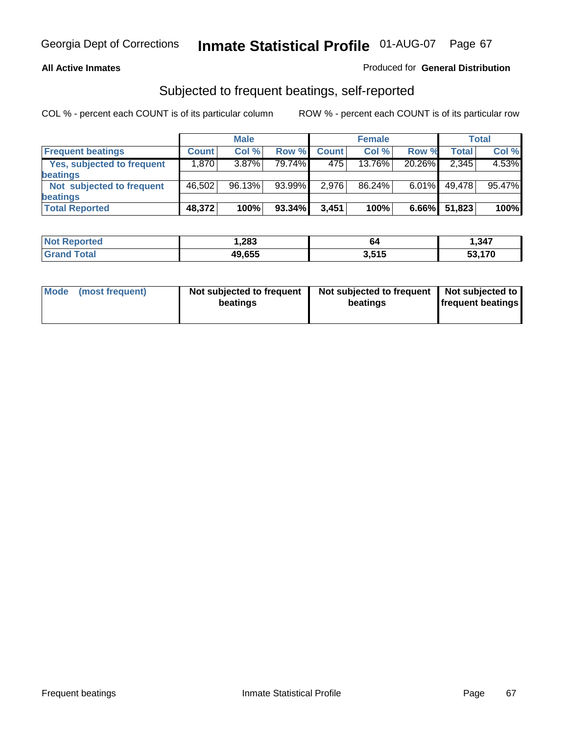Georgia Dept of Corrections **Inmate Statistical Profile** 01-AUG-07

**All Active Inmates**

Produced for **General Distribution**

## Subjected to frequent beatings, self-reported

COL % - percent each COUNT is of its particular column

ROW % - percent each COUNT is of its particular row

| | Male | | | Female | | | Total | |
|---|---|---|---|---|---|---|---|---|
| **Frequent beatings** | **Count** | **Col %** | **Row %** | **Count** | **Col %** | **Row %** | **Total** | **Col %** |
| **Yes, subjected to frequent beatings** | 1,870 | 3.87% | 79.74% | 475 | 13.76% | 20.26% | 2,345 | 4.53% |
| **Not subjected to frequent beatings** | 46,502 | 96.13% | 93.99% | 2,976 | 86.24% | 6.01% | 49,478 | 95.47% |
| **Total Reported** | **48,372** | **100%** | **93.34%** | **3,451** | **100%** | **6.66%** | **51,823** | **100%** |

| | Male | Female | Total |
|---|---|---|---|
| **Not Reported** | **1,283** | **64** | **1,347** |
| **Grand Total** | **49,655** | **3,515** | **53,170** |

| | Male | Female | Total |
|---|---|---|---|
| **Mode (most frequent)** | **Not subjected to frequent beatings** | **Not subjected to frequent beatings** | **Not subjected to frequent beatings** |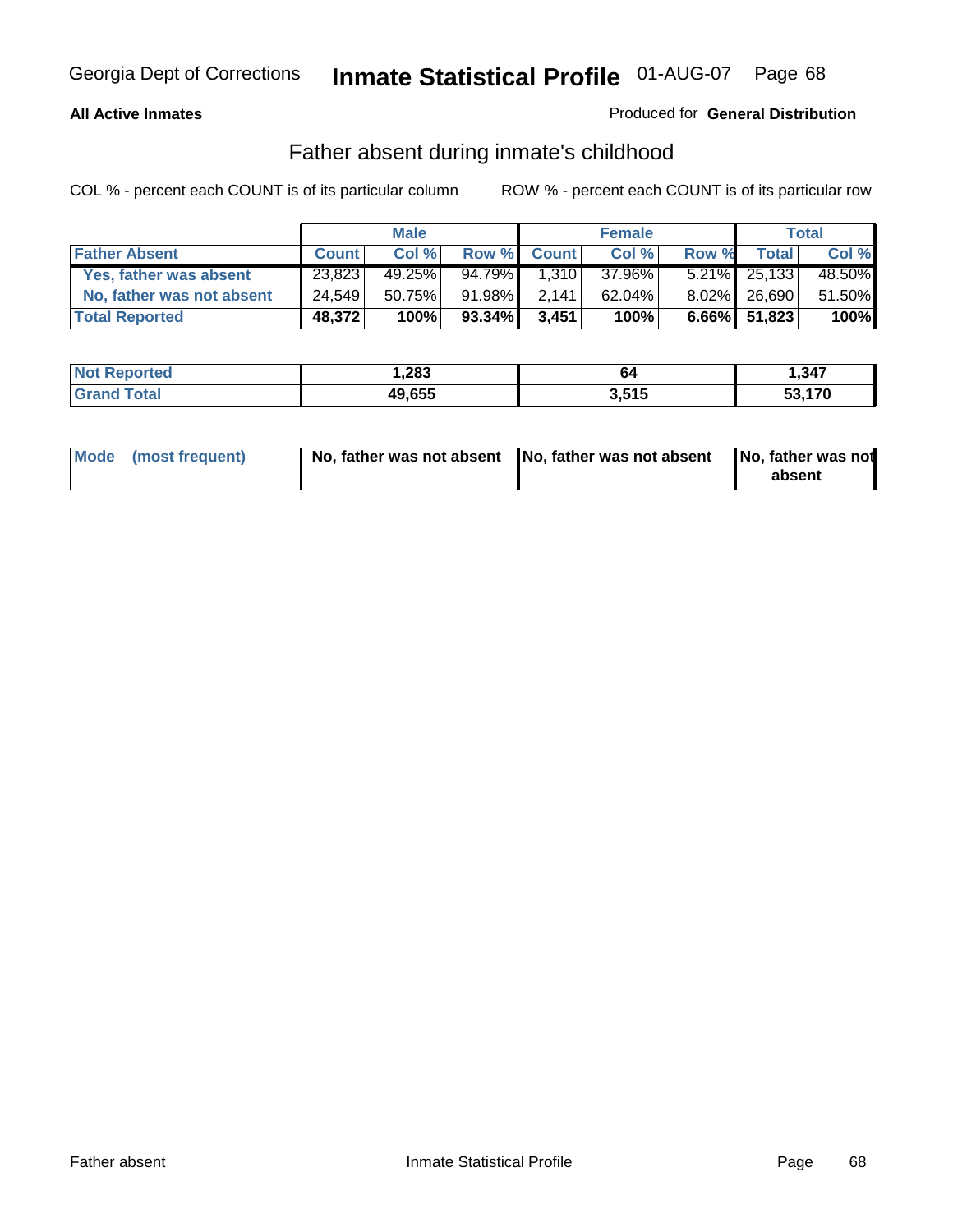**All Active Inmates**

Produced for **General Distribution**

## Father absent during inmate's childhood

COL % - percent each COUNT is of its particular column    ROW % - percent each COUNT is of its particular row

| | Male | | | Female | | | Total | |
|---|---|---|---|---|---|---|---|---|
| **Father Absent** | **Count** | **Col %** | **Row %** | **Count** | **Col %** | **Row %** | **Total** | **Col %** |
| **Yes, father was absent** | 23,823 | 49.25% | 94.79% | 1,310 | 37.96% | 5.21% | 25,133 | 48.50% |
| **No, father was not absent** | 24,549 | 50.75% | 91.98% | 2,141 | 62.04% | 8.02% | 26,690 | 51.50% |
| **Total Reported** | **48,372** | **100%** | **93.34%** | **3,451** | **100%** | **6.66%** | **51,823** | **100%** |

| | Male | Female | Total |
|---|---|---|---|
| **Not Reported** | **1,283** | **64** | **1,347** |
| **Grand Total** | **49,655** | **3,515** | **53,170** |

| | Male | Female | Total |
|---|---|---|---|
| **Mode (most frequent)** | **No, father was not absent** | **No, father was not absent** | **No, father was not absent** |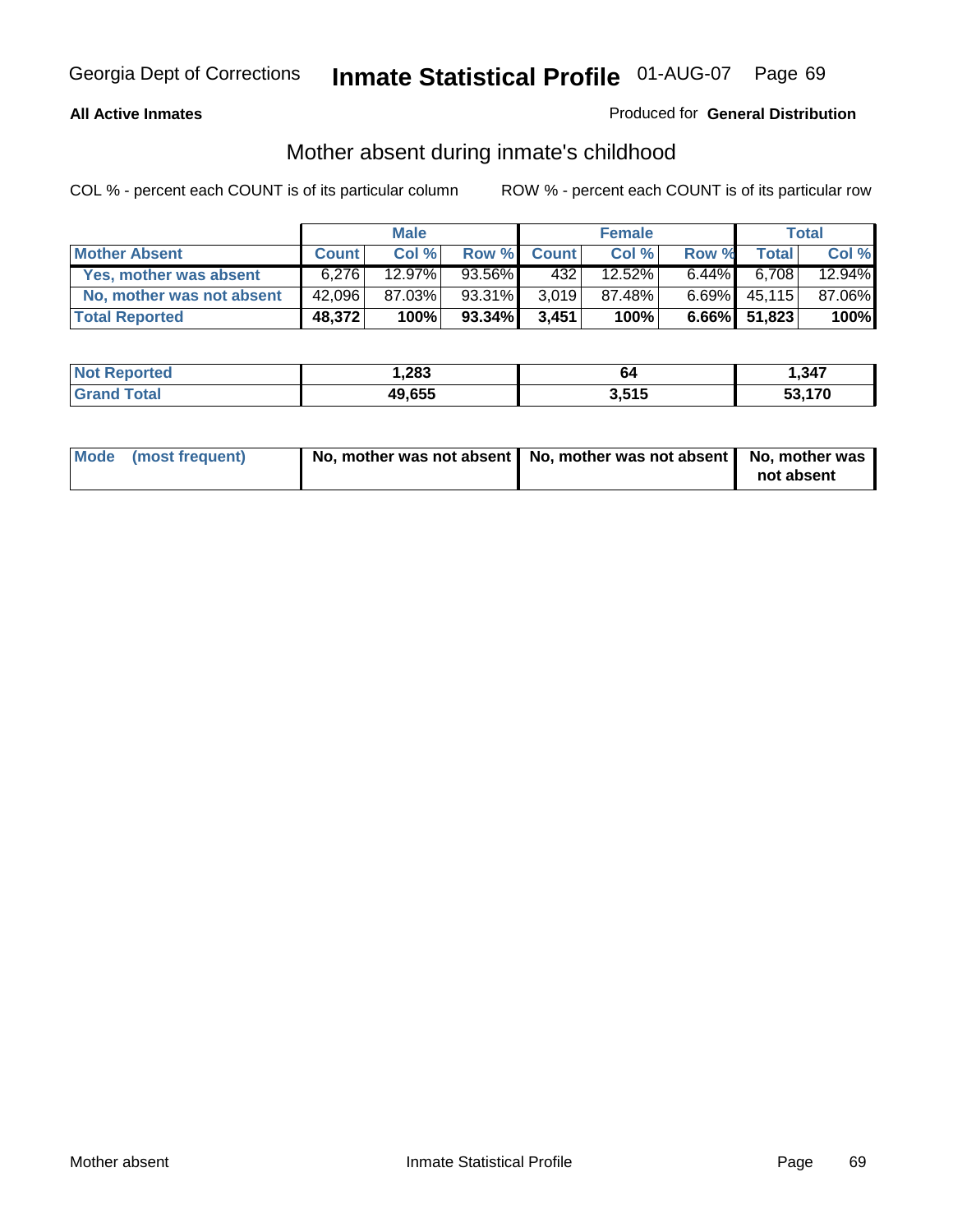**All Active Inmates**

Produced for **General Distribution**

## Mother absent during inmate's childhood

COL % - percent each COUNT is of its particular column

ROW % - percent each COUNT is of its particular row

| | Male | | | Female | | | Total | |
|---|---|---|---|---|---|---|---|---|
| **Mother Absent** | **Count** | **Col %** | **Row %** | **Count** | **Col %** | **Row %** | **Total** | **Col %** |
| **Yes, mother was absent** | 6,276 | 12.97% | 93.56% | 432 | 12.52% | 6.44% | 6,708 | 12.94% |
| **No, mother was not absent** | 42,096 | 87.03% | 93.31% | 3,019 | 87.48% | 6.69% | 45,115 | 87.06% |
| **Total Reported** | **48,372** | **100%** | **93.34%** | **3,451** | **100%** | **6.66%** | **51,823** | **100%** |

| | Male | Female | Total |
|---|---|---|---|
| **Not Reported** | **1,283** | **64** | **1,347** |
| **Grand Total** | **49,655** | **3,515** | **53,170** |

| | Male | Female | Total |
|---|---|---|---|
| **Mode (most frequent)** | **No, mother was not absent** | **No, mother was not absent** | **No, mother was not absent** |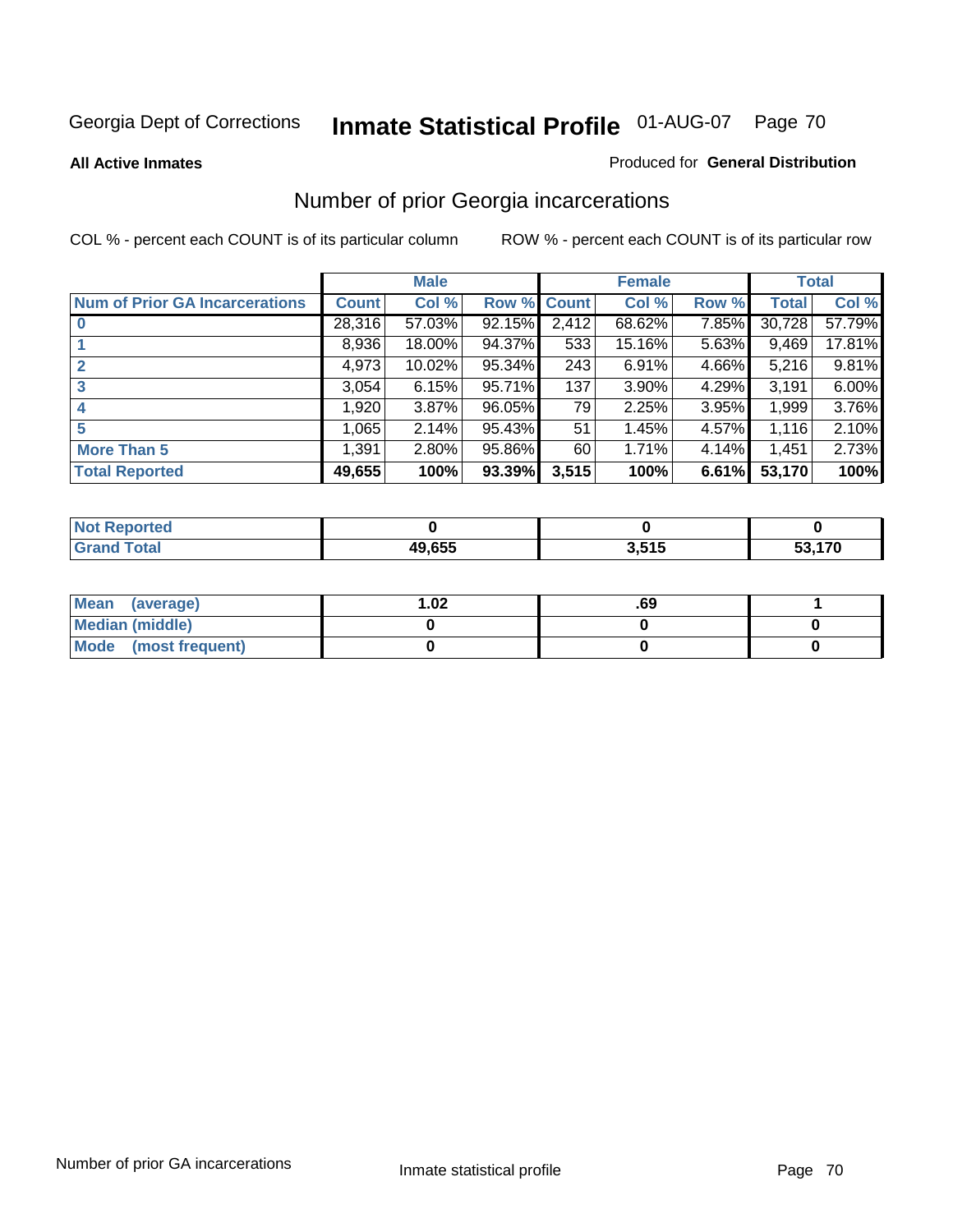Georgia Dept of Corrections **Inmate Statistical Profile** 01-AUG-07

**All Active Inmates**

Produced for **General Distribution**

## Number of prior Georgia incarcerations

COL % - percent each COUNT is of its particular column ROW % - percent each COUNT is of its particular row

| | Male | | | Female | | | Total | |
|---|---|---|---|---|---|---|---|---|
| **Num of Prior GA Incarcerations** | **Count** | **Col %** | **Row %** | **Count** | **Col %** | **Row %** | **Total** | **Col %** |
| **0** | 28,316 | 57.03% | 92.15% | 2,412 | 68.62% | 7.85% | 30,728 | 57.79% |
| **1** | 8,936 | 18.00% | 94.37% | 533 | 15.16% | 5.63% | 9,469 | 17.81% |
| **2** | 4,973 | 10.02% | 95.34% | 243 | 6.91% | 4.66% | 5,216 | 9.81% |
| **3** | 3,054 | 6.15% | 95.71% | 137 | 3.90% | 4.29% | 3,191 | 6.00% |
| **4** | 1,920 | 3.87% | 96.05% | 79 | 2.25% | 3.95% | 1,999 | 3.76% |
| **5** | 1,065 | 2.14% | 95.43% | 51 | 1.45% | 4.57% | 1,116 | 2.10% |
| **More Than 5** | 1,391 | 2.80% | 95.86% | 60 | 1.71% | 4.14% | 1,451 | 2.73% |
| **Total Reported** | **49,655** | **100%** | **93.39%** | **3,515** | **100%** | **6.61%** | **53,170** | **100%** |

| | Male | Female | Total |
|---|---|---|---|
| **Not Reported** | **0** | **0** | **0** |
| **Grand Total** | **49,655** | **3,515** | **53,170** |

| | Male | Female | Total |
|---|---|---|---|
| **Mean (average)** | **1.02** | **.69** | **1** |
| **Median (middle)** | **0** | **0** | **0** |
| **Mode (most frequent)** | **0** | **0** | **0** |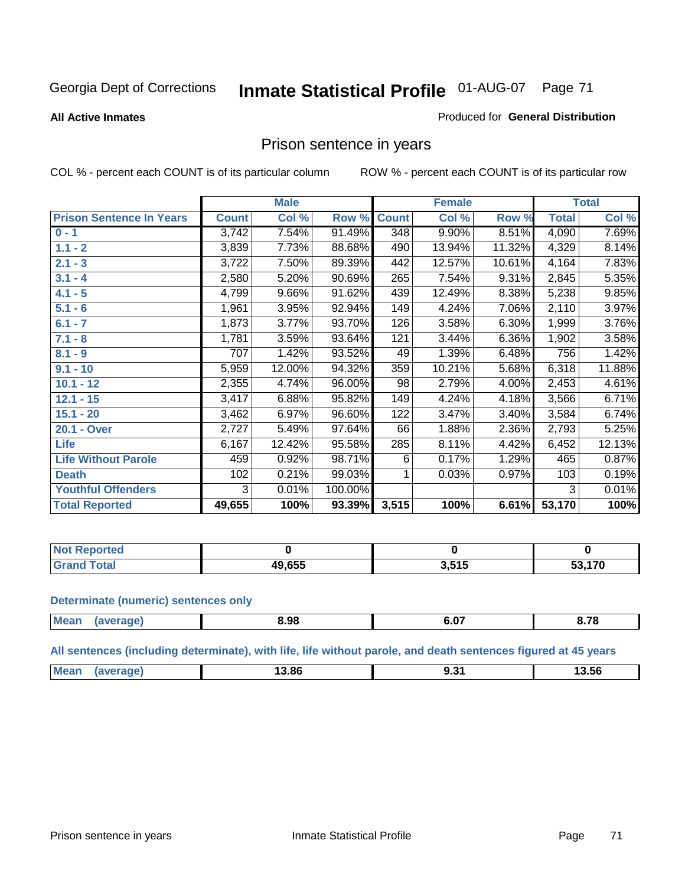Georgia Dept of Corrections **Inmate Statistical Profile** 01-AUG-07

**All Active Inmates**

Produced for **General Distribution**

## Prison sentence in years

COL % - percent each COUNT is of its particular column

ROW % - percent each COUNT is of its particular row

| | Male | | | Female | | | Total | |
|---|---|---|---|---|---|---|---|---|
| **Prison Sentence In Years** | **Count** | **Col %** | **Row %** | **Count** | **Col %** | **Row %** | **Total** | **Col %** |
| **0 - 1** | 3,742 | 7.54% | 91.49% | 348 | 9.90% | 8.51% | 4,090 | 7.69% |
| **1.1 - 2** | 3,839 | 7.73% | 88.68% | 490 | 13.94% | 11.32% | 4,329 | 8.14% |
| **2.1 - 3** | 3,722 | 7.50% | 89.39% | 442 | 12.57% | 10.61% | 4,164 | 7.83% |
| **3.1 - 4** | 2,580 | 5.20% | 90.69% | 265 | 7.54% | 9.31% | 2,845 | 5.35% |
| **4.1 - 5** | 4,799 | 9.66% | 91.62% | 439 | 12.49% | 8.38% | 5,238 | 9.85% |
| **5.1 - 6** | 1,961 | 3.95% | 92.94% | 149 | 4.24% | 7.06% | 2,110 | 3.97% |
| **6.1 - 7** | 1,873 | 3.77% | 93.70% | 126 | 3.58% | 6.30% | 1,999 | 3.76% |
| **7.1 - 8** | 1,781 | 3.59% | 93.64% | 121 | 3.44% | 6.36% | 1,902 | 3.58% |
| **8.1 - 9** | 707 | 1.42% | 93.52% | 49 | 1.39% | 6.48% | 756 | 1.42% |
| **9.1 - 10** | 5,959 | 12.00% | 94.32% | 359 | 10.21% | 5.68% | 6,318 | 11.88% |
| **10.1 - 12** | 2,355 | 4.74% | 96.00% | 98 | 2.79% | 4.00% | 2,453 | 4.61% |
| **12.1 - 15** | 3,417 | 6.88% | 95.82% | 149 | 4.24% | 4.18% | 3,566 | 6.71% |
| **15.1 - 20** | 3,462 | 6.97% | 96.60% | 122 | 3.47% | 3.40% | 3,584 | 6.74% |
| **20.1 - Over** | 2,727 | 5.49% | 97.64% | 66 | 1.88% | 2.36% | 2,793 | 5.25% |
| **Life** | 6,167 | 12.42% | 95.58% | 285 | 8.11% | 4.42% | 6,452 | 12.13% |
| **Life Without Parole** | 459 | 0.92% | 98.71% | 6 | 0.17% | 1.29% | 465 | 0.87% |
| **Death** | 102 | 0.21% | 99.03% | 1 | 0.03% | 0.97% | 103 | 0.19% |
| **Youthful Offenders** | 3 | 0.01% | 100.00% | | | | 3 | 0.01% |
| **Total Reported** | **49,655** | **100%** | **93.39%** | **3,515** | **100%** | **6.61%** | **53,170** | **100%** |

| | Male | Female | Total |
|---|---|---|---|
| **Not Reported** | **0** | **0** | **0** |
| **Grand Total** | **49,655** | **3,515** | **53,170** |

**Determinate (numeric) sentences only**

| | Male | Female | Total |
|---|---|---|---|
| **Mean (average)** | **8.98** | **6.07** | **8.78** |

**All sentences (including determinate), with life, life without parole, and death sentences figured at 45 years**

| | Male | Female | Total |
|---|---|---|---|
| **Mean (average)** | **13.86** | **9.31** | **13.56** |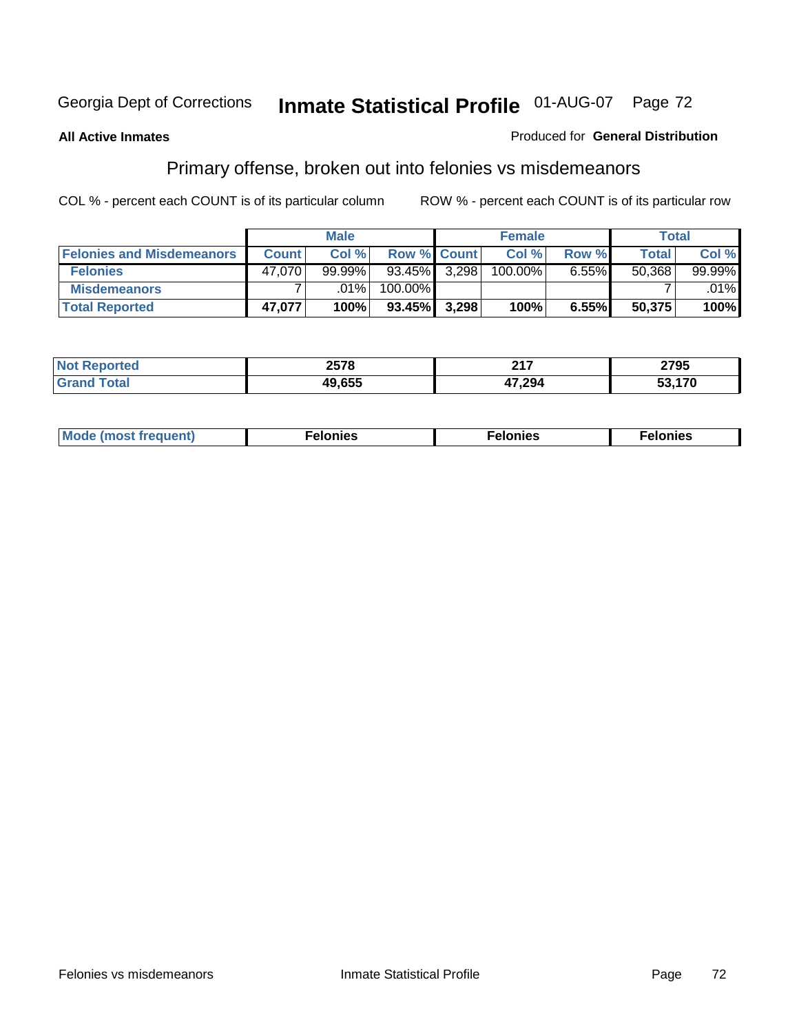Georgia Dept of Corrections **Inmate Statistical Profile** 01-AUG-07

**All Active Inmates**

Produced for **General Distribution**

## Primary offense, broken out into felonies vs misdemeanors

COL % - percent each COUNT is of its particular column

ROW % - percent each COUNT is of its particular row

| | Male | | | Female | | | Total | |
|---|---|---|---|---|---|---|---|---|
| **Felonies and Misdemeanors** | **Count** | **Col %** | **Row %** | **Count** | **Col %** | **Row %** | **Total** | **Col %** |
| **Felonies** | 47,070 | 99.99% | 93.45% | 3,298 | 100.00% | 6.55% | 50,368 | 99.99% |
| **Misdemeanors** | 7 | .01% | 100.00% | | | | 7 | .01% |
| **Total Reported** | **47,077** | **100%** | **93.45%** | **3,298** | **100%** | **6.55%** | **50,375** | **100%** |

| | Male | Female | Total |
|---|---|---|---|
| **Not Reported** | **2578** | **217** | **2795** |
| **Grand Total** | **49,655** | **47,294** | **53,170** |

| | Male | Female | Total |
|---|---|---|---|
| **Mode (most frequent)** | **Felonies** | **Felonies** | **Felonies** |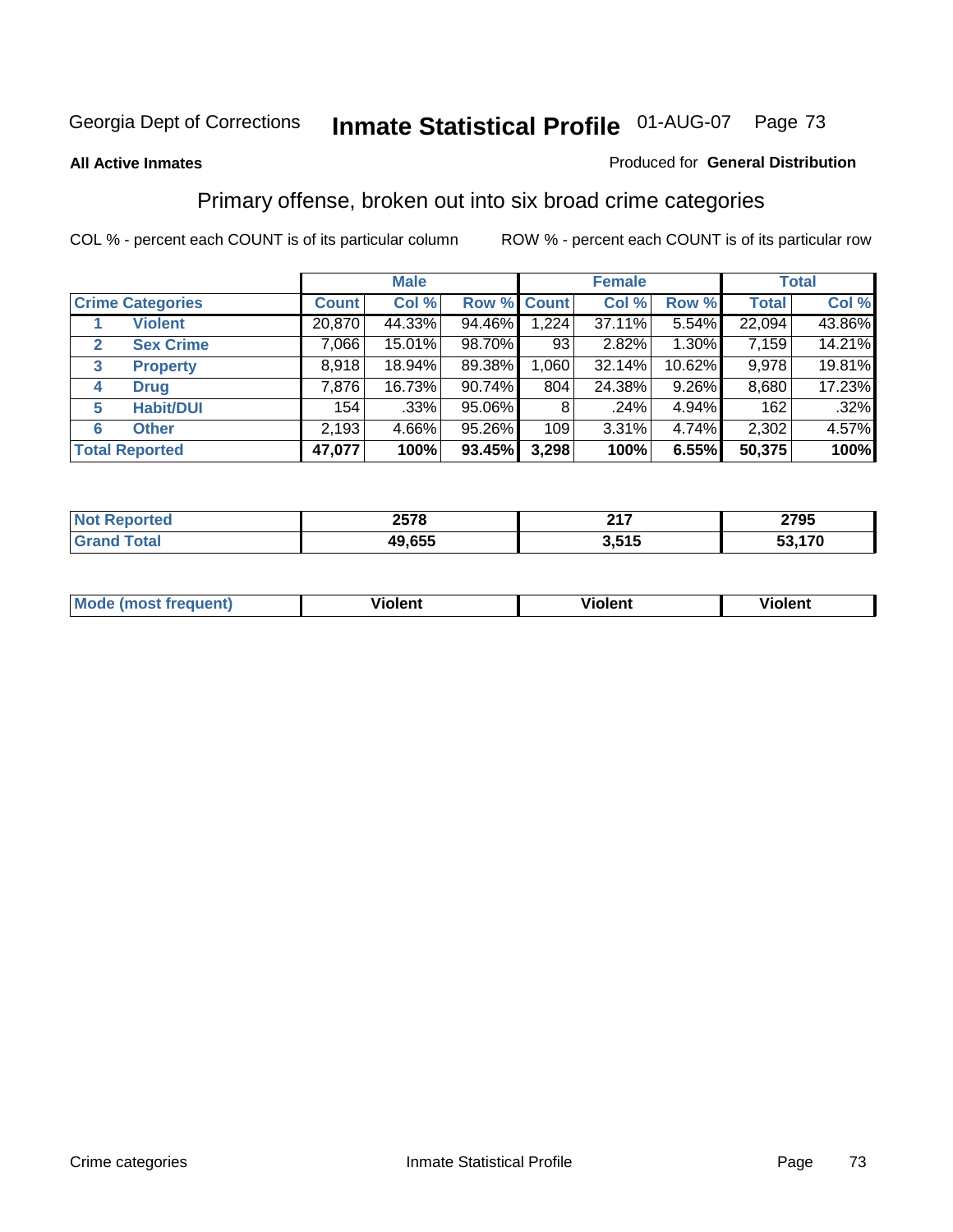Georgia Dept of Corrections **Inmate Statistical Profile** 01-AUG-07

**All Active Inmates**

Produced for **General Distribution**

## Primary offense, broken out into six broad crime categories

COL % - percent each COUNT is of its particular column ROW % - percent each COUNT is of its particular row

| Crime Categories | | Male | | | Female | | | Total | |
|---|---|---|---|---|---|---|---|---|---|
| | | Count | Col % | Row % | Count | Col % | Row % | Total | Col % |
| 1 | Violent | 20,870 | 44.33% | 94.46% | 1,224 | 37.11% | 5.54% | 22,094 | 43.86% |
| 2 | Sex Crime | 7,066 | 15.01% | 98.70% | 93 | 2.82% | 1.30% | 7,159 | 14.21% |
| 3 | Property | 8,918 | 18.94% | 89.38% | 1,060 | 32.14% | 10.62% | 9,978 | 19.81% |
| 4 | Drug | 7,876 | 16.73% | 90.74% | 804 | 24.38% | 9.26% | 8,680 | 17.23% |
| 5 | Habit/DUI | 154 | .33% | 95.06% | 8 | .24% | 4.94% | 162 | .32% |
| 6 | Other | 2,193 | 4.66% | 95.26% | 109 | 3.31% | 4.74% | 2,302 | 4.57% |
| **Total Reported** | | **47,077** | **100%** | **93.45%** | **3,298** | **100%** | **6.55%** | **50,375** | **100%** |

| | Male | Female | Total |
|---|---|---|---|
| Not Reported | 2578 | 217 | 2795 |
| Grand Total | 49,655 | 3,515 | 53,170 |

| | Male | Female | Total |
|---|---|---|---|
| Mode (most frequent) | Violent | Violent | Violent |

Crime categories Inmate Statistical Profile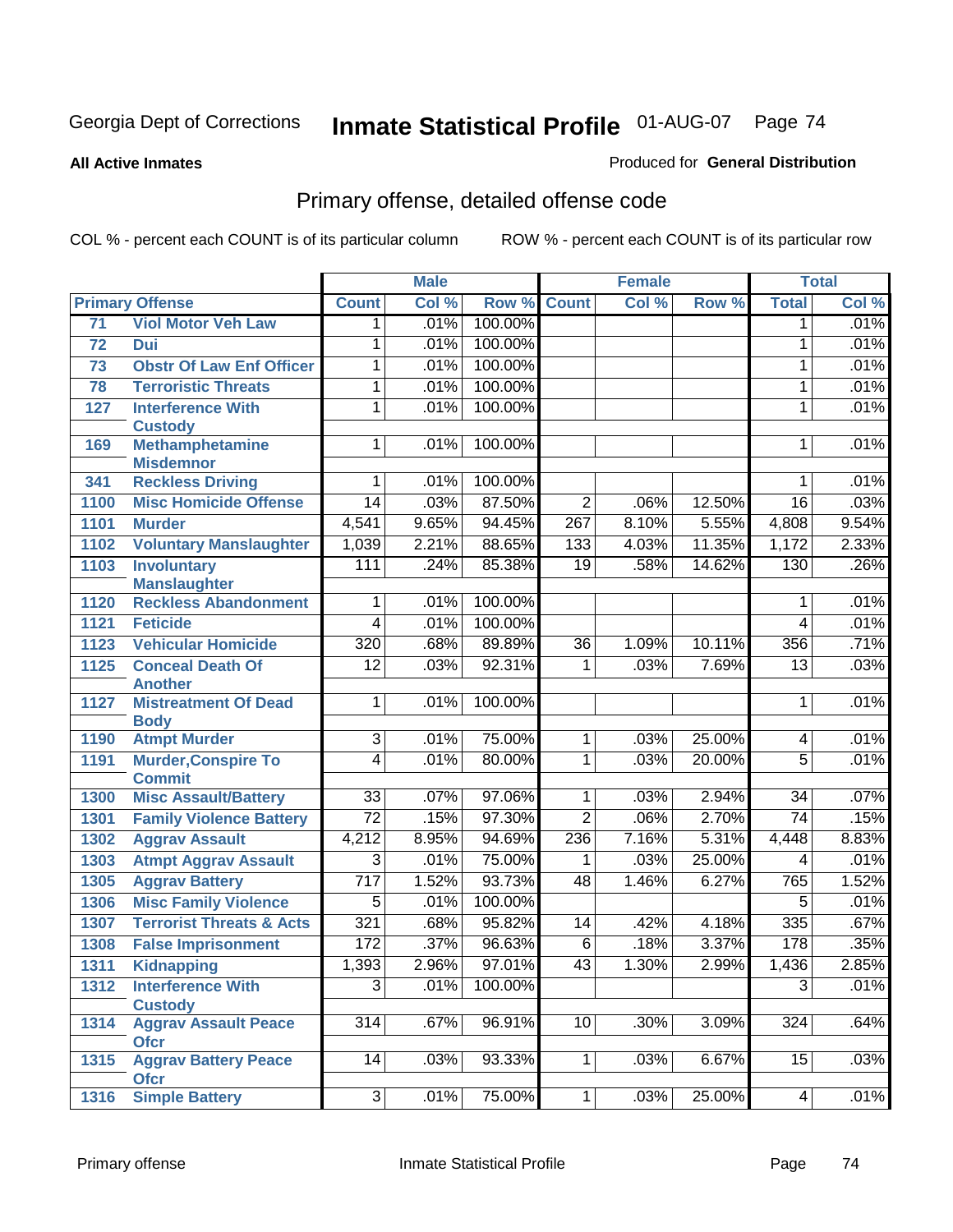Georgia Dept of Corrections **Inmate Statistical Profile** 01-AUG-07

**All Active Inmates**

Produced for **General Distribution**

## Primary offense, detailed offense code

COL % - percent each COUNT is of its particular column ROW % - percent each COUNT is of its particular row

| Primary Offense | | Male | | | Female | | | Total | |
|---|---|---|---|---|---|---|---|---|---|
| | | Count | Col % | Row % | Count | Col % | Row % | Total | Col % |
| 71 | Viol Motor Veh Law | 1 | .01% | 100.00% | | | | 1 | .01% |
| 72 | Dui | 1 | .01% | 100.00% | | | | 1 | .01% |
| 73 | Obstr Of Law Enf Officer | 1 | .01% | 100.00% | | | | 1 | .01% |
| 78 | Terroristic Threats | 1 | .01% | 100.00% | | | | 1 | .01% |
| 127 | Interference With Custody | 1 | .01% | 100.00% | | | | 1 | .01% |
| 169 | Methamphetamine Misdemnor | 1 | .01% | 100.00% | | | | 1 | .01% |
| 341 | Reckless Driving | 1 | .01% | 100.00% | | | | 1 | .01% |
| 1100 | Misc Homicide Offense | 14 | .03% | 87.50% | 2 | .06% | 12.50% | 16 | .03% |
| 1101 | Murder | 4,541 | 9.65% | 94.45% | 267 | 8.10% | 5.55% | 4,808 | 9.54% |
| 1102 | Voluntary Manslaughter | 1,039 | 2.21% | 88.65% | 133 | 4.03% | 11.35% | 1,172 | 2.33% |
| 1103 | Involuntary Manslaughter | 111 | .24% | 85.38% | 19 | .58% | 14.62% | 130 | .26% |
| 1120 | Reckless Abandonment | 1 | .01% | 100.00% | | | | 1 | .01% |
| 1121 | Feticide | 4 | .01% | 100.00% | | | | 4 | .01% |
| 1123 | Vehicular Homicide | 320 | .68% | 89.89% | 36 | 1.09% | 10.11% | 356 | .71% |
| 1125 | Conceal Death Of Another | 12 | .03% | 92.31% | 1 | .03% | 7.69% | 13 | .03% |
| 1127 | Mistreatment Of Dead Body | 1 | .01% | 100.00% | | | | 1 | .01% |
| 1190 | Atmpt Murder | 3 | .01% | 75.00% | 1 | .03% | 25.00% | 4 | .01% |
| 1191 | Murder,Conspire To Commit | 4 | .01% | 80.00% | 1 | .03% | 20.00% | 5 | .01% |
| 1300 | Misc Assault/Battery | 33 | .07% | 97.06% | 1 | .03% | 2.94% | 34 | .07% |
| 1301 | Family Violence Battery | 72 | .15% | 97.30% | 2 | .06% | 2.70% | 74 | .15% |
| 1302 | Aggrav Assault | 4,212 | 8.95% | 94.69% | 236 | 7.16% | 5.31% | 4,448 | 8.83% |
| 1303 | Atmpt Aggrav Assault | 3 | .01% | 75.00% | 1 | .03% | 25.00% | 4 | .01% |
| 1305 | Aggrav Battery | 717 | 1.52% | 93.73% | 48 | 1.46% | 6.27% | 765 | 1.52% |
| 1306 | Misc Family Violence | 5 | .01% | 100.00% | | | | 5 | .01% |
| 1307 | Terrorist Threats & Acts | 321 | .68% | 95.82% | 14 | .42% | 4.18% | 335 | .67% |
| 1308 | False Imprisonment | 172 | .37% | 96.63% | 6 | .18% | 3.37% | 178 | .35% |
| 1311 | Kidnapping | 1,393 | 2.96% | 97.01% | 43 | 1.30% | 2.99% | 1,436 | 2.85% |
| 1312 | Interference With Custody | 3 | .01% | 100.00% | | | | 3 | .01% |
| 1314 | Aggrav Assault Peace Ofcr | 314 | .67% | 96.91% | 10 | .30% | 3.09% | 324 | .64% |
| 1315 | Aggrav Battery Peace Ofcr | 14 | .03% | 93.33% | 1 | .03% | 6.67% | 15 | .03% |
| 1316 | Simple Battery | 3 | .01% | 75.00% | 1 | .03% | 25.00% | 4 | .01% |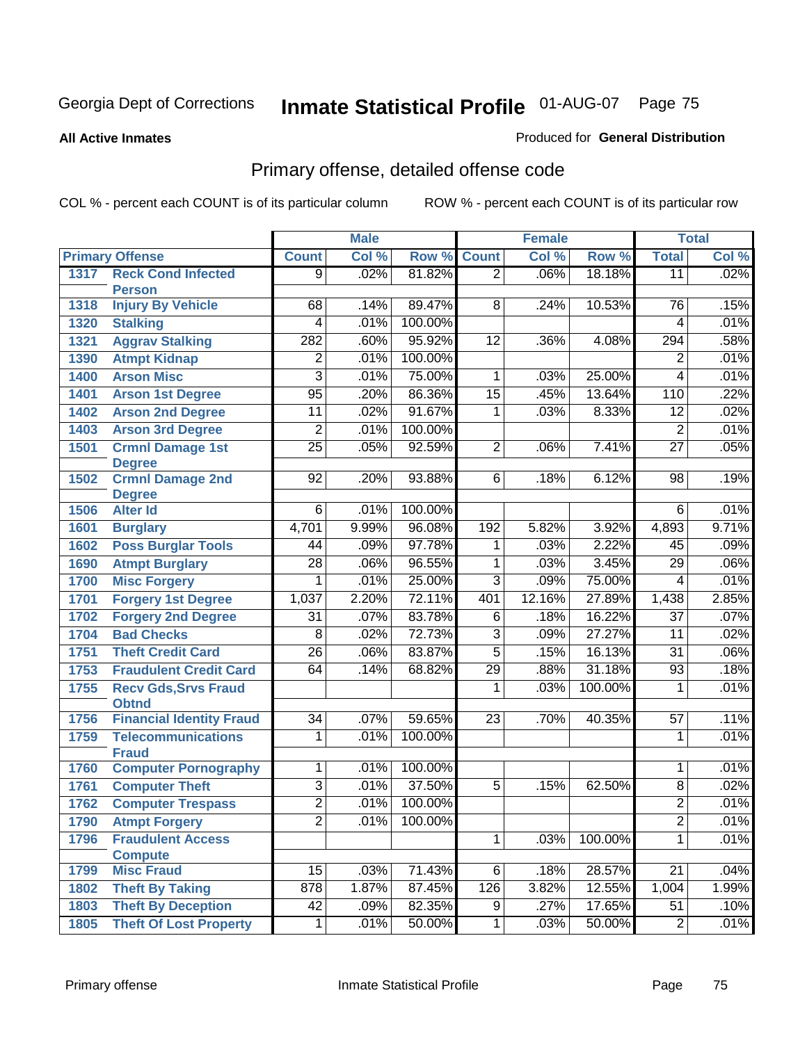Georgia Dept of Corrections **Inmate Statistical Profile** 01-AUG-07

**All Active Inmates**

Produced for **General Distribution**

## Primary offense, detailed offense code

COL % - percent each COUNT is of its particular column ROW % - percent each COUNT is of its particular row

| Primary Offense | | Male | | | Female | | | Total | |
|---|---|---|---|---|---|---|---|---|---|
| | | Count | Col % | Row % | Count | Col % | Row % | Total | Col % |
| 1317 | Reck Cond Infected Person | 9 | .02% | 81.82% | 2 | .06% | 18.18% | 11 | .02% |
| 1318 | Injury By Vehicle | 68 | .14% | 89.47% | 8 | .24% | 10.53% | 76 | .15% |
| 1320 | Stalking | 4 | .01% | 100.00% | | | | 4 | .01% |
| 1321 | Aggrav Stalking | 282 | .60% | 95.92% | 12 | .36% | 4.08% | 294 | .58% |
| 1390 | Atmpt Kidnap | 2 | .01% | 100.00% | | | | 2 | .01% |
| 1400 | Arson Misc | 3 | .01% | 75.00% | 1 | .03% | 25.00% | 4 | .01% |
| 1401 | Arson 1st Degree | 95 | .20% | 86.36% | 15 | .45% | 13.64% | 110 | .22% |
| 1402 | Arson 2nd Degree | 11 | .02% | 91.67% | 1 | .03% | 8.33% | 12 | .02% |
| 1403 | Arson 3rd Degree | 2 | .01% | 100.00% | | | | 2 | .01% |
| 1501 | Crmnl Damage 1st Degree | 25 | .05% | 92.59% | 2 | .06% | 7.41% | 27 | .05% |
| 1502 | Crmnl Damage 2nd Degree | 92 | .20% | 93.88% | 6 | .18% | 6.12% | 98 | .19% |
| 1506 | Alter Id | 6 | .01% | 100.00% | | | | 6 | .01% |
| 1601 | Burglary | 4,701 | 9.99% | 96.08% | 192 | 5.82% | 3.92% | 4,893 | 9.71% |
| 1602 | Poss Burglar Tools | 44 | .09% | 97.78% | 1 | .03% | 2.22% | 45 | .09% |
| 1690 | Atmpt Burglary | 28 | .06% | 96.55% | 1 | .03% | 3.45% | 29 | .06% |
| 1700 | Misc Forgery | 1 | .01% | 25.00% | 3 | .09% | 75.00% | 4 | .01% |
| 1701 | Forgery 1st Degree | 1,037 | 2.20% | 72.11% | 401 | 12.16% | 27.89% | 1,438 | 2.85% |
| 1702 | Forgery 2nd Degree | 31 | .07% | 83.78% | 6 | .18% | 16.22% | 37 | .07% |
| 1704 | Bad Checks | 8 | .02% | 72.73% | 3 | .09% | 27.27% | 11 | .02% |
| 1751 | Theft Credit Card | 26 | .06% | 83.87% | 5 | .15% | 16.13% | 31 | .06% |
| 1753 | Fraudulent Credit Card | 64 | .14% | 68.82% | 29 | .88% | 31.18% | 93 | .18% |
| 1755 | Recv Gds,Srvs Fraud Obtnd | | | | 1 | .03% | 100.00% | 1 | .01% |
| 1756 | Financial Identity Fraud | 34 | .07% | 59.65% | 23 | .70% | 40.35% | 57 | .11% |
| 1759 | Telecommunications Fraud | 1 | .01% | 100.00% | | | | 1 | .01% |
| 1760 | Computer Pornography | 1 | .01% | 100.00% | | | | 1 | .01% |
| 1761 | Computer Theft | 3 | .01% | 37.50% | 5 | .15% | 62.50% | 8 | .02% |
| 1762 | Computer Trespass | 2 | .01% | 100.00% | | | | 2 | .01% |
| 1790 | Atmpt Forgery | 2 | .01% | 100.00% | | | | 2 | .01% |
| 1796 | Fraudulent Access Compute | | | | 1 | .03% | 100.00% | 1 | .01% |
| 1799 | Misc Fraud | 15 | .03% | 71.43% | 6 | .18% | 28.57% | 21 | .04% |
| 1802 | Theft By Taking | 878 | 1.87% | 87.45% | 126 | 3.82% | 12.55% | 1,004 | 1.99% |
| 1803 | Theft By Deception | 42 | .09% | 82.35% | 9 | .27% | 17.65% | 51 | .10% |
| 1805 | Theft Of Lost Property | 1 | .01% | 50.00% | 1 | .03% | 50.00% | 2 | .01% |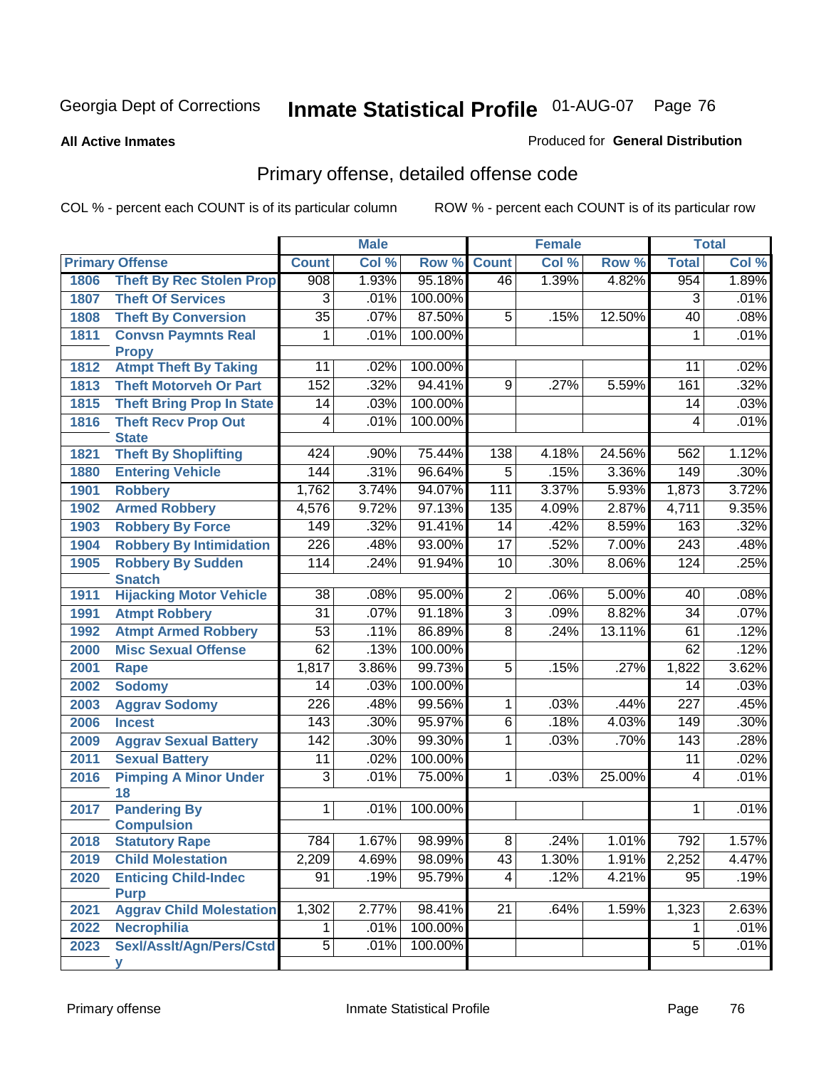Georgia Dept of Corrections **Inmate Statistical Profile** 01-AUG-07

**All Active Inmates** Produced for **General Distribution**

## Primary offense, detailed offense code

COL % - percent each COUNT is of its particular column ROW % - percent each COUNT is of its particular row

| | | Male | | | Female | | | Total | |
|---|---|---|---|---|---|---|---|---|---|
| Primary Offense | | Count | Col % | Row % | Count | Col % | Row % | Total | Col % |
| 1806 | Theft By Rec Stolen Prop | 908 | 1.93% | 95.18% | 46 | 1.39% | 4.82% | 954 | 1.89% |
| 1807 | Theft Of Services | 3 | .01% | 100.00% | | | | 3 | .01% |
| 1808 | Theft By Conversion | 35 | .07% | 87.50% | 5 | .15% | 12.50% | 40 | .08% |
| 1811 | Convsn Paymnts Real Propy | 1 | .01% | 100.00% | | | | 1 | .01% |
| 1812 | Atmpt Theft By Taking | 11 | .02% | 100.00% | | | | 11 | .02% |
| 1813 | Theft Motorveh Or Part | 152 | .32% | 94.41% | 9 | .27% | 5.59% | 161 | .32% |
| 1815 | Theft Bring Prop In State | 14 | .03% | 100.00% | | | | 14 | .03% |
| 1816 | Theft Recv Prop Out State | 4 | .01% | 100.00% | | | | 4 | .01% |
| 1821 | Theft By Shoplifting | 424 | .90% | 75.44% | 138 | 4.18% | 24.56% | 562 | 1.12% |
| 1880 | Entering Vehicle | 144 | .31% | 96.64% | 5 | .15% | 3.36% | 149 | .30% |
| 1901 | Robbery | 1,762 | 3.74% | 94.07% | 111 | 3.37% | 5.93% | 1,873 | 3.72% |
| 1902 | Armed Robbery | 4,576 | 9.72% | 97.13% | 135 | 4.09% | 2.87% | 4,711 | 9.35% |
| 1903 | Robbery By Force | 149 | .32% | 91.41% | 14 | .42% | 8.59% | 163 | .32% |
| 1904 | Robbery By Intimidation | 226 | .48% | 93.00% | 17 | .52% | 7.00% | 243 | .48% |
| 1905 | Robbery By Sudden Snatch | 114 | .24% | 91.94% | 10 | .30% | 8.06% | 124 | .25% |
| 1911 | Hijacking Motor Vehicle | 38 | .08% | 95.00% | 2 | .06% | 5.00% | 40 | .08% |
| 1991 | Atmpt Robbery | 31 | .07% | 91.18% | 3 | .09% | 8.82% | 34 | .07% |
| 1992 | Atmpt Armed Robbery | 53 | .11% | 86.89% | 8 | .24% | 13.11% | 61 | .12% |
| 2000 | Misc Sexual Offense | 62 | .13% | 100.00% | | | | 62 | .12% |
| 2001 | Rape | 1,817 | 3.86% | 99.73% | 5 | .15% | .27% | 1,822 | 3.62% |
| 2002 | Sodomy | 14 | .03% | 100.00% | | | | 14 | .03% |
| 2003 | Aggrav Sodomy | 226 | .48% | 99.56% | 1 | .03% | .44% | 227 | .45% |
| 2006 | Incest | 143 | .30% | 95.97% | 6 | .18% | 4.03% | 149 | .30% |
| 2009 | Aggrav Sexual Battery | 142 | .30% | 99.30% | 1 | .03% | .70% | 143 | .28% |
| 2011 | Sexual Battery | 11 | .02% | 100.00% | | | | 11 | .02% |
| 2016 | Pimping A Minor Under 18 | 3 | .01% | 75.00% | 1 | .03% | 25.00% | 4 | .01% |
| 2017 | Pandering By Compulsion | 1 | .01% | 100.00% | | | | 1 | .01% |
| 2018 | Statutory Rape | 784 | 1.67% | 98.99% | 8 | .24% | 1.01% | 792 | 1.57% |
| 2019 | Child Molestation | 2,209 | 4.69% | 98.09% | 43 | 1.30% | 1.91% | 2,252 | 4.47% |
| 2020 | Enticing Child-Indec Purp | 91 | .19% | 95.79% | 4 | .12% | 4.21% | 95 | .19% |
| 2021 | Aggrav Child Molestation | 1,302 | 2.77% | 98.41% | 21 | .64% | 1.59% | 1,323 | 2.63% |
| 2022 | Necrophilia | 1 | .01% | 100.00% | | | | 1 | .01% |
| 2023 | Sexl/Asslt/Agn/Pers/Cstdy | 5 | .01% | 100.00% | | | | 5 | .01% |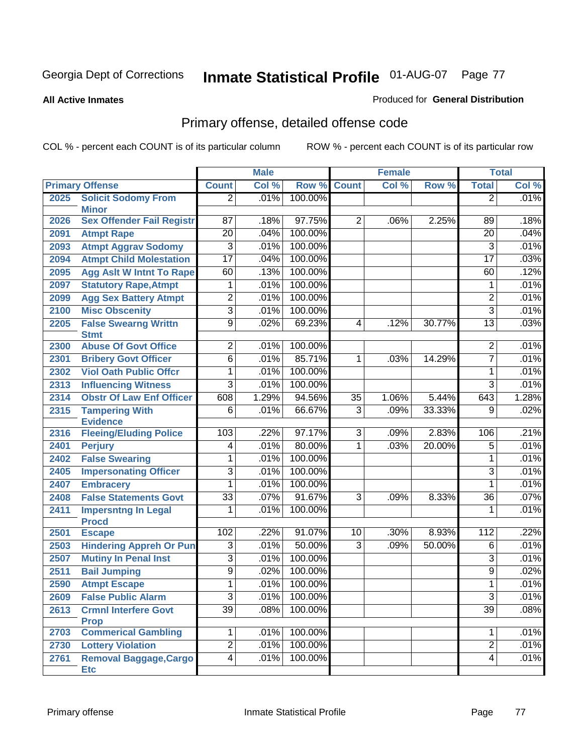Georgia Dept of Corrections **Inmate Statistical Profile** 01-AUG-07

**All Active Inmates**

Produced for **General Distribution**

## Primary offense, detailed offense code

COL % - percent each COUNT is of its particular column ROW % - percent each COUNT is of its particular row

| Primary Offense | | Male | | | Female | | | Total | |
|---|---|---|---|---|---|---|---|---|---|
| | | Count | Col % | Row % | Count | Col % | Row % | Total | Col % |
| 2025 | Solicit Sodomy From Minor | 2 | .01% | 100.00% | | | | 2 | .01% |
| 2026 | Sex Offender Fail Registr | 87 | .18% | 97.75% | 2 | .06% | 2.25% | 89 | .18% |
| 2091 | Atmpt Rape | 20 | .04% | 100.00% | | | | 20 | .04% |
| 2093 | Atmpt Aggrav Sodomy | 3 | .01% | 100.00% | | | | 3 | .01% |
| 2094 | Atmpt Child Molestation | 17 | .04% | 100.00% | | | | 17 | .03% |
| 2095 | Agg Aslt W Intnt To Rape | 60 | .13% | 100.00% | | | | 60 | .12% |
| 2097 | Statutory Rape,Atmpt | 1 | .01% | 100.00% | | | | 1 | .01% |
| 2099 | Agg Sex Battery Atmpt | 2 | .01% | 100.00% | | | | 2 | .01% |
| 2100 | Misc Obscenity | 3 | .01% | 100.00% | | | | 3 | .01% |
| 2205 | False Swearng Writtn Stmt | 9 | .02% | 69.23% | 4 | .12% | 30.77% | 13 | .03% |
| 2300 | Abuse Of Govt Office | 2 | .01% | 100.00% | | | | 2 | .01% |
| 2301 | Bribery Govt Officer | 6 | .01% | 85.71% | 1 | .03% | 14.29% | 7 | .01% |
| 2302 | Viol Oath Public Offcr | 1 | .01% | 100.00% | | | | 1 | .01% |
| 2313 | Influencing Witness | 3 | .01% | 100.00% | | | | 3 | .01% |
| 2314 | Obstr Of Law Enf Officer | 608 | 1.29% | 94.56% | 35 | 1.06% | 5.44% | 643 | 1.28% |
| 2315 | Tampering With Evidence | 6 | .01% | 66.67% | 3 | .09% | 33.33% | 9 | .02% |
| 2316 | Fleeing/Eluding Police | 103 | .22% | 97.17% | 3 | .09% | 2.83% | 106 | .21% |
| 2401 | Perjury | 4 | .01% | 80.00% | 1 | .03% | 20.00% | 5 | .01% |
| 2402 | False Swearing | 1 | .01% | 100.00% | | | | 1 | .01% |
| 2405 | Impersonating Officer | 3 | .01% | 100.00% | | | | 3 | .01% |
| 2407 | Embracery | 1 | .01% | 100.00% | | | | 1 | .01% |
| 2408 | False Statements Govt | 33 | .07% | 91.67% | 3 | .09% | 8.33% | 36 | .07% |
| 2411 | Impersntng In Legal Procd | 1 | .01% | 100.00% | | | | 1 | .01% |
| 2501 | Escape | 102 | .22% | 91.07% | 10 | .30% | 8.93% | 112 | .22% |
| 2503 | Hindering Appreh Or Pun | 3 | .01% | 50.00% | 3 | .09% | 50.00% | 6 | .01% |
| 2507 | Mutiny In Penal Inst | 3 | .01% | 100.00% | | | | 3 | .01% |
| 2511 | Bail Jumping | 9 | .02% | 100.00% | | | | 9 | .02% |
| 2590 | Atmpt Escape | 1 | .01% | 100.00% | | | | 1 | .01% |
| 2609 | False Public Alarm | 3 | .01% | 100.00% | | | | 3 | .01% |
| 2613 | Crmnl Interfere Govt Prop | 39 | .08% | 100.00% | | | | 39 | .08% |
| 2703 | Commerical Gambling | 1 | .01% | 100.00% | | | | 1 | .01% |
| 2730 | Lottery Violation | 2 | .01% | 100.00% | | | | 2 | .01% |
| 2761 | Removal Baggage,Cargo Etc | 4 | .01% | 100.00% | | | | 4 | .01% |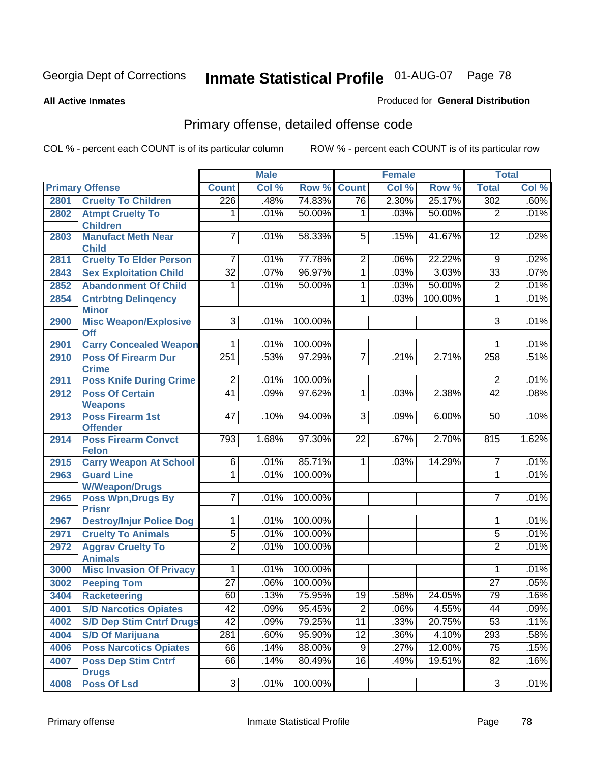Georgia Dept of Corrections **Inmate Statistical Profile** 01-AUG-07

**All Active Inmates**

Produced for **General Distribution**

## Primary offense, detailed offense code

COL % - percent each COUNT is of its particular column    ROW % - percent each COUNT is of its particular row

| Primary Offense | | Male | | | Female | | | Total | |
|---|---|---|---|---|---|---|---|---|---|
| | | Count | Col % | Row % | Count | Col % | Row % | Total | Col % |
| 2801 | Cruelty To Children | 226 | .48% | 74.83% | 76 | 2.30% | 25.17% | 302 | .60% |
| 2802 | Atmpt Cruelty To Children | 1 | .01% | 50.00% | 1 | .03% | 50.00% | 2 | .01% |
| 2803 | Manufact Meth Near Child | 7 | .01% | 58.33% | 5 | .15% | 41.67% | 12 | .02% |
| 2811 | Cruelty To Elder Person | 7 | .01% | 77.78% | 2 | .06% | 22.22% | 9 | .02% |
| 2843 | Sex Exploitation Child | 32 | .07% | 96.97% | 1 | .03% | 3.03% | 33 | .07% |
| 2852 | Abandonment Of Child | 1 | .01% | 50.00% | 1 | .03% | 50.00% | 2 | .01% |
| 2854 | Cntrbtng Delinqency Minor | | | | 1 | .03% | 100.00% | 1 | .01% |
| 2900 | Misc Weapon/Explosive Off | 3 | .01% | 100.00% | | | | 3 | .01% |
| 2901 | Carry Concealed Weapon | 1 | .01% | 100.00% | | | | 1 | .01% |
| 2910 | Poss Of Firearm Dur Crime | 251 | .53% | 97.29% | 7 | .21% | 2.71% | 258 | .51% |
| 2911 | Poss Knife During Crime | 2 | .01% | 100.00% | | | | 2 | .01% |
| 2912 | Poss Of Certain Weapons | 41 | .09% | 97.62% | 1 | .03% | 2.38% | 42 | .08% |
| 2913 | Poss Firearm 1st Offender | 47 | .10% | 94.00% | 3 | .09% | 6.00% | 50 | .10% |
| 2914 | Poss Firearm Convct Felon | 793 | 1.68% | 97.30% | 22 | .67% | 2.70% | 815 | 1.62% |
| 2915 | Carry Weapon At School | 6 | .01% | 85.71% | 1 | .03% | 14.29% | 7 | .01% |
| 2963 | Guard Line W/Weapon/Drugs | 1 | .01% | 100.00% | | | | 1 | .01% |
| 2965 | Poss Wpn,Drugs By Prisnr | 7 | .01% | 100.00% | | | | 7 | .01% |
| 2967 | Destroy/Injur Police Dog | 1 | .01% | 100.00% | | | | 1 | .01% |
| 2971 | Cruelty To Animals | 5 | .01% | 100.00% | | | | 5 | .01% |
| 2972 | Aggrav Cruelty To Animals | 2 | .01% | 100.00% | | | | 2 | .01% |
| 3000 | Misc Invasion Of Privacy | 1 | .01% | 100.00% | | | | 1 | .01% |
| 3002 | Peeping Tom | 27 | .06% | 100.00% | | | | 27 | .05% |
| 3404 | Racketeering | 60 | .13% | 75.95% | 19 | .58% | 24.05% | 79 | .16% |
| 4001 | S/D Narcotics Opiates | 42 | .09% | 95.45% | 2 | .06% | 4.55% | 44 | .09% |
| 4002 | S/D Dep Stim Cntrf Drugs | 42 | .09% | 79.25% | 11 | .33% | 20.75% | 53 | .11% |
| 4004 | S/D Of Marijuana | 281 | .60% | 95.90% | 12 | .36% | 4.10% | 293 | .58% |
| 4006 | Poss Narcotics Opiates | 66 | .14% | 88.00% | 9 | .27% | 12.00% | 75 | .15% |
| 4007 | Poss Dep Stim Cntrf Drugs | 66 | .14% | 80.49% | 16 | .49% | 19.51% | 82 | .16% |
| 4008 | Poss Of Lsd | 3 | .01% | 100.00% | | | | 3 | .01% |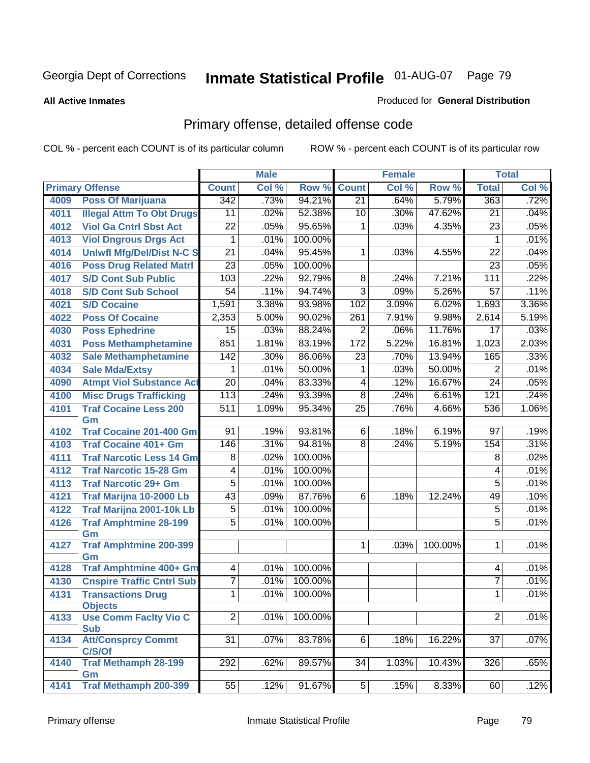Georgia Dept of Corrections **Inmate Statistical Profile** 01-AUG-07

**All Active Inmates**

Produced for **General Distribution**

## Primary offense, detailed offense code

COL % - percent each COUNT is of its particular column ROW % - percent each COUNT is of its particular row

| Primary Offense | | Male | | | Female | | | Total | |
|---|---|---|---|---|---|---|---|---|---|
| | | Count | Col % | Row % | Count | Col % | Row % | Total | Col % |
| 4009 | Poss Of Marijuana | 342 | .73% | 94.21% | 21 | .64% | 5.79% | 363 | .72% |
| 4011 | Illegal Attm To Obt Drugs | 11 | .02% | 52.38% | 10 | .30% | 47.62% | 21 | .04% |
| 4012 | Viol Ga Cntrl Sbst Act | 22 | .05% | 95.65% | 1 | .03% | 4.35% | 23 | .05% |
| 4013 | Viol Dngrous Drgs Act | 1 | .01% | 100.00% | | | | 1 | .01% |
| 4014 | Unlwfl Mfg/Del/Dist N-C S | 21 | .04% | 95.45% | 1 | .03% | 4.55% | 22 | .04% |
| 4016 | Poss Drug Related Matrl | 23 | .05% | 100.00% | | | | 23 | .05% |
| 4017 | S/D Cont Sub Public | 103 | .22% | 92.79% | 8 | .24% | 7.21% | 111 | .22% |
| 4018 | S/D Cont Sub School | 54 | .11% | 94.74% | 3 | .09% | 5.26% | 57 | .11% |
| 4021 | S/D Cocaine | 1,591 | 3.38% | 93.98% | 102 | 3.09% | 6.02% | 1,693 | 3.36% |
| 4022 | Poss Of Cocaine | 2,353 | 5.00% | 90.02% | 261 | 7.91% | 9.98% | 2,614 | 5.19% |
| 4030 | Poss Ephedrine | 15 | .03% | 88.24% | 2 | .06% | 11.76% | 17 | .03% |
| 4031 | Poss Methamphetamine | 851 | 1.81% | 83.19% | 172 | 5.22% | 16.81% | 1,023 | 2.03% |
| 4032 | Sale Methamphetamine | 142 | .30% | 86.06% | 23 | .70% | 13.94% | 165 | .33% |
| 4034 | Sale Mda/Extsy | 1 | .01% | 50.00% | 1 | .03% | 50.00% | 2 | .01% |
| 4090 | Atmpt Viol Substance Act | 20 | .04% | 83.33% | 4 | .12% | 16.67% | 24 | .05% |
| 4100 | Misc Drugs Trafficking | 113 | .24% | 93.39% | 8 | .24% | 6.61% | 121 | .24% |
| 4101 | Traf Cocaine Less 200 Gm | 511 | 1.09% | 95.34% | 25 | .76% | 4.66% | 536 | 1.06% |
| 4102 | Traf Cocaine 201-400 Gm | 91 | .19% | 93.81% | 6 | .18% | 6.19% | 97 | .19% |
| 4103 | Traf Cocaine 401+ Gm | 146 | .31% | 94.81% | 8 | .24% | 5.19% | 154 | .31% |
| 4111 | Traf Narcotic Less 14 Gm | 8 | .02% | 100.00% | | | | 8 | .02% |
| 4112 | Traf Narcotic 15-28 Gm | 4 | .01% | 100.00% | | | | 4 | .01% |
| 4113 | Traf Narcotic 29+ Gm | 5 | .01% | 100.00% | | | | 5 | .01% |
| 4121 | Traf Marijna 10-2000 Lb | 43 | .09% | 87.76% | 6 | .18% | 12.24% | 49 | .10% |
| 4122 | Traf Marijna 2001-10k Lb | 5 | .01% | 100.00% | | | | 5 | .01% |
| 4126 | Traf Amphtmine 28-199 Gm | 5 | .01% | 100.00% | | | | 5 | .01% |
| 4127 | Traf Amphtmine 200-399 Gm | | | | 1 | .03% | 100.00% | 1 | .01% |
| 4128 | Traf Amphtmine 400+ Gm | 4 | .01% | 100.00% | | | | 4 | .01% |
| 4130 | Cnspire Traffic Cntrl Sub | 7 | .01% | 100.00% | | | | 7 | .01% |
| 4131 | Transactions Drug Objects | 1 | .01% | 100.00% | | | | 1 | .01% |
| 4133 | Use Comm Faclty Vio C Sub | 2 | .01% | 100.00% | | | | 2 | .01% |
| 4134 | Att/Consprcy Commt C/S/Of | 31 | .07% | 83.78% | 6 | .18% | 16.22% | 37 | .07% |
| 4140 | Traf Methamph 28-199 Gm | 292 | .62% | 89.57% | 34 | 1.03% | 10.43% | 326 | .65% |
| 4141 | Traf Methamph 200-399 | 55 | .12% | 91.67% | 5 | .15% | 8.33% | 60 | .12% |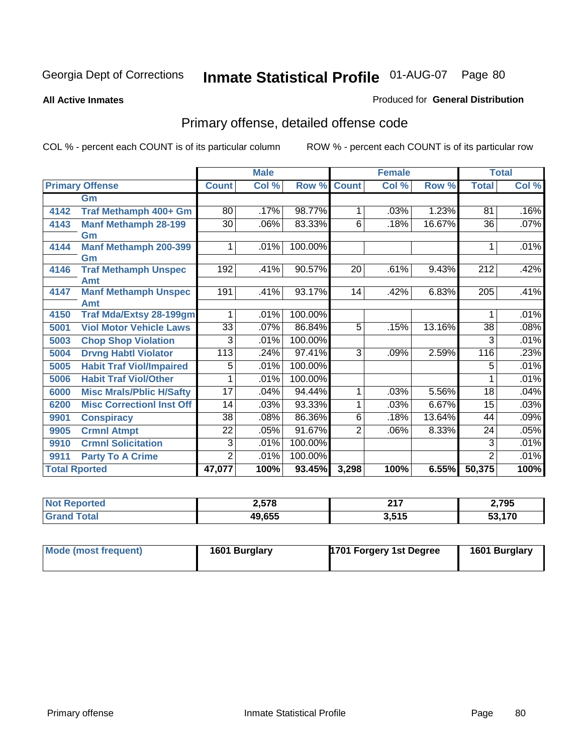Georgia Dept of Corrections **Inmate Statistical Profile** 01-AUG-07 Page 80

**All Active Inmates**

Produced for **General Distribution**

## Primary offense, detailed offense code

COL % - percent each COUNT is of its particular column ROW % - percent each COUNT is of its particular row

| Primary Offense | | Male | | | Female | | | Total | |
|---|---|---|---|---|---|---|---|---|---|
| | | Count | Col % | Row % | Count | Col % | Row % | Total | Col % |
| | Gm | | | | | | | | |
| 4142 | Traf Methamph 400+ Gm | 80 | .17% | 98.77% | 1 | .03% | 1.23% | 81 | .16% |
| 4143 | Manf Methamph 28-199 Gm | 30 | .06% | 83.33% | 6 | .18% | 16.67% | 36 | .07% |
| 4144 | Manf Methamph 200-399 Gm | 1 | .01% | 100.00% | | | | 1 | .01% |
| 4146 | Traf Methamph Unspec Amt | 192 | .41% | 90.57% | 20 | .61% | 9.43% | 212 | .42% |
| 4147 | Manf Methamph Unspec Amt | 191 | .41% | 93.17% | 14 | .42% | 6.83% | 205 | .41% |
| 4150 | Traf Mda/Extsy 28-199gm | 1 | .01% | 100.00% | | | | 1 | .01% |
| 5001 | Viol Motor Vehicle Laws | 33 | .07% | 86.84% | 5 | .15% | 13.16% | 38 | .08% |
| 5003 | Chop Shop Violation | 3 | .01% | 100.00% | | | | 3 | .01% |
| 5004 | Drvng Habtl Violator | 113 | .24% | 97.41% | 3 | .09% | 2.59% | 116 | .23% |
| 5005 | Habit Traf Viol/Impaired | 5 | .01% | 100.00% | | | | 5 | .01% |
| 5006 | Habit Traf Viol/Other | 1 | .01% | 100.00% | | | | 1 | .01% |
| 6000 | Misc Mrals/Pblic H/Safty | 17 | .04% | 94.44% | 1 | .03% | 5.56% | 18 | .04% |
| 6200 | Misc Correctionl Inst Off | 14 | .03% | 93.33% | 1 | .03% | 6.67% | 15 | .03% |
| 9901 | Conspiracy | 38 | .08% | 86.36% | 6 | .18% | 13.64% | 44 | .09% |
| 9905 | Crmnl Atmpt | 22 | .05% | 91.67% | 2 | .06% | 8.33% | 24 | .05% |
| 9910 | Crmnl Solicitation | 3 | .01% | 100.00% | | | | 3 | .01% |
| 9911 | Party To A Crime | 2 | .01% | 100.00% | | | | 2 | .01% |
| Total Rported | | 47,077 | 100% | 93.45% | 3,298 | 100% | 6.55% | 50,375 | 100% |

| | Male | Female | Total |
|---|---|---|---|
| Not Reported | 2,578 | 217 | 2,795 |
| Grand Total | 49,655 | 3,515 | 53,170 |

| | Male | Female | Total |
|---|---|---|---|
| Mode (most frequent) | 1601 Burglary | 1701 Forgery 1st Degree | 1601 Burglary |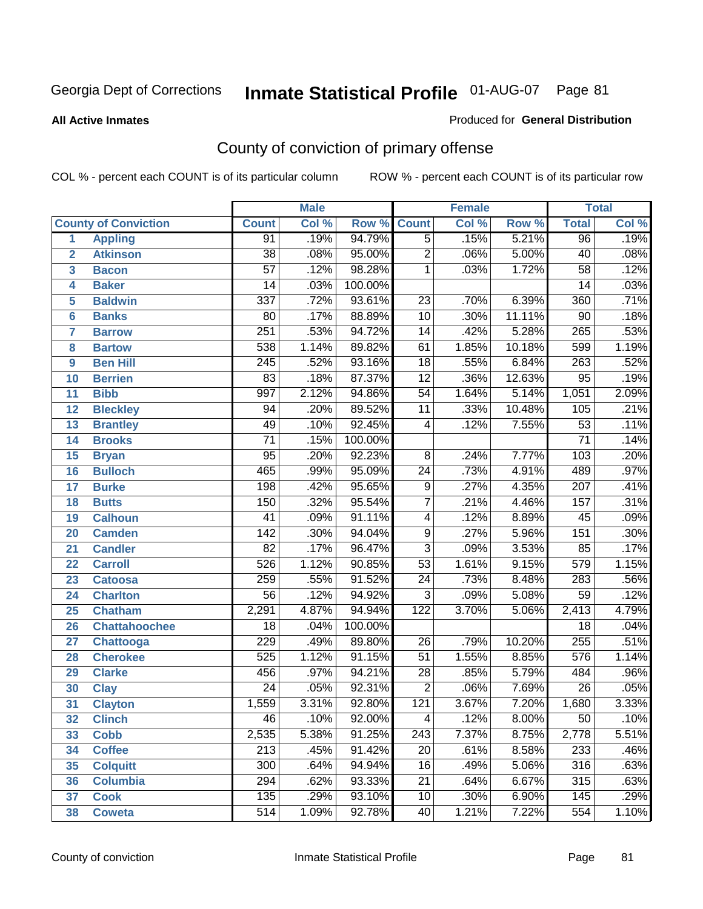# Inmate Statistical Profile

Georgia Dept of Corrections — 01-AUG-07

**All Active Inmates**

Produced for **General Distribution**

## County of conviction of primary offense

COL % - percent each COUNT is of its particular column

ROW % - percent each COUNT is of its particular row

| | County of Conviction | Male | | | Female | | | Total | |
|---|---|---|---|---|---|---|---|---|---|
| | | Count | Col % | Row % | Count | Col % | Row % | Total | Col % |
| 1 | Appling | 91 | .19% | 94.79% | 5 | .15% | 5.21% | 96 | .19% |
| 2 | Atkinson | 38 | .08% | 95.00% | 2 | .06% | 5.00% | 40 | .08% |
| 3 | Bacon | 57 | .12% | 98.28% | 1 | .03% | 1.72% | 58 | .12% |
| 4 | Baker | 14 | .03% | 100.00% | | | | 14 | .03% |
| 5 | Baldwin | 337 | .72% | 93.61% | 23 | .70% | 6.39% | 360 | .71% |
| 6 | Banks | 80 | .17% | 88.89% | 10 | .30% | 11.11% | 90 | .18% |
| 7 | Barrow | 251 | .53% | 94.72% | 14 | .42% | 5.28% | 265 | .53% |
| 8 | Bartow | 538 | 1.14% | 89.82% | 61 | 1.85% | 10.18% | 599 | 1.19% |
| 9 | Ben Hill | 245 | .52% | 93.16% | 18 | .55% | 6.84% | 263 | .52% |
| 10 | Berrien | 83 | .18% | 87.37% | 12 | .36% | 12.63% | 95 | .19% |
| 11 | Bibb | 997 | 2.12% | 94.86% | 54 | 1.64% | 5.14% | 1,051 | 2.09% |
| 12 | Bleckley | 94 | .20% | 89.52% | 11 | .33% | 10.48% | 105 | .21% |
| 13 | Brantley | 49 | .10% | 92.45% | 4 | .12% | 7.55% | 53 | .11% |
| 14 | Brooks | 71 | .15% | 100.00% | | | | 71 | .14% |
| 15 | Bryan | 95 | .20% | 92.23% | 8 | .24% | 7.77% | 103 | .20% |
| 16 | Bulloch | 465 | .99% | 95.09% | 24 | .73% | 4.91% | 489 | .97% |
| 17 | Burke | 198 | .42% | 95.65% | 9 | .27% | 4.35% | 207 | .41% |
| 18 | Butts | 150 | .32% | 95.54% | 7 | .21% | 4.46% | 157 | .31% |
| 19 | Calhoun | 41 | .09% | 91.11% | 4 | .12% | 8.89% | 45 | .09% |
| 20 | Camden | 142 | .30% | 94.04% | 9 | .27% | 5.96% | 151 | .30% |
| 21 | Candler | 82 | .17% | 96.47% | 3 | .09% | 3.53% | 85 | .17% |
| 22 | Carroll | 526 | 1.12% | 90.85% | 53 | 1.61% | 9.15% | 579 | 1.15% |
| 23 | Catoosa | 259 | .55% | 91.52% | 24 | .73% | 8.48% | 283 | .56% |
| 24 | Charlton | 56 | .12% | 94.92% | 3 | .09% | 5.08% | 59 | .12% |
| 25 | Chatham | 2,291 | 4.87% | 94.94% | 122 | 3.70% | 5.06% | 2,413 | 4.79% |
| 26 | Chattahoochee | 18 | .04% | 100.00% | | | | 18 | .04% |
| 27 | Chattooga | 229 | .49% | 89.80% | 26 | .79% | 10.20% | 255 | .51% |
| 28 | Cherokee | 525 | 1.12% | 91.15% | 51 | 1.55% | 8.85% | 576 | 1.14% |
| 29 | Clarke | 456 | .97% | 94.21% | 28 | .85% | 5.79% | 484 | .96% |
| 30 | Clay | 24 | .05% | 92.31% | 2 | .06% | 7.69% | 26 | .05% |
| 31 | Clayton | 1,559 | 3.31% | 92.80% | 121 | 3.67% | 7.20% | 1,680 | 3.33% |
| 32 | Clinch | 46 | .10% | 92.00% | 4 | .12% | 8.00% | 50 | .10% |
| 33 | Cobb | 2,535 | 5.38% | 91.25% | 243 | 7.37% | 8.75% | 2,778 | 5.51% |
| 34 | Coffee | 213 | .45% | 91.42% | 20 | .61% | 8.58% | 233 | .46% |
| 35 | Colquitt | 300 | .64% | 94.94% | 16 | .49% | 5.06% | 316 | .63% |
| 36 | Columbia | 294 | .62% | 93.33% | 21 | .64% | 6.67% | 315 | .63% |
| 37 | Cook | 135 | .29% | 93.10% | 10 | .30% | 6.90% | 145 | .29% |
| 38 | Coweta | 514 | 1.09% | 92.78% | 40 | 1.21% | 7.22% | 554 | 1.10% |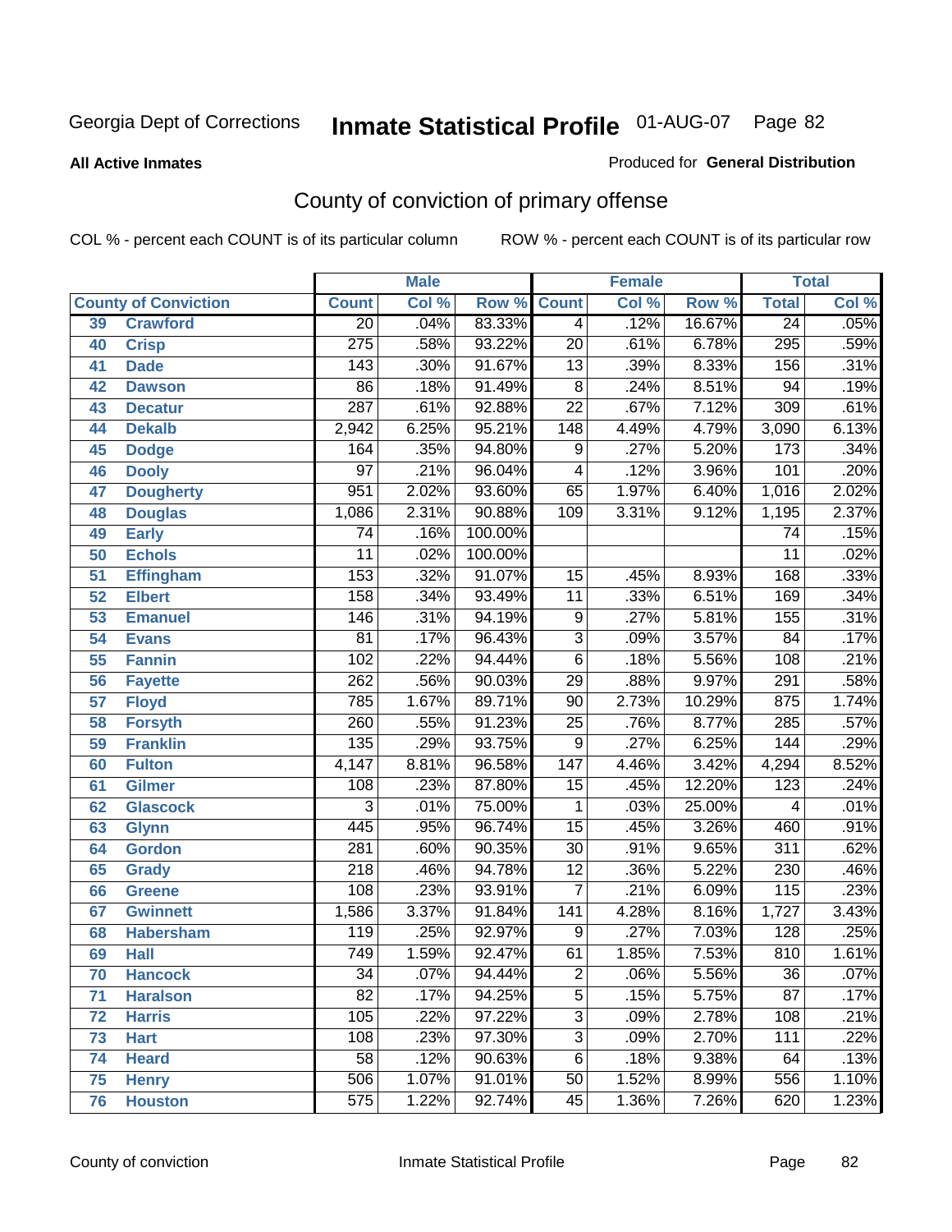Georgia Dept of Corrections

# Inmate Statistical Profile 01-AUG-07

**All Active Inmates**

Produced for **General Distribution**

## County of conviction of primary offense

COL % - percent each COUNT is of its particular column ROW % - percent each COUNT is of its particular row

| County of Conviction | | Male | | | Female | | | Total | |
|---|---|---|---|---|---|---|---|---|---|
| | | Count | Col % | Row % | Count | Col % | Row % | Total | Col % |
| 39 | Crawford | 20 | .04% | 83.33% | 4 | .12% | 16.67% | 24 | .05% |
| 40 | Crisp | 275 | .58% | 93.22% | 20 | .61% | 6.78% | 295 | .59% |
| 41 | Dade | 143 | .30% | 91.67% | 13 | .39% | 8.33% | 156 | .31% |
| 42 | Dawson | 86 | .18% | 91.49% | 8 | .24% | 8.51% | 94 | .19% |
| 43 | Decatur | 287 | .61% | 92.88% | 22 | .67% | 7.12% | 309 | .61% |
| 44 | Dekalb | 2,942 | 6.25% | 95.21% | 148 | 4.49% | 4.79% | 3,090 | 6.13% |
| 45 | Dodge | 164 | .35% | 94.80% | 9 | .27% | 5.20% | 173 | .34% |
| 46 | Dooly | 97 | .21% | 96.04% | 4 | .12% | 3.96% | 101 | .20% |
| 47 | Dougherty | 951 | 2.02% | 93.60% | 65 | 1.97% | 6.40% | 1,016 | 2.02% |
| 48 | Douglas | 1,086 | 2.31% | 90.88% | 109 | 3.31% | 9.12% | 1,195 | 2.37% |
| 49 | Early | 74 | .16% | 100.00% | | | | 74 | .15% |
| 50 | Echols | 11 | .02% | 100.00% | | | | 11 | .02% |
| 51 | Effingham | 153 | .32% | 91.07% | 15 | .45% | 8.93% | 168 | .33% |
| 52 | Elbert | 158 | .34% | 93.49% | 11 | .33% | 6.51% | 169 | .34% |
| 53 | Emanuel | 146 | .31% | 94.19% | 9 | .27% | 5.81% | 155 | .31% |
| 54 | Evans | 81 | .17% | 96.43% | 3 | .09% | 3.57% | 84 | .17% |
| 55 | Fannin | 102 | .22% | 94.44% | 6 | .18% | 5.56% | 108 | .21% |
| 56 | Fayette | 262 | .56% | 90.03% | 29 | .88% | 9.97% | 291 | .58% |
| 57 | Floyd | 785 | 1.67% | 89.71% | 90 | 2.73% | 10.29% | 875 | 1.74% |
| 58 | Forsyth | 260 | .55% | 91.23% | 25 | .76% | 8.77% | 285 | .57% |
| 59 | Franklin | 135 | .29% | 93.75% | 9 | .27% | 6.25% | 144 | .29% |
| 60 | Fulton | 4,147 | 8.81% | 96.58% | 147 | 4.46% | 3.42% | 4,294 | 8.52% |
| 61 | Gilmer | 108 | .23% | 87.80% | 15 | .45% | 12.20% | 123 | .24% |
| 62 | Glascock | 3 | .01% | 75.00% | 1 | .03% | 25.00% | 4 | .01% |
| 63 | Glynn | 445 | .95% | 96.74% | 15 | .45% | 3.26% | 460 | .91% |
| 64 | Gordon | 281 | .60% | 90.35% | 30 | .91% | 9.65% | 311 | .62% |
| 65 | Grady | 218 | .46% | 94.78% | 12 | .36% | 5.22% | 230 | .46% |
| 66 | Greene | 108 | .23% | 93.91% | 7 | .21% | 6.09% | 115 | .23% |
| 67 | Gwinnett | 1,586 | 3.37% | 91.84% | 141 | 4.28% | 8.16% | 1,727 | 3.43% |
| 68 | Habersham | 119 | .25% | 92.97% | 9 | .27% | 7.03% | 128 | .25% |
| 69 | Hall | 749 | 1.59% | 92.47% | 61 | 1.85% | 7.53% | 810 | 1.61% |
| 70 | Hancock | 34 | .07% | 94.44% | 2 | .06% | 5.56% | 36 | .07% |
| 71 | Haralson | 82 | .17% | 94.25% | 5 | .15% | 5.75% | 87 | .17% |
| 72 | Harris | 105 | .22% | 97.22% | 3 | .09% | 2.78% | 108 | .21% |
| 73 | Hart | 108 | .23% | 97.30% | 3 | .09% | 2.70% | 111 | .22% |
| 74 | Heard | 58 | .12% | 90.63% | 6 | .18% | 9.38% | 64 | .13% |
| 75 | Henry | 506 | 1.07% | 91.01% | 50 | 1.52% | 8.99% | 556 | 1.10% |
| 76 | Houston | 575 | 1.22% | 92.74% | 45 | 1.36% | 7.26% | 620 | 1.23% |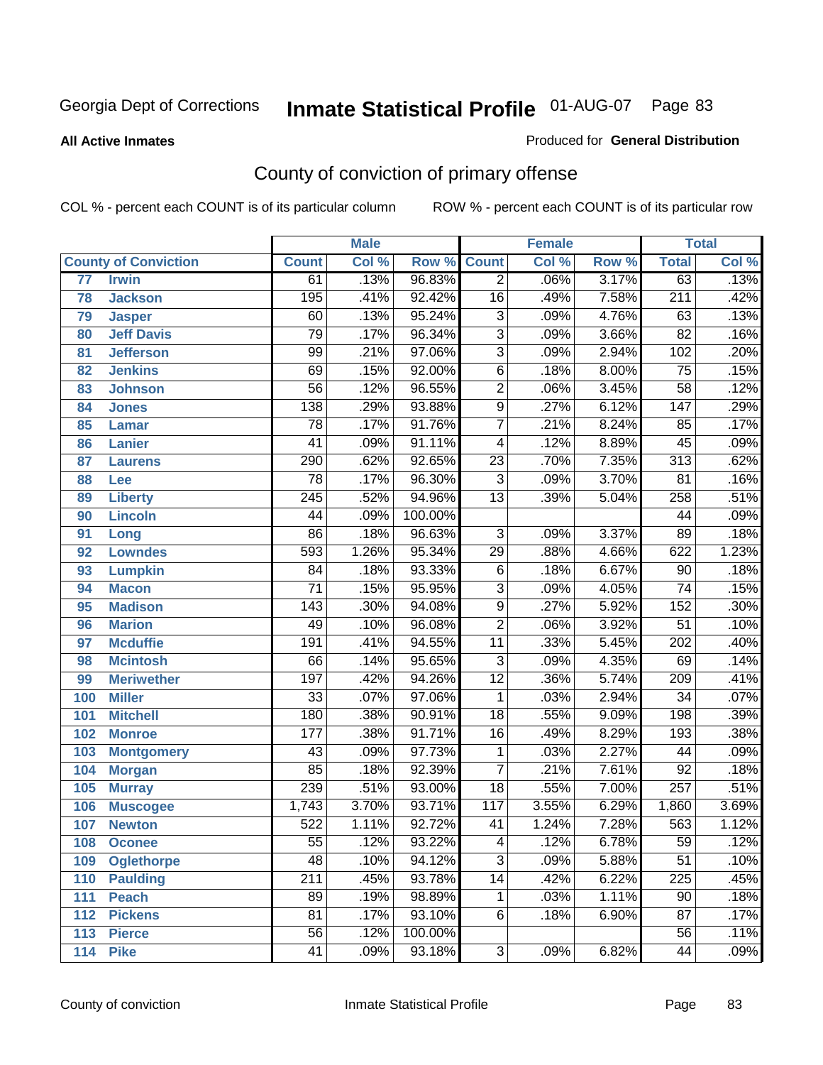Georgia Dept of Corrections

# Inmate Statistical Profile 01-AUG-07

**All Active Inmates**

Produced for **General Distribution**

## County of conviction of primary offense

COL % - percent each COUNT is of its particular column ROW % - percent each COUNT is of its particular row

| | | Male | | | Female | | | Total | |
|---|---|---|---|---|---|---|---|---|---|
| **County of Conviction** | | **Count** | **Col %** | **Row %** | **Count** | **Col %** | **Row %** | **Total** | **Col %** |
| 77 | Irwin | 61 | .13% | 96.83% | 2 | .06% | 3.17% | 63 | .13% |
| 78 | Jackson | 195 | .41% | 92.42% | 16 | .49% | 7.58% | 211 | .42% |
| 79 | Jasper | 60 | .13% | 95.24% | 3 | .09% | 4.76% | 63 | .13% |
| 80 | Jeff Davis | 79 | .17% | 96.34% | 3 | .09% | 3.66% | 82 | .16% |
| 81 | Jefferson | 99 | .21% | 97.06% | 3 | .09% | 2.94% | 102 | .20% |
| 82 | Jenkins | 69 | .15% | 92.00% | 6 | .18% | 8.00% | 75 | .15% |
| 83 | Johnson | 56 | .12% | 96.55% | 2 | .06% | 3.45% | 58 | .12% |
| 84 | Jones | 138 | .29% | 93.88% | 9 | .27% | 6.12% | 147 | .29% |
| 85 | Lamar | 78 | .17% | 91.76% | 7 | .21% | 8.24% | 85 | .17% |
| 86 | Lanier | 41 | .09% | 91.11% | 4 | .12% | 8.89% | 45 | .09% |
| 87 | Laurens | 290 | .62% | 92.65% | 23 | .70% | 7.35% | 313 | .62% |
| 88 | Lee | 78 | .17% | 96.30% | 3 | .09% | 3.70% | 81 | .16% |
| 89 | Liberty | 245 | .52% | 94.96% | 13 | .39% | 5.04% | 258 | .51% |
| 90 | Lincoln | 44 | .09% | 100.00% | | | | 44 | .09% |
| 91 | Long | 86 | .18% | 96.63% | 3 | .09% | 3.37% | 89 | .18% |
| 92 | Lowndes | 593 | 1.26% | 95.34% | 29 | .88% | 4.66% | 622 | 1.23% |
| 93 | Lumpkin | 84 | .18% | 93.33% | 6 | .18% | 6.67% | 90 | .18% |
| 94 | Macon | 71 | .15% | 95.95% | 3 | .09% | 4.05% | 74 | .15% |
| 95 | Madison | 143 | .30% | 94.08% | 9 | .27% | 5.92% | 152 | .30% |
| 96 | Marion | 49 | .10% | 96.08% | 2 | .06% | 3.92% | 51 | .10% |
| 97 | Mcduffie | 191 | .41% | 94.55% | 11 | .33% | 5.45% | 202 | .40% |
| 98 | Mcintosh | 66 | .14% | 95.65% | 3 | .09% | 4.35% | 69 | .14% |
| 99 | Meriwether | 197 | .42% | 94.26% | 12 | .36% | 5.74% | 209 | .41% |
| 100 | Miller | 33 | .07% | 97.06% | 1 | .03% | 2.94% | 34 | .07% |
| 101 | Mitchell | 180 | .38% | 90.91% | 18 | .55% | 9.09% | 198 | .39% |
| 102 | Monroe | 177 | .38% | 91.71% | 16 | .49% | 8.29% | 193 | .38% |
| 103 | Montgomery | 43 | .09% | 97.73% | 1 | .03% | 2.27% | 44 | .09% |
| 104 | Morgan | 85 | .18% | 92.39% | 7 | .21% | 7.61% | 92 | .18% |
| 105 | Murray | 239 | .51% | 93.00% | 18 | .55% | 7.00% | 257 | .51% |
| 106 | Muscogee | 1,743 | 3.70% | 93.71% | 117 | 3.55% | 6.29% | 1,860 | 3.69% |
| 107 | Newton | 522 | 1.11% | 92.72% | 41 | 1.24% | 7.28% | 563 | 1.12% |
| 108 | Oconee | 55 | .12% | 93.22% | 4 | .12% | 6.78% | 59 | .12% |
| 109 | Oglethorpe | 48 | .10% | 94.12% | 3 | .09% | 5.88% | 51 | .10% |
| 110 | Paulding | 211 | .45% | 93.78% | 14 | .42% | 6.22% | 225 | .45% |
| 111 | Peach | 89 | .19% | 98.89% | 1 | .03% | 1.11% | 90 | .18% |
| 112 | Pickens | 81 | .17% | 93.10% | 6 | .18% | 6.90% | 87 | .17% |
| 113 | Pierce | 56 | .12% | 100.00% | | | | 56 | .11% |
| 114 | Pike | 41 | .09% | 93.18% | 3 | .09% | 6.82% | 44 | .09% |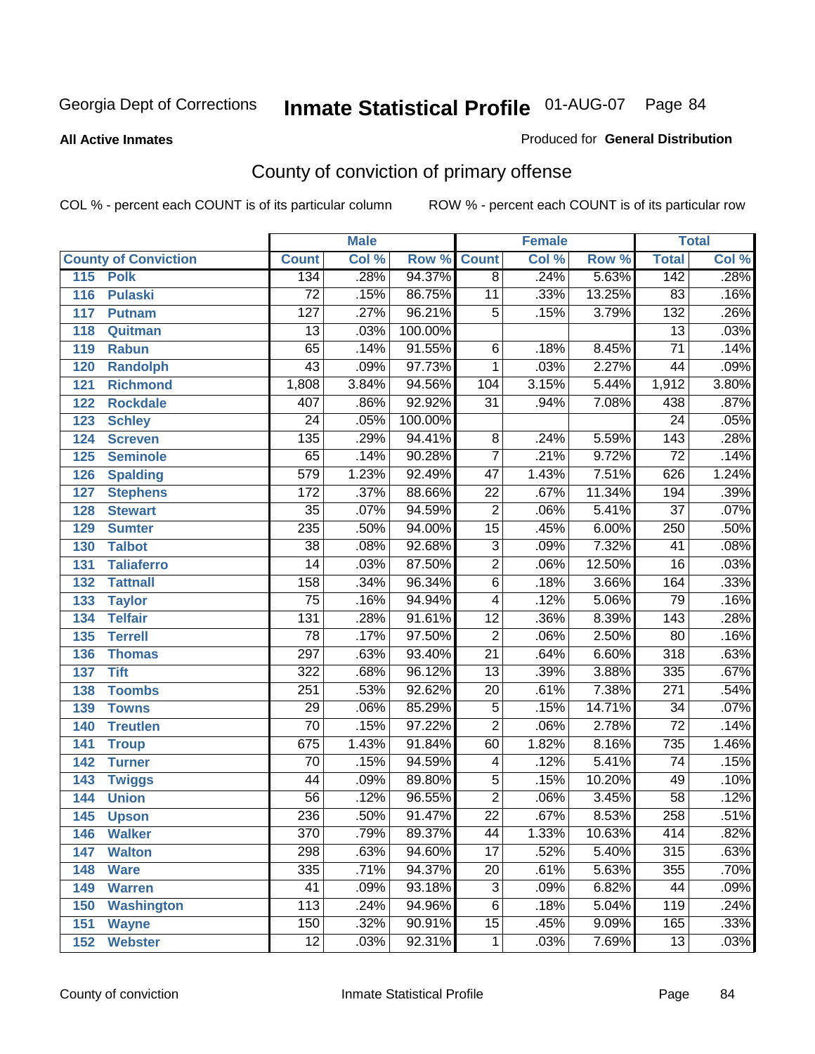Georgia Dept of Corrections **Inmate Statistical Profile** 01-AUG-07

**All Active Inmates**

Produced for **General Distribution**

## County of conviction of primary offense

COL % - percent each COUNT is of its particular column    ROW % - percent each COUNT is of its particular row

| County of Conviction | | Male | | | Female | | | Total | |
|---|---|---|---|---|---|---|---|---|---|
| | | Count | Col % | Row % | Count | Col % | Row % | Total | Col % |
| 115 | Polk | 134 | .28% | 94.37% | 8 | .24% | 5.63% | 142 | .28% |
| 116 | Pulaski | 72 | .15% | 86.75% | 11 | .33% | 13.25% | 83 | .16% |
| 117 | Putnam | 127 | .27% | 96.21% | 5 | .15% | 3.79% | 132 | .26% |
| 118 | Quitman | 13 | .03% | 100.00% | | | | 13 | .03% |
| 119 | Rabun | 65 | .14% | 91.55% | 6 | .18% | 8.45% | 71 | .14% |
| 120 | Randolph | 43 | .09% | 97.73% | 1 | .03% | 2.27% | 44 | .09% |
| 121 | Richmond | 1,808 | 3.84% | 94.56% | 104 | 3.15% | 5.44% | 1,912 | 3.80% |
| 122 | Rockdale | 407 | .86% | 92.92% | 31 | .94% | 7.08% | 438 | .87% |
| 123 | Schley | 24 | .05% | 100.00% | | | | 24 | .05% |
| 124 | Screven | 135 | .29% | 94.41% | 8 | .24% | 5.59% | 143 | .28% |
| 125 | Seminole | 65 | .14% | 90.28% | 7 | .21% | 9.72% | 72 | .14% |
| 126 | Spalding | 579 | 1.23% | 92.49% | 47 | 1.43% | 7.51% | 626 | 1.24% |
| 127 | Stephens | 172 | .37% | 88.66% | 22 | .67% | 11.34% | 194 | .39% |
| 128 | Stewart | 35 | .07% | 94.59% | 2 | .06% | 5.41% | 37 | .07% |
| 129 | Sumter | 235 | .50% | 94.00% | 15 | .45% | 6.00% | 250 | .50% |
| 130 | Talbot | 38 | .08% | 92.68% | 3 | .09% | 7.32% | 41 | .08% |
| 131 | Taliaferro | 14 | .03% | 87.50% | 2 | .06% | 12.50% | 16 | .03% |
| 132 | Tattnall | 158 | .34% | 96.34% | 6 | .18% | 3.66% | 164 | .33% |
| 133 | Taylor | 75 | .16% | 94.94% | 4 | .12% | 5.06% | 79 | .16% |
| 134 | Telfair | 131 | .28% | 91.61% | 12 | .36% | 8.39% | 143 | .28% |
| 135 | Terrell | 78 | .17% | 97.50% | 2 | .06% | 2.50% | 80 | .16% |
| 136 | Thomas | 297 | .63% | 93.40% | 21 | .64% | 6.60% | 318 | .63% |
| 137 | Tift | 322 | .68% | 96.12% | 13 | .39% | 3.88% | 335 | .67% |
| 138 | Toombs | 251 | .53% | 92.62% | 20 | .61% | 7.38% | 271 | .54% |
| 139 | Towns | 29 | .06% | 85.29% | 5 | .15% | 14.71% | 34 | .07% |
| 140 | Treutlen | 70 | .15% | 97.22% | 2 | .06% | 2.78% | 72 | .14% |
| 141 | Troup | 675 | 1.43% | 91.84% | 60 | 1.82% | 8.16% | 735 | 1.46% |
| 142 | Turner | 70 | .15% | 94.59% | 4 | .12% | 5.41% | 74 | .15% |
| 143 | Twiggs | 44 | .09% | 89.80% | 5 | .15% | 10.20% | 49 | .10% |
| 144 | Union | 56 | .12% | 96.55% | 2 | .06% | 3.45% | 58 | .12% |
| 145 | Upson | 236 | .50% | 91.47% | 22 | .67% | 8.53% | 258 | .51% |
| 146 | Walker | 370 | .79% | 89.37% | 44 | 1.33% | 10.63% | 414 | .82% |
| 147 | Walton | 298 | .63% | 94.60% | 17 | .52% | 5.40% | 315 | .63% |
| 148 | Ware | 335 | .71% | 94.37% | 20 | .61% | 5.63% | 355 | .70% |
| 149 | Warren | 41 | .09% | 93.18% | 3 | .09% | 6.82% | 44 | .09% |
| 150 | Washington | 113 | .24% | 94.96% | 6 | .18% | 5.04% | 119 | .24% |
| 151 | Wayne | 150 | .32% | 90.91% | 15 | .45% | 9.09% | 165 | .33% |
| 152 | Webster | 12 | .03% | 92.31% | 1 | .03% | 7.69% | 13 | .03% |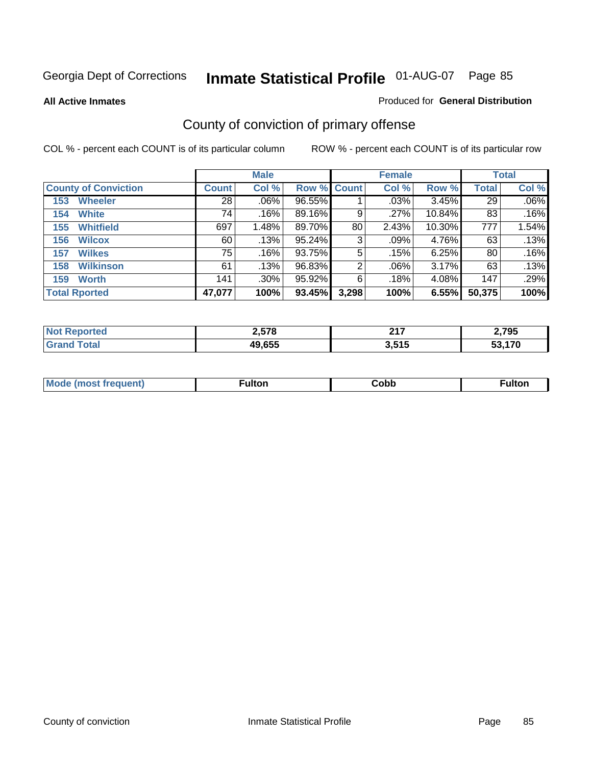Georgia Dept of Corrections **Inmate Statistical Profile** 01-AUG-07

**All Active Inmates**

Produced for **General Distribution**

## County of conviction of primary offense

COL % - percent each COUNT is of its particular column

ROW % - percent each COUNT is of its particular row

| | Male | | | Female | | | Total | |
|---|---|---|---|---|---|---|---|---|
| **County of Conviction** | **Count** | **Col %** | **Row %** | **Count** | **Col %** | **Row %** | **Total** | **Col %** |
| **153 Wheeler** | 28 | .06% | 96.55% | 1 | .03% | 3.45% | 29 | .06% |
| **154 White** | 74 | .16% | 89.16% | 9 | .27% | 10.84% | 83 | .16% |
| **155 Whitfield** | 697 | 1.48% | 89.70% | 80 | 2.43% | 10.30% | 777 | 1.54% |
| **156 Wilcox** | 60 | .13% | 95.24% | 3 | .09% | 4.76% | 63 | .13% |
| **157 Wilkes** | 75 | .16% | 93.75% | 5 | .15% | 6.25% | 80 | .16% |
| **158 Wilkinson** | 61 | .13% | 96.83% | 2 | .06% | 3.17% | 63 | .13% |
| **159 Worth** | 141 | .30% | 95.92% | 6 | .18% | 4.08% | 147 | .29% |
| **Total Rported** | **47,077** | **100%** | **93.45%** | **3,298** | **100%** | **6.55%** | **50,375** | **100%** |

| | Male | Female | Total |
|---|---|---|---|
| **Not Reported** | **2,578** | **217** | **2,795** |
| **Grand Total** | **49,655** | **3,515** | **53,170** |

| | Male | Female | Total |
|---|---|---|---|
| **Mode (most frequent)** | **Fulton** | **Cobb** | **Fulton** |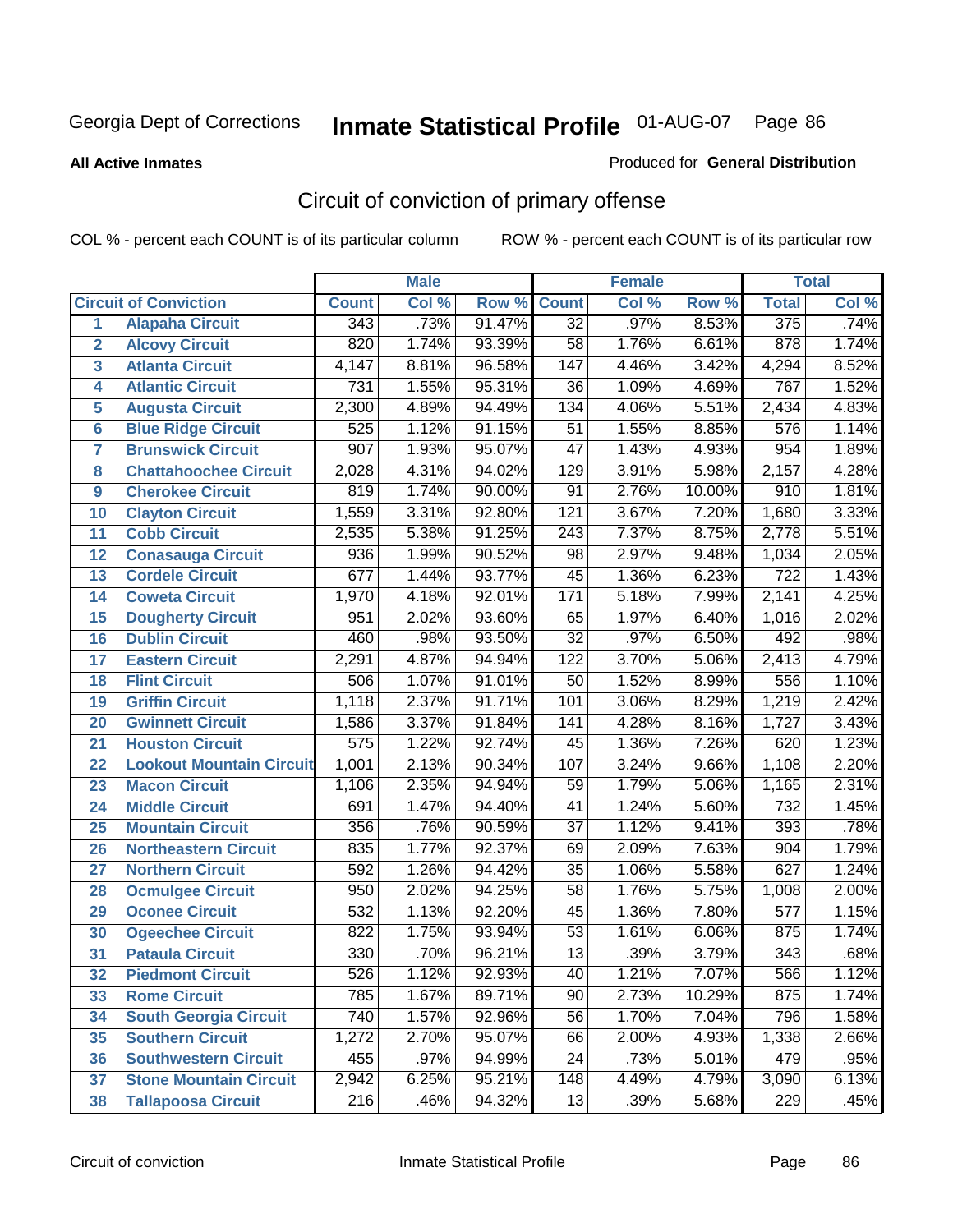Georgia Dept of Corrections **Inmate Statistical Profile** 01-AUG-07

**All Active Inmates**

Produced for **General Distribution**

## Circuit of conviction of primary offense

COL % - percent each COUNT is of its particular column    ROW % - percent each COUNT is of its particular row

| | | Male | | | Female | | | Total | |
|---|---|---|---|---|---|---|---|---|---|
| **Circuit of Conviction** | | **Count** | **Col %** | **Row %** | **Count** | **Col %** | **Row %** | **Total** | **Col %** |
| 1 | Alapaha Circuit | 343 | .73% | 91.47% | 32 | .97% | 8.53% | 375 | .74% |
| 2 | Alcovy Circuit | 820 | 1.74% | 93.39% | 58 | 1.76% | 6.61% | 878 | 1.74% |
| 3 | Atlanta Circuit | 4,147 | 8.81% | 96.58% | 147 | 4.46% | 3.42% | 4,294 | 8.52% |
| 4 | Atlantic Circuit | 731 | 1.55% | 95.31% | 36 | 1.09% | 4.69% | 767 | 1.52% |
| 5 | Augusta Circuit | 2,300 | 4.89% | 94.49% | 134 | 4.06% | 5.51% | 2,434 | 4.83% |
| 6 | Blue Ridge Circuit | 525 | 1.12% | 91.15% | 51 | 1.55% | 8.85% | 576 | 1.14% |
| 7 | Brunswick Circuit | 907 | 1.93% | 95.07% | 47 | 1.43% | 4.93% | 954 | 1.89% |
| 8 | Chattahoochee Circuit | 2,028 | 4.31% | 94.02% | 129 | 3.91% | 5.98% | 2,157 | 4.28% |
| 9 | Cherokee Circuit | 819 | 1.74% | 90.00% | 91 | 2.76% | 10.00% | 910 | 1.81% |
| 10 | Clayton Circuit | 1,559 | 3.31% | 92.80% | 121 | 3.67% | 7.20% | 1,680 | 3.33% |
| 11 | Cobb Circuit | 2,535 | 5.38% | 91.25% | 243 | 7.37% | 8.75% | 2,778 | 5.51% |
| 12 | Conasauga Circuit | 936 | 1.99% | 90.52% | 98 | 2.97% | 9.48% | 1,034 | 2.05% |
| 13 | Cordele Circuit | 677 | 1.44% | 93.77% | 45 | 1.36% | 6.23% | 722 | 1.43% |
| 14 | Coweta Circuit | 1,970 | 4.18% | 92.01% | 171 | 5.18% | 7.99% | 2,141 | 4.25% |
| 15 | Dougherty Circuit | 951 | 2.02% | 93.60% | 65 | 1.97% | 6.40% | 1,016 | 2.02% |
| 16 | Dublin Circuit | 460 | .98% | 93.50% | 32 | .97% | 6.50% | 492 | .98% |
| 17 | Eastern Circuit | 2,291 | 4.87% | 94.94% | 122 | 3.70% | 5.06% | 2,413 | 4.79% |
| 18 | Flint Circuit | 506 | 1.07% | 91.01% | 50 | 1.52% | 8.99% | 556 | 1.10% |
| 19 | Griffin Circuit | 1,118 | 2.37% | 91.71% | 101 | 3.06% | 8.29% | 1,219 | 2.42% |
| 20 | Gwinnett Circuit | 1,586 | 3.37% | 91.84% | 141 | 4.28% | 8.16% | 1,727 | 3.43% |
| 21 | Houston Circuit | 575 | 1.22% | 92.74% | 45 | 1.36% | 7.26% | 620 | 1.23% |
| 22 | Lookout Mountain Circuit | 1,001 | 2.13% | 90.34% | 107 | 3.24% | 9.66% | 1,108 | 2.20% |
| 23 | Macon Circuit | 1,106 | 2.35% | 94.94% | 59 | 1.79% | 5.06% | 1,165 | 2.31% |
| 24 | Middle Circuit | 691 | 1.47% | 94.40% | 41 | 1.24% | 5.60% | 732 | 1.45% |
| 25 | Mountain Circuit | 356 | .76% | 90.59% | 37 | 1.12% | 9.41% | 393 | .78% |
| 26 | Northeastern Circuit | 835 | 1.77% | 92.37% | 69 | 2.09% | 7.63% | 904 | 1.79% |
| 27 | Northern Circuit | 592 | 1.26% | 94.42% | 35 | 1.06% | 5.58% | 627 | 1.24% |
| 28 | Ocmulgee Circuit | 950 | 2.02% | 94.25% | 58 | 1.76% | 5.75% | 1,008 | 2.00% |
| 29 | Oconee Circuit | 532 | 1.13% | 92.20% | 45 | 1.36% | 7.80% | 577 | 1.15% |
| 30 | Ogeechee Circuit | 822 | 1.75% | 93.94% | 53 | 1.61% | 6.06% | 875 | 1.74% |
| 31 | Pataula Circuit | 330 | .70% | 96.21% | 13 | .39% | 3.79% | 343 | .68% |
| 32 | Piedmont Circuit | 526 | 1.12% | 92.93% | 40 | 1.21% | 7.07% | 566 | 1.12% |
| 33 | Rome Circuit | 785 | 1.67% | 89.71% | 90 | 2.73% | 10.29% | 875 | 1.74% |
| 34 | South Georgia Circuit | 740 | 1.57% | 92.96% | 56 | 1.70% | 7.04% | 796 | 1.58% |
| 35 | Southern Circuit | 1,272 | 2.70% | 95.07% | 66 | 2.00% | 4.93% | 1,338 | 2.66% |
| 36 | Southwestern Circuit | 455 | .97% | 94.99% | 24 | .73% | 5.01% | 479 | .95% |
| 37 | Stone Mountain Circuit | 2,942 | 6.25% | 95.21% | 148 | 4.49% | 4.79% | 3,090 | 6.13% |
| 38 | Tallapoosa Circuit | 216 | .46% | 94.32% | 13 | .39% | 5.68% | 229 | .45% |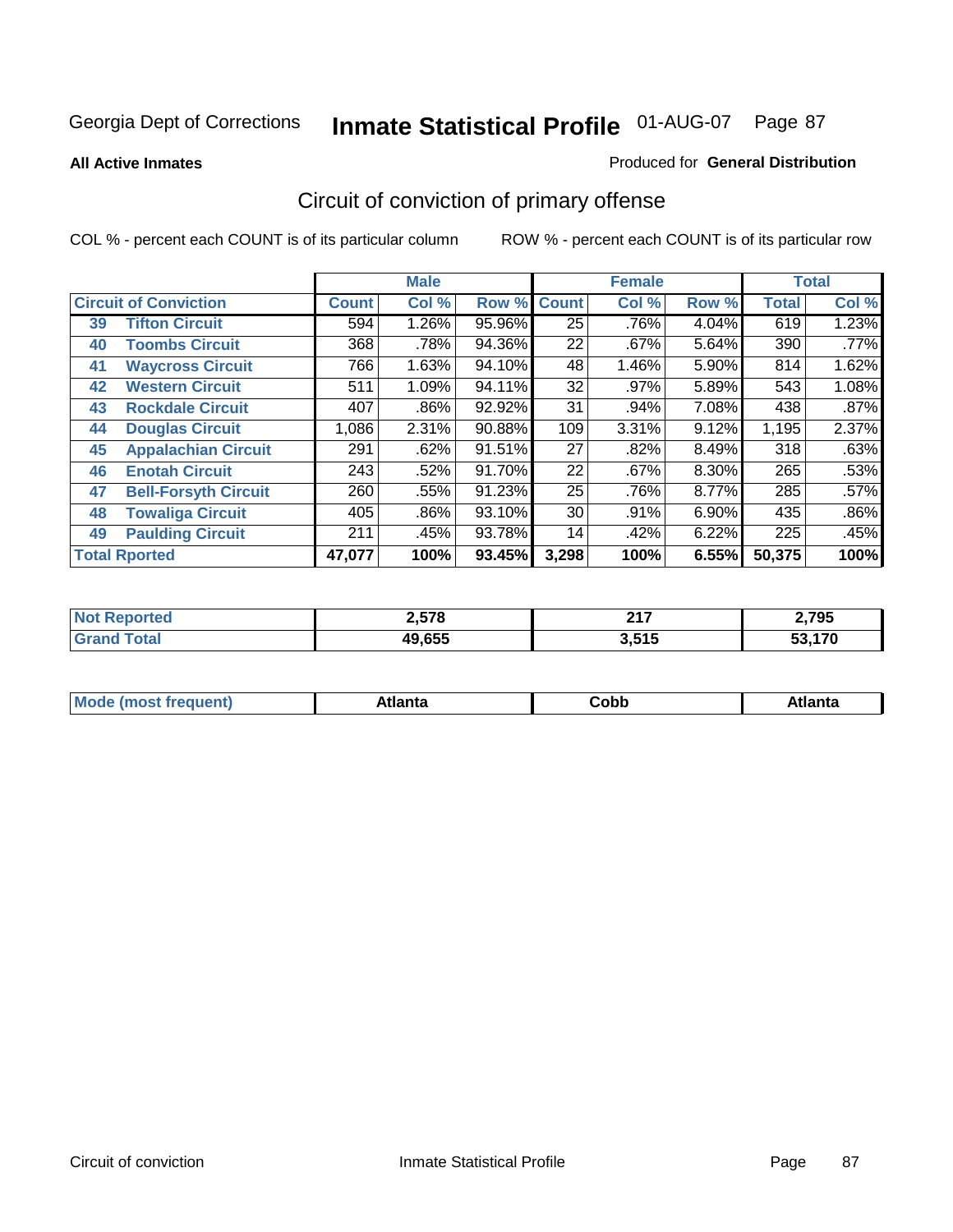Georgia Dept of Corrections

# Inmate Statistical Profile 01-AUG-07

**All Active Inmates**

Produced for **General Distribution**

## Circuit of conviction of primary offense

COL % - percent each COUNT is of its particular column

ROW % - percent each COUNT is of its particular row

| Circuit of Conviction | | Male | | | Female | | | Total | |
|---|---|---|---|---|---|---|---|---|---|
| | | Count | Col % | Row % | Count | Col % | Row % | Total | Col % |
| 39 | Tifton Circuit | 594 | 1.26% | 95.96% | 25 | .76% | 4.04% | 619 | 1.23% |
| 40 | Toombs Circuit | 368 | .78% | 94.36% | 22 | .67% | 5.64% | 390 | .77% |
| 41 | Waycross Circuit | 766 | 1.63% | 94.10% | 48 | 1.46% | 5.90% | 814 | 1.62% |
| 42 | Western Circuit | 511 | 1.09% | 94.11% | 32 | .97% | 5.89% | 543 | 1.08% |
| 43 | Rockdale Circuit | 407 | .86% | 92.92% | 31 | .94% | 7.08% | 438 | .87% |
| 44 | Douglas Circuit | 1,086 | 2.31% | 90.88% | 109 | 3.31% | 9.12% | 1,195 | 2.37% |
| 45 | Appalachian Circuit | 291 | .62% | 91.51% | 27 | .82% | 8.49% | 318 | .63% |
| 46 | Enotah Circuit | 243 | .52% | 91.70% | 22 | .67% | 8.30% | 265 | .53% |
| 47 | Bell-Forsyth Circuit | 260 | .55% | 91.23% | 25 | .76% | 8.77% | 285 | .57% |
| 48 | Towaliga Circuit | 405 | .86% | 93.10% | 30 | .91% | 6.90% | 435 | .86% |
| 49 | Paulding Circuit | 211 | .45% | 93.78% | 14 | .42% | 6.22% | 225 | .45% |
| Total Rported | | 47,077 | 100% | 93.45% | 3,298 | 100% | 6.55% | 50,375 | 100% |

| | Male | Female | Total |
|---|---|---|---|
| Not Reported | 2,578 | 217 | 2,795 |
| Grand Total | 49,655 | 3,515 | 53,170 |

| | Male | Female | Total |
|---|---|---|---|
| Mode (most frequent) | Atlanta | Cobb | Atlanta |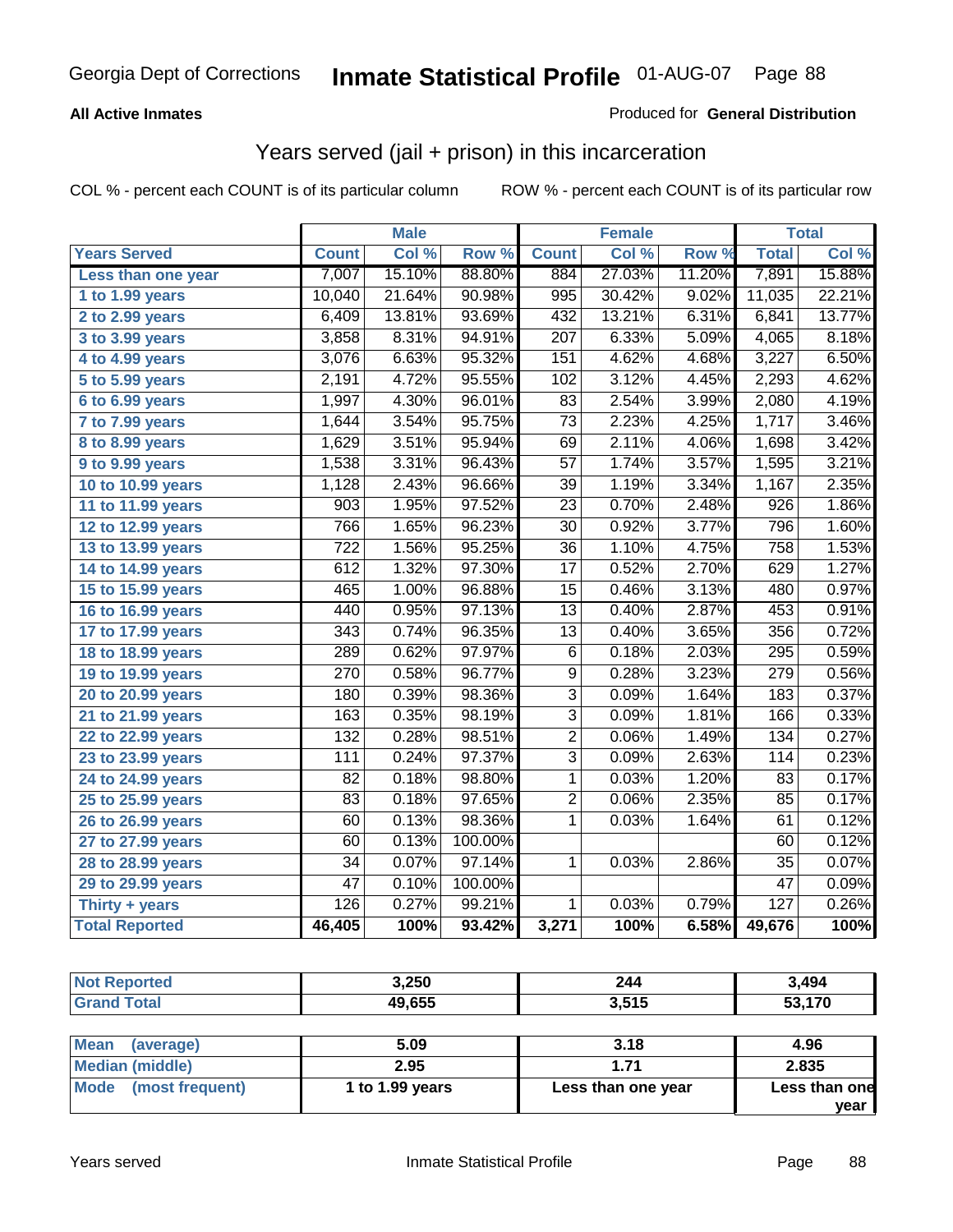Georgia Dept of Corrections **Inmate Statistical Profile** 01-AUG-07

**All Active Inmates**

Produced for **General Distribution**

## Years served (jail + prison) in this incarceration

COL % - percent each COUNT is of its particular column ROW % - percent each COUNT is of its particular row

| | Male | | | Female | | | Total | |
|---|---|---|---|---|---|---|---|---|
| **Years Served** | **Count** | **Col %** | **Row %** | **Count** | **Col %** | **Row %** | **Total** | **Col %** |
| Less than one year | 7,007 | 15.10% | 88.80% | 884 | 27.03% | 11.20% | 7,891 | 15.88% |
| 1 to 1.99 years | 10,040 | 21.64% | 90.98% | 995 | 30.42% | 9.02% | 11,035 | 22.21% |
| 2 to 2.99 years | 6,409 | 13.81% | 93.69% | 432 | 13.21% | 6.31% | 6,841 | 13.77% |
| 3 to 3.99 years | 3,858 | 8.31% | 94.91% | 207 | 6.33% | 5.09% | 4,065 | 8.18% |
| 4 to 4.99 years | 3,076 | 6.63% | 95.32% | 151 | 4.62% | 4.68% | 3,227 | 6.50% |
| 5 to 5.99 years | 2,191 | 4.72% | 95.55% | 102 | 3.12% | 4.45% | 2,293 | 4.62% |
| 6 to 6.99 years | 1,997 | 4.30% | 96.01% | 83 | 2.54% | 3.99% | 2,080 | 4.19% |
| 7 to 7.99 years | 1,644 | 3.54% | 95.75% | 73 | 2.23% | 4.25% | 1,717 | 3.46% |
| 8 to 8.99 years | 1,629 | 3.51% | 95.94% | 69 | 2.11% | 4.06% | 1,698 | 3.42% |
| 9 to 9.99 years | 1,538 | 3.31% | 96.43% | 57 | 1.74% | 3.57% | 1,595 | 3.21% |
| 10 to 10.99 years | 1,128 | 2.43% | 96.66% | 39 | 1.19% | 3.34% | 1,167 | 2.35% |
| 11 to 11.99 years | 903 | 1.95% | 97.52% | 23 | 0.70% | 2.48% | 926 | 1.86% |
| 12 to 12.99 years | 766 | 1.65% | 96.23% | 30 | 0.92% | 3.77% | 796 | 1.60% |
| 13 to 13.99 years | 722 | 1.56% | 95.25% | 36 | 1.10% | 4.75% | 758 | 1.53% |
| 14 to 14.99 years | 612 | 1.32% | 97.30% | 17 | 0.52% | 2.70% | 629 | 1.27% |
| 15 to 15.99 years | 465 | 1.00% | 96.88% | 15 | 0.46% | 3.13% | 480 | 0.97% |
| 16 to 16.99 years | 440 | 0.95% | 97.13% | 13 | 0.40% | 2.87% | 453 | 0.91% |
| 17 to 17.99 years | 343 | 0.74% | 96.35% | 13 | 0.40% | 3.65% | 356 | 0.72% |
| 18 to 18.99 years | 289 | 0.62% | 97.97% | 6 | 0.18% | 2.03% | 295 | 0.59% |
| 19 to 19.99 years | 270 | 0.58% | 96.77% | 9 | 0.28% | 3.23% | 279 | 0.56% |
| 20 to 20.99 years | 180 | 0.39% | 98.36% | 3 | 0.09% | 1.64% | 183 | 0.37% |
| 21 to 21.99 years | 163 | 0.35% | 98.19% | 3 | 0.09% | 1.81% | 166 | 0.33% |
| 22 to 22.99 years | 132 | 0.28% | 98.51% | 2 | 0.06% | 1.49% | 134 | 0.27% |
| 23 to 23.99 years | 111 | 0.24% | 97.37% | 3 | 0.09% | 2.63% | 114 | 0.23% |
| 24 to 24.99 years | 82 | 0.18% | 98.80% | 1 | 0.03% | 1.20% | 83 | 0.17% |
| 25 to 25.99 years | 83 | 0.18% | 97.65% | 2 | 0.06% | 2.35% | 85 | 0.17% |
| 26 to 26.99 years | 60 | 0.13% | 98.36% | 1 | 0.03% | 1.64% | 61 | 0.12% |
| 27 to 27.99 years | 60 | 0.13% | 100.00% | | | | 60 | 0.12% |
| 28 to 28.99 years | 34 | 0.07% | 97.14% | 1 | 0.03% | 2.86% | 35 | 0.07% |
| 29 to 29.99 years | 47 | 0.10% | 100.00% | | | | 47 | 0.09% |
| Thirty + years | 126 | 0.27% | 99.21% | 1 | 0.03% | 0.79% | 127 | 0.26% |
| **Total Reported** | **46,405** | **100%** | **93.42%** | **3,271** | **100%** | **6.58%** | **49,676** | **100%** |

| | Male | Female | Total |
|---|---|---|---|
| Not Reported | 3,250 | 244 | 3,494 |
| Grand Total | 49,655 | 3,515 | 53,170 |

| | Male | Female | Total |
|---|---|---|---|
| Mean (average) | 5.09 | 3.18 | 4.96 |
| Median (middle) | 2.95 | 1.71 | 2.835 |
| Mode (most frequent) | 1 to 1.99 years | Less than one year | Less than one year |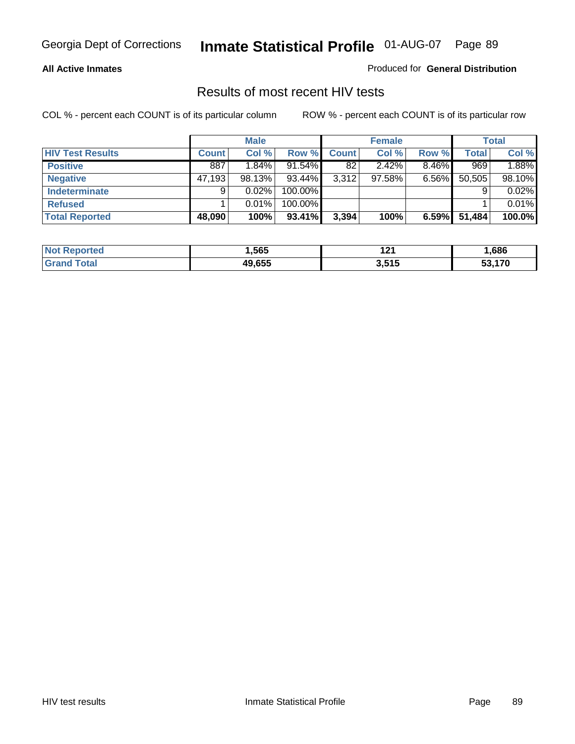**All Active Inmates** — Produced for **General Distribution**

## Results of most recent HIV tests

COL % - percent each COUNT is of its particular column

ROW % - percent each COUNT is of its particular row

| | Male | | | Female | | | Total | |
|---|---|---|---|---|---|---|---|---|
| **HIV Test Results** | **Count** | **Col %** | **Row %** | **Count** | **Col %** | **Row %** | **Total** | **Col %** |
| **Positive** | 887 | 1.84% | 91.54% | 82 | 2.42% | 8.46% | 969 | 1.88% |
| **Negative** | 47,193 | 98.13% | 93.44% | 3,312 | 97.58% | 6.56% | 50,505 | 98.10% |
| **Indeterminate** | 9 | 0.02% | 100.00% | | | | 9 | 0.02% |
| **Refused** | 1 | 0.01% | 100.00% | | | | 1 | 0.01% |
| **Total Reported** | **48,090** | **100%** | **93.41%** | **3,394** | **100%** | **6.59%** | **51,484** | **100.0%** |

| | Male | Female | Total |
|---|---|---|---|
| **Not Reported** | **1,565** | **121** | **1,686** |
| **Grand Total** | **49,655** | **3,515** | **53,170** |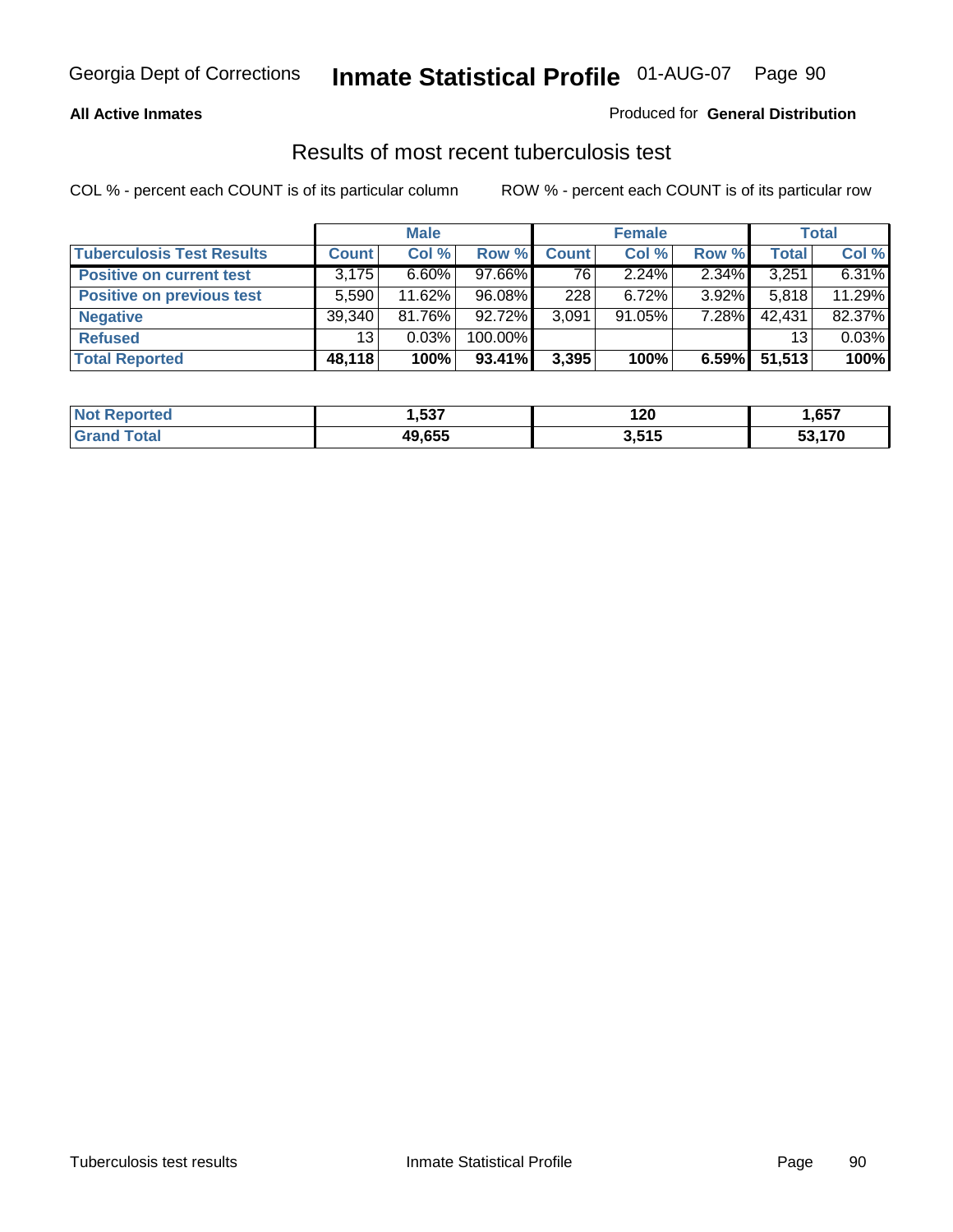Georgia Dept of Corrections **Inmate Statistical Profile** 01-AUG-07

**All Active Inmates**

Produced for **General Distribution**

## Results of most recent tuberculosis test

COL % - percent each COUNT is of its particular column

ROW % - percent each COUNT is of its particular row

| | Male | | | Female | | | Total | |
|---|---|---|---|---|---|---|---|---|
| **Tuberculosis Test Results** | **Count** | **Col %** | **Row %** | **Count** | **Col %** | **Row %** | **Total** | **Col %** |
| **Positive on current test** | 3,175 | 6.60% | 97.66% | 76 | 2.24% | 2.34% | 3,251 | 6.31% |
| **Positive on previous test** | 5,590 | 11.62% | 96.08% | 228 | 6.72% | 3.92% | 5,818 | 11.29% |
| **Negative** | 39,340 | 81.76% | 92.72% | 3,091 | 91.05% | 7.28% | 42,431 | 82.37% |
| **Refused** | 13 | 0.03% | 100.00% | | | | 13 | 0.03% |
| **Total Reported** | **48,118** | **100%** | **93.41%** | **3,395** | **100%** | **6.59%** | **51,513** | **100%** |

| | Male | Female | Total |
|---|---|---|---|
| **Not Reported** | **1,537** | **120** | **1,657** |
| **Grand Total** | **49,655** | **3,515** | **53,170** |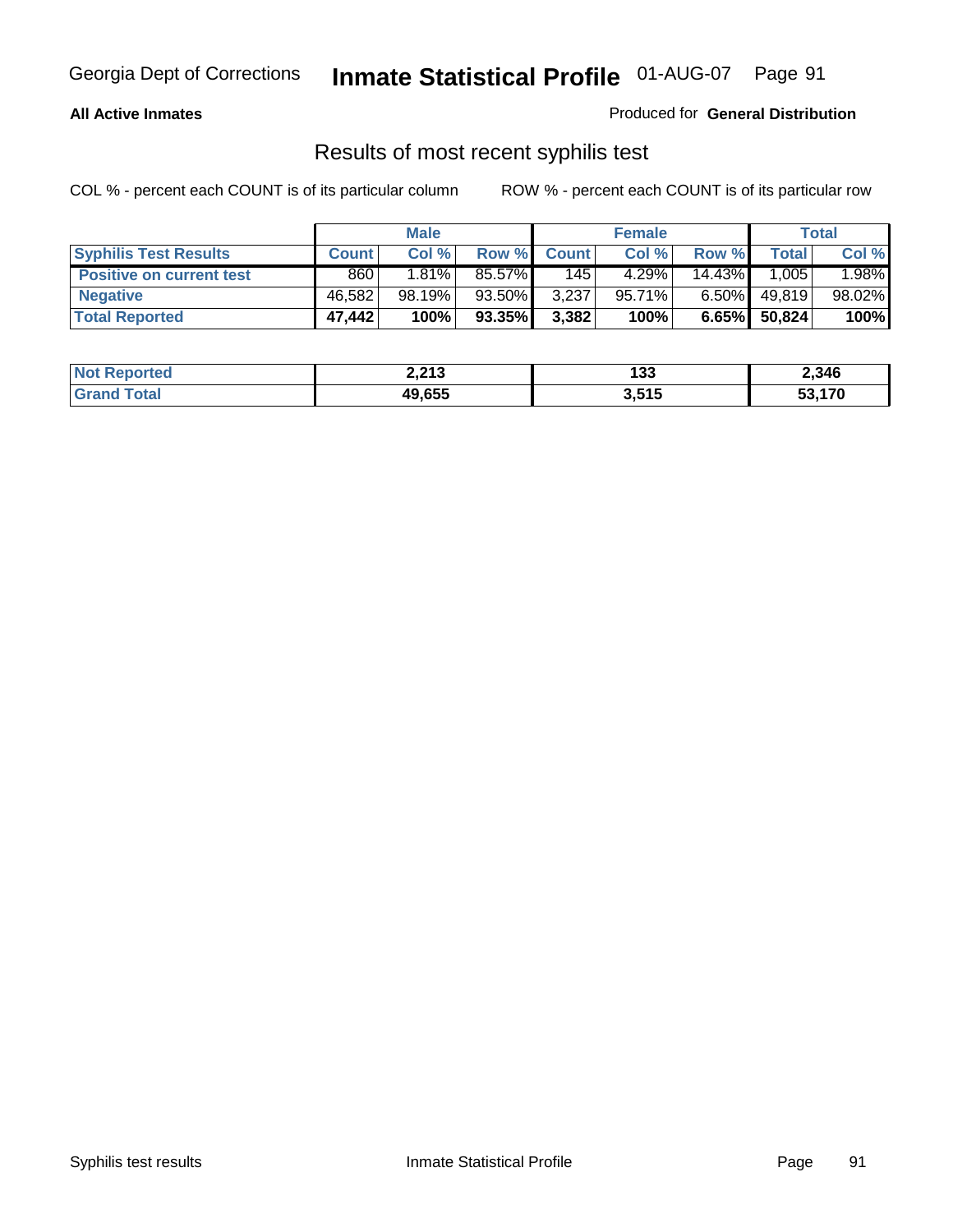**All Active Inmates**

Produced for **General Distribution**

## Results of most recent syphilis test

COL % - percent each COUNT is of its particular column        ROW % - percent each COUNT is of its particular row

| | Male | | | Female | | | Total | |
|---|---|---|---|---|---|---|---|---|
| **Syphilis Test Results** | **Count** | **Col %** | **Row %** | **Count** | **Col %** | **Row %** | **Total** | **Col %** |
| **Positive on current test** | 860 | 1.81% | 85.57% | 145 | 4.29% | 14.43% | 1,005 | 1.98% |
| **Negative** | 46,582 | 98.19% | 93.50% | 3,237 | 95.71% | 6.50% | 49,819 | 98.02% |
| **Total Reported** | **47,442** | **100%** | **93.35%** | **3,382** | **100%** | **6.65%** | **50,824** | **100%** |

| | Male | Female | Total |
|---|---|---|---|
| **Not Reported** | **2,213** | **133** | **2,346** |
| **Grand Total** | **49,655** | **3,515** | **53,170** |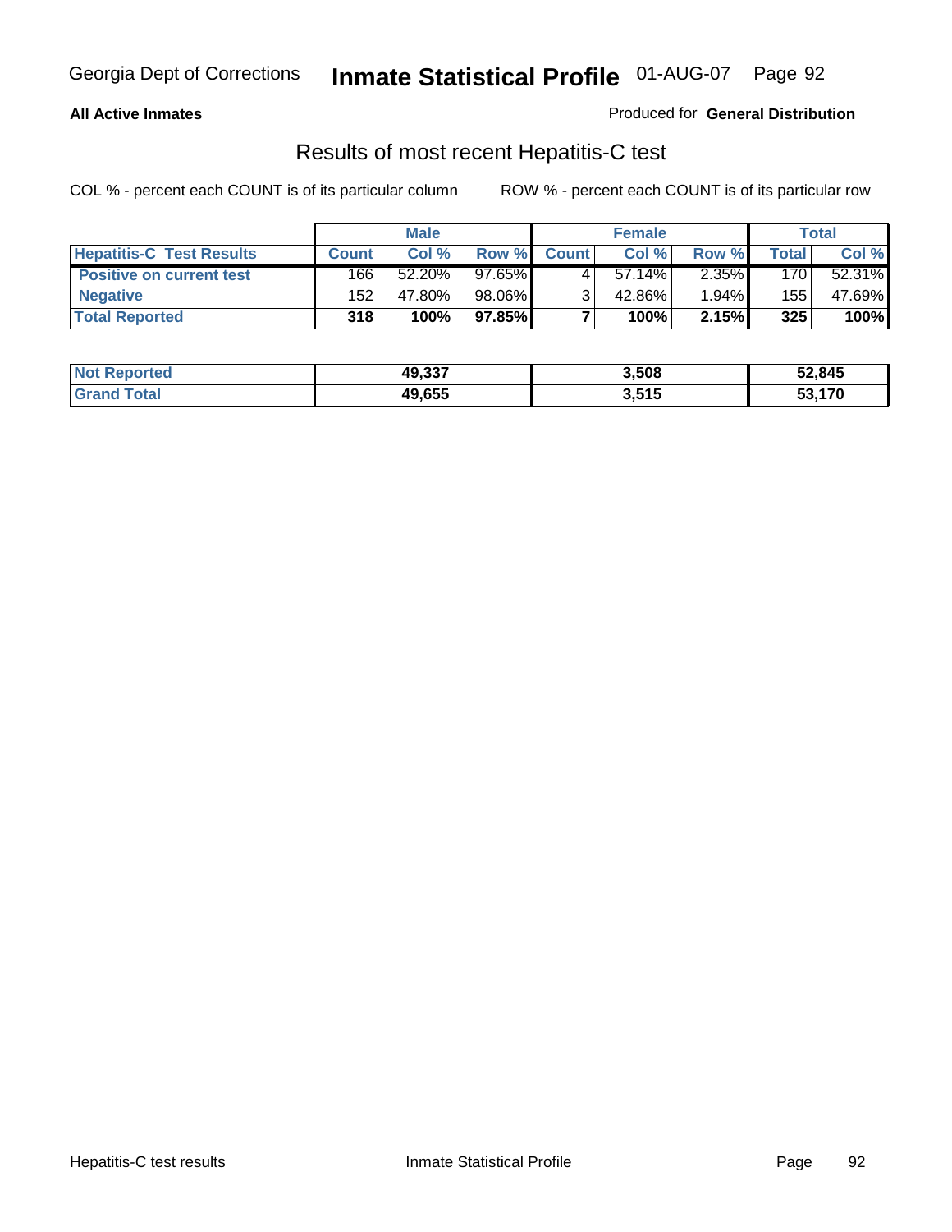**All Active Inmates**

Produced for **General Distribution**

## Results of most recent Hepatitis-C test

COL % - percent each COUNT is of its particular column

ROW % - percent each COUNT is of its particular row

| | Male | | | Female | | | Total | |
|---|---|---|---|---|---|---|---|---|
| **Hepatitis-C Test Results** | **Count** | **Col %** | **Row %** | **Count** | **Col %** | **Row %** | **Total** | **Col %** |
| **Positive on current test** | 166 | 52.20% | 97.65% | 4 | 57.14% | 2.35% | 170 | 52.31% |
| **Negative** | 152 | 47.80% | 98.06% | 3 | 42.86% | 1.94% | 155 | 47.69% |
| **Total Reported** | **318** | **100%** | **97.85%** | **7** | **100%** | **2.15%** | **325** | **100%** |

| | Male | Female | Total |
|---|---|---|---|
| **Not Reported** | **49,337** | **3,508** | **52,845** |
| **Grand Total** | **49,655** | **3,515** | **53,170** |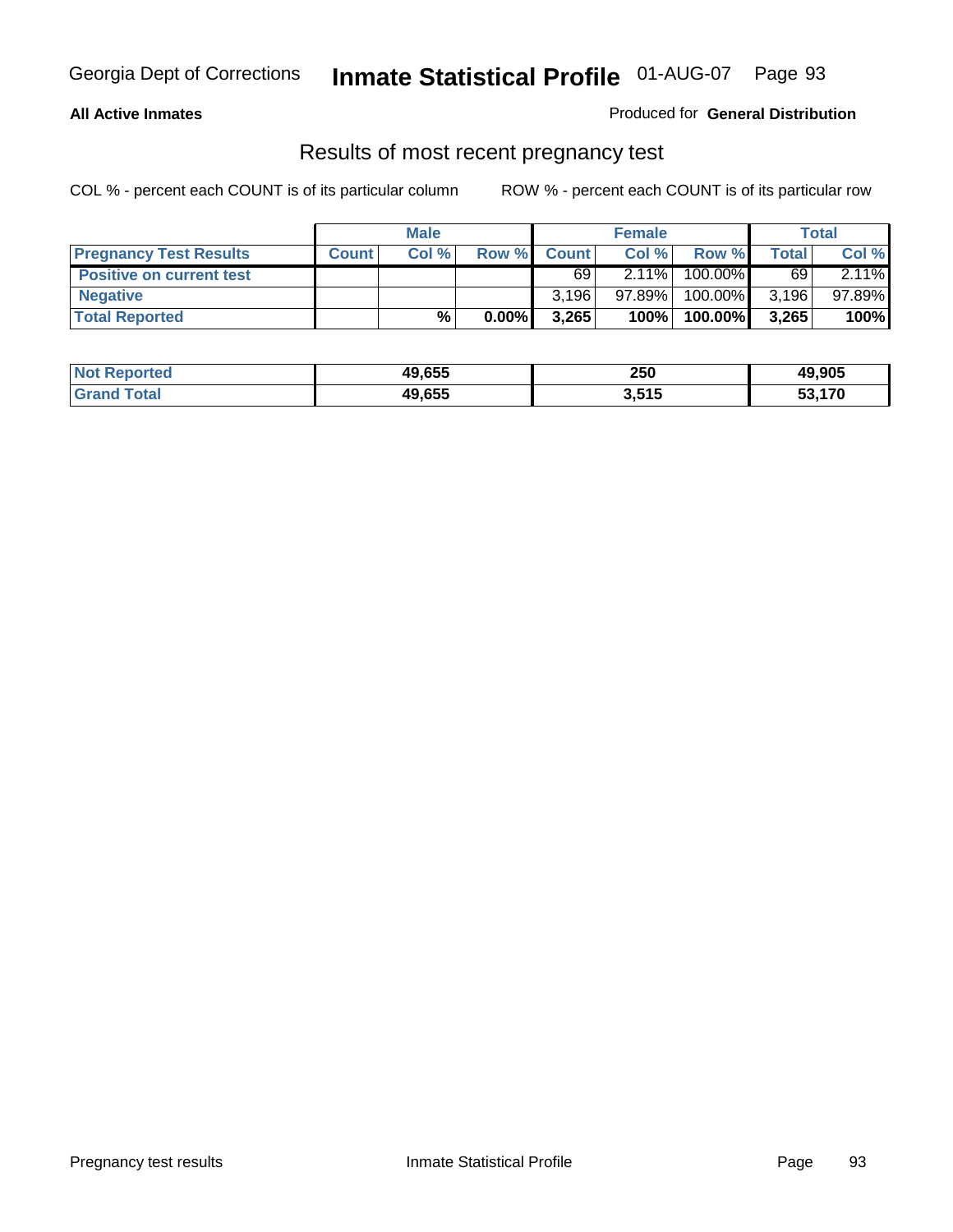Georgia Dept of Corrections **Inmate Statistical Profile** 01-AUG-07

**All Active Inmates**

Produced for **General Distribution**

## Results of most recent pregnancy test

COL % - percent each COUNT is of its particular column ROW % - percent each COUNT is of its particular row

| | Male | | | Female | | | Total | |
|---|---|---|---|---|---|---|---|---|
| **Pregnancy Test Results** | **Count** | **Col %** | **Row %** | **Count** | **Col %** | **Row %** | **Total** | **Col %** |
| **Positive on current test** | | | | 69 | 2.11% | 100.00% | 69 | 2.11% |
| **Negative** | | | | 3,196 | 97.89% | 100.00% | 3,196 | 97.89% |
| **Total Reported** | | **%** | **0.00%** | **3,265** | **100%** | **100.00%** | **3,265** | **100%** |

| | Male | Female | Total |
|---|---|---|---|
| **Not Reported** | **49,655** | **250** | **49,905** |
| **Grand Total** | **49,655** | **3,515** | **53,170** |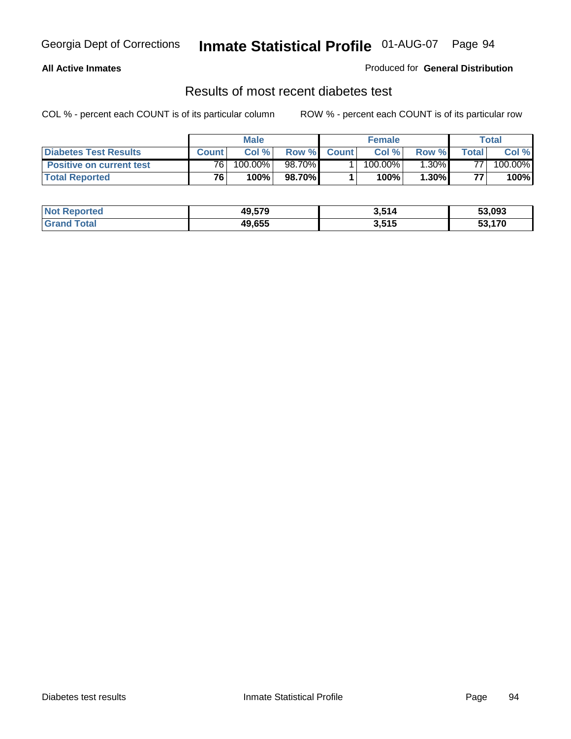**All Active Inmates**

Produced for **General Distribution**

## Results of most recent diabetes test

COL % - percent each COUNT is of its particular column

ROW % - percent each COUNT is of its particular row

| | Male | | | Female | | | Total | |
|---|---|---|---|---|---|---|---|---|
| **Diabetes Test Results** | **Count** | **Col %** | **Row %** | **Count** | **Col %** | **Row %** | **Total** | **Col %** |
| **Positive on current test** | 76 | 100.00% | 98.70% | 1 | 100.00% | 1.30% | 77 | 100.00% |
| **Total Reported** | **76** | **100%** | **98.70%** | **1** | **100%** | **1.30%** | **77** | **100%** |

| | Male | Female | Total |
|---|---|---|---|
| **Not Reported** | **49,579** | **3,514** | **53,093** |
| **Grand Total** | **49,655** | **3,515** | **53,170** |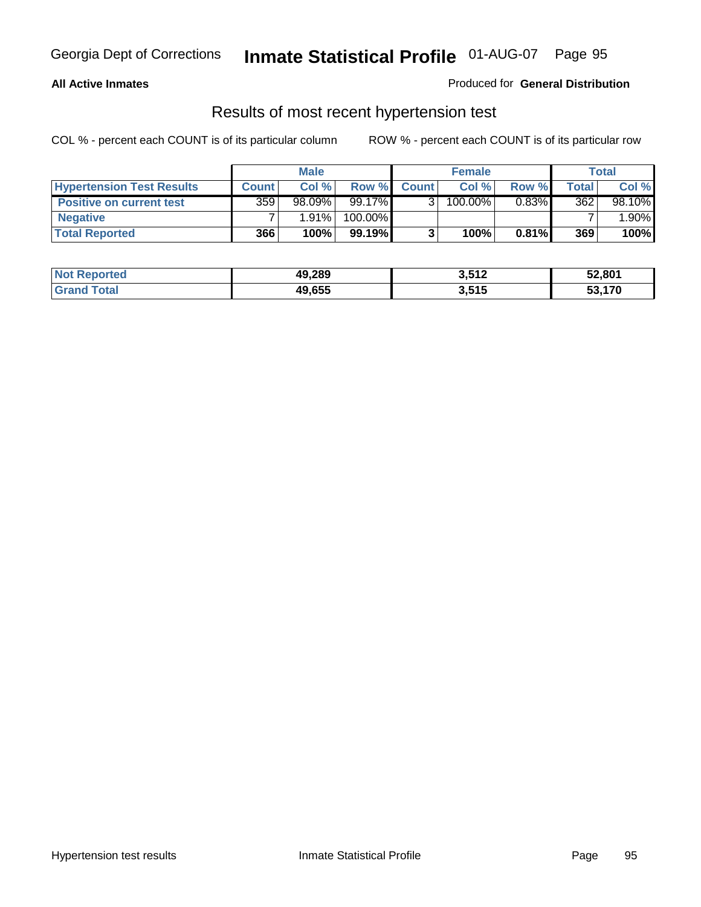**All Active Inmates**

Produced for **General Distribution**

## Results of most recent hypertension test

COL % - percent each COUNT is of its particular column

ROW % - percent each COUNT is of its particular row

| | Male | | | Female | | | Total | |
|---|---|---|---|---|---|---|---|---|
| **Hypertension Test Results** | **Count** | **Col %** | **Row %** | **Count** | **Col %** | **Row %** | **Total** | **Col %** |
| **Positive on current test** | 359 | 98.09% | 99.17% | 3 | 100.00% | 0.83% | 362 | 98.10% |
| **Negative** | 7 | 1.91% | 100.00% | | | | 7 | 1.90% |
| **Total Reported** | **366** | **100%** | **99.19%** | **3** | **100%** | **0.81%** | **369** | **100%** |

| | Male | Female | Total |
|---|---|---|---|
| **Not Reported** | **49,289** | **3,512** | **52,801** |
| **Grand Total** | **49,655** | **3,515** | **53,170** |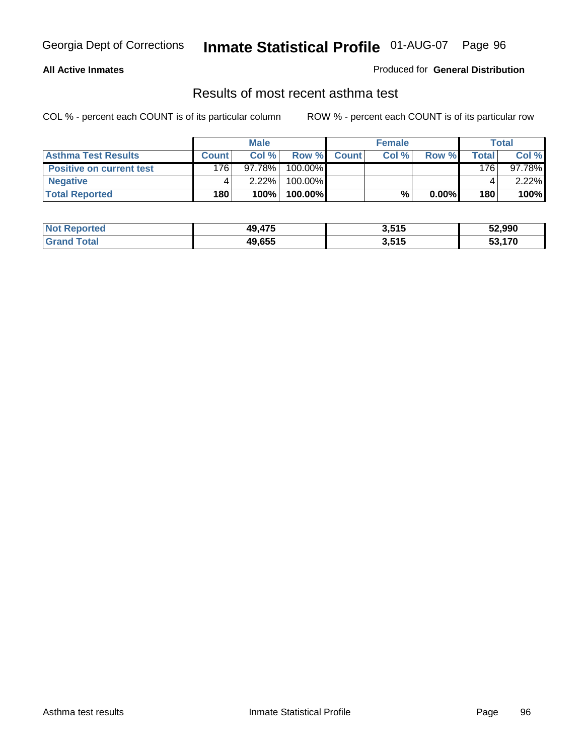Georgia Dept of Corrections **Inmate Statistical Profile** 01-AUG-07

**All Active Inmates**

Produced for **General Distribution**

## Results of most recent asthma test

COL % - percent each COUNT is of its particular column ROW % - percent each COUNT is of its particular row

| | Male | | | Female | | | Total | |
|---|---|---|---|---|---|---|---|---|
| **Asthma Test Results** | **Count** | **Col %** | **Row %** | **Count** | **Col %** | **Row %** | **Total** | **Col %** |
| **Positive on current test** | 176 | 97.78% | 100.00% | | | | 176 | 97.78% |
| **Negative** | 4 | 2.22% | 100.00% | | | | 4 | 2.22% |
| **Total Reported** | **180** | **100%** | **100.00%** | | **%** | **0.00%** | **180** | **100%** |

| | Male | Female | Total |
|---|---|---|---|
| **Not Reported** | **49,475** | **3,515** | **52,990** |
| **Grand Total** | **49,655** | **3,515** | **53,170** |

Asthma test results